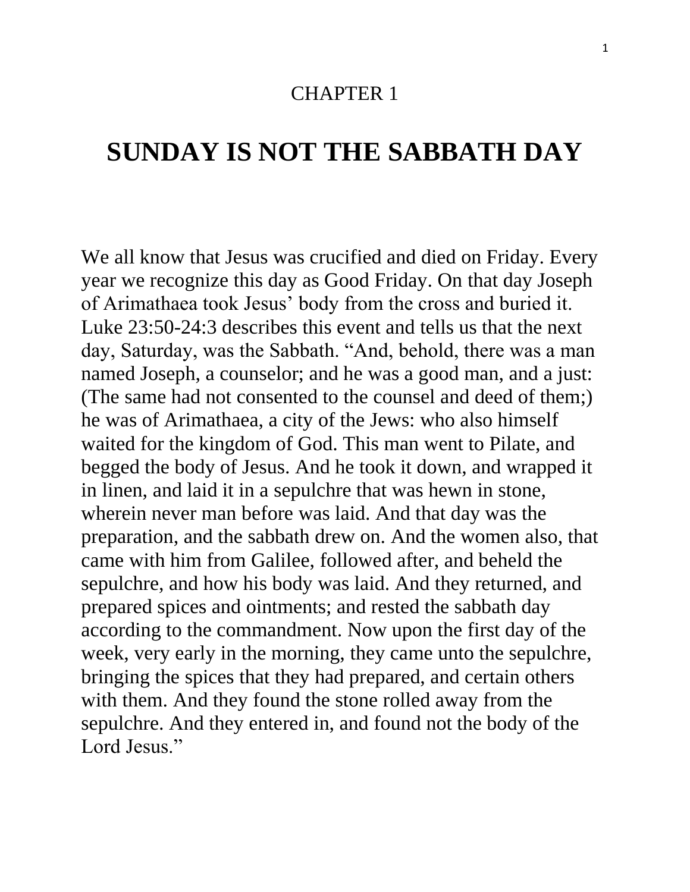CHAPTER 1

# SUNDAY IS NOT THE SABBATH DAY

We all know that Jesus was crucified and died on Friday. Every year we recognize this day as Good Friday. On that day Joseph of Arimathaea took Jesus' body from the cross and buried it. Luke 23:50-24:3 describes this event and tells us that the next day, Saturday, was the Sabbath. "And, behold, there was a man named Joseph, a counselor; and he was a good man, and a just: (The same had not consented to the counsel and deed of them;) he was of Arimathaea, a city of the Jews: who also himself waited for the kingdom of God. This man went to Pilate, and begged the body of Jesus. And he took it down, and wrapped it in linen, and laid it in a sepulchre that was hewn in stone, wherein never man before was laid. And that day was the preparation, and the sabbath drew on. And the women also, that came with him from Galilee, followed after, and beheld the sepulchre, and how his body was laid. And they returned, and prepared spices and ointments; and rested the sabbath day according to the commandment. Now upon the first day of the week, very early in the morning, they came unto the sepulchre, bringing the spices that they had prepared, and certain others with them. And they found the stone rolled away from the sepulchre. And they entered in, and found not the body of the Lord Jesus."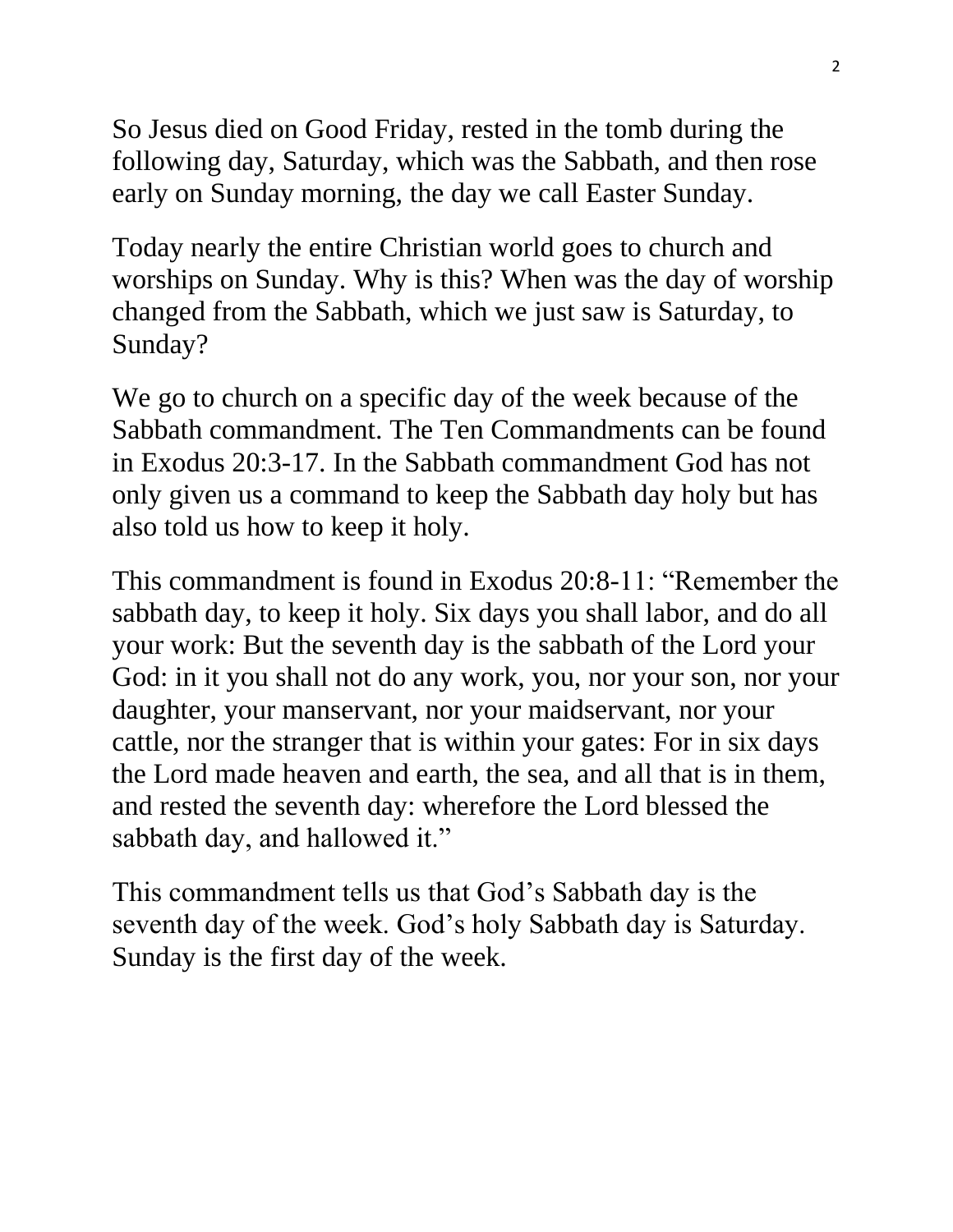So Jesus died on Good Friday, rested in the tomb during the following day, Saturday, which was the Sabbath, and then rose early on Sunday morning, the day we call Easter Sunday.

Today nearly the entire Christian world goes to church and worships on Sunday. Why is this? When was the day of worship changed from the Sabbath, which we just saw is Saturday, to Sunday?

We go to church on a specific day of the week because of the Sabbath commandment. The Ten Commandments can be found in Exodus 20:3-17. In the Sabbath commandment God has not only given us a command to keep the Sabbath day holy but has also told us how to keep it holy.

This commandment is found in Exodus 20:8-11: "Remember the sabbath day, to keep it holy. Six days you shall labor, and do all your work: But the seventh day is the sabbath of the Lord your God: in it you shall not do any work, you, nor your son, nor your daughter, your manservant, nor your maidservant, nor your cattle, nor the stranger that is within your gates: For in six days the Lord made heaven and earth, the sea, and all that is in them, and rested the seventh day: wherefore the Lord blessed the sabbath day, and hallowed it."

This commandment tells us that God's Sabbath day is the seventh day of the week. God's holy Sabbath day is Saturday. Sunday is the first day of the week.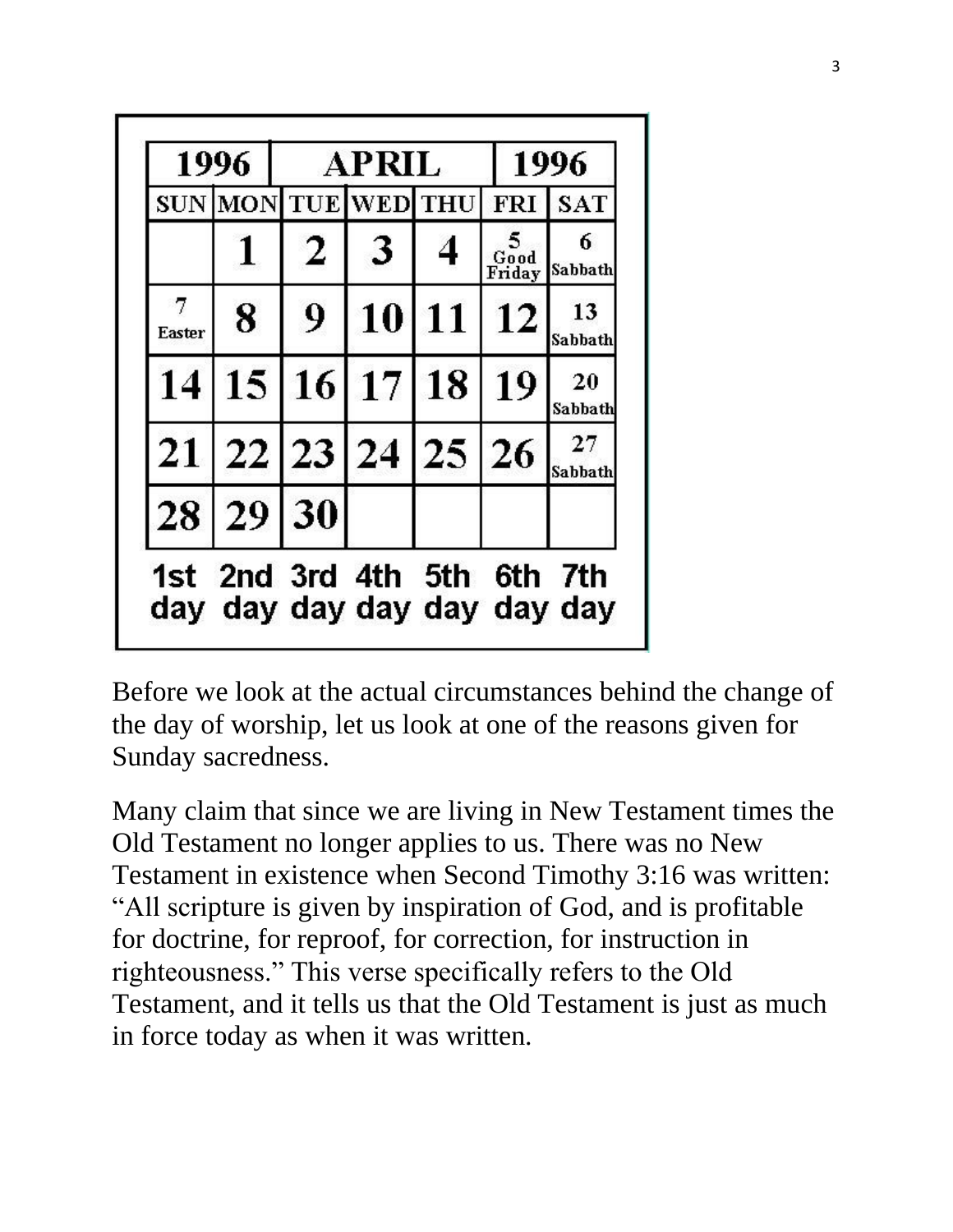| 1996 | APRIL | | | | | 1996 |
|---|---|---|---|---|---|---|
| SUN | MON | TUE | WED | THU | FRI | SAT |
| | 1 | 2 | 3 | 4 | 5 Good Friday | 6 Sabbath |
| 7 Easter | 8 | 9 | 10 | 11 | 12 | 13 Sabbath |
| 14 | 15 | 16 | 17 | 18 | 19 | 20 Sabbath |
| 21 | 22 | 23 | 24 | 25 | 26 | 27 Sabbath |
| 28 | 29 | 30 | | | | |
| 1st day | 2nd day | 3rd day | 4th day | 5th day | 6th day | 7th day |

Before we look at the actual circumstances behind the change of the day of worship, let us look at one of the reasons given for Sunday sacredness.

Many claim that since we are living in New Testament times the Old Testament no longer applies to us. There was no New Testament in existence when Second Timothy 3:16 was written: "All scripture is given by inspiration of God, and is profitable for doctrine, for reproof, for correction, for instruction in righteousness." This verse specifically refers to the Old Testament, and it tells us that the Old Testament is just as much in force today as when it was written.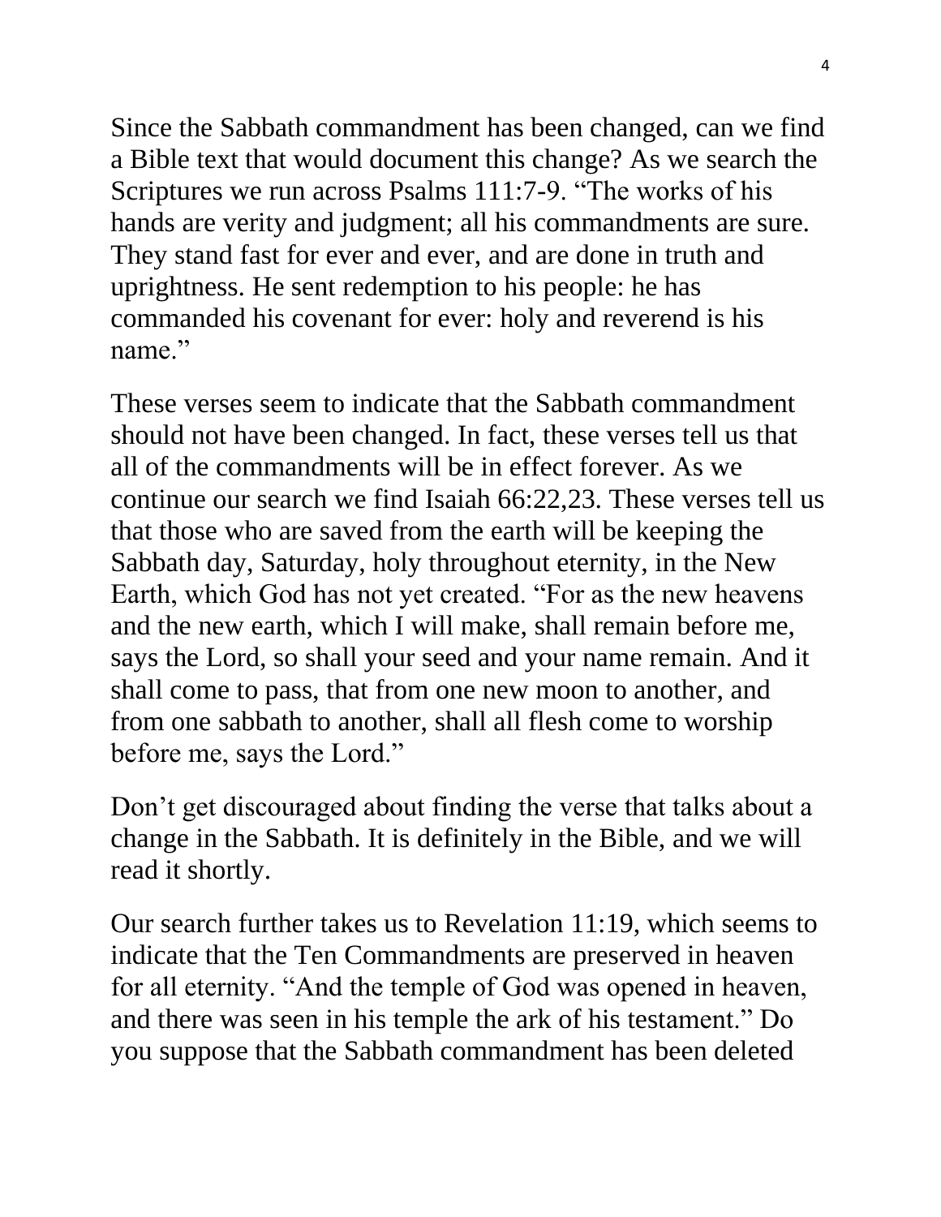Since the Sabbath commandment has been changed, can we find a Bible text that would document this change? As we search the Scriptures we run across Psalms 111:7-9. “The works of his hands are verity and judgment; all his commandments are sure. They stand fast for ever and ever, and are done in truth and uprightness. He sent redemption to his people: he has commanded his covenant for ever: holy and reverend is his name.”

These verses seem to indicate that the Sabbath commandment should not have been changed. In fact, these verses tell us that all of the commandments will be in effect forever. As we continue our search we find Isaiah 66:22,23. These verses tell us that those who are saved from the earth will be keeping the Sabbath day, Saturday, holy throughout eternity, in the New Earth, which God has not yet created. “For as the new heavens and the new earth, which I will make, shall remain before me, says the Lord, so shall your seed and your name remain. And it shall come to pass, that from one new moon to another, and from one sabbath to another, shall all flesh come to worship before me, says the Lord.”

Don’t get discouraged about finding the verse that talks about a change in the Sabbath. It is definitely in the Bible, and we will read it shortly.

Our search further takes us to Revelation 11:19, which seems to indicate that the Ten Commandments are preserved in heaven for all eternity. “And the temple of God was opened in heaven, and there was seen in his temple the ark of his testament.” Do you suppose that the Sabbath commandment has been deleted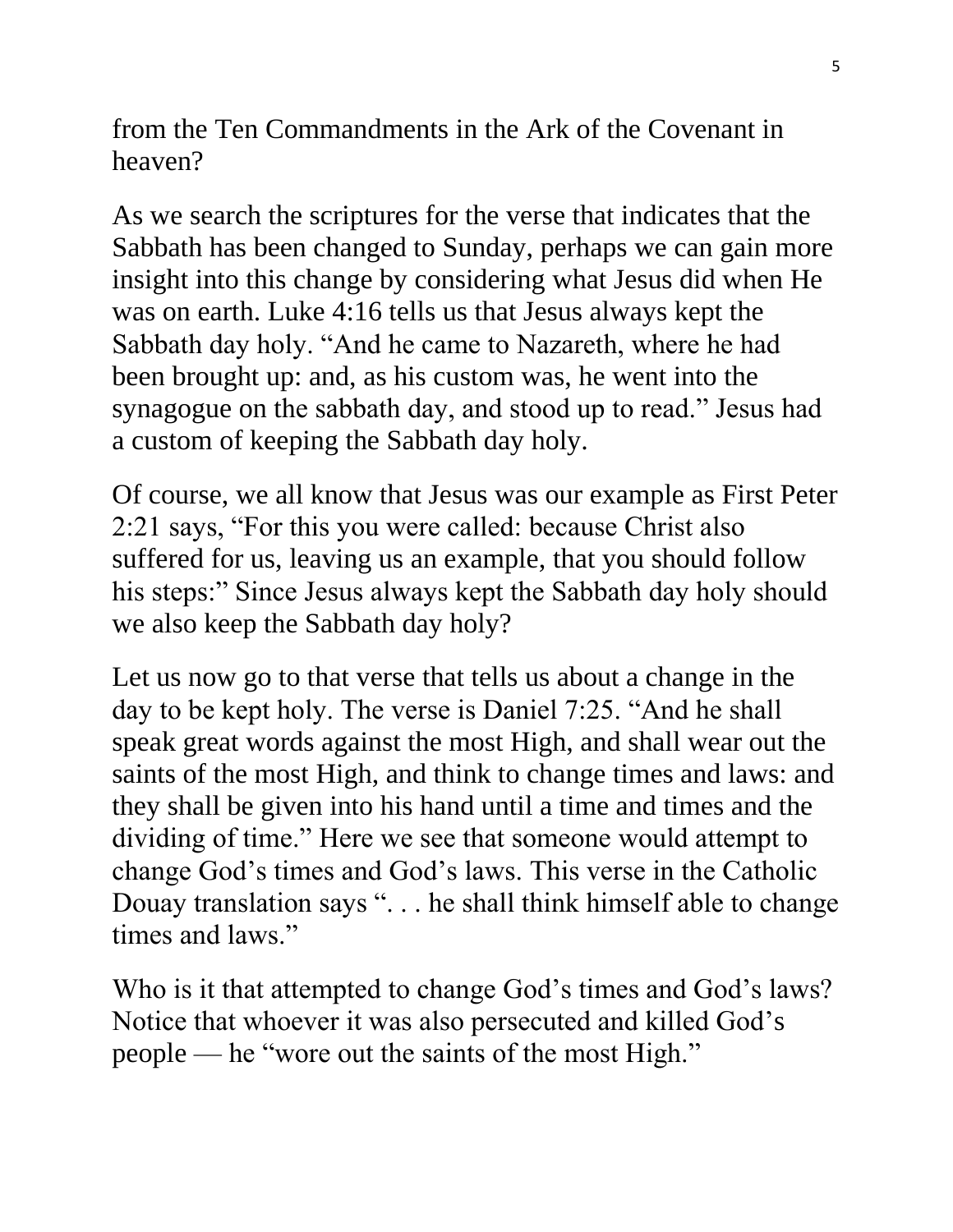from the Ten Commandments in the Ark of the Covenant in heaven?

As we search the scriptures for the verse that indicates that the Sabbath has been changed to Sunday, perhaps we can gain more insight into this change by considering what Jesus did when He was on earth. Luke 4:16 tells us that Jesus always kept the Sabbath day holy. "And he came to Nazareth, where he had been brought up: and, as his custom was, he went into the synagogue on the sabbath day, and stood up to read." Jesus had a custom of keeping the Sabbath day holy.

Of course, we all know that Jesus was our example as First Peter 2:21 says, "For this you were called: because Christ also suffered for us, leaving us an example, that you should follow his steps:" Since Jesus always kept the Sabbath day holy should we also keep the Sabbath day holy?

Let us now go to that verse that tells us about a change in the day to be kept holy. The verse is Daniel 7:25. "And he shall speak great words against the most High, and shall wear out the saints of the most High, and think to change times and laws: and they shall be given into his hand until a time and times and the dividing of time." Here we see that someone would attempt to change God's times and God's laws. This verse in the Catholic Douay translation says ". . . he shall think himself able to change times and laws."

Who is it that attempted to change God's times and God's laws? Notice that whoever it was also persecuted and killed God's people — he "wore out the saints of the most High."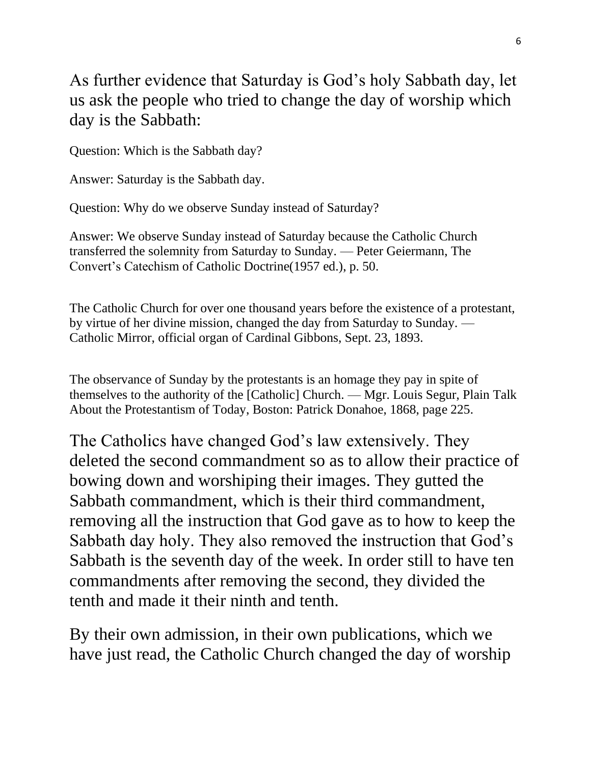As further evidence that Saturday is God's holy Sabbath day, let us ask the people who tried to change the day of worship which day is the Sabbath:

Question: Which is the Sabbath day?

Answer: Saturday is the Sabbath day.

Question: Why do we observe Sunday instead of Saturday?

Answer: We observe Sunday instead of Saturday because the Catholic Church transferred the solemnity from Saturday to Sunday. — Peter Geiermann, The Convert's Catechism of Catholic Doctrine(1957 ed.), p. 50.

The Catholic Church for over one thousand years before the existence of a protestant, by virtue of her divine mission, changed the day from Saturday to Sunday. — Catholic Mirror, official organ of Cardinal Gibbons, Sept. 23, 1893.

The observance of Sunday by the protestants is an homage they pay in spite of themselves to the authority of the [Catholic] Church. — Mgr. Louis Segur, Plain Talk About the Protestantism of Today, Boston: Patrick Donahoe, 1868, page 225.

The Catholics have changed God's law extensively. They deleted the second commandment so as to allow their practice of bowing down and worshiping their images. They gutted the Sabbath commandment, which is their third commandment, removing all the instruction that God gave as to how to keep the Sabbath day holy. They also removed the instruction that God's Sabbath is the seventh day of the week. In order still to have ten commandments after removing the second, they divided the tenth and made it their ninth and tenth.

By their own admission, in their own publications, which we have just read, the Catholic Church changed the day of worship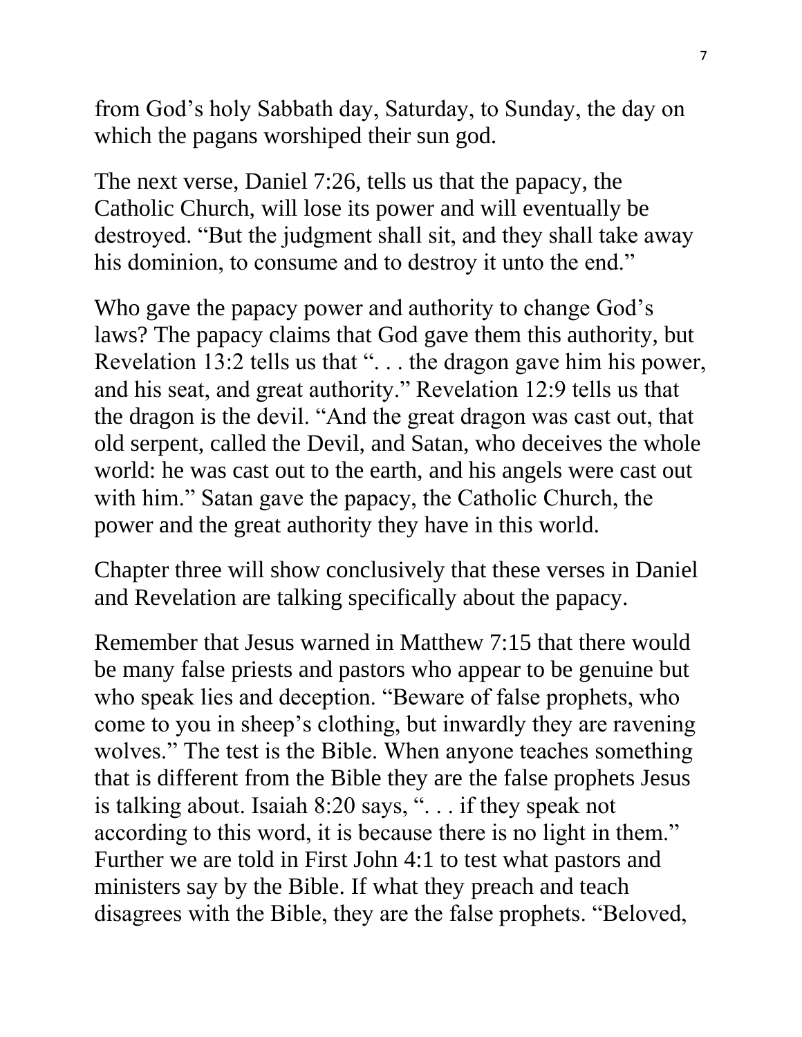from God's holy Sabbath day, Saturday, to Sunday, the day on which the pagans worshiped their sun god.

The next verse, Daniel 7:26, tells us that the papacy, the Catholic Church, will lose its power and will eventually be destroyed. "But the judgment shall sit, and they shall take away his dominion, to consume and to destroy it unto the end."

Who gave the papacy power and authority to change God's laws? The papacy claims that God gave them this authority, but Revelation 13:2 tells us that ". . . the dragon gave him his power, and his seat, and great authority." Revelation 12:9 tells us that the dragon is the devil. "And the great dragon was cast out, that old serpent, called the Devil, and Satan, who deceives the whole world: he was cast out to the earth, and his angels were cast out with him." Satan gave the papacy, the Catholic Church, the power and the great authority they have in this world.

Chapter three will show conclusively that these verses in Daniel and Revelation are talking specifically about the papacy.

Remember that Jesus warned in Matthew 7:15 that there would be many false priests and pastors who appear to be genuine but who speak lies and deception. "Beware of false prophets, who come to you in sheep's clothing, but inwardly they are ravening wolves." The test is the Bible. When anyone teaches something that is different from the Bible they are the false prophets Jesus is talking about. Isaiah 8:20 says, ". . . if they speak not according to this word, it is because there is no light in them." Further we are told in First John 4:1 to test what pastors and ministers say by the Bible. If what they preach and teach disagrees with the Bible, they are the false prophets. "Beloved,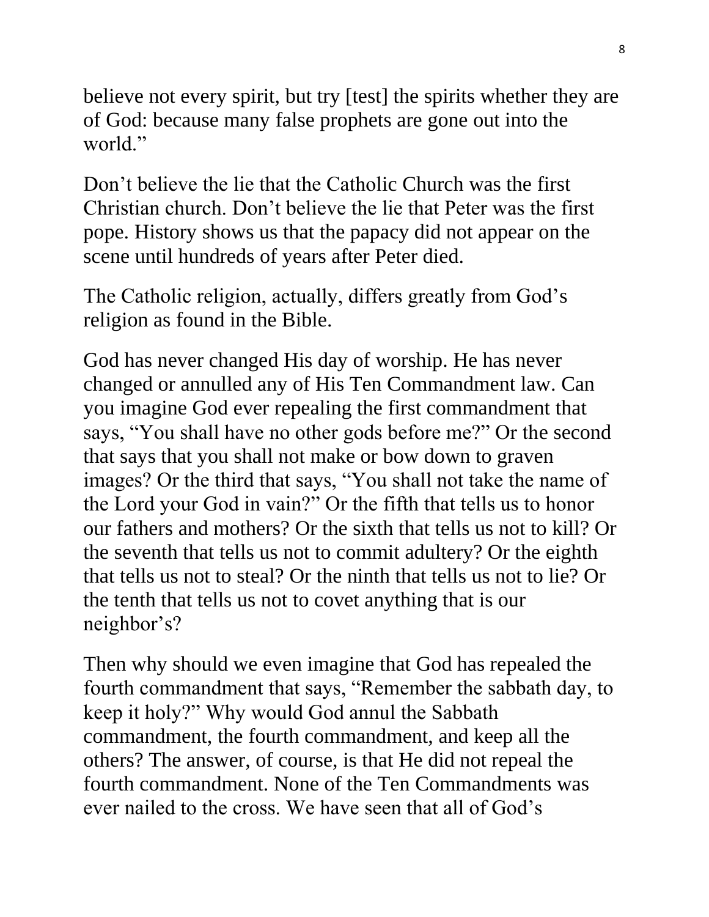believe not every spirit, but try [test] the spirits whether they are of God: because many false prophets are gone out into the world."

Don't believe the lie that the Catholic Church was the first Christian church. Don't believe the lie that Peter was the first pope. History shows us that the papacy did not appear on the scene until hundreds of years after Peter died.

The Catholic religion, actually, differs greatly from God's religion as found in the Bible.

God has never changed His day of worship. He has never changed or annulled any of His Ten Commandment law. Can you imagine God ever repealing the first commandment that says, "You shall have no other gods before me?" Or the second that says that you shall not make or bow down to graven images? Or the third that says, "You shall not take the name of the Lord your God in vain?" Or the fifth that tells us to honor our fathers and mothers? Or the sixth that tells us not to kill? Or the seventh that tells us not to commit adultery? Or the eighth that tells us not to steal? Or the ninth that tells us not to lie? Or the tenth that tells us not to covet anything that is our neighbor's?

Then why should we even imagine that God has repealed the fourth commandment that says, "Remember the sabbath day, to keep it holy?" Why would God annul the Sabbath commandment, the fourth commandment, and keep all the others? The answer, of course, is that He did not repeal the fourth commandment. None of the Ten Commandments was ever nailed to the cross. We have seen that all of God's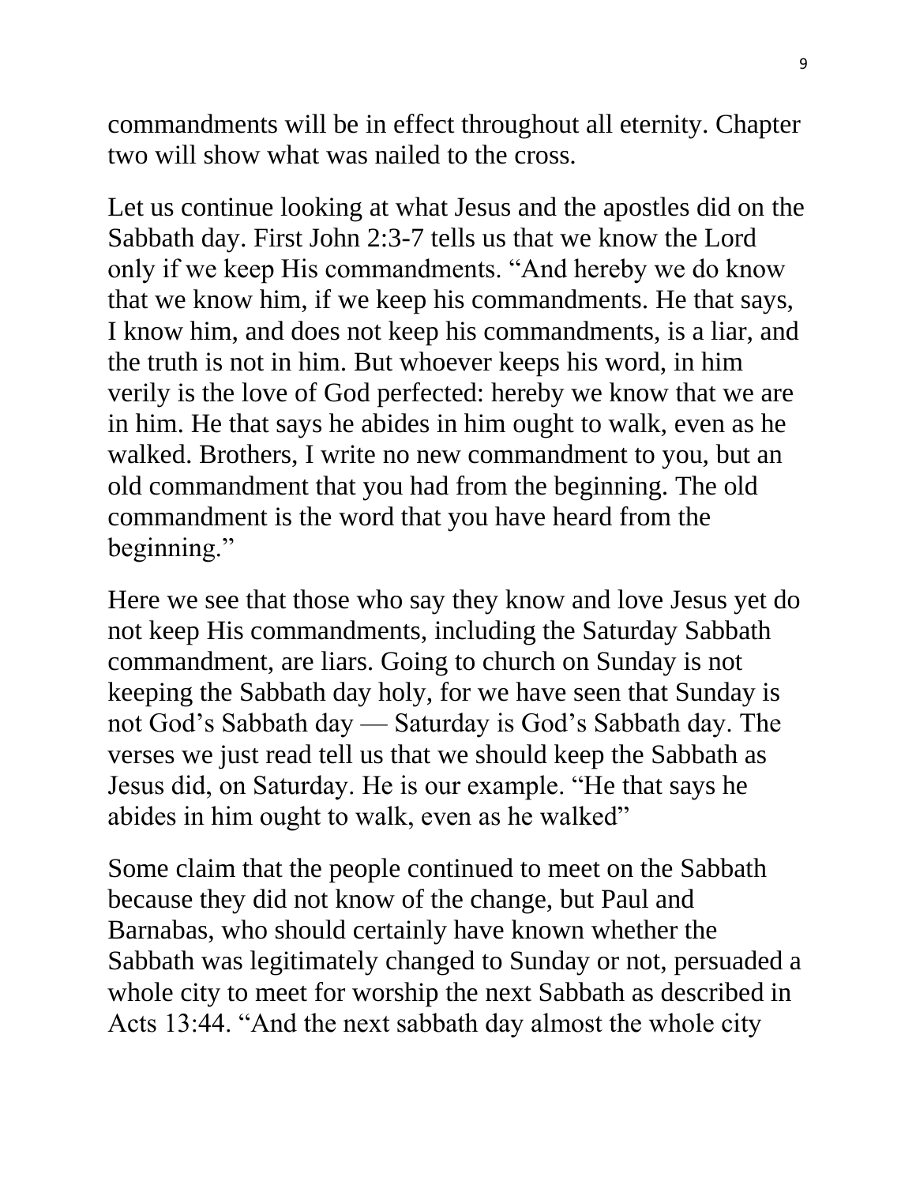commandments will be in effect throughout all eternity. Chapter two will show what was nailed to the cross.

Let us continue looking at what Jesus and the apostles did on the Sabbath day. First John 2:3-7 tells us that we know the Lord only if we keep His commandments. “And hereby we do know that we know him, if we keep his commandments. He that says, I know him, and does not keep his commandments, is a liar, and the truth is not in him. But whoever keeps his word, in him verily is the love of God perfected: hereby we know that we are in him. He that says he abides in him ought to walk, even as he walked. Brothers, I write no new commandment to you, but an old commandment that you had from the beginning. The old commandment is the word that you have heard from the beginning.”

Here we see that those who say they know and love Jesus yet do not keep His commandments, including the Saturday Sabbath commandment, are liars. Going to church on Sunday is not keeping the Sabbath day holy, for we have seen that Sunday is not God’s Sabbath day — Saturday is God’s Sabbath day. The verses we just read tell us that we should keep the Sabbath as Jesus did, on Saturday. He is our example. “He that says he abides in him ought to walk, even as he walked”

Some claim that the people continued to meet on the Sabbath because they did not know of the change, but Paul and Barnabas, who should certainly have known whether the Sabbath was legitimately changed to Sunday or not, persuaded a whole city to meet for worship the next Sabbath as described in Acts 13:44. “And the next sabbath day almost the whole city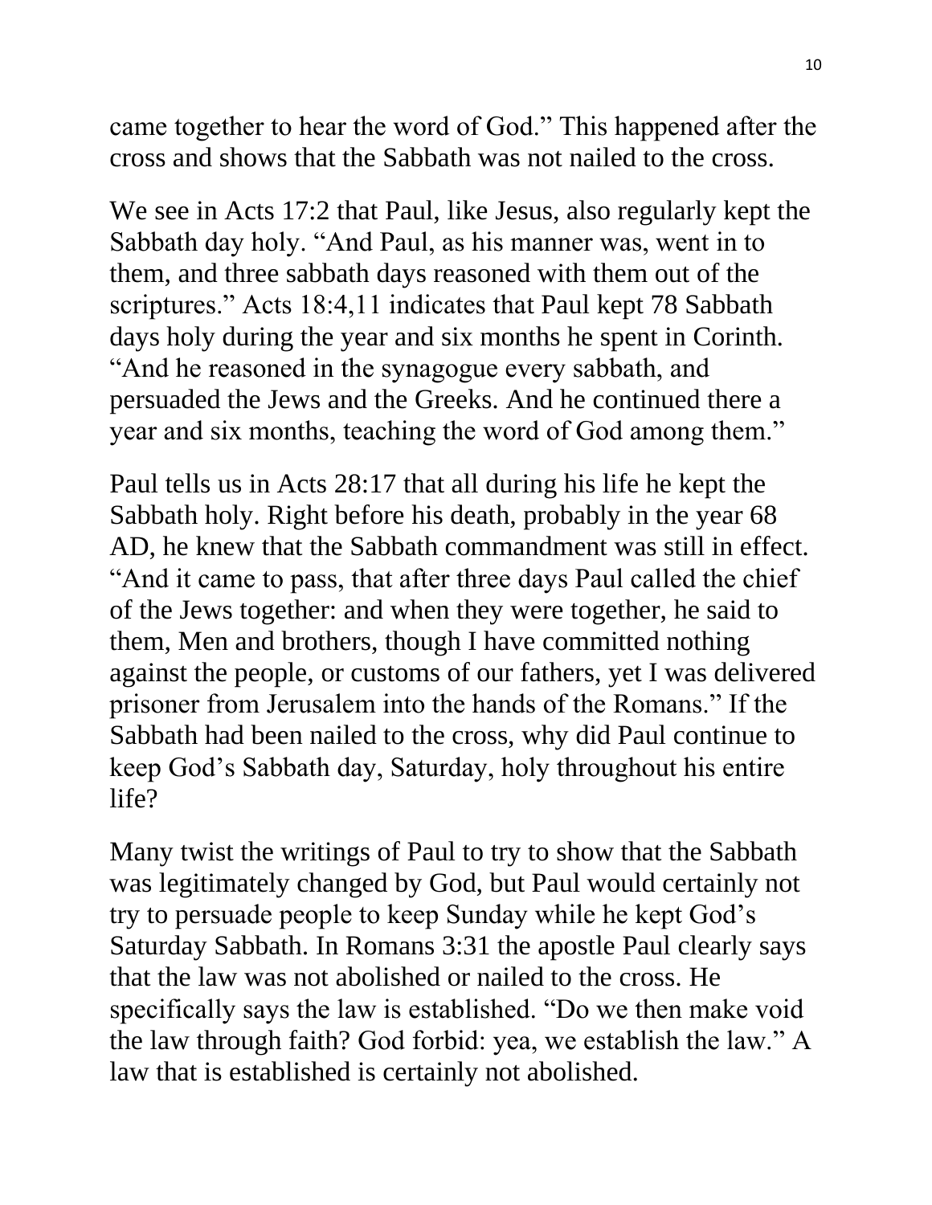came together to hear the word of God." This happened after the cross and shows that the Sabbath was not nailed to the cross.

We see in Acts 17:2 that Paul, like Jesus, also regularly kept the Sabbath day holy. "And Paul, as his manner was, went in to them, and three sabbath days reasoned with them out of the scriptures." Acts 18:4,11 indicates that Paul kept 78 Sabbath days holy during the year and six months he spent in Corinth. "And he reasoned in the synagogue every sabbath, and persuaded the Jews and the Greeks. And he continued there a year and six months, teaching the word of God among them."

Paul tells us in Acts 28:17 that all during his life he kept the Sabbath holy. Right before his death, probably in the year 68 AD, he knew that the Sabbath commandment was still in effect. "And it came to pass, that after three days Paul called the chief of the Jews together: and when they were together, he said to them, Men and brothers, though I have committed nothing against the people, or customs of our fathers, yet I was delivered prisoner from Jerusalem into the hands of the Romans." If the Sabbath had been nailed to the cross, why did Paul continue to keep God's Sabbath day, Saturday, holy throughout his entire life?

Many twist the writings of Paul to try to show that the Sabbath was legitimately changed by God, but Paul would certainly not try to persuade people to keep Sunday while he kept God's Saturday Sabbath. In Romans 3:31 the apostle Paul clearly says that the law was not abolished or nailed to the cross. He specifically says the law is established. "Do we then make void the law through faith? God forbid: yea, we establish the law." A law that is established is certainly not abolished.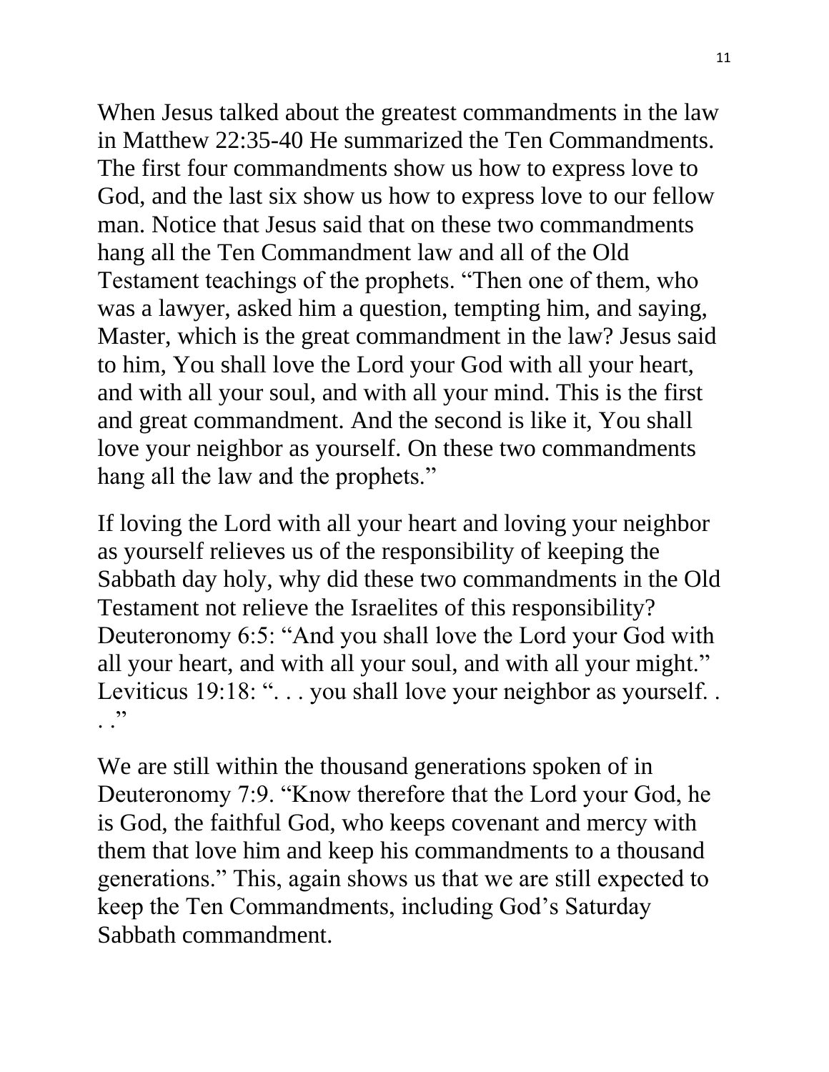When Jesus talked about the greatest commandments in the law in Matthew 22:35-40 He summarized the Ten Commandments. The first four commandments show us how to express love to God, and the last six show us how to express love to our fellow man. Notice that Jesus said that on these two commandments hang all the Ten Commandment law and all of the Old Testament teachings of the prophets. "Then one of them, who was a lawyer, asked him a question, tempting him, and saying, Master, which is the great commandment in the law? Jesus said to him, You shall love the Lord your God with all your heart, and with all your soul, and with all your mind. This is the first and great commandment. And the second is like it, You shall love your neighbor as yourself. On these two commandments hang all the law and the prophets."

If loving the Lord with all your heart and loving your neighbor as yourself relieves us of the responsibility of keeping the Sabbath day holy, why did these two commandments in the Old Testament not relieve the Israelites of this responsibility? Deuteronomy 6:5: "And you shall love the Lord your God with all your heart, and with all your soul, and with all your might." Leviticus 19:18: ". . . you shall love your neighbor as yourself. . . ."

We are still within the thousand generations spoken of in Deuteronomy 7:9. "Know therefore that the Lord your God, he is God, the faithful God, who keeps covenant and mercy with them that love him and keep his commandments to a thousand generations." This, again shows us that we are still expected to keep the Ten Commandments, including God's Saturday Sabbath commandment.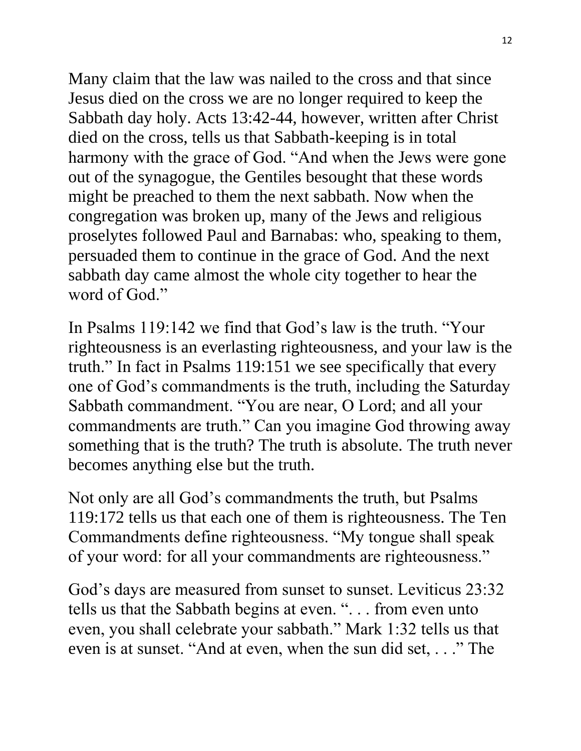Many claim that the law was nailed to the cross and that since Jesus died on the cross we are no longer required to keep the Sabbath day holy. Acts 13:42-44, however, written after Christ died on the cross, tells us that Sabbath-keeping is in total harmony with the grace of God. "And when the Jews were gone out of the synagogue, the Gentiles besought that these words might be preached to them the next sabbath. Now when the congregation was broken up, many of the Jews and religious proselytes followed Paul and Barnabas: who, speaking to them, persuaded them to continue in the grace of God. And the next sabbath day came almost the whole city together to hear the word of God."

In Psalms 119:142 we find that God's law is the truth. "Your righteousness is an everlasting righteousness, and your law is the truth." In fact in Psalms 119:151 we see specifically that every one of God's commandments is the truth, including the Saturday Sabbath commandment. "You are near, O Lord; and all your commandments are truth." Can you imagine God throwing away something that is the truth? The truth is absolute. The truth never becomes anything else but the truth.

Not only are all God's commandments the truth, but Psalms 119:172 tells us that each one of them is righteousness. The Ten Commandments define righteousness. "My tongue shall speak of your word: for all your commandments are righteousness."

God's days are measured from sunset to sunset. Leviticus 23:32 tells us that the Sabbath begins at even. ". . . from even unto even, you shall celebrate your sabbath." Mark 1:32 tells us that even is at sunset. "And at even, when the sun did set, . . ." The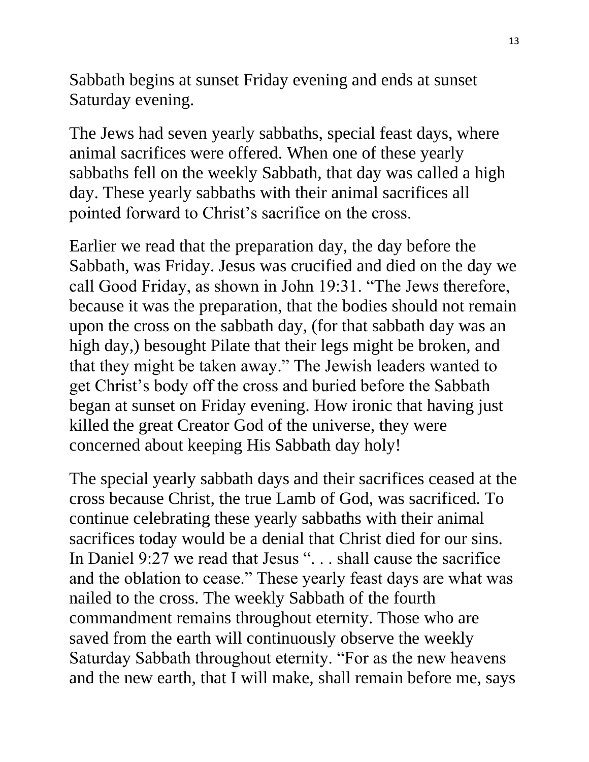Sabbath begins at sunset Friday evening and ends at sunset Saturday evening.

The Jews had seven yearly sabbaths, special feast days, where animal sacrifices were offered. When one of these yearly sabbaths fell on the weekly Sabbath, that day was called a high day. These yearly sabbaths with their animal sacrifices all pointed forward to Christ's sacrifice on the cross.

Earlier we read that the preparation day, the day before the Sabbath, was Friday. Jesus was crucified and died on the day we call Good Friday, as shown in John 19:31. "The Jews therefore, because it was the preparation, that the bodies should not remain upon the cross on the sabbath day, (for that sabbath day was an high day,) besought Pilate that their legs might be broken, and that they might be taken away." The Jewish leaders wanted to get Christ's body off the cross and buried before the Sabbath began at sunset on Friday evening. How ironic that having just killed the great Creator God of the universe, they were concerned about keeping His Sabbath day holy!

The special yearly sabbath days and their sacrifices ceased at the cross because Christ, the true Lamb of God, was sacrificed. To continue celebrating these yearly sabbaths with their animal sacrifices today would be a denial that Christ died for our sins. In Daniel 9:27 we read that Jesus ". . . shall cause the sacrifice and the oblation to cease." These yearly feast days are what was nailed to the cross. The weekly Sabbath of the fourth commandment remains throughout eternity. Those who are saved from the earth will continuously observe the weekly Saturday Sabbath throughout eternity. "For as the new heavens and the new earth, that I will make, shall remain before me, says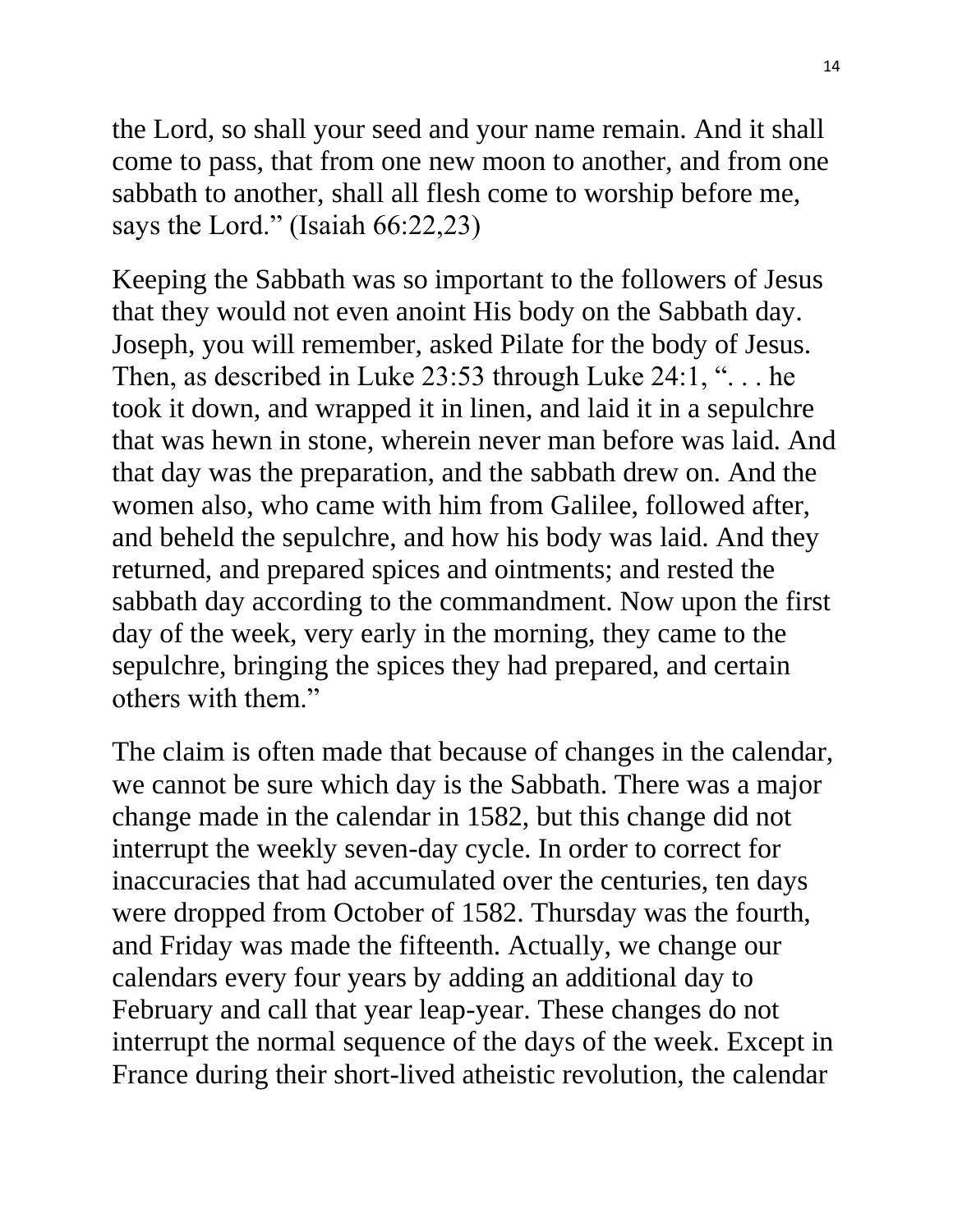the Lord, so shall your seed and your name remain. And it shall come to pass, that from one new moon to another, and from one sabbath to another, shall all flesh come to worship before me, says the Lord." (Isaiah 66:22,23)

Keeping the Sabbath was so important to the followers of Jesus that they would not even anoint His body on the Sabbath day. Joseph, you will remember, asked Pilate for the body of Jesus. Then, as described in Luke 23:53 through Luke 24:1, ". . . he took it down, and wrapped it in linen, and laid it in a sepulchre that was hewn in stone, wherein never man before was laid. And that day was the preparation, and the sabbath drew on. And the women also, who came with him from Galilee, followed after, and beheld the sepulchre, and how his body was laid. And they returned, and prepared spices and ointments; and rested the sabbath day according to the commandment. Now upon the first day of the week, very early in the morning, they came to the sepulchre, bringing the spices they had prepared, and certain others with them."

The claim is often made that because of changes in the calendar, we cannot be sure which day is the Sabbath. There was a major change made in the calendar in 1582, but this change did not interrupt the weekly seven-day cycle. In order to correct for inaccuracies that had accumulated over the centuries, ten days were dropped from October of 1582. Thursday was the fourth, and Friday was made the fifteenth. Actually, we change our calendars every four years by adding an additional day to February and call that year leap-year. These changes do not interrupt the normal sequence of the days of the week. Except in France during their short-lived atheistic revolution, the calendar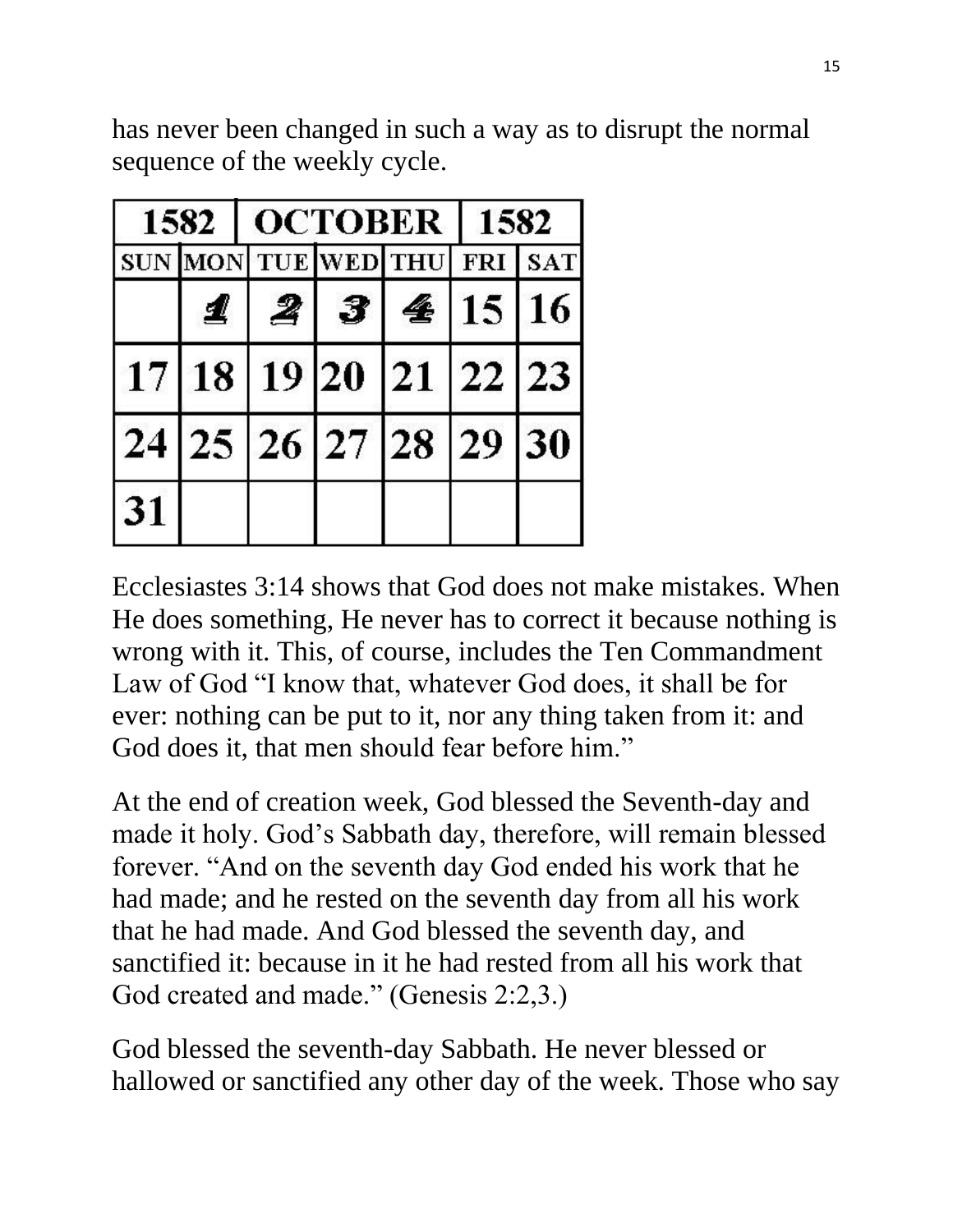has never been changed in such a way as to disrupt the normal sequence of the weekly cycle.

| 1582 | OCTOBER | | | | 1582 | |
|---|---|---|---|---|---|---|
| SUN | MON | TUE | WED | THU | FRI | SAT |
| | 1 | 2 | 3 | 4 | 15 | 16 |
| 17 | 18 | 19 | 20 | 21 | 22 | 23 |
| 24 | 25 | 26 | 27 | 28 | 29 | 30 |
| 31 | | | | | | |

Ecclesiastes 3:14 shows that God does not make mistakes. When He does something, He never has to correct it because nothing is wrong with it. This, of course, includes the Ten Commandment Law of God "I know that, whatever God does, it shall be for ever: nothing can be put to it, nor any thing taken from it: and God does it, that men should fear before him."

At the end of creation week, God blessed the Seventh-day and made it holy. God's Sabbath day, therefore, will remain blessed forever. "And on the seventh day God ended his work that he had made; and he rested on the seventh day from all his work that he had made. And God blessed the seventh day, and sanctified it: because in it he had rested from all his work that God created and made." (Genesis 2:2,3.)

God blessed the seventh-day Sabbath. He never blessed or hallowed or sanctified any other day of the week. Those who say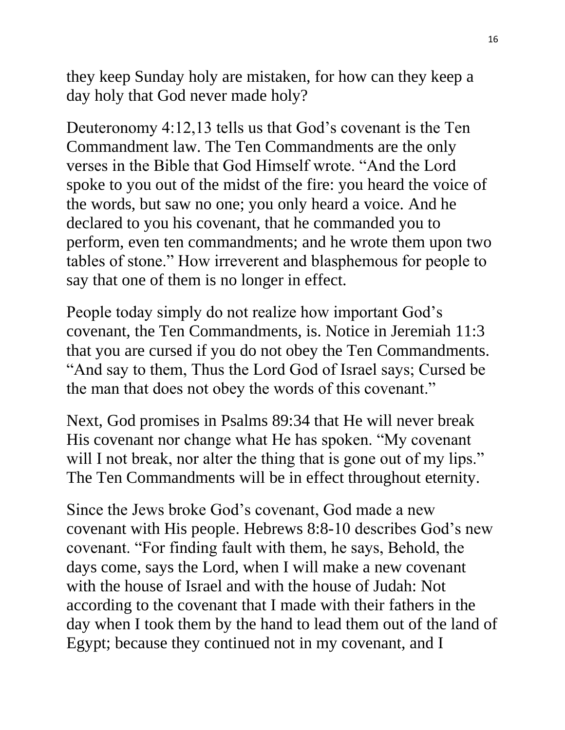they keep Sunday holy are mistaken, for how can they keep a day holy that God never made holy?

Deuteronomy 4:12,13 tells us that God's covenant is the Ten Commandment law. The Ten Commandments are the only verses in the Bible that God Himself wrote. "And the Lord spoke to you out of the midst of the fire: you heard the voice of the words, but saw no one; you only heard a voice. And he declared to you his covenant, that he commanded you to perform, even ten commandments; and he wrote them upon two tables of stone." How irreverent and blasphemous for people to say that one of them is no longer in effect.

People today simply do not realize how important God's covenant, the Ten Commandments, is. Notice in Jeremiah 11:3 that you are cursed if you do not obey the Ten Commandments. "And say to them, Thus the Lord God of Israel says; Cursed be the man that does not obey the words of this covenant."

Next, God promises in Psalms 89:34 that He will never break His covenant nor change what He has spoken. "My covenant will I not break, nor alter the thing that is gone out of my lips." The Ten Commandments will be in effect throughout eternity.

Since the Jews broke God's covenant, God made a new covenant with His people. Hebrews 8:8-10 describes God's new covenant. "For finding fault with them, he says, Behold, the days come, says the Lord, when I will make a new covenant with the house of Israel and with the house of Judah: Not according to the covenant that I made with their fathers in the day when I took them by the hand to lead them out of the land of Egypt; because they continued not in my covenant, and I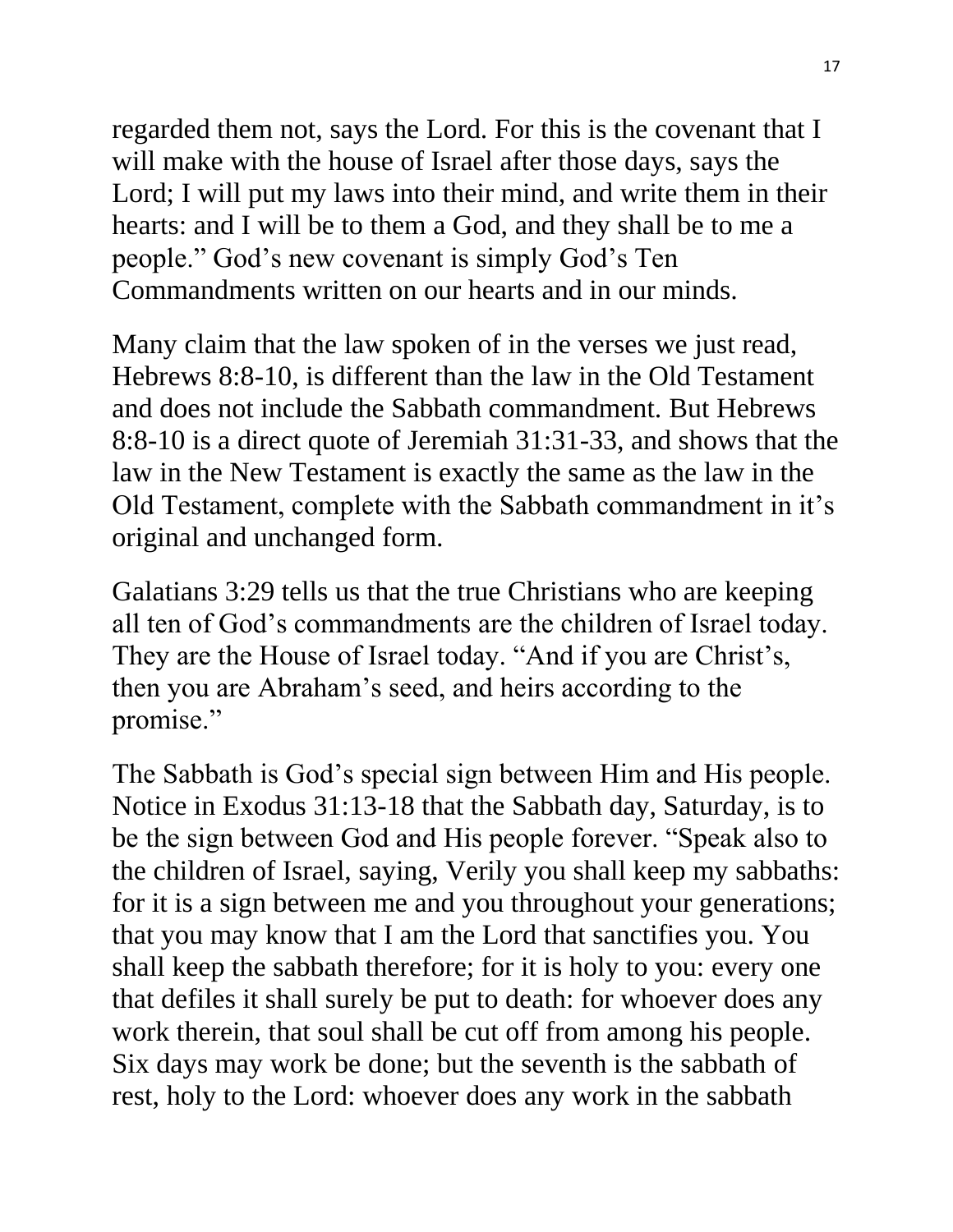regarded them not, says the Lord. For this is the covenant that I will make with the house of Israel after those days, says the Lord; I will put my laws into their mind, and write them in their hearts: and I will be to them a God, and they shall be to me a people." God's new covenant is simply God's Ten Commandments written on our hearts and in our minds.

Many claim that the law spoken of in the verses we just read, Hebrews 8:8-10, is different than the law in the Old Testament and does not include the Sabbath commandment. But Hebrews 8:8-10 is a direct quote of Jeremiah 31:31-33, and shows that the law in the New Testament is exactly the same as the law in the Old Testament, complete with the Sabbath commandment in it's original and unchanged form.

Galatians 3:29 tells us that the true Christians who are keeping all ten of God's commandments are the children of Israel today. They are the House of Israel today. "And if you are Christ's, then you are Abraham's seed, and heirs according to the promise."

The Sabbath is God's special sign between Him and His people. Notice in Exodus 31:13-18 that the Sabbath day, Saturday, is to be the sign between God and His people forever. "Speak also to the children of Israel, saying, Verily you shall keep my sabbaths: for it is a sign between me and you throughout your generations; that you may know that I am the Lord that sanctifies you. You shall keep the sabbath therefore; for it is holy to you: every one that defiles it shall surely be put to death: for whoever does any work therein, that soul shall be cut off from among his people. Six days may work be done; but the seventh is the sabbath of rest, holy to the Lord: whoever does any work in the sabbath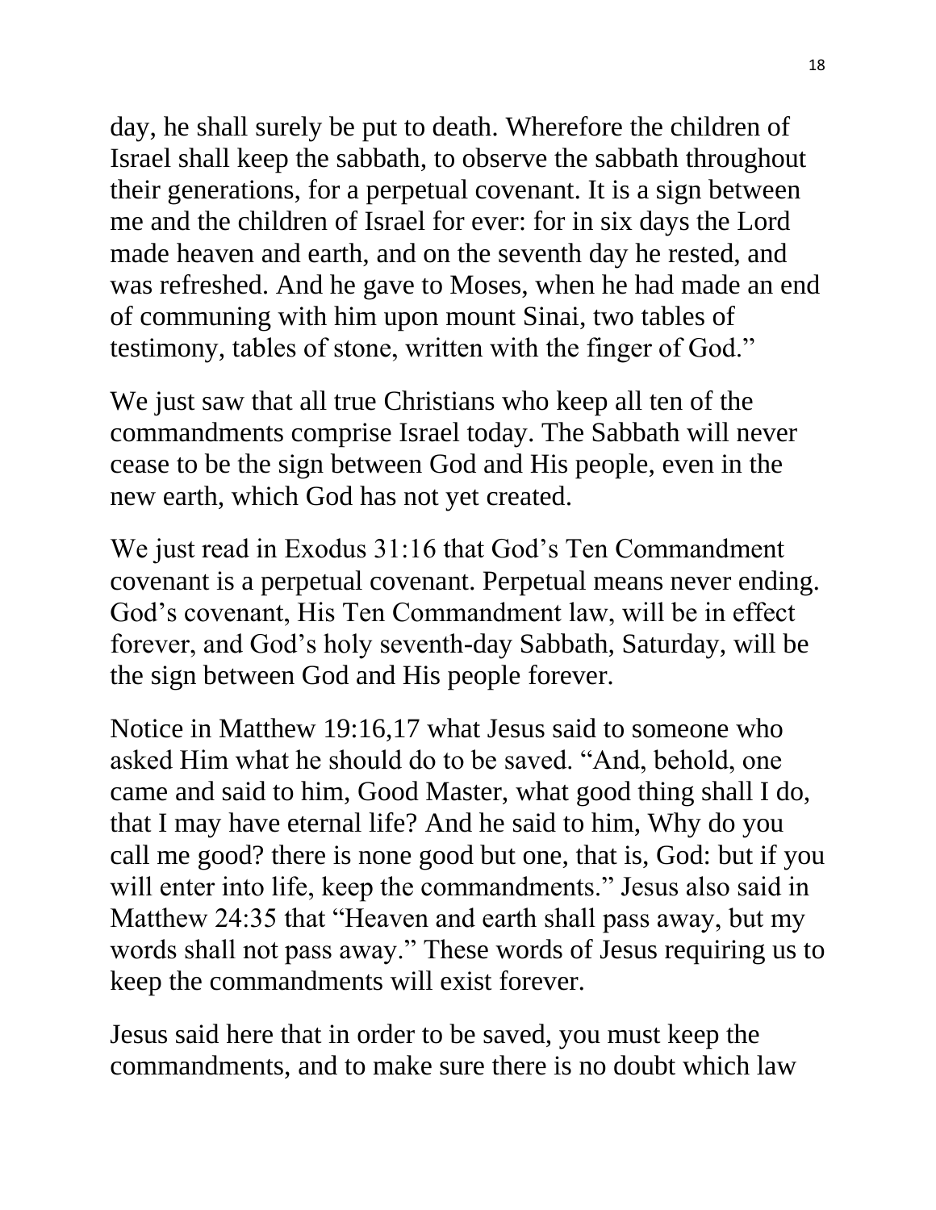day, he shall surely be put to death. Wherefore the children of Israel shall keep the sabbath, to observe the sabbath throughout their generations, for a perpetual covenant. It is a sign between me and the children of Israel for ever: for in six days the Lord made heaven and earth, and on the seventh day he rested, and was refreshed. And he gave to Moses, when he had made an end of communing with him upon mount Sinai, two tables of testimony, tables of stone, written with the finger of God."

We just saw that all true Christians who keep all ten of the commandments comprise Israel today. The Sabbath will never cease to be the sign between God and His people, even in the new earth, which God has not yet created.

We just read in Exodus 31:16 that God's Ten Commandment covenant is a perpetual covenant. Perpetual means never ending. God's covenant, His Ten Commandment law, will be in effect forever, and God's holy seventh-day Sabbath, Saturday, will be the sign between God and His people forever.

Notice in Matthew 19:16,17 what Jesus said to someone who asked Him what he should do to be saved. "And, behold, one came and said to him, Good Master, what good thing shall I do, that I may have eternal life? And he said to him, Why do you call me good? there is none good but one, that is, God: but if you will enter into life, keep the commandments." Jesus also said in Matthew 24:35 that "Heaven and earth shall pass away, but my words shall not pass away." These words of Jesus requiring us to keep the commandments will exist forever.

Jesus said here that in order to be saved, you must keep the commandments, and to make sure there is no doubt which law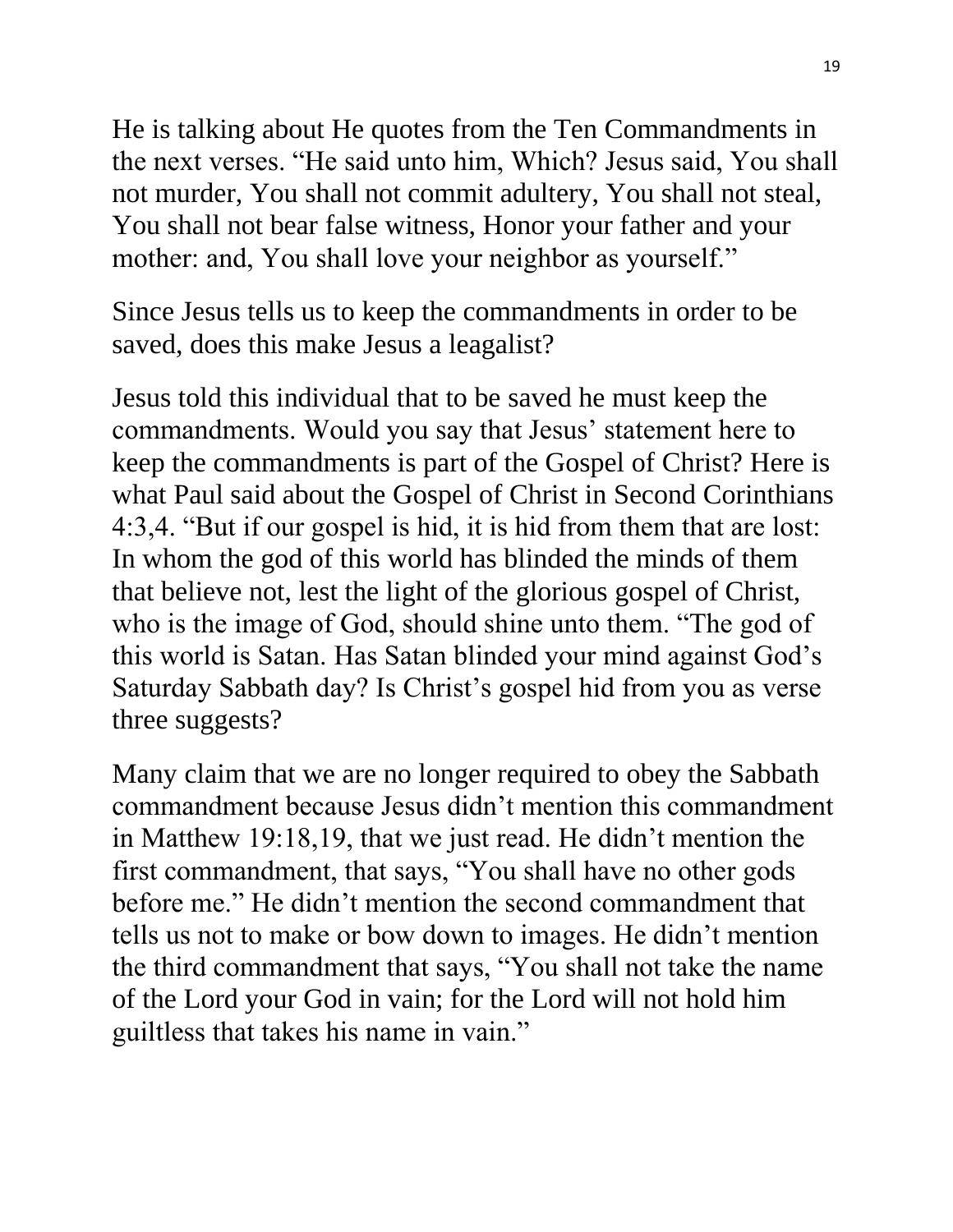He is talking about He quotes from the Ten Commandments in the next verses. “He said unto him, Which? Jesus said, You shall not murder, You shall not commit adultery, You shall not steal, You shall not bear false witness, Honor your father and your mother: and, You shall love your neighbor as yourself.”

Since Jesus tells us to keep the commandments in order to be saved, does this make Jesus a leagalist?

Jesus told this individual that to be saved he must keep the commandments. Would you say that Jesus’ statement here to keep the commandments is part of the Gospel of Christ? Here is what Paul said about the Gospel of Christ in Second Corinthians 4:3,4. “But if our gospel is hid, it is hid from them that are lost: In whom the god of this world has blinded the minds of them that believe not, lest the light of the glorious gospel of Christ, who is the image of God, should shine unto them. “The god of this world is Satan. Has Satan blinded your mind against God’s Saturday Sabbath day? Is Christ’s gospel hid from you as verse three suggests?

Many claim that we are no longer required to obey the Sabbath commandment because Jesus didn’t mention this commandment in Matthew 19:18,19, that we just read. He didn’t mention the first commandment, that says, “You shall have no other gods before me.” He didn’t mention the second commandment that tells us not to make or bow down to images. He didn’t mention the third commandment that says, “You shall not take the name of the Lord your God in vain; for the Lord will not hold him guiltless that takes his name in vain.”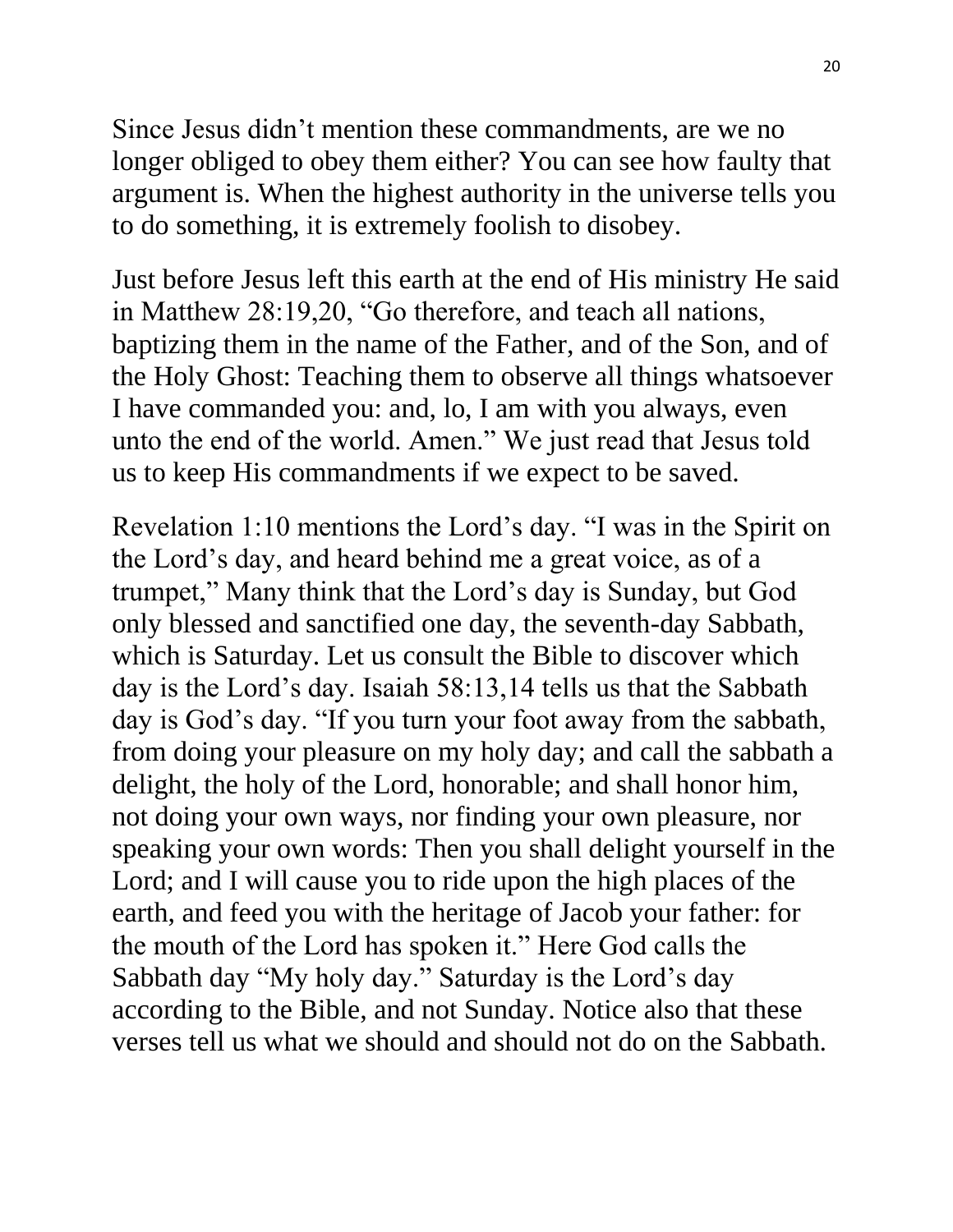Since Jesus didn't mention these commandments, are we no longer obliged to obey them either? You can see how faulty that argument is. When the highest authority in the universe tells you to do something, it is extremely foolish to disobey.

Just before Jesus left this earth at the end of His ministry He said in Matthew 28:19,20, "Go therefore, and teach all nations, baptizing them in the name of the Father, and of the Son, and of the Holy Ghost: Teaching them to observe all things whatsoever I have commanded you: and, lo, I am with you always, even unto the end of the world. Amen." We just read that Jesus told us to keep His commandments if we expect to be saved.

Revelation 1:10 mentions the Lord's day. "I was in the Spirit on the Lord's day, and heard behind me a great voice, as of a trumpet," Many think that the Lord's day is Sunday, but God only blessed and sanctified one day, the seventh-day Sabbath, which is Saturday. Let us consult the Bible to discover which day is the Lord's day. Isaiah 58:13,14 tells us that the Sabbath day is God's day. "If you turn your foot away from the sabbath, from doing your pleasure on my holy day; and call the sabbath a delight, the holy of the Lord, honorable; and shall honor him, not doing your own ways, nor finding your own pleasure, nor speaking your own words: Then you shall delight yourself in the Lord; and I will cause you to ride upon the high places of the earth, and feed you with the heritage of Jacob your father: for the mouth of the Lord has spoken it." Here God calls the Sabbath day "My holy day." Saturday is the Lord's day according to the Bible, and not Sunday. Notice also that these verses tell us what we should and should not do on the Sabbath.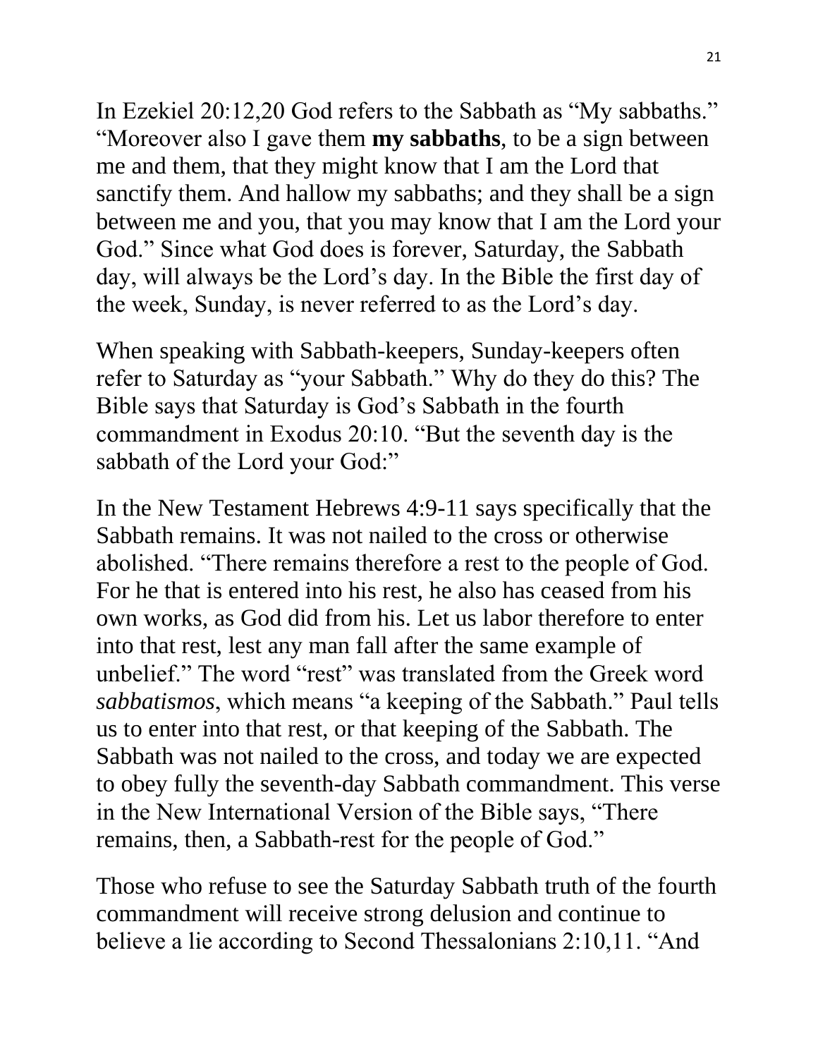In Ezekiel 20:12,20 God refers to the Sabbath as "My sabbaths." "Moreover also I gave them **my sabbaths**, to be a sign between me and them, that they might know that I am the Lord that sanctify them. And hallow my sabbaths; and they shall be a sign between me and you, that you may know that I am the Lord your God." Since what God does is forever, Saturday, the Sabbath day, will always be the Lord's day. In the Bible the first day of the week, Sunday, is never referred to as the Lord's day.

When speaking with Sabbath-keepers, Sunday-keepers often refer to Saturday as "your Sabbath." Why do they do this? The Bible says that Saturday is God's Sabbath in the fourth commandment in Exodus 20:10. "But the seventh day is the sabbath of the Lord your God:"

In the New Testament Hebrews 4:9-11 says specifically that the Sabbath remains. It was not nailed to the cross or otherwise abolished. "There remains therefore a rest to the people of God. For he that is entered into his rest, he also has ceased from his own works, as God did from his. Let us labor therefore to enter into that rest, lest any man fall after the same example of unbelief." The word "rest" was translated from the Greek word *sabbatismos*, which means "a keeping of the Sabbath." Paul tells us to enter into that rest, or that keeping of the Sabbath. The Sabbath was not nailed to the cross, and today we are expected to obey fully the seventh-day Sabbath commandment. This verse in the New International Version of the Bible says, "There remains, then, a Sabbath-rest for the people of God."

Those who refuse to see the Saturday Sabbath truth of the fourth commandment will receive strong delusion and continue to believe a lie according to Second Thessalonians 2:10,11. "And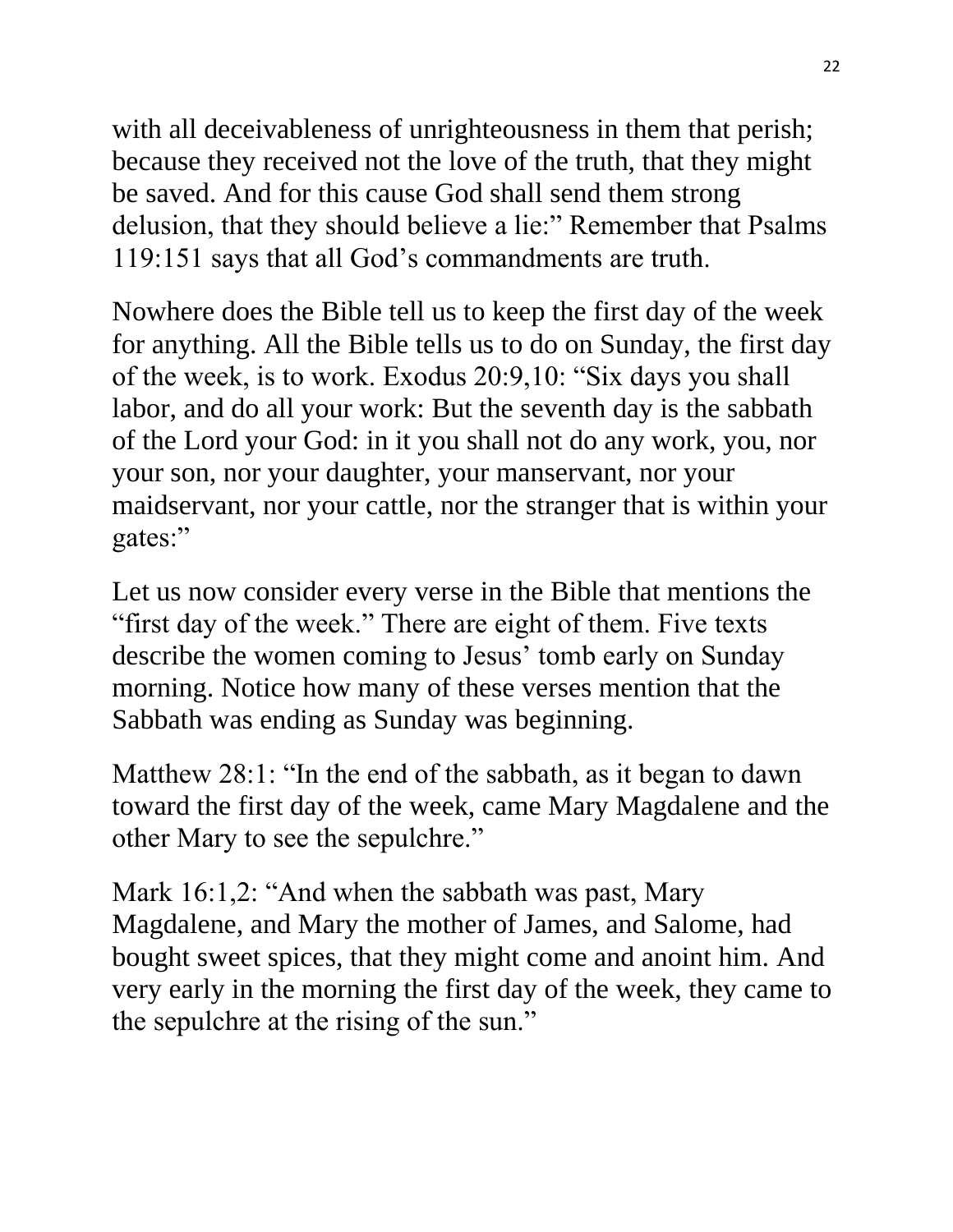with all deceivableness of unrighteousness in them that perish; because they received not the love of the truth, that they might be saved. And for this cause God shall send them strong delusion, that they should believe a lie:" Remember that Psalms 119:151 says that all God's commandments are truth.

Nowhere does the Bible tell us to keep the first day of the week for anything. All the Bible tells us to do on Sunday, the first day of the week, is to work. Exodus 20:9,10: "Six days you shall labor, and do all your work: But the seventh day is the sabbath of the Lord your God: in it you shall not do any work, you, nor your son, nor your daughter, your manservant, nor your maidservant, nor your cattle, nor the stranger that is within your gates:"

Let us now consider every verse in the Bible that mentions the "first day of the week." There are eight of them. Five texts describe the women coming to Jesus' tomb early on Sunday morning. Notice how many of these verses mention that the Sabbath was ending as Sunday was beginning.

Matthew 28:1: "In the end of the sabbath, as it began to dawn toward the first day of the week, came Mary Magdalene and the other Mary to see the sepulchre."

Mark 16:1,2: "And when the sabbath was past, Mary Magdalene, and Mary the mother of James, and Salome, had bought sweet spices, that they might come and anoint him. And very early in the morning the first day of the week, they came to the sepulchre at the rising of the sun."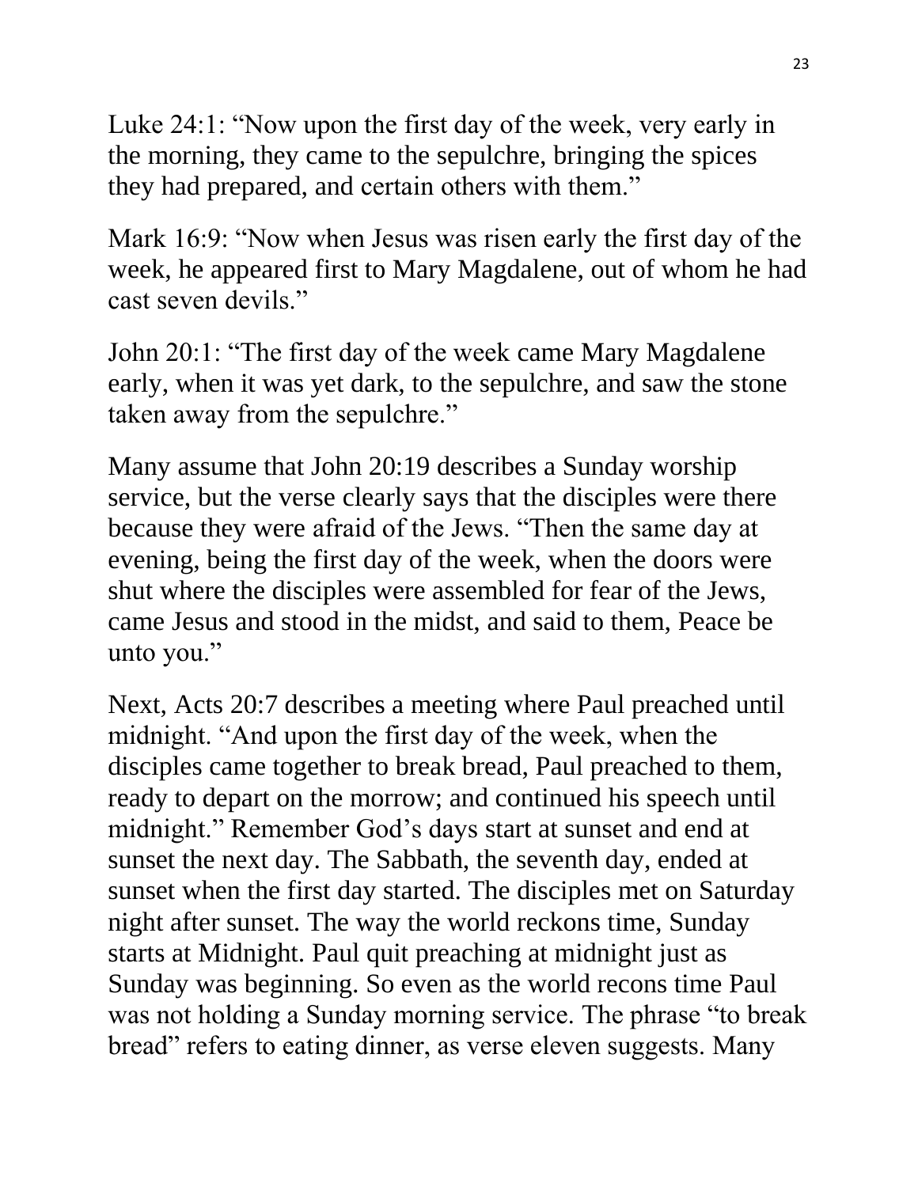Luke 24:1: “Now upon the first day of the week, very early in the morning, they came to the sepulchre, bringing the spices they had prepared, and certain others with them.”

Mark 16:9: “Now when Jesus was risen early the first day of the week, he appeared first to Mary Magdalene, out of whom he had cast seven devils.”

John 20:1: “The first day of the week came Mary Magdalene early, when it was yet dark, to the sepulchre, and saw the stone taken away from the sepulchre.”

Many assume that John 20:19 describes a Sunday worship service, but the verse clearly says that the disciples were there because they were afraid of the Jews. “Then the same day at evening, being the first day of the week, when the doors were shut where the disciples were assembled for fear of the Jews, came Jesus and stood in the midst, and said to them, Peace be unto you.”

Next, Acts 20:7 describes a meeting where Paul preached until midnight. “And upon the first day of the week, when the disciples came together to break bread, Paul preached to them, ready to depart on the morrow; and continued his speech until midnight.” Remember God’s days start at sunset and end at sunset the next day. The Sabbath, the seventh day, ended at sunset when the first day started. The disciples met on Saturday night after sunset. The way the world reckons time, Sunday starts at Midnight. Paul quit preaching at midnight just as Sunday was beginning. So even as the world recons time Paul was not holding a Sunday morning service. The phrase “to break bread” refers to eating dinner, as verse eleven suggests. Many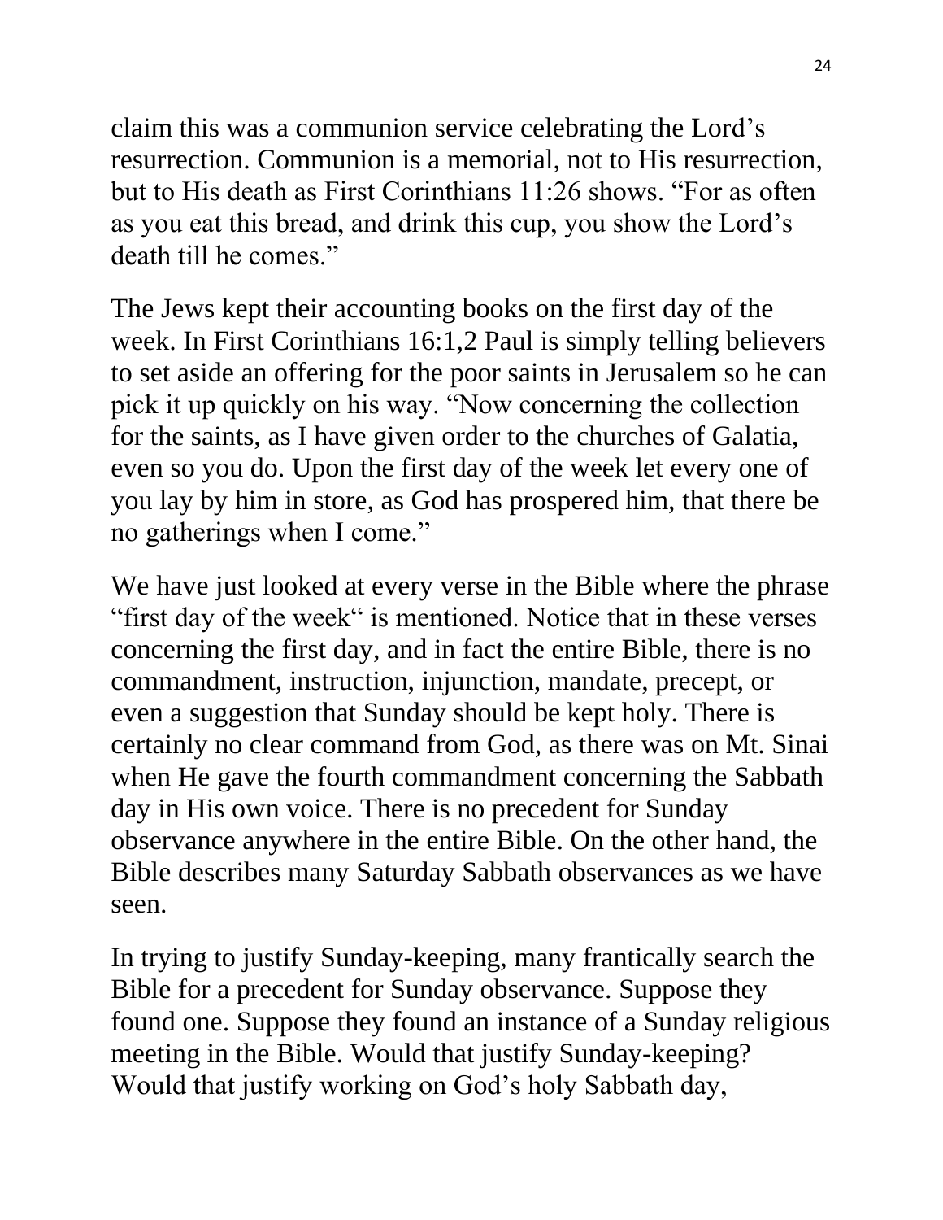claim this was a communion service celebrating the Lord's resurrection. Communion is a memorial, not to His resurrection, but to His death as First Corinthians 11:26 shows. "For as often as you eat this bread, and drink this cup, you show the Lord's death till he comes."

The Jews kept their accounting books on the first day of the week. In First Corinthians 16:1,2 Paul is simply telling believers to set aside an offering for the poor saints in Jerusalem so he can pick it up quickly on his way. "Now concerning the collection for the saints, as I have given order to the churches of Galatia, even so you do. Upon the first day of the week let every one of you lay by him in store, as God has prospered him, that there be no gatherings when I come."

We have just looked at every verse in the Bible where the phrase "first day of the week" is mentioned. Notice that in these verses concerning the first day, and in fact the entire Bible, there is no commandment, instruction, injunction, mandate, precept, or even a suggestion that Sunday should be kept holy. There is certainly no clear command from God, as there was on Mt. Sinai when He gave the fourth commandment concerning the Sabbath day in His own voice. There is no precedent for Sunday observance anywhere in the entire Bible. On the other hand, the Bible describes many Saturday Sabbath observances as we have seen.

In trying to justify Sunday-keeping, many frantically search the Bible for a precedent for Sunday observance. Suppose they found one. Suppose they found an instance of a Sunday religious meeting in the Bible. Would that justify Sunday-keeping? Would that justify working on God's holy Sabbath day,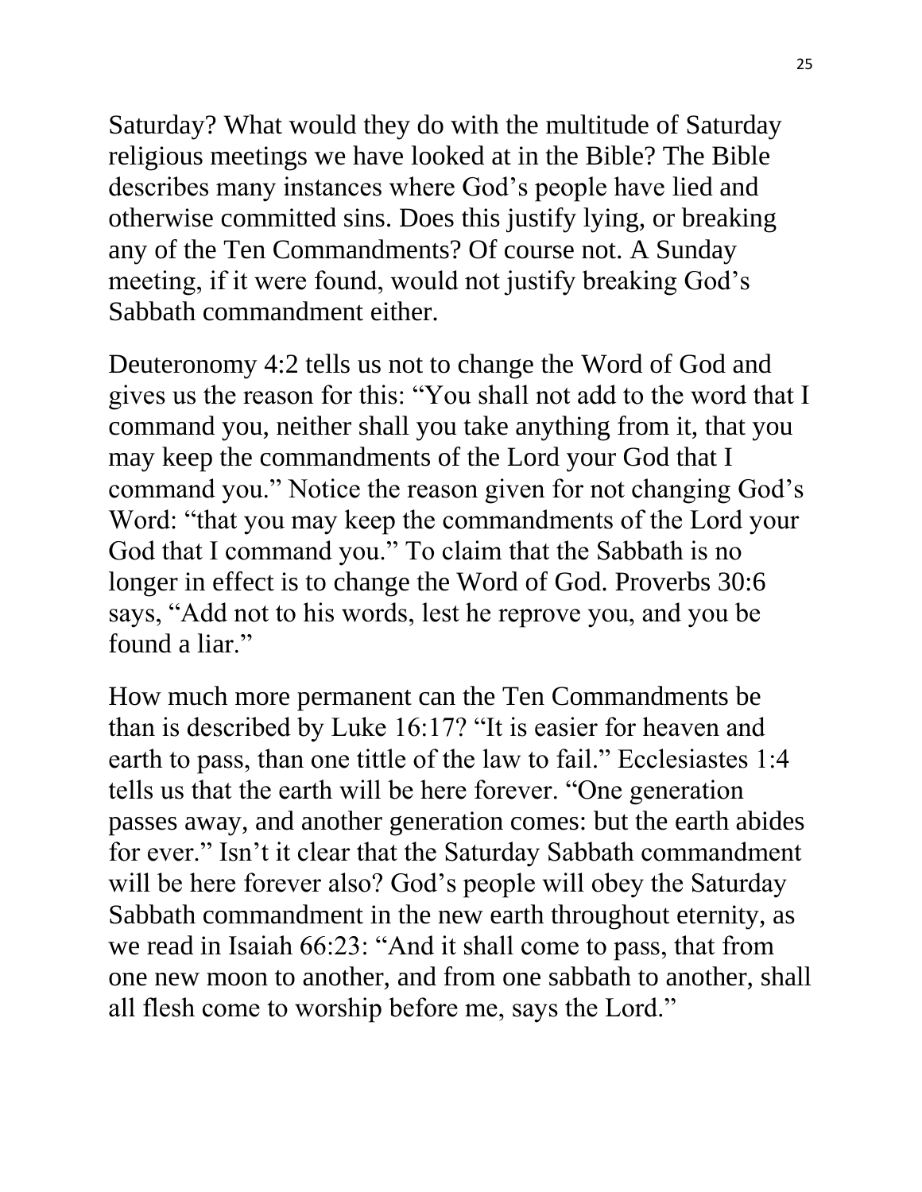Saturday? What would they do with the multitude of Saturday religious meetings we have looked at in the Bible? The Bible describes many instances where God's people have lied and otherwise committed sins. Does this justify lying, or breaking any of the Ten Commandments? Of course not. A Sunday meeting, if it were found, would not justify breaking God's Sabbath commandment either.

Deuteronomy 4:2 tells us not to change the Word of God and gives us the reason for this: "You shall not add to the word that I command you, neither shall you take anything from it, that you may keep the commandments of the Lord your God that I command you." Notice the reason given for not changing God's Word: "that you may keep the commandments of the Lord your God that I command you." To claim that the Sabbath is no longer in effect is to change the Word of God. Proverbs 30:6 says, "Add not to his words, lest he reprove you, and you be found a liar."

How much more permanent can the Ten Commandments be than is described by Luke 16:17? "It is easier for heaven and earth to pass, than one tittle of the law to fail." Ecclesiastes 1:4 tells us that the earth will be here forever. "One generation passes away, and another generation comes: but the earth abides for ever." Isn't it clear that the Saturday Sabbath commandment will be here forever also? God's people will obey the Saturday Sabbath commandment in the new earth throughout eternity, as we read in Isaiah 66:23: "And it shall come to pass, that from one new moon to another, and from one sabbath to another, shall all flesh come to worship before me, says the Lord."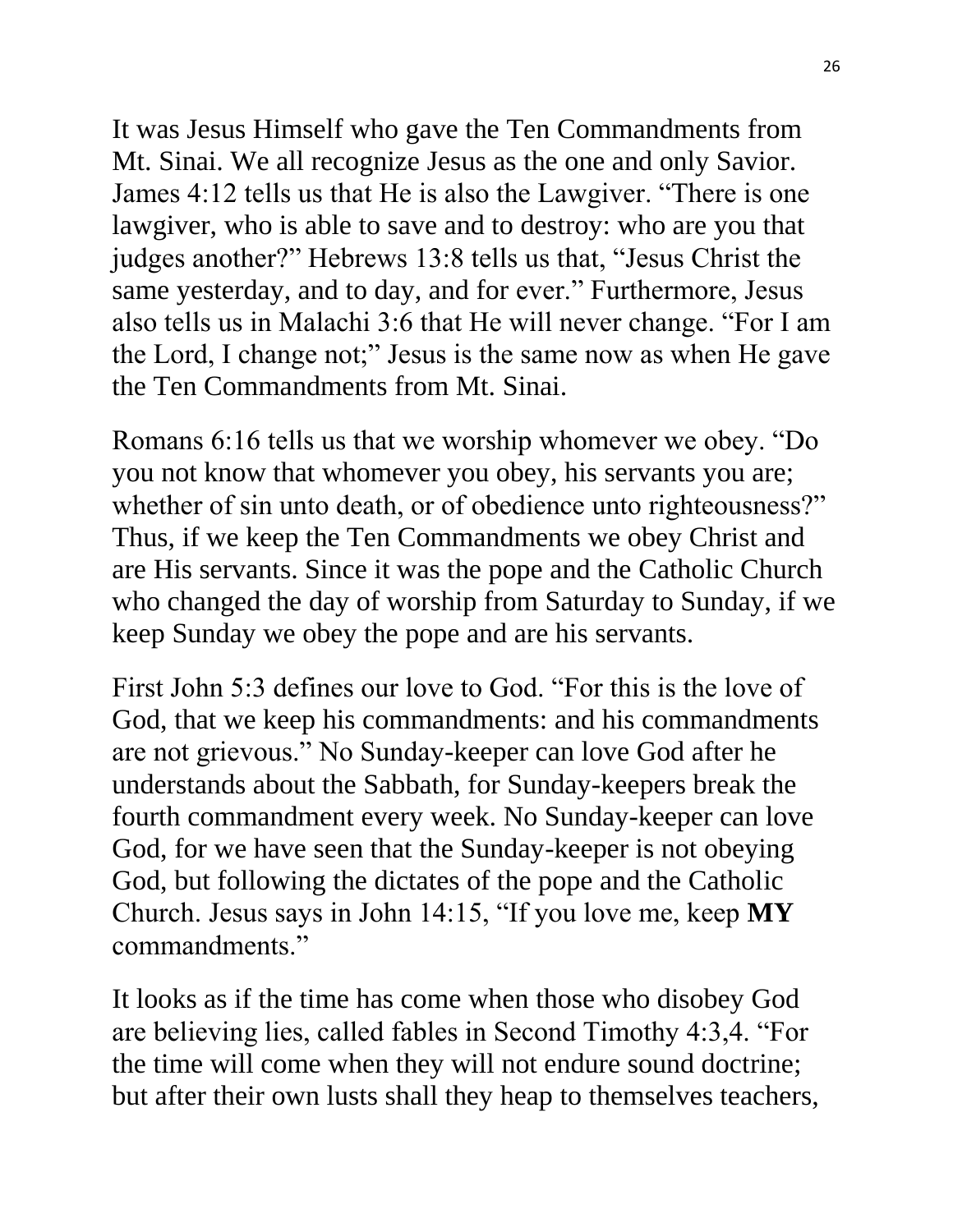It was Jesus Himself who gave the Ten Commandments from Mt. Sinai. We all recognize Jesus as the one and only Savior. James 4:12 tells us that He is also the Lawgiver. "There is one lawgiver, who is able to save and to destroy: who are you that judges another?" Hebrews 13:8 tells us that, "Jesus Christ the same yesterday, and to day, and for ever." Furthermore, Jesus also tells us in Malachi 3:6 that He will never change. "For I am the Lord, I change not;" Jesus is the same now as when He gave the Ten Commandments from Mt. Sinai.

Romans 6:16 tells us that we worship whomever we obey. "Do you not know that whomever you obey, his servants you are; whether of sin unto death, or of obedience unto righteousness?" Thus, if we keep the Ten Commandments we obey Christ and are His servants. Since it was the pope and the Catholic Church who changed the day of worship from Saturday to Sunday, if we keep Sunday we obey the pope and are his servants.

First John 5:3 defines our love to God. "For this is the love of God, that we keep his commandments: and his commandments are not grievous." No Sunday-keeper can love God after he understands about the Sabbath, for Sunday-keepers break the fourth commandment every week. No Sunday-keeper can love God, for we have seen that the Sunday-keeper is not obeying God, but following the dictates of the pope and the Catholic Church. Jesus says in John 14:15, "If you love me, keep **MY** commandments."

It looks as if the time has come when those who disobey God are believing lies, called fables in Second Timothy 4:3,4. "For the time will come when they will not endure sound doctrine; but after their own lusts shall they heap to themselves teachers,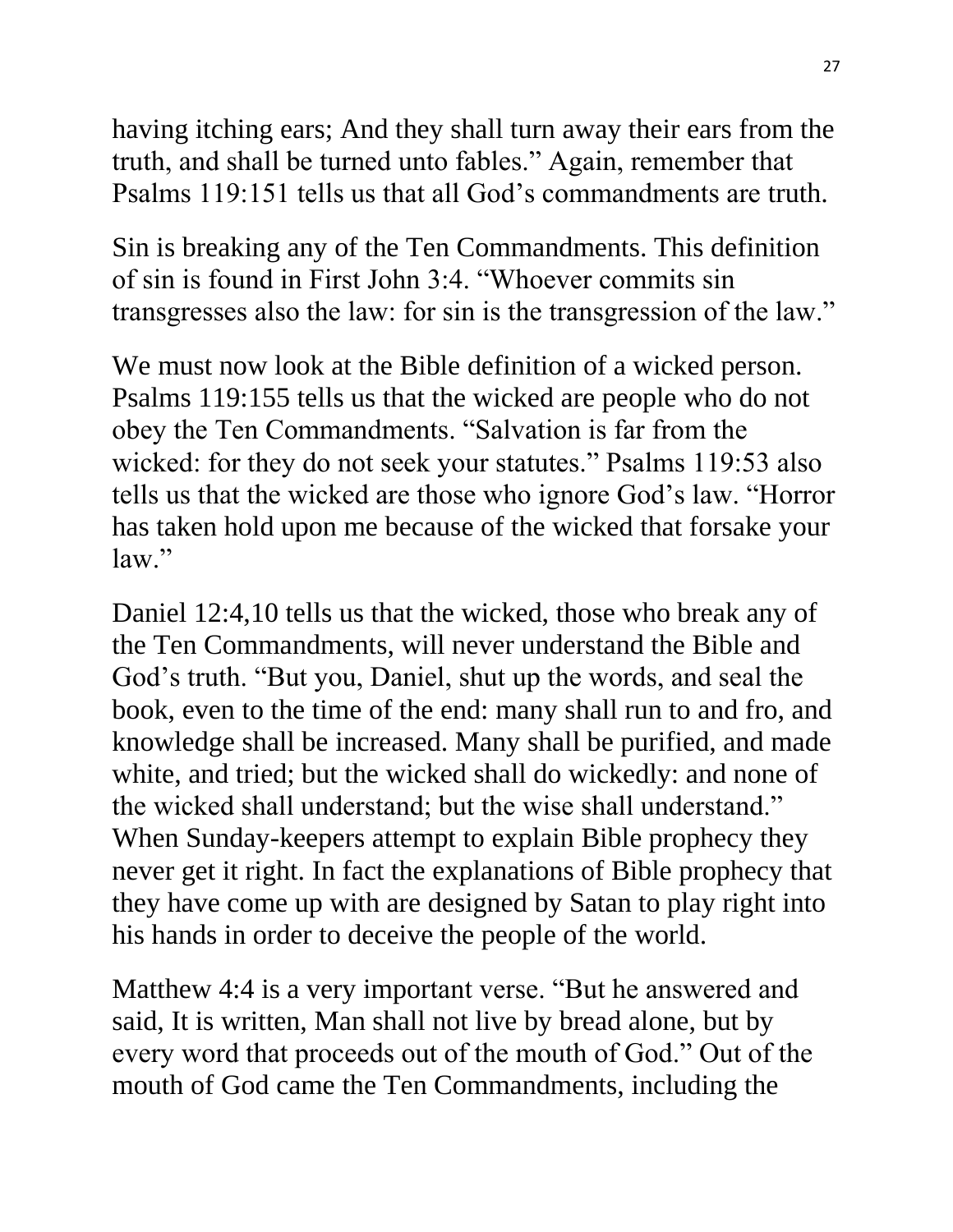having itching ears; And they shall turn away their ears from the truth, and shall be turned unto fables." Again, remember that Psalms 119:151 tells us that all God's commandments are truth.

Sin is breaking any of the Ten Commandments. This definition of sin is found in First John 3:4. "Whoever commits sin transgresses also the law: for sin is the transgression of the law."

We must now look at the Bible definition of a wicked person. Psalms 119:155 tells us that the wicked are people who do not obey the Ten Commandments. "Salvation is far from the wicked: for they do not seek your statutes." Psalms 119:53 also tells us that the wicked are those who ignore God's law. "Horror has taken hold upon me because of the wicked that forsake your law."

Daniel 12:4,10 tells us that the wicked, those who break any of the Ten Commandments, will never understand the Bible and God's truth. "But you, Daniel, shut up the words, and seal the book, even to the time of the end: many shall run to and fro, and knowledge shall be increased. Many shall be purified, and made white, and tried; but the wicked shall do wickedly: and none of the wicked shall understand; but the wise shall understand." When Sunday-keepers attempt to explain Bible prophecy they never get it right. In fact the explanations of Bible prophecy that they have come up with are designed by Satan to play right into his hands in order to deceive the people of the world.

Matthew 4:4 is a very important verse. "But he answered and said, It is written, Man shall not live by bread alone, but by every word that proceeds out of the mouth of God." Out of the mouth of God came the Ten Commandments, including the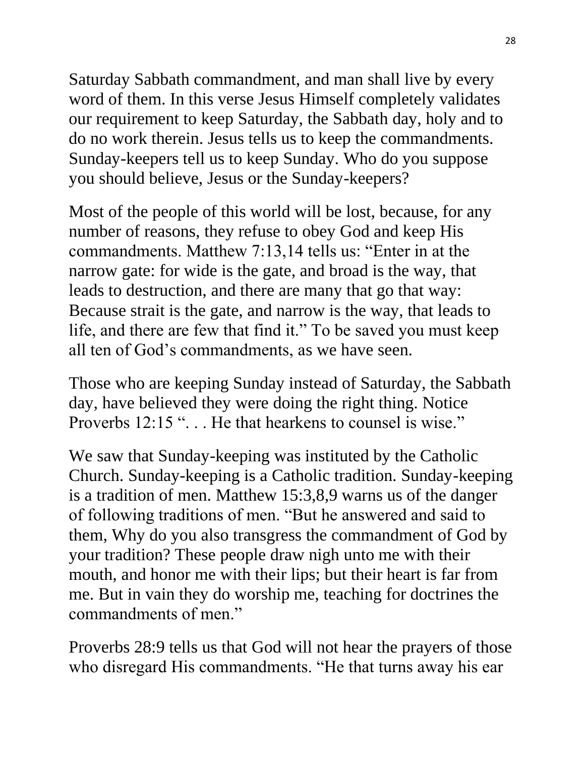Saturday Sabbath commandment, and man shall live by every word of them. In this verse Jesus Himself completely validates our requirement to keep Saturday, the Sabbath day, holy and to do no work therein. Jesus tells us to keep the commandments. Sunday-keepers tell us to keep Sunday. Who do you suppose you should believe, Jesus or the Sunday-keepers?

Most of the people of this world will be lost, because, for any number of reasons, they refuse to obey God and keep His commandments. Matthew 7:13,14 tells us: "Enter in at the narrow gate: for wide is the gate, and broad is the way, that leads to destruction, and there are many that go that way: Because strait is the gate, and narrow is the way, that leads to life, and there are few that find it." To be saved you must keep all ten of God's commandments, as we have seen.

Those who are keeping Sunday instead of Saturday, the Sabbath day, have believed they were doing the right thing. Notice Proverbs 12:15 ". . . He that hearkens to counsel is wise."

We saw that Sunday-keeping was instituted by the Catholic Church. Sunday-keeping is a Catholic tradition. Sunday-keeping is a tradition of men. Matthew 15:3,8,9 warns us of the danger of following traditions of men. "But he answered and said to them, Why do you also transgress the commandment of God by your tradition? These people draw nigh unto me with their mouth, and honor me with their lips; but their heart is far from me. But in vain they do worship me, teaching for doctrines the commandments of men."

Proverbs 28:9 tells us that God will not hear the prayers of those who disregard His commandments. "He that turns away his ear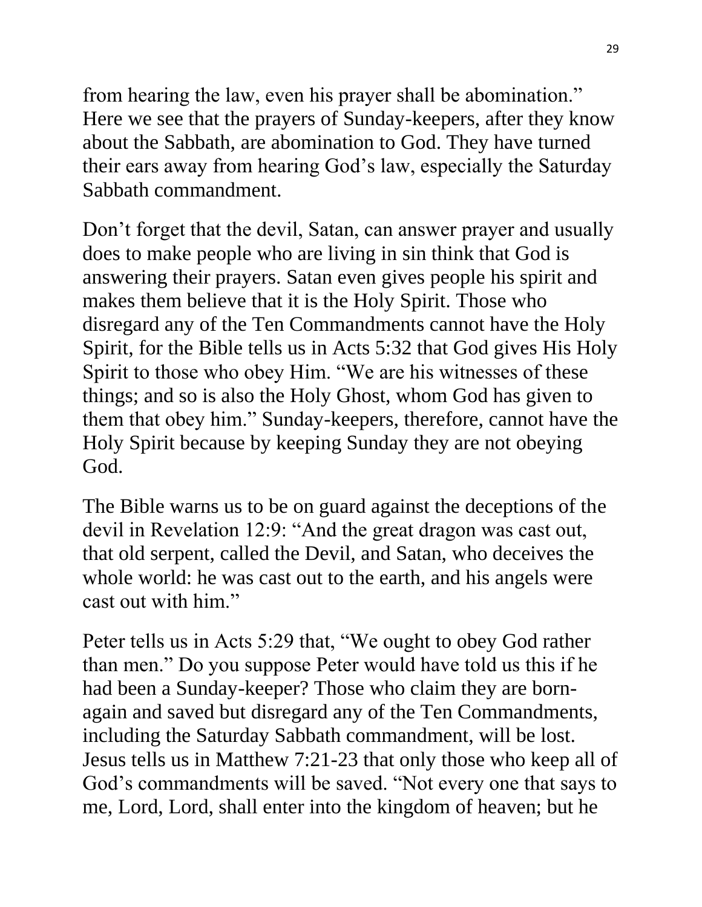from hearing the law, even his prayer shall be abomination." Here we see that the prayers of Sunday-keepers, after they know about the Sabbath, are abomination to God. They have turned their ears away from hearing God's law, especially the Saturday Sabbath commandment.

Don't forget that the devil, Satan, can answer prayer and usually does to make people who are living in sin think that God is answering their prayers. Satan even gives people his spirit and makes them believe that it is the Holy Spirit. Those who disregard any of the Ten Commandments cannot have the Holy Spirit, for the Bible tells us in Acts 5:32 that God gives His Holy Spirit to those who obey Him. "We are his witnesses of these things; and so is also the Holy Ghost, whom God has given to them that obey him." Sunday-keepers, therefore, cannot have the Holy Spirit because by keeping Sunday they are not obeying God.

The Bible warns us to be on guard against the deceptions of the devil in Revelation 12:9: "And the great dragon was cast out, that old serpent, called the Devil, and Satan, who deceives the whole world: he was cast out to the earth, and his angels were cast out with him."

Peter tells us in Acts 5:29 that, "We ought to obey God rather than men." Do you suppose Peter would have told us this if he had been a Sunday-keeper? Those who claim they are born-again and saved but disregard any of the Ten Commandments, including the Saturday Sabbath commandment, will be lost. Jesus tells us in Matthew 7:21-23 that only those who keep all of God's commandments will be saved. "Not every one that says to me, Lord, Lord, shall enter into the kingdom of heaven; but he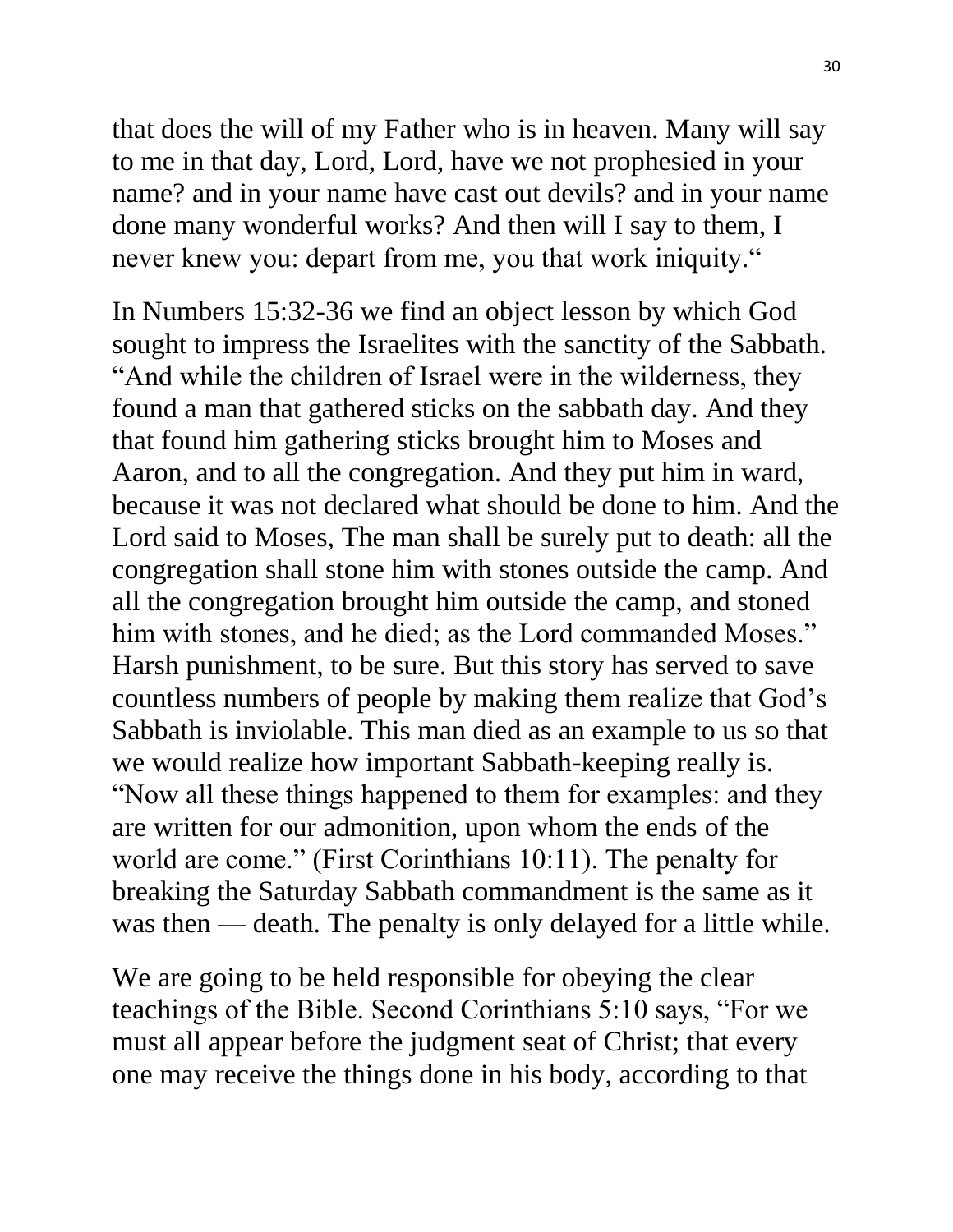that does the will of my Father who is in heaven. Many will say to me in that day, Lord, Lord, have we not prophesied in your name? and in your name have cast out devils? and in your name done many wonderful works? And then will I say to them, I never knew you: depart from me, you that work iniquity."

In Numbers 15:32-36 we find an object lesson by which God sought to impress the Israelites with the sanctity of the Sabbath. "And while the children of Israel were in the wilderness, they found a man that gathered sticks on the sabbath day. And they that found him gathering sticks brought him to Moses and Aaron, and to all the congregation. And they put him in ward, because it was not declared what should be done to him. And the Lord said to Moses, The man shall be surely put to death: all the congregation shall stone him with stones outside the camp. And all the congregation brought him outside the camp, and stoned him with stones, and he died; as the Lord commanded Moses." Harsh punishment, to be sure. But this story has served to save countless numbers of people by making them realize that God's Sabbath is inviolable. This man died as an example to us so that we would realize how important Sabbath-keeping really is. "Now all these things happened to them for examples: and they are written for our admonition, upon whom the ends of the world are come." (First Corinthians 10:11). The penalty for breaking the Saturday Sabbath commandment is the same as it was then — death. The penalty is only delayed for a little while.

We are going to be held responsible for obeying the clear teachings of the Bible. Second Corinthians 5:10 says, "For we must all appear before the judgment seat of Christ; that every one may receive the things done in his body, according to that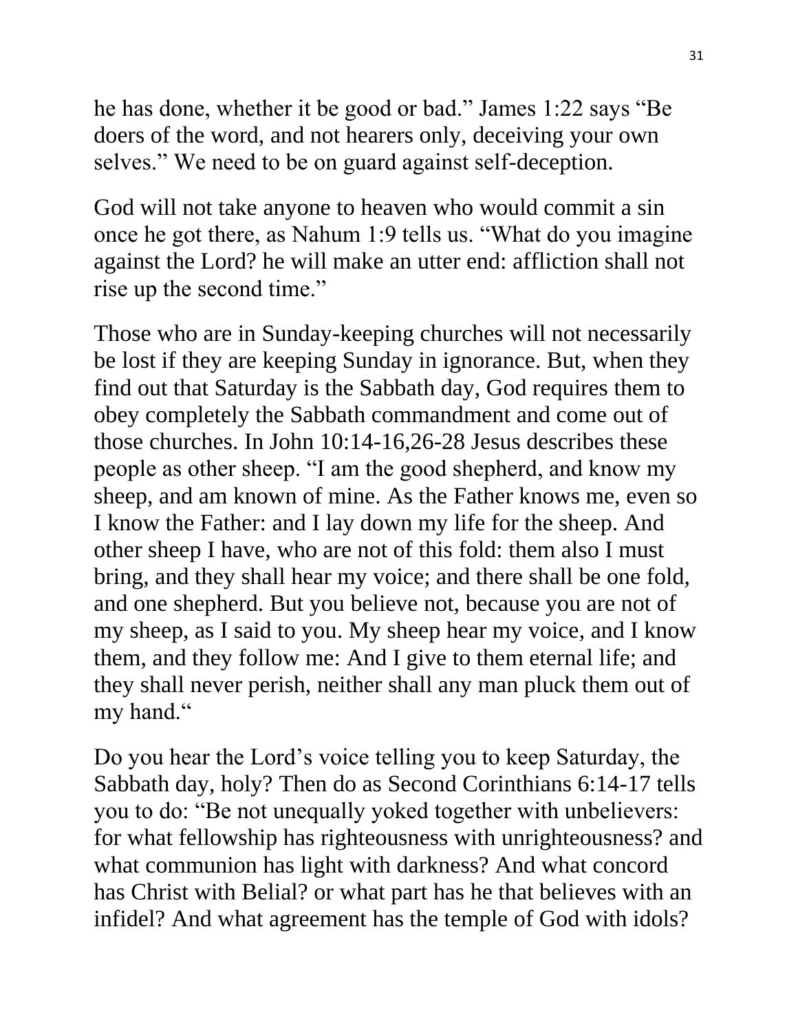he has done, whether it be good or bad." James 1:22 says "Be doers of the word, and not hearers only, deceiving your own selves." We need to be on guard against self-deception.

God will not take anyone to heaven who would commit a sin once he got there, as Nahum 1:9 tells us. "What do you imagine against the Lord? he will make an utter end: affliction shall not rise up the second time."

Those who are in Sunday-keeping churches will not necessarily be lost if they are keeping Sunday in ignorance. But, when they find out that Saturday is the Sabbath day, God requires them to obey completely the Sabbath commandment and come out of those churches. In John 10:14-16,26-28 Jesus describes these people as other sheep. "I am the good shepherd, and know my sheep, and am known of mine. As the Father knows me, even so I know the Father: and I lay down my life for the sheep. And other sheep I have, who are not of this fold: them also I must bring, and they shall hear my voice; and there shall be one fold, and one shepherd. But you believe not, because you are not of my sheep, as I said to you. My sheep hear my voice, and I know them, and they follow me: And I give to them eternal life; and they shall never perish, neither shall any man pluck them out of my hand."

Do you hear the Lord's voice telling you to keep Saturday, the Sabbath day, holy? Then do as Second Corinthians 6:14-17 tells you to do: "Be not unequally yoked together with unbelievers: for what fellowship has righteousness with unrighteousness? and what communion has light with darkness? And what concord has Christ with Belial? or what part has he that believes with an infidel? And what agreement has the temple of God with idols?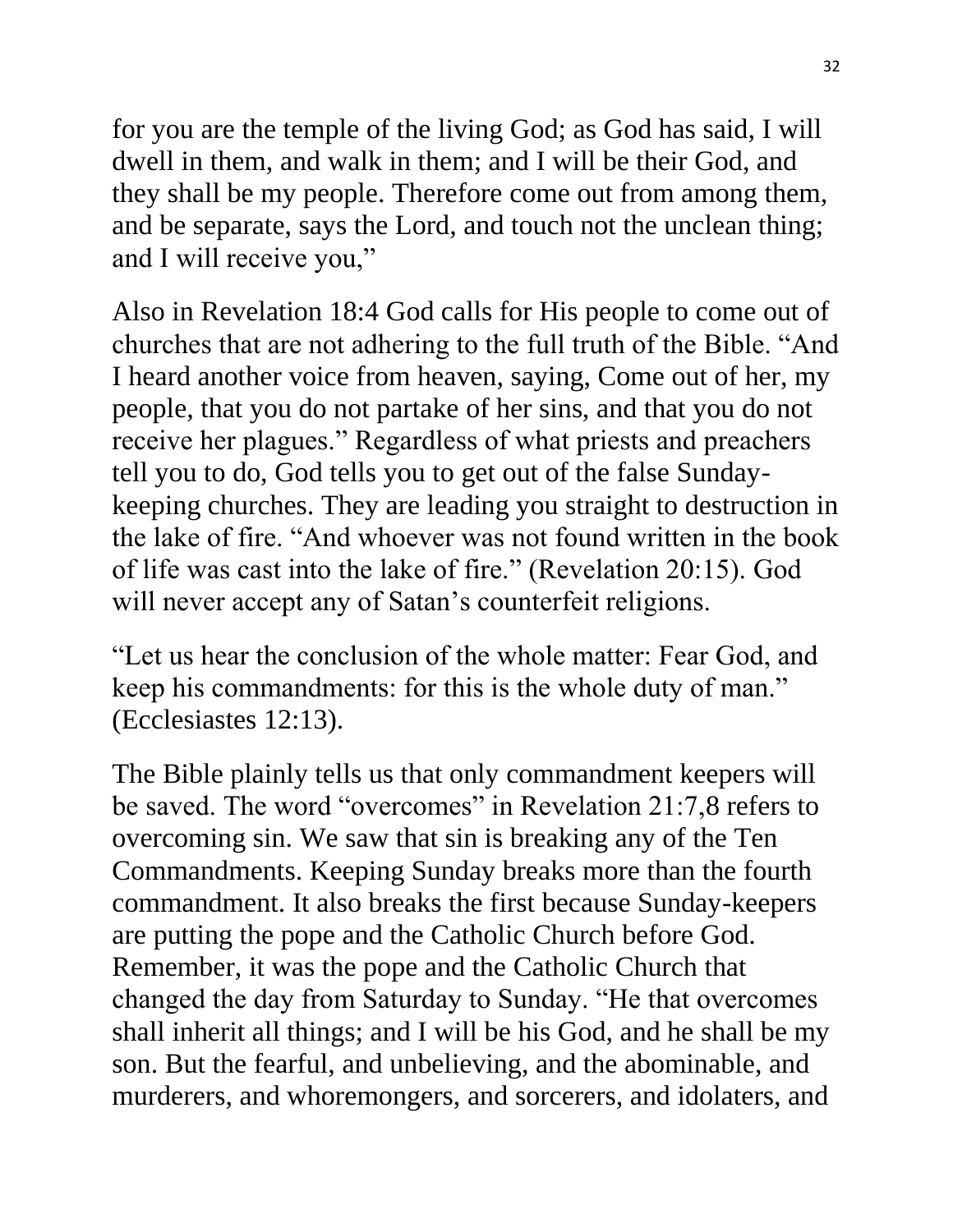for you are the temple of the living God; as God has said, I will dwell in them, and walk in them; and I will be their God, and they shall be my people. Therefore come out from among them, and be separate, says the Lord, and touch not the unclean thing; and I will receive you,"

Also in Revelation 18:4 God calls for His people to come out of churches that are not adhering to the full truth of the Bible. "And I heard another voice from heaven, saying, Come out of her, my people, that you do not partake of her sins, and that you do not receive her plagues." Regardless of what priests and preachers tell you to do, God tells you to get out of the false Sunday-keeping churches. They are leading you straight to destruction in the lake of fire. "And whoever was not found written in the book of life was cast into the lake of fire." (Revelation 20:15). God will never accept any of Satan's counterfeit religions.

"Let us hear the conclusion of the whole matter: Fear God, and keep his commandments: for this is the whole duty of man." (Ecclesiastes 12:13).

The Bible plainly tells us that only commandment keepers will be saved. The word "overcomes" in Revelation 21:7,8 refers to overcoming sin. We saw that sin is breaking any of the Ten Commandments. Keeping Sunday breaks more than the fourth commandment. It also breaks the first because Sunday-keepers are putting the pope and the Catholic Church before God. Remember, it was the pope and the Catholic Church that changed the day from Saturday to Sunday. "He that overcomes shall inherit all things; and I will be his God, and he shall be my son. But the fearful, and unbelieving, and the abominable, and murderers, and whoremongers, and sorcerers, and idolaters, and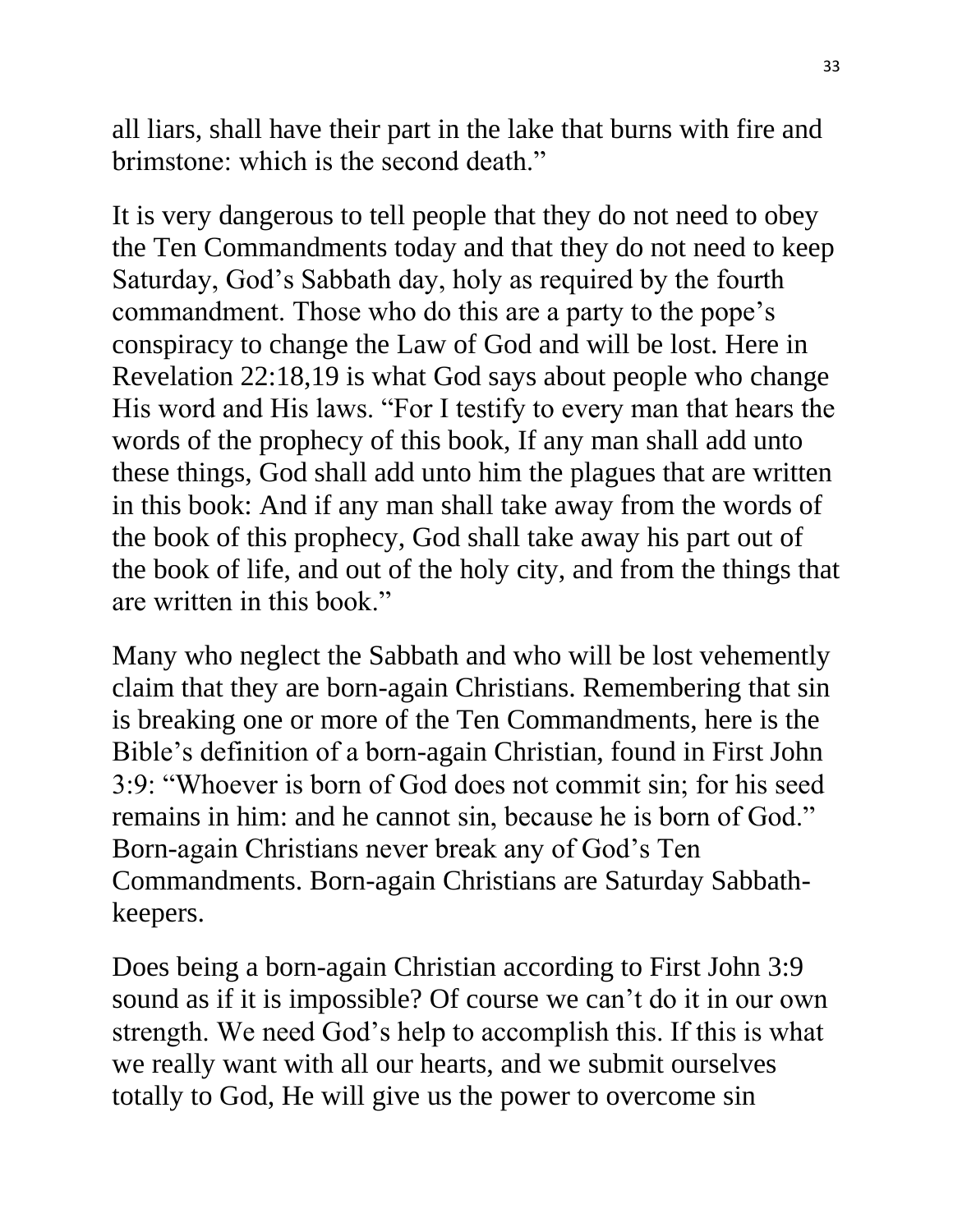all liars, shall have their part in the lake that burns with fire and brimstone: which is the second death."

It is very dangerous to tell people that they do not need to obey the Ten Commandments today and that they do not need to keep Saturday, God's Sabbath day, holy as required by the fourth commandment. Those who do this are a party to the pope's conspiracy to change the Law of God and will be lost. Here in Revelation 22:18,19 is what God says about people who change His word and His laws. "For I testify to every man that hears the words of the prophecy of this book, If any man shall add unto these things, God shall add unto him the plagues that are written in this book: And if any man shall take away from the words of the book of this prophecy, God shall take away his part out of the book of life, and out of the holy city, and from the things that are written in this book."

Many who neglect the Sabbath and who will be lost vehemently claim that they are born-again Christians. Remembering that sin is breaking one or more of the Ten Commandments, here is the Bible's definition of a born-again Christian, found in First John 3:9: "Whoever is born of God does not commit sin; for his seed remains in him: and he cannot sin, because he is born of God." Born-again Christians never break any of God's Ten Commandments. Born-again Christians are Saturday Sabbath-keepers.

Does being a born-again Christian according to First John 3:9 sound as if it is impossible? Of course we can't do it in our own strength. We need God's help to accomplish this. If this is what we really want with all our hearts, and we submit ourselves totally to God, He will give us the power to overcome sin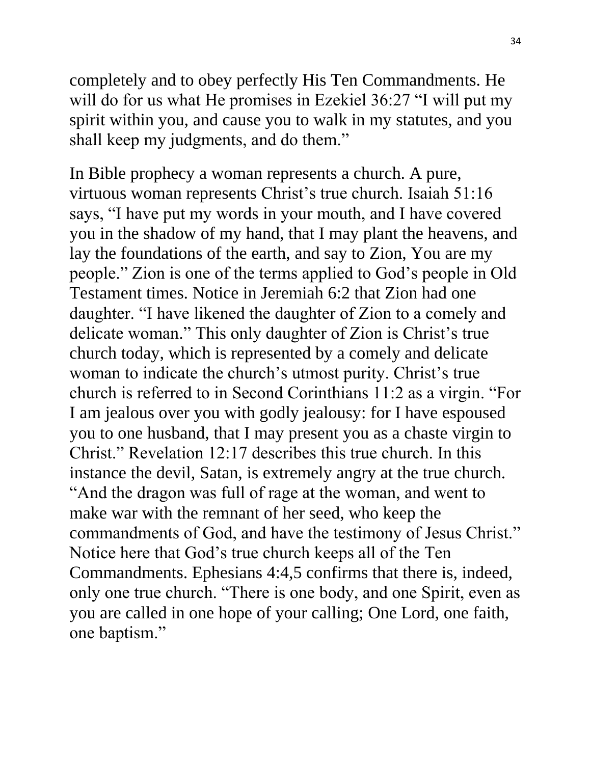completely and to obey perfectly His Ten Commandments. He will do for us what He promises in Ezekiel 36:27 “I will put my spirit within you, and cause you to walk in my statutes, and you shall keep my judgments, and do them.”

In Bible prophecy a woman represents a church. A pure, virtuous woman represents Christ’s true church. Isaiah 51:16 says, “I have put my words in your mouth, and I have covered you in the shadow of my hand, that I may plant the heavens, and lay the foundations of the earth, and say to Zion, You are my people.” Zion is one of the terms applied to God’s people in Old Testament times. Notice in Jeremiah 6:2 that Zion had one daughter. “I have likened the daughter of Zion to a comely and delicate woman.” This only daughter of Zion is Christ’s true church today, which is represented by a comely and delicate woman to indicate the church’s utmost purity. Christ’s true church is referred to in Second Corinthians 11:2 as a virgin. “For I am jealous over you with godly jealousy: for I have espoused you to one husband, that I may present you as a chaste virgin to Christ.” Revelation 12:17 describes this true church. In this instance the devil, Satan, is extremely angry at the true church. “And the dragon was full of rage at the woman, and went to make war with the remnant of her seed, who keep the commandments of God, and have the testimony of Jesus Christ.” Notice here that God’s true church keeps all of the Ten Commandments. Ephesians 4:4,5 confirms that there is, indeed, only one true church. “There is one body, and one Spirit, even as you are called in one hope of your calling; One Lord, one faith, one baptism.”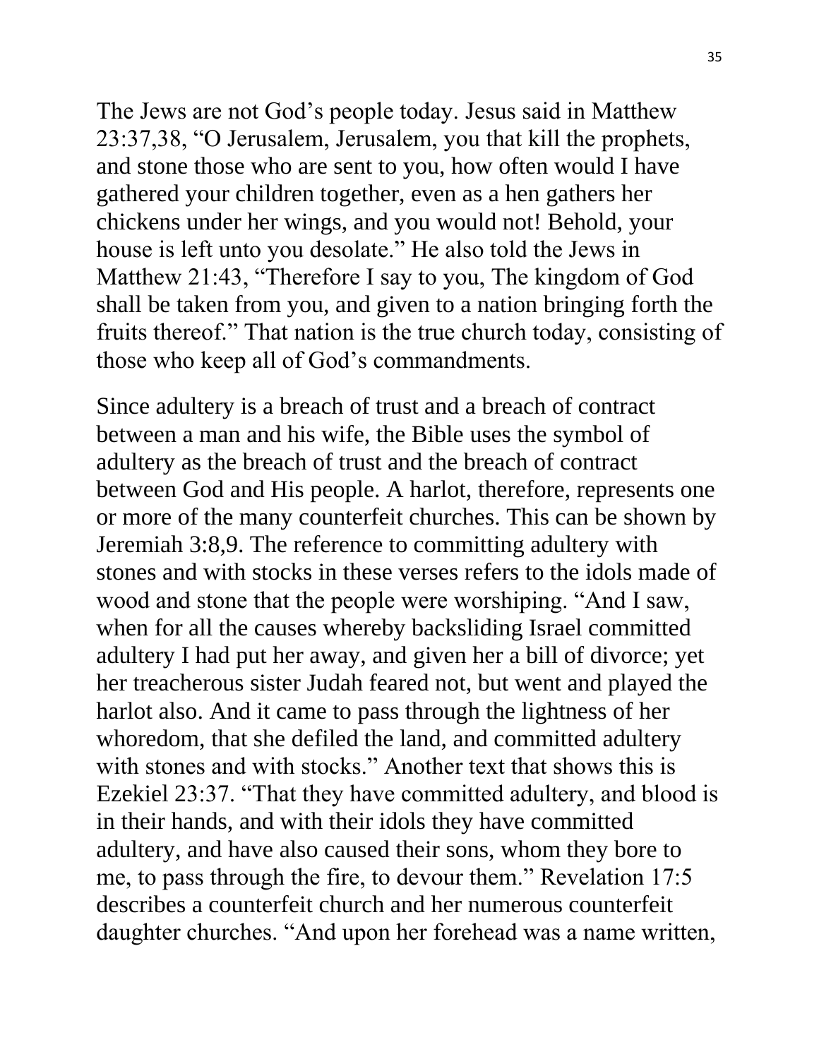The Jews are not God's people today. Jesus said in Matthew 23:37,38, "O Jerusalem, Jerusalem, you that kill the prophets, and stone those who are sent to you, how often would I have gathered your children together, even as a hen gathers her chickens under her wings, and you would not! Behold, your house is left unto you desolate." He also told the Jews in Matthew 21:43, "Therefore I say to you, The kingdom of God shall be taken from you, and given to a nation bringing forth the fruits thereof." That nation is the true church today, consisting of those who keep all of God's commandments.

Since adultery is a breach of trust and a breach of contract between a man and his wife, the Bible uses the symbol of adultery as the breach of trust and the breach of contract between God and His people. A harlot, therefore, represents one or more of the many counterfeit churches. This can be shown by Jeremiah 3:8,9. The reference to committing adultery with stones and with stocks in these verses refers to the idols made of wood and stone that the people were worshiping. "And I saw, when for all the causes whereby backsliding Israel committed adultery I had put her away, and given her a bill of divorce; yet her treacherous sister Judah feared not, but went and played the harlot also. And it came to pass through the lightness of her whoredom, that she defiled the land, and committed adultery with stones and with stocks." Another text that shows this is Ezekiel 23:37. "That they have committed adultery, and blood is in their hands, and with their idols they have committed adultery, and have also caused their sons, whom they bore to me, to pass through the fire, to devour them." Revelation 17:5 describes a counterfeit church and her numerous counterfeit daughter churches. "And upon her forehead was a name written,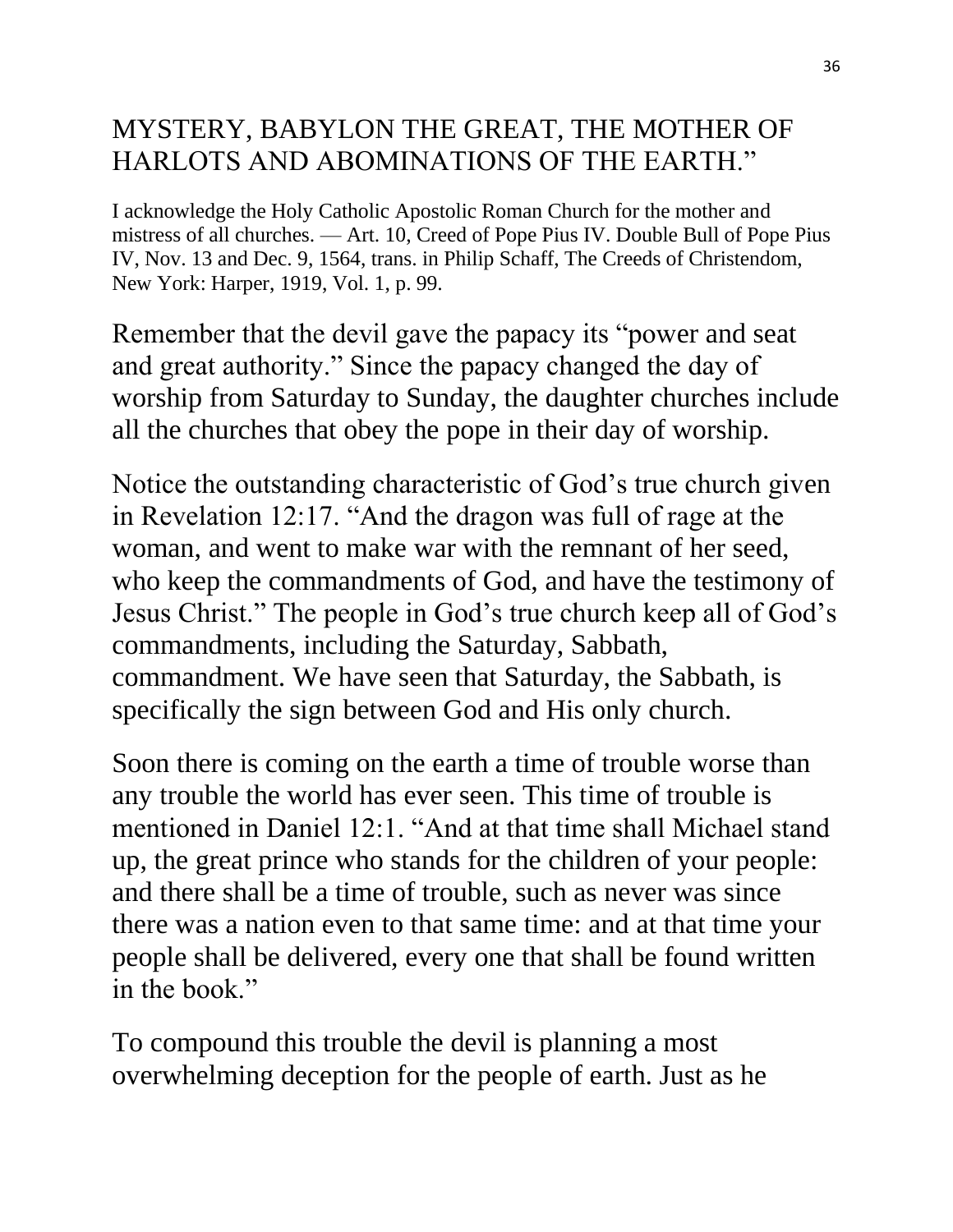MYSTERY, BABYLON THE GREAT, THE MOTHER OF HARLOTS AND ABOMINATIONS OF THE EARTH."

I acknowledge the Holy Catholic Apostolic Roman Church for the mother and mistress of all churches. — Art. 10, Creed of Pope Pius IV. Double Bull of Pope Pius IV, Nov. 13 and Dec. 9, 1564, trans. in Philip Schaff, The Creeds of Christendom, New York: Harper, 1919, Vol. 1, p. 99.

Remember that the devil gave the papacy its "power and seat and great authority." Since the papacy changed the day of worship from Saturday to Sunday, the daughter churches include all the churches that obey the pope in their day of worship.

Notice the outstanding characteristic of God's true church given in Revelation 12:17. "And the dragon was full of rage at the woman, and went to make war with the remnant of her seed, who keep the commandments of God, and have the testimony of Jesus Christ." The people in God's true church keep all of God's commandments, including the Saturday, Sabbath, commandment. We have seen that Saturday, the Sabbath, is specifically the sign between God and His only church.

Soon there is coming on the earth a time of trouble worse than any trouble the world has ever seen. This time of trouble is mentioned in Daniel 12:1. "And at that time shall Michael stand up, the great prince who stands for the children of your people: and there shall be a time of trouble, such as never was since there was a nation even to that same time: and at that time your people shall be delivered, every one that shall be found written in the book."

To compound this trouble the devil is planning a most overwhelming deception for the people of earth. Just as he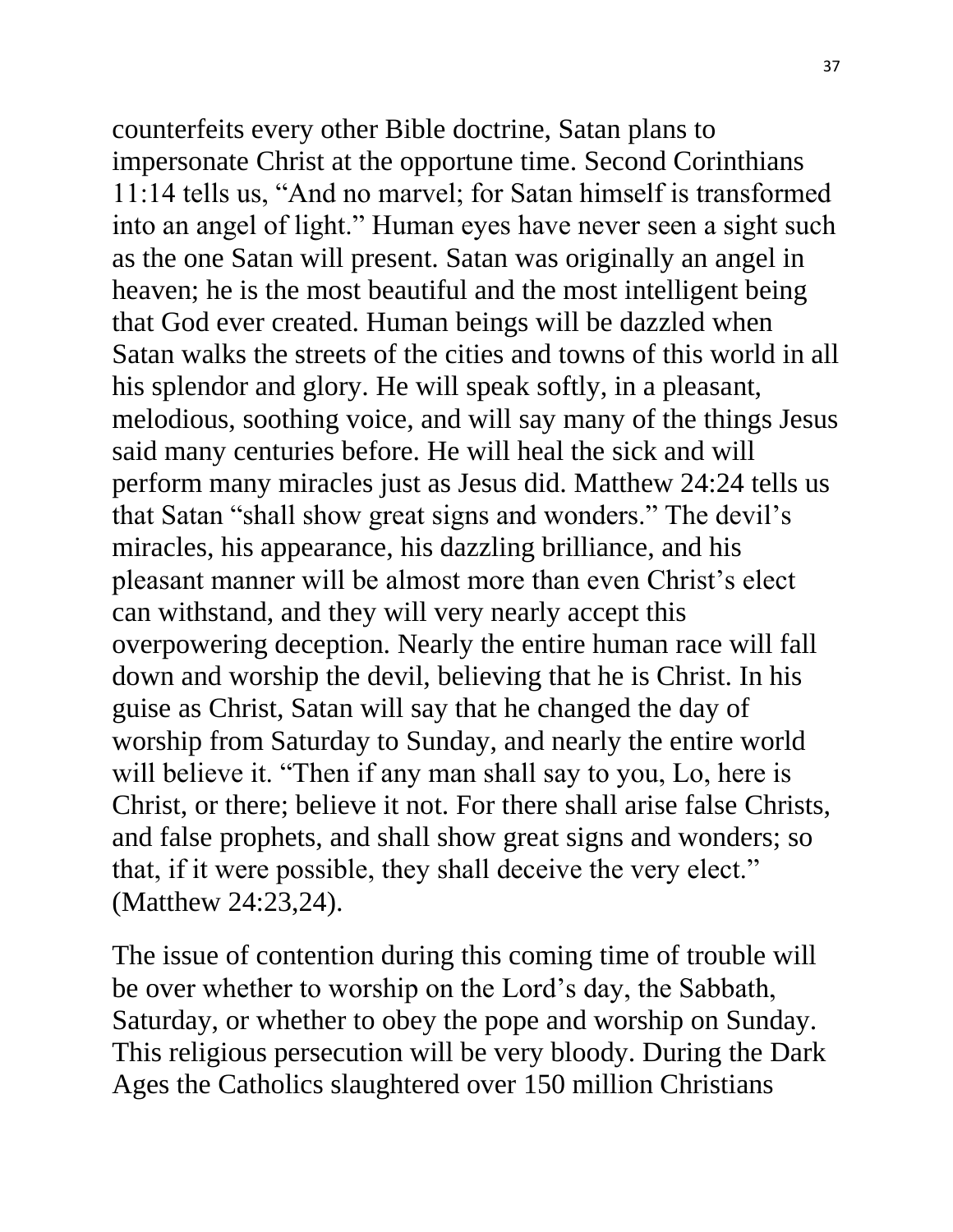counterfeits every other Bible doctrine, Satan plans to impersonate Christ at the opportune time. Second Corinthians 11:14 tells us, “And no marvel; for Satan himself is transformed into an angel of light.” Human eyes have never seen a sight such as the one Satan will present. Satan was originally an angel in heaven; he is the most beautiful and the most intelligent being that God ever created. Human beings will be dazzled when Satan walks the streets of the cities and towns of this world in all his splendor and glory. He will speak softly, in a pleasant, melodious, soothing voice, and will say many of the things Jesus said many centuries before. He will heal the sick and will perform many miracles just as Jesus did. Matthew 24:24 tells us that Satan “shall show great signs and wonders.” The devil’s miracles, his appearance, his dazzling brilliance, and his pleasant manner will be almost more than even Christ’s elect can withstand, and they will very nearly accept this overpowering deception. Nearly the entire human race will fall down and worship the devil, believing that he is Christ. In his guise as Christ, Satan will say that he changed the day of worship from Saturday to Sunday, and nearly the entire world will believe it. “Then if any man shall say to you, Lo, here is Christ, or there; believe it not. For there shall arise false Christs, and false prophets, and shall show great signs and wonders; so that, if it were possible, they shall deceive the very elect.” (Matthew 24:23,24).

The issue of contention during this coming time of trouble will be over whether to worship on the Lord’s day, the Sabbath, Saturday, or whether to obey the pope and worship on Sunday. This religious persecution will be very bloody. During the Dark Ages the Catholics slaughtered over 150 million Christians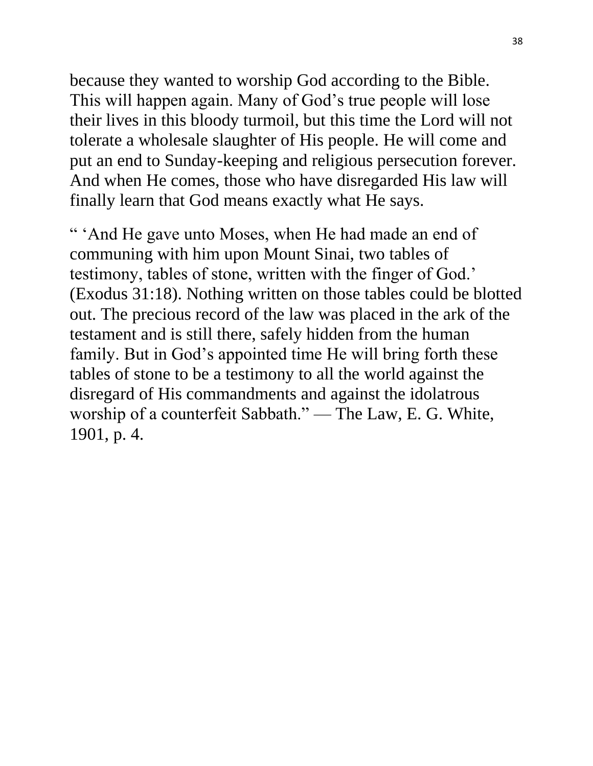because they wanted to worship God according to the Bible. This will happen again. Many of God's true people will lose their lives in this bloody turmoil, but this time the Lord will not tolerate a wholesale slaughter of His people. He will come and put an end to Sunday-keeping and religious persecution forever. And when He comes, those who have disregarded His law will finally learn that God means exactly what He says.

" 'And He gave unto Moses, when He had made an end of communing with him upon Mount Sinai, two tables of testimony, tables of stone, written with the finger of God.' (Exodus 31:18). Nothing written on those tables could be blotted out. The precious record of the law was placed in the ark of the testament and is still there, safely hidden from the human family. But in God's appointed time He will bring forth these tables of stone to be a testimony to all the world against the disregard of His commandments and against the idolatrous worship of a counterfeit Sabbath." — The Law, E. G. White, 1901, p. 4.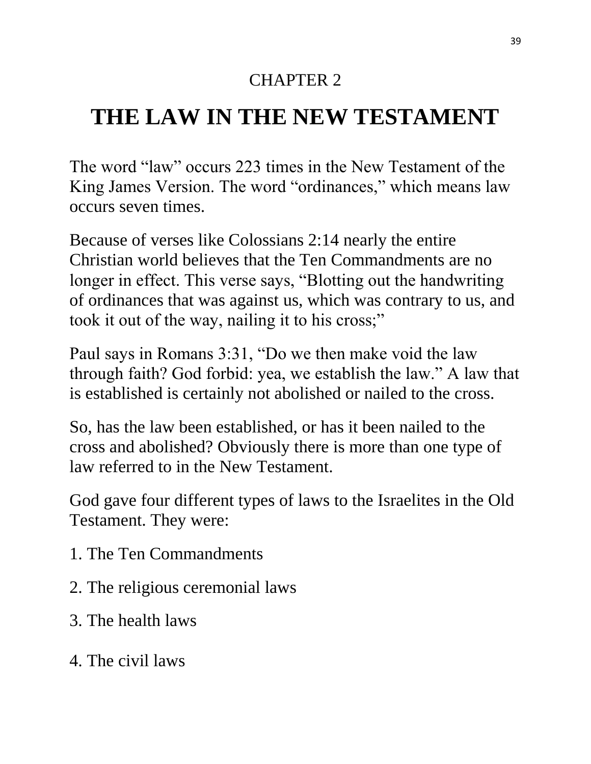CHAPTER 2

# THE LAW IN THE NEW TESTAMENT

The word “law” occurs 223 times in the New Testament of the King James Version. The word “ordinances,” which means law occurs seven times.

Because of verses like Colossians 2:14 nearly the entire Christian world believes that the Ten Commandments are no longer in effect. This verse says, “Blotting out the handwriting of ordinances that was against us, which was contrary to us, and took it out of the way, nailing it to his cross;”

Paul says in Romans 3:31, “Do we then make void the law through faith? God forbid: yea, we establish the law.” A law that is established is certainly not abolished or nailed to the cross.

So, has the law been established, or has it been nailed to the cross and abolished? Obviously there is more than one type of law referred to in the New Testament.

God gave four different types of laws to the Israelites in the Old Testament. They were:

1. The Ten Commandments

2. The religious ceremonial laws

3. The health laws

4. The civil laws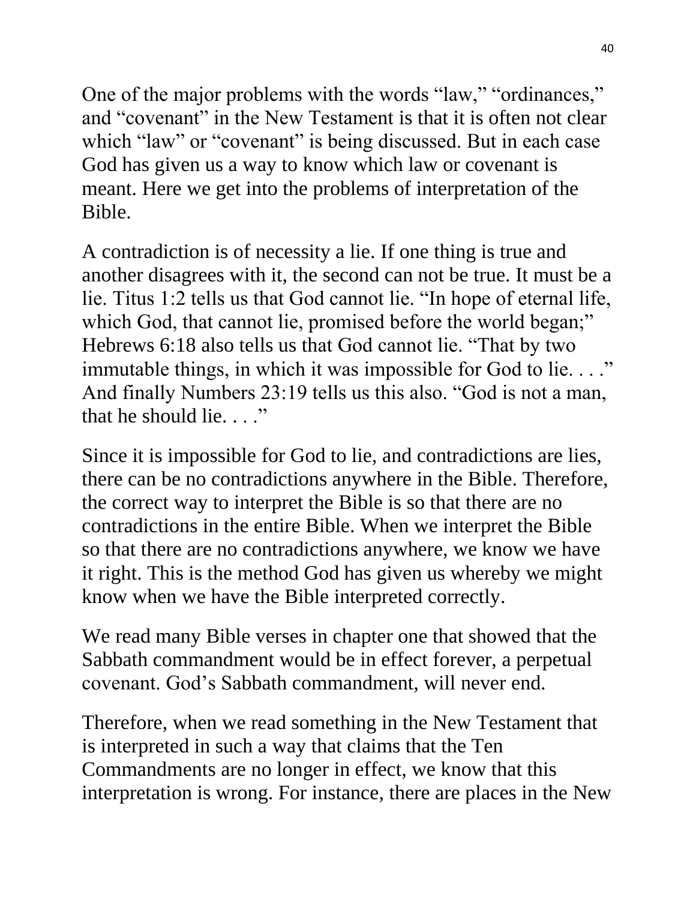One of the major problems with the words “law,” “ordinances,” and “covenant” in the New Testament is that it is often not clear which “law” or “covenant” is being discussed. But in each case God has given us a way to know which law or covenant is meant. Here we get into the problems of interpretation of the Bible.

A contradiction is of necessity a lie. If one thing is true and another disagrees with it, the second can not be true. It must be a lie. Titus 1:2 tells us that God cannot lie. “In hope of eternal life, which God, that cannot lie, promised before the world began;” Hebrews 6:18 also tells us that God cannot lie. “That by two immutable things, in which it was impossible for God to lie. . . .” And finally Numbers 23:19 tells us this also. “God is not a man, that he should lie. . . .”

Since it is impossible for God to lie, and contradictions are lies, there can be no contradictions anywhere in the Bible. Therefore, the correct way to interpret the Bible is so that there are no contradictions in the entire Bible. When we interpret the Bible so that there are no contradictions anywhere, we know we have it right. This is the method God has given us whereby we might know when we have the Bible interpreted correctly.

We read many Bible verses in chapter one that showed that the Sabbath commandment would be in effect forever, a perpetual covenant. God’s Sabbath commandment, will never end.

Therefore, when we read something in the New Testament that is interpreted in such a way that claims that the Ten Commandments are no longer in effect, we know that this interpretation is wrong. For instance, there are places in the New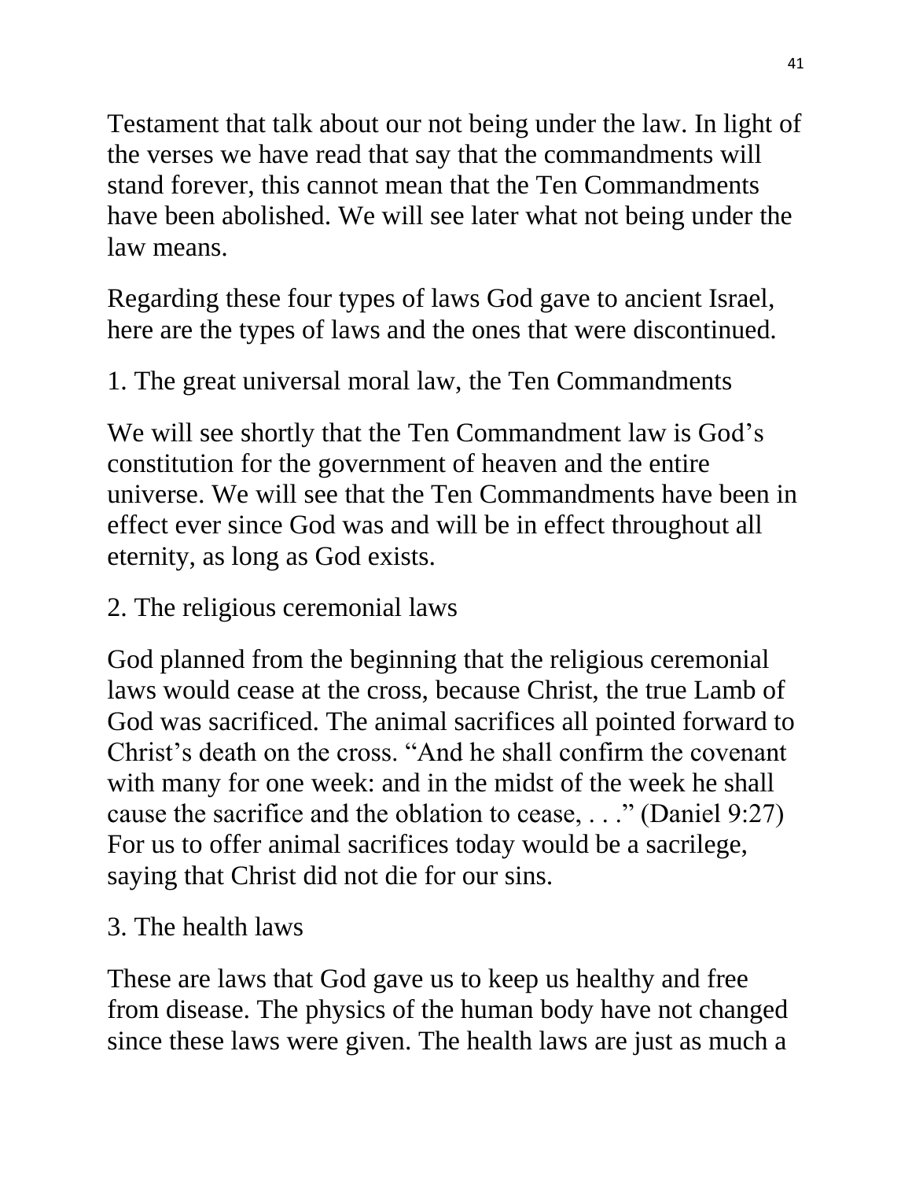Testament that talk about our not being under the law. In light of the verses we have read that say that the commandments will stand forever, this cannot mean that the Ten Commandments have been abolished. We will see later what not being under the law means.

Regarding these four types of laws God gave to ancient Israel, here are the types of laws and the ones that were discontinued.

1. The great universal moral law, the Ten Commandments

We will see shortly that the Ten Commandment law is God's constitution for the government of heaven and the entire universe. We will see that the Ten Commandments have been in effect ever since God was and will be in effect throughout all eternity, as long as God exists.

2. The religious ceremonial laws

God planned from the beginning that the religious ceremonial laws would cease at the cross, because Christ, the true Lamb of God was sacrificed. The animal sacrifices all pointed forward to Christ's death on the cross. "And he shall confirm the covenant with many for one week: and in the midst of the week he shall cause the sacrifice and the oblation to cease, . . ." (Daniel 9:27) For us to offer animal sacrifices today would be a sacrilege, saying that Christ did not die for our sins.

3. The health laws

These are laws that God gave us to keep us healthy and free from disease. The physics of the human body have not changed since these laws were given. The health laws are just as much a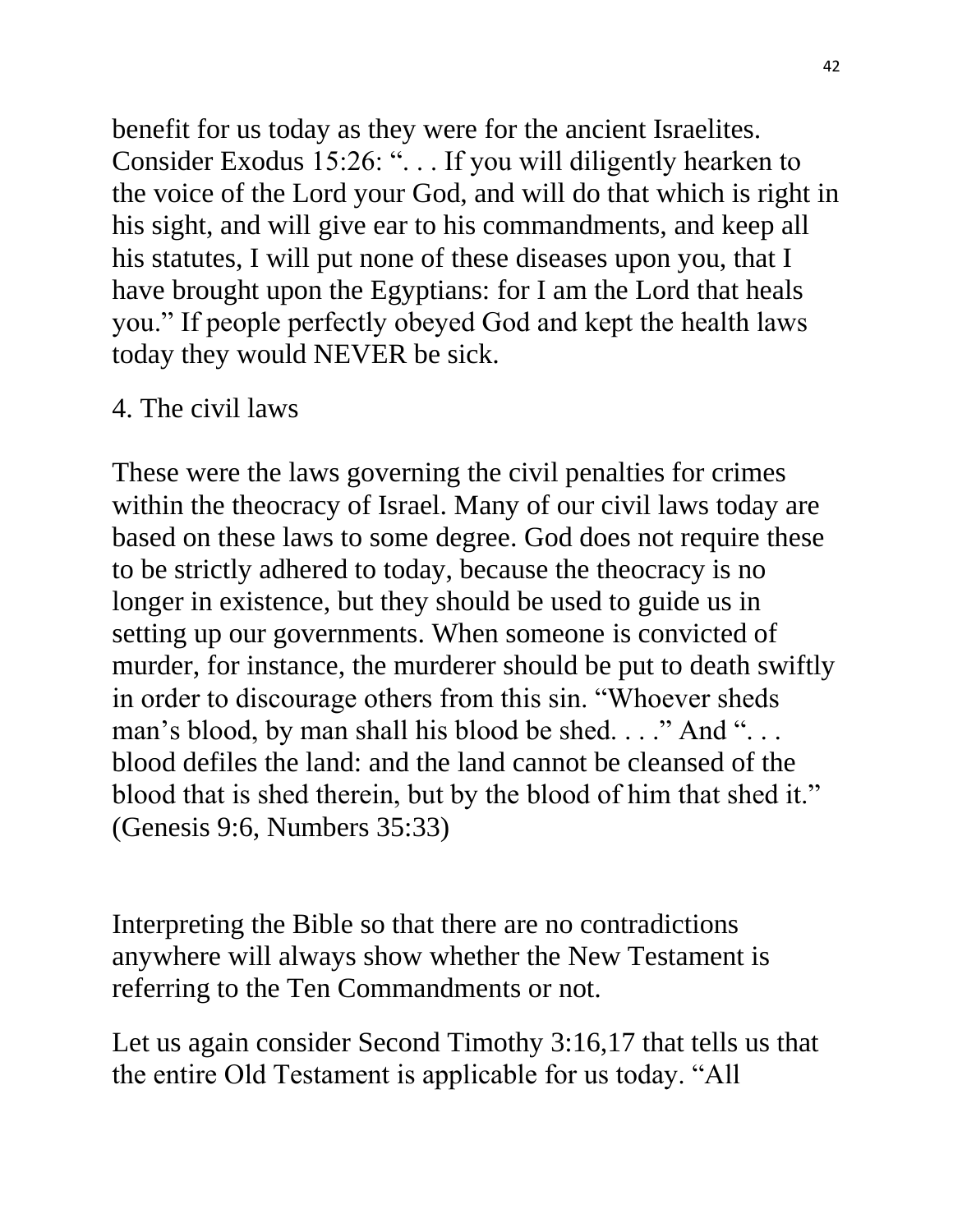benefit for us today as they were for the ancient Israelites. Consider Exodus 15:26: ". . . If you will diligently hearken to the voice of the Lord your God, and will do that which is right in his sight, and will give ear to his commandments, and keep all his statutes, I will put none of these diseases upon you, that I have brought upon the Egyptians: for I am the Lord that heals you." If people perfectly obeyed God and kept the health laws today they would NEVER be sick.

4. The civil laws

These were the laws governing the civil penalties for crimes within the theocracy of Israel. Many of our civil laws today are based on these laws to some degree. God does not require these to be strictly adhered to today, because the theocracy is no longer in existence, but they should be used to guide us in setting up our governments. When someone is convicted of murder, for instance, the murderer should be put to death swiftly in order to discourage others from this sin. "Whoever sheds man's blood, by man shall his blood be shed. . . ." And ". . . blood defiles the land: and the land cannot be cleansed of the blood that is shed therein, but by the blood of him that shed it." (Genesis 9:6, Numbers 35:33)

Interpreting the Bible so that there are no contradictions anywhere will always show whether the New Testament is referring to the Ten Commandments or not.

Let us again consider Second Timothy 3:16,17 that tells us that the entire Old Testament is applicable for us today. "All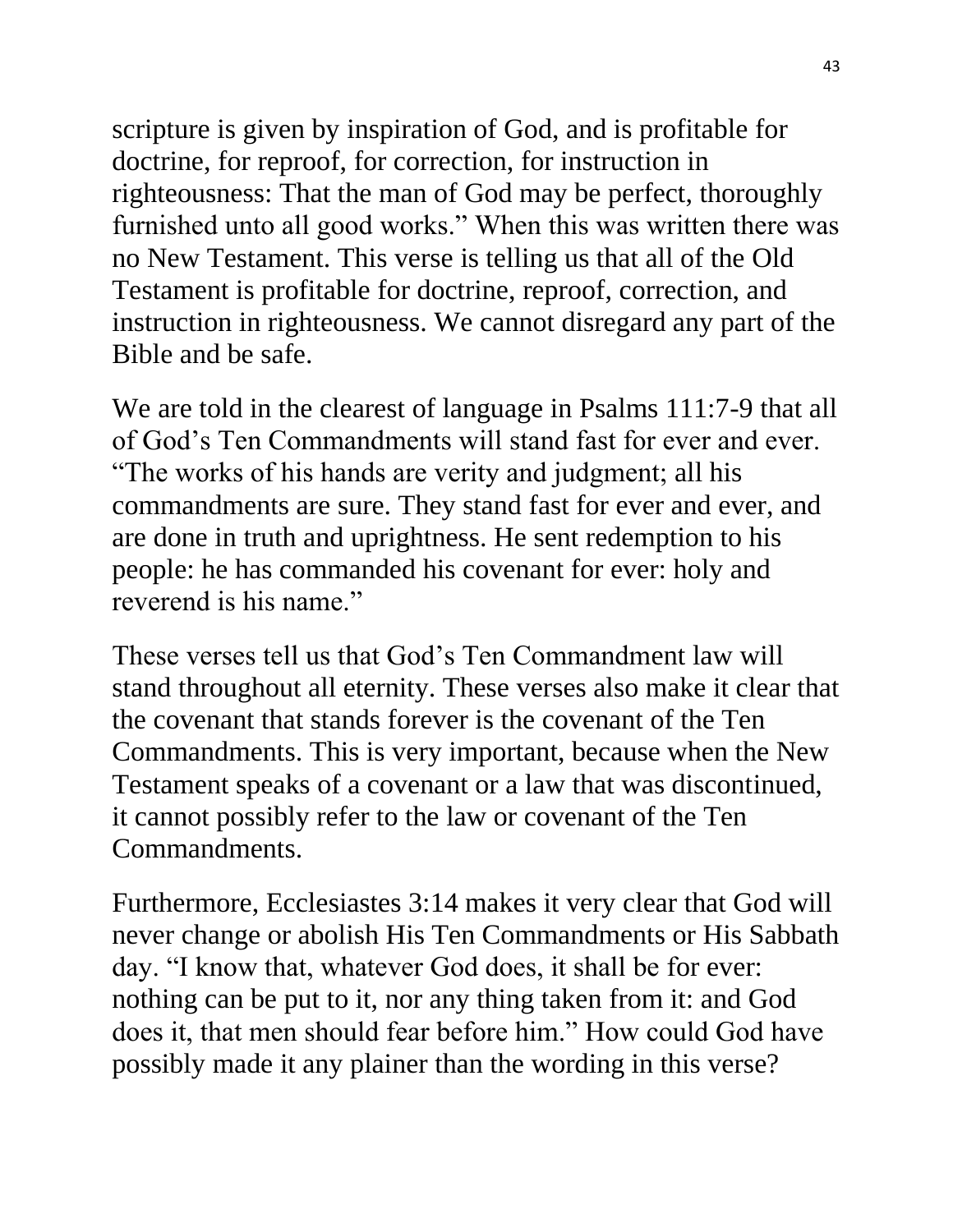scripture is given by inspiration of God, and is profitable for doctrine, for reproof, for correction, for instruction in righteousness: That the man of God may be perfect, thoroughly furnished unto all good works." When this was written there was no New Testament. This verse is telling us that all of the Old Testament is profitable for doctrine, reproof, correction, and instruction in righteousness. We cannot disregard any part of the Bible and be safe.

We are told in the clearest of language in Psalms 111:7-9 that all of God's Ten Commandments will stand fast for ever and ever. "The works of his hands are verity and judgment; all his commandments are sure. They stand fast for ever and ever, and are done in truth and uprightness. He sent redemption to his people: he has commanded his covenant for ever: holy and reverend is his name."

These verses tell us that God's Ten Commandment law will stand throughout all eternity. These verses also make it clear that the covenant that stands forever is the covenant of the Ten Commandments. This is very important, because when the New Testament speaks of a covenant or a law that was discontinued, it cannot possibly refer to the law or covenant of the Ten Commandments.

Furthermore, Ecclesiastes 3:14 makes it very clear that God will never change or abolish His Ten Commandments or His Sabbath day. "I know that, whatever God does, it shall be for ever: nothing can be put to it, nor any thing taken from it: and God does it, that men should fear before him." How could God have possibly made it any plainer than the wording in this verse?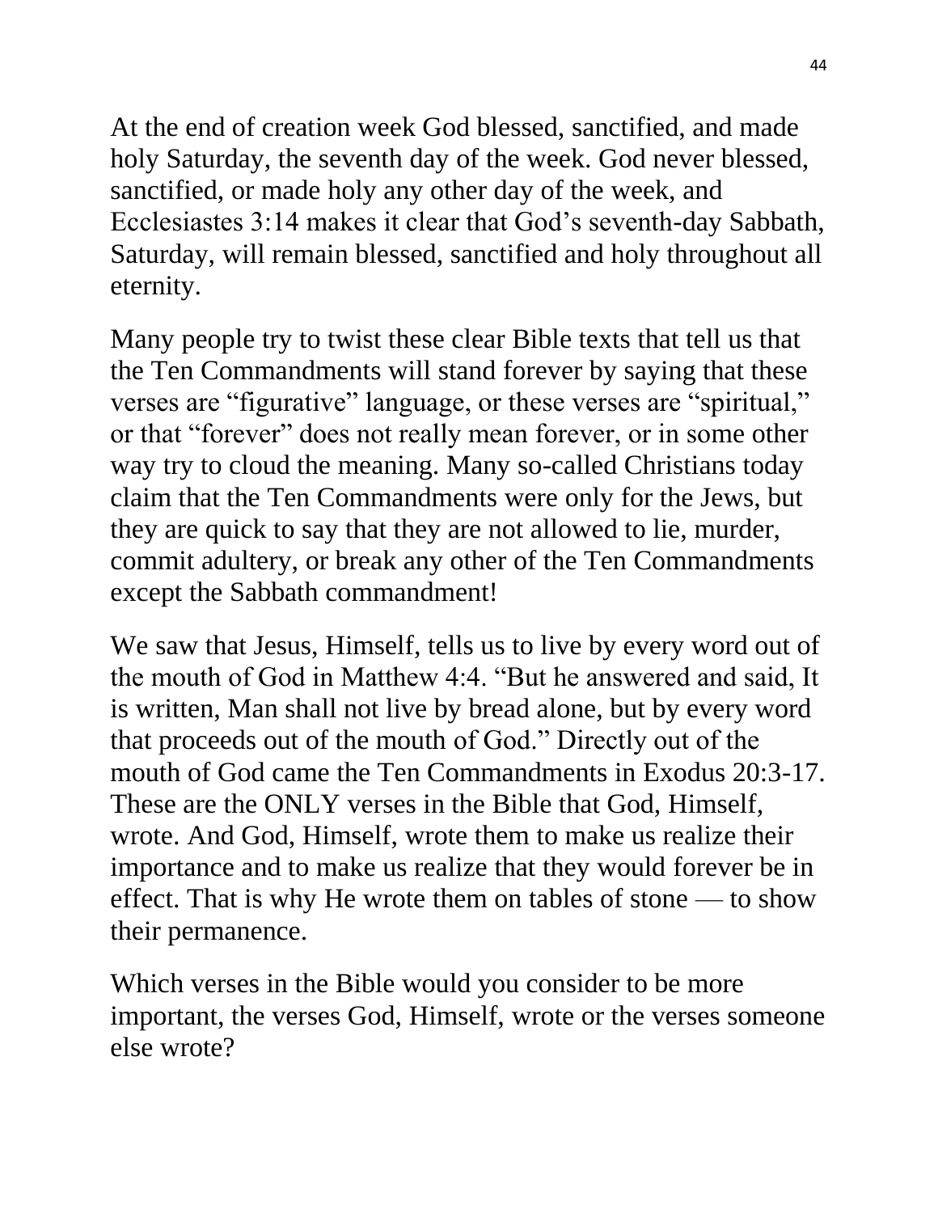At the end of creation week God blessed, sanctified, and made holy Saturday, the seventh day of the week. God never blessed, sanctified, or made holy any other day of the week, and Ecclesiastes 3:14 makes it clear that God's seventh-day Sabbath, Saturday, will remain blessed, sanctified and holy throughout all eternity.

Many people try to twist these clear Bible texts that tell us that the Ten Commandments will stand forever by saying that these verses are "figurative" language, or these verses are "spiritual," or that "forever" does not really mean forever, or in some other way try to cloud the meaning. Many so-called Christians today claim that the Ten Commandments were only for the Jews, but they are quick to say that they are not allowed to lie, murder, commit adultery, or break any other of the Ten Commandments except the Sabbath commandment!

We saw that Jesus, Himself, tells us to live by every word out of the mouth of God in Matthew 4:4. "But he answered and said, It is written, Man shall not live by bread alone, but by every word that proceeds out of the mouth of God." Directly out of the mouth of God came the Ten Commandments in Exodus 20:3-17. These are the ONLY verses in the Bible that God, Himself, wrote. And God, Himself, wrote them to make us realize their importance and to make us realize that they would forever be in effect. That is why He wrote them on tables of stone — to show their permanence.

Which verses in the Bible would you consider to be more important, the verses God, Himself, wrote or the verses someone else wrote?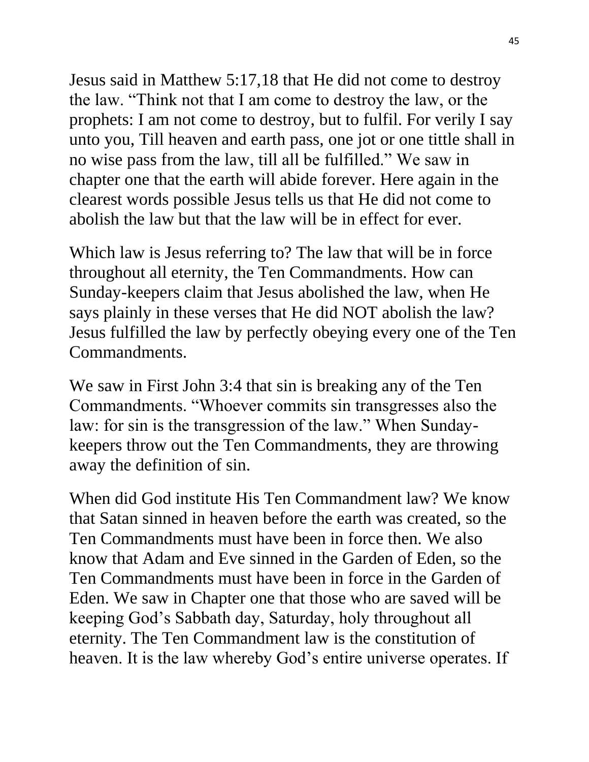Jesus said in Matthew 5:17,18 that He did not come to destroy the law. “Think not that I am come to destroy the law, or the prophets: I am not come to destroy, but to fulfil. For verily I say unto you, Till heaven and earth pass, one jot or one tittle shall in no wise pass from the law, till all be fulfilled.” We saw in chapter one that the earth will abide forever. Here again in the clearest words possible Jesus tells us that He did not come to abolish the law but that the law will be in effect for ever.

Which law is Jesus referring to? The law that will be in force throughout all eternity, the Ten Commandments. How can Sunday-keepers claim that Jesus abolished the law, when He says plainly in these verses that He did NOT abolish the law? Jesus fulfilled the law by perfectly obeying every one of the Ten Commandments.

We saw in First John 3:4 that sin is breaking any of the Ten Commandments. “Whoever commits sin transgresses also the law: for sin is the transgression of the law.” When Sunday-keepers throw out the Ten Commandments, they are throwing away the definition of sin.

When did God institute His Ten Commandment law? We know that Satan sinned in heaven before the earth was created, so the Ten Commandments must have been in force then. We also know that Adam and Eve sinned in the Garden of Eden, so the Ten Commandments must have been in force in the Garden of Eden. We saw in Chapter one that those who are saved will be keeping God’s Sabbath day, Saturday, holy throughout all eternity. The Ten Commandment law is the constitution of heaven. It is the law whereby God’s entire universe operates. If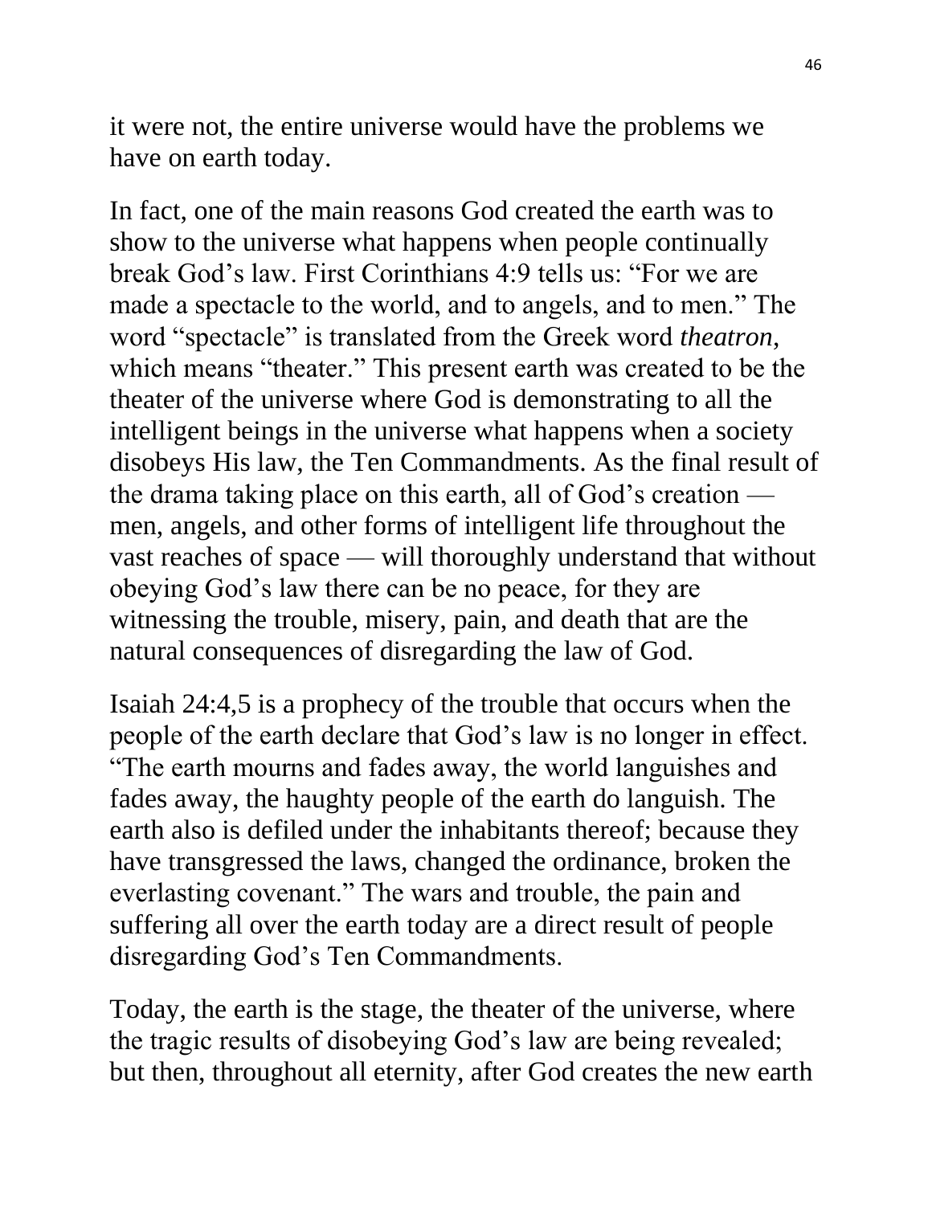it were not, the entire universe would have the problems we have on earth today.

In fact, one of the main reasons God created the earth was to show to the universe what happens when people continually break God's law. First Corinthians 4:9 tells us: "For we are made a spectacle to the world, and to angels, and to men." The word "spectacle" is translated from the Greek word *theatron*, which means "theater." This present earth was created to be the theater of the universe where God is demonstrating to all the intelligent beings in the universe what happens when a society disobeys His law, the Ten Commandments. As the final result of the drama taking place on this earth, all of God's creation — men, angels, and other forms of intelligent life throughout the vast reaches of space — will thoroughly understand that without obeying God's law there can be no peace, for they are witnessing the trouble, misery, pain, and death that are the natural consequences of disregarding the law of God.

Isaiah 24:4,5 is a prophecy of the trouble that occurs when the people of the earth declare that God's law is no longer in effect. "The earth mourns and fades away, the world languishes and fades away, the haughty people of the earth do languish. The earth also is defiled under the inhabitants thereof; because they have transgressed the laws, changed the ordinance, broken the everlasting covenant." The wars and trouble, the pain and suffering all over the earth today are a direct result of people disregarding God's Ten Commandments.

Today, the earth is the stage, the theater of the universe, where the tragic results of disobeying God's law are being revealed; but then, throughout all eternity, after God creates the new earth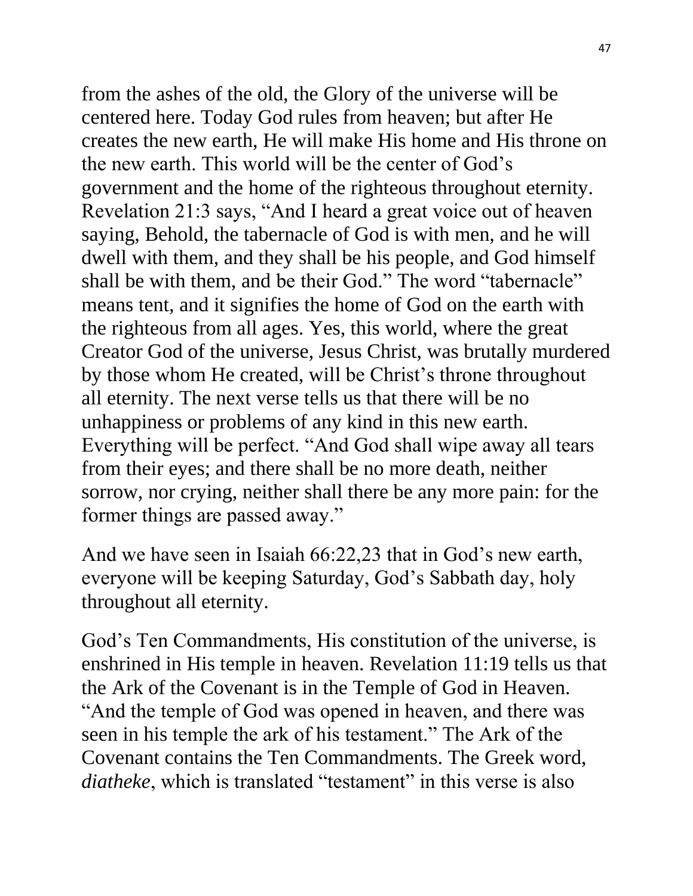from the ashes of the old, the Glory of the universe will be centered here. Today God rules from heaven; but after He creates the new earth, He will make His home and His throne on the new earth. This world will be the center of God's government and the home of the righteous throughout eternity. Revelation 21:3 says, "And I heard a great voice out of heaven saying, Behold, the tabernacle of God is with men, and he will dwell with them, and they shall be his people, and God himself shall be with them, and be their God." The word "tabernacle" means tent, and it signifies the home of God on the earth with the righteous from all ages. Yes, this world, where the great Creator God of the universe, Jesus Christ, was brutally murdered by those whom He created, will be Christ's throne throughout all eternity. The next verse tells us that there will be no unhappiness or problems of any kind in this new earth. Everything will be perfect. "And God shall wipe away all tears from their eyes; and there shall be no more death, neither sorrow, nor crying, neither shall there be any more pain: for the former things are passed away."

And we have seen in Isaiah 66:22,23 that in God's new earth, everyone will be keeping Saturday, God's Sabbath day, holy throughout all eternity.

God's Ten Commandments, His constitution of the universe, is enshrined in His temple in heaven. Revelation 11:19 tells us that the Ark of the Covenant is in the Temple of God in Heaven. "And the temple of God was opened in heaven, and there was seen in his temple the ark of his testament." The Ark of the Covenant contains the Ten Commandments. The Greek word, *diatheke*, which is translated "testament" in this verse is also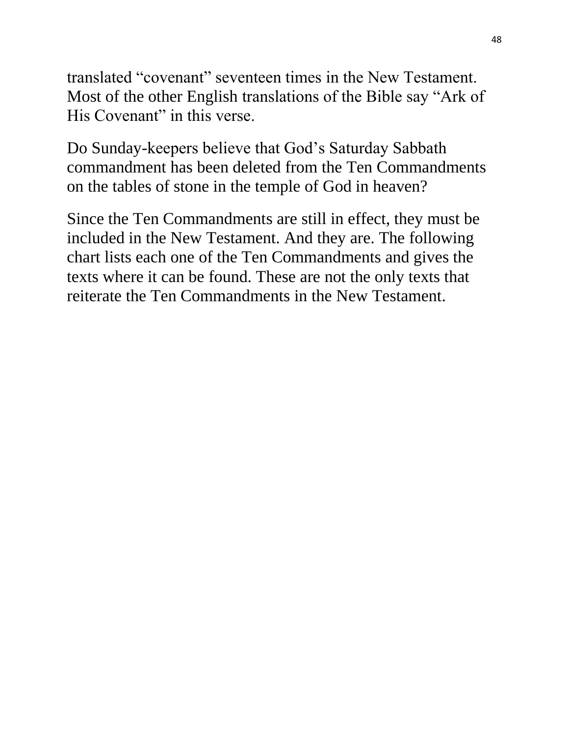translated “covenant” seventeen times in the New Testament. Most of the other English translations of the Bible say “Ark of His Covenant” in this verse.

Do Sunday-keepers believe that God’s Saturday Sabbath commandment has been deleted from the Ten Commandments on the tables of stone in the temple of God in heaven?

Since the Ten Commandments are still in effect, they must be included in the New Testament. And they are. The following chart lists each one of the Ten Commandments and gives the texts where it can be found. These are not the only texts that reiterate the Ten Commandments in the New Testament.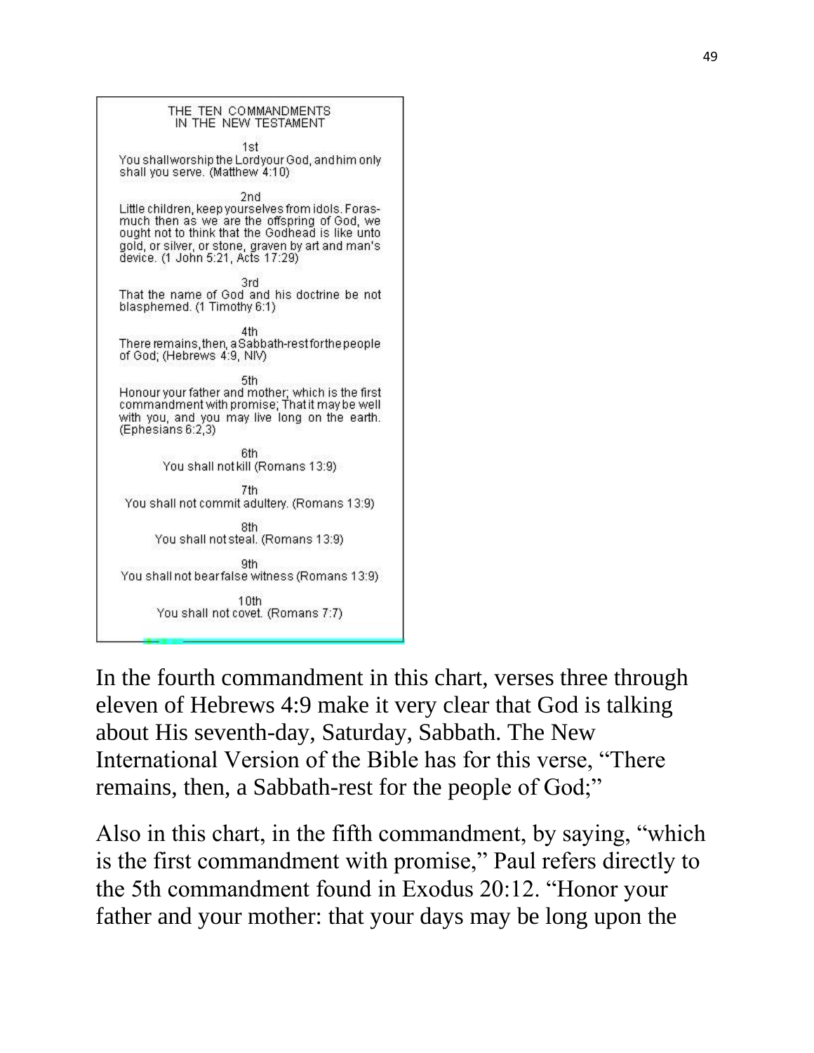THE TEN COMMANDMENTS
IN THE NEW TESTAMENT

1st
You shall worship the Lord your God, and him only shall you serve. (Matthew 4:10)

2nd
Little children, keep yourselves from idols. Forasmuch then as we are the offspring of God, we ought not to think that the Godhead is like unto gold, or silver, or stone, graven by art and man's device. (1 John 5:21, Acts 17:29)

3rd
That the name of God and his doctrine be not blasphemed. (1 Timothy 6:1)

4th
There remains, then, a Sabbath-rest for the people of God; (Hebrews 4:9, NIV)

5th
Honour your father and mother; which is the first commandment with promise; That it may be well with you, and you may live long on the earth. (Ephesians 6:2,3)

6th
You shall not kill (Romans 13:9)

7th
You shall not commit adultery. (Romans 13:9)

8th
You shall not steal. (Romans 13:9)

9th
You shall not bear false witness (Romans 13:9)

10th
You shall not covet. (Romans 7:7)

In the fourth commandment in this chart, verses three through eleven of Hebrews 4:9 make it very clear that God is talking about His seventh-day, Saturday, Sabbath. The New International Version of the Bible has for this verse, "There remains, then, a Sabbath-rest for the people of God;"

Also in this chart, in the fifth commandment, by saying, "which is the first commandment with promise," Paul refers directly to the 5th commandment found in Exodus 20:12. "Honor your father and your mother: that your days may be long upon the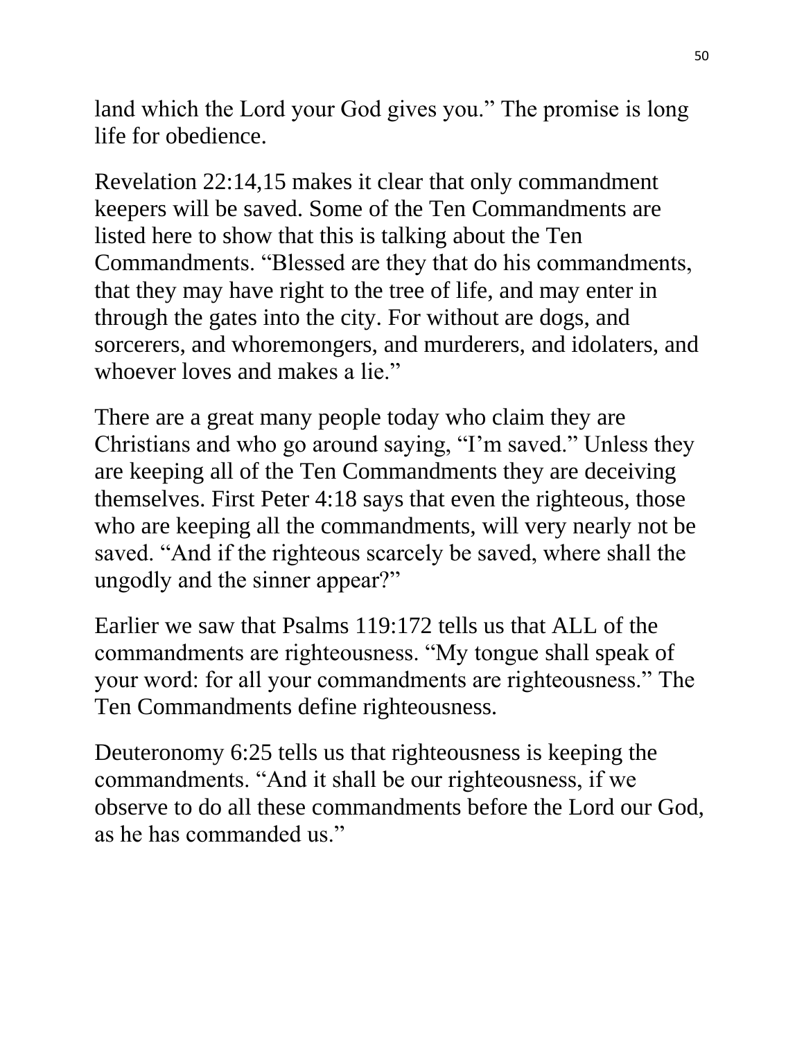land which the Lord your God gives you." The promise is long life for obedience.

Revelation 22:14,15 makes it clear that only commandment keepers will be saved. Some of the Ten Commandments are listed here to show that this is talking about the Ten Commandments. "Blessed are they that do his commandments, that they may have right to the tree of life, and may enter in through the gates into the city. For without are dogs, and sorcerers, and whoremongers, and murderers, and idolaters, and whoever loves and makes a lie."

There are a great many people today who claim they are Christians and who go around saying, "I'm saved." Unless they are keeping all of the Ten Commandments they are deceiving themselves. First Peter 4:18 says that even the righteous, those who are keeping all the commandments, will very nearly not be saved. "And if the righteous scarcely be saved, where shall the ungodly and the sinner appear?"

Earlier we saw that Psalms 119:172 tells us that ALL of the commandments are righteousness. "My tongue shall speak of your word: for all your commandments are righteousness." The Ten Commandments define righteousness.

Deuteronomy 6:25 tells us that righteousness is keeping the commandments. "And it shall be our righteousness, if we observe to do all these commandments before the Lord our God, as he has commanded us."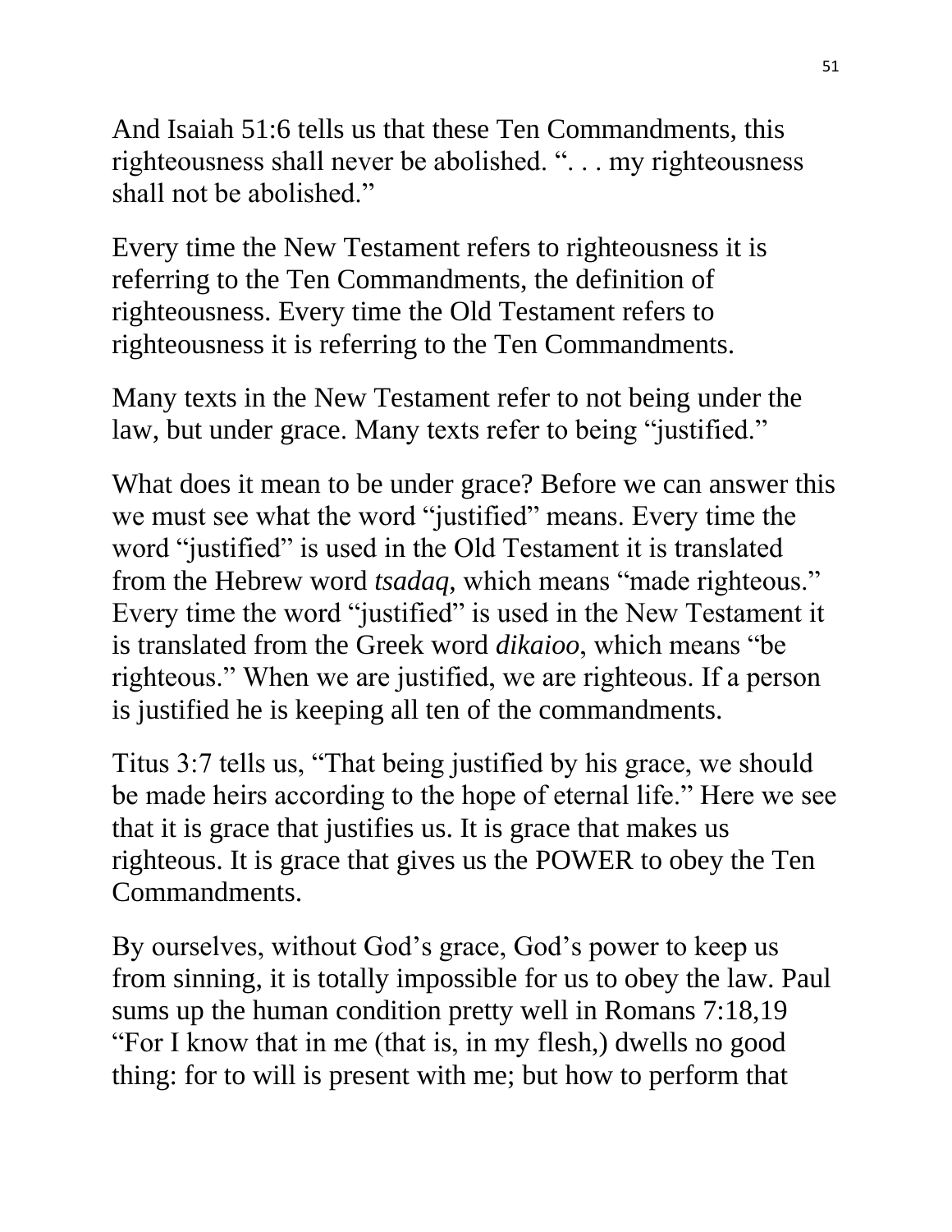And Isaiah 51:6 tells us that these Ten Commandments, this righteousness shall never be abolished. ". . . my righteousness shall not be abolished."

Every time the New Testament refers to righteousness it is referring to the Ten Commandments, the definition of righteousness. Every time the Old Testament refers to righteousness it is referring to the Ten Commandments.

Many texts in the New Testament refer to not being under the law, but under grace. Many texts refer to being "justified."

What does it mean to be under grace? Before we can answer this we must see what the word "justified" means. Every time the word "justified" is used in the Old Testament it is translated from the Hebrew word *tsadaq*, which means "made righteous." Every time the word "justified" is used in the New Testament it is translated from the Greek word *dikaioo*, which means "be righteous." When we are justified, we are righteous. If a person is justified he is keeping all ten of the commandments.

Titus 3:7 tells us, "That being justified by his grace, we should be made heirs according to the hope of eternal life." Here we see that it is grace that justifies us. It is grace that makes us righteous. It is grace that gives us the POWER to obey the Ten Commandments.

By ourselves, without God's grace, God's power to keep us from sinning, it is totally impossible for us to obey the law. Paul sums up the human condition pretty well in Romans 7:18,19 "For I know that in me (that is, in my flesh,) dwells no good thing: for to will is present with me; but how to perform that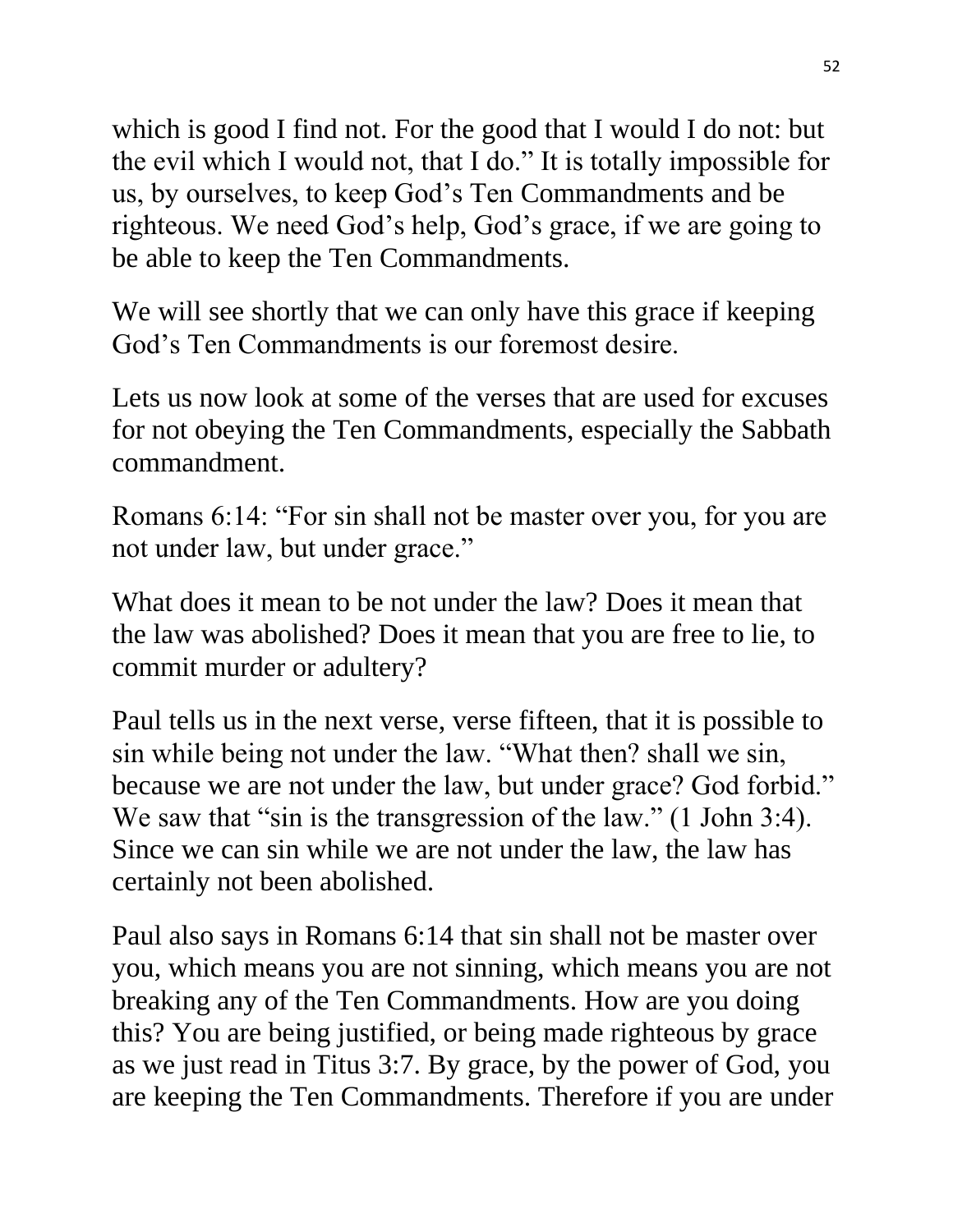which is good I find not. For the good that I would I do not: but the evil which I would not, that I do." It is totally impossible for us, by ourselves, to keep God's Ten Commandments and be righteous. We need God's help, God's grace, if we are going to be able to keep the Ten Commandments.

We will see shortly that we can only have this grace if keeping God's Ten Commandments is our foremost desire.

Lets us now look at some of the verses that are used for excuses for not obeying the Ten Commandments, especially the Sabbath commandment.

Romans 6:14: "For sin shall not be master over you, for you are not under law, but under grace."

What does it mean to be not under the law? Does it mean that the law was abolished? Does it mean that you are free to lie, to commit murder or adultery?

Paul tells us in the next verse, verse fifteen, that it is possible to sin while being not under the law. "What then? shall we sin, because we are not under the law, but under grace? God forbid." We saw that "sin is the transgression of the law." (1 John 3:4). Since we can sin while we are not under the law, the law has certainly not been abolished.

Paul also says in Romans 6:14 that sin shall not be master over you, which means you are not sinning, which means you are not breaking any of the Ten Commandments. How are you doing this? You are being justified, or being made righteous by grace as we just read in Titus 3:7. By grace, by the power of God, you are keeping the Ten Commandments. Therefore if you are under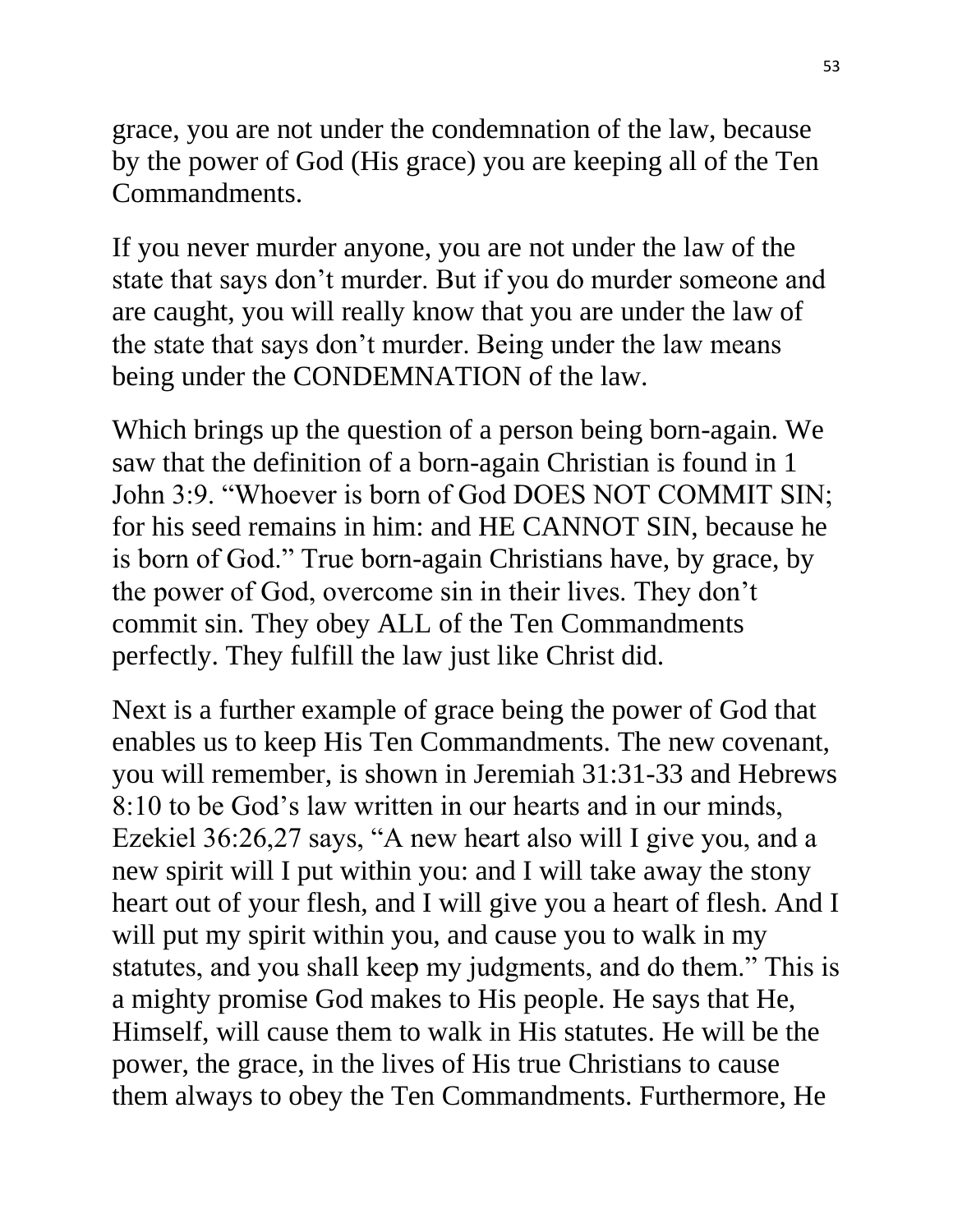grace, you are not under the condemnation of the law, because by the power of God (His grace) you are keeping all of the Ten Commandments.

If you never murder anyone, you are not under the law of the state that says don't murder. But if you do murder someone and are caught, you will really know that you are under the law of the state that says don't murder. Being under the law means being under the CONDEMNATION of the law.

Which brings up the question of a person being born-again. We saw that the definition of a born-again Christian is found in 1 John 3:9. "Whoever is born of God DOES NOT COMMIT SIN; for his seed remains in him: and HE CANNOT SIN, because he is born of God." True born-again Christians have, by grace, by the power of God, overcome sin in their lives. They don't commit sin. They obey ALL of the Ten Commandments perfectly. They fulfill the law just like Christ did.

Next is a further example of grace being the power of God that enables us to keep His Ten Commandments. The new covenant, you will remember, is shown in Jeremiah 31:31-33 and Hebrews 8:10 to be God's law written in our hearts and in our minds, Ezekiel 36:26,27 says, "A new heart also will I give you, and a new spirit will I put within you: and I will take away the stony heart out of your flesh, and I will give you a heart of flesh. And I will put my spirit within you, and cause you to walk in my statutes, and you shall keep my judgments, and do them." This is a mighty promise God makes to His people. He says that He, Himself, will cause them to walk in His statutes. He will be the power, the grace, in the lives of His true Christians to cause them always to obey the Ten Commandments. Furthermore, He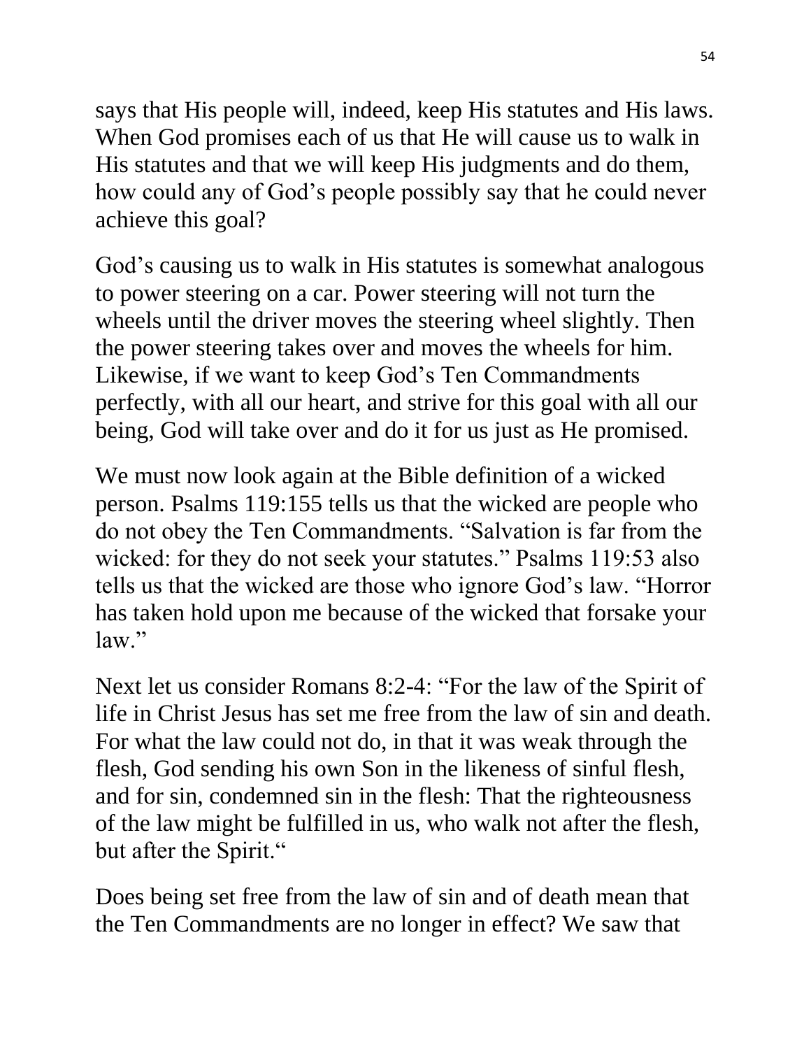says that His people will, indeed, keep His statutes and His laws. When God promises each of us that He will cause us to walk in His statutes and that we will keep His judgments and do them, how could any of God's people possibly say that he could never achieve this goal?

God's causing us to walk in His statutes is somewhat analogous to power steering on a car. Power steering will not turn the wheels until the driver moves the steering wheel slightly. Then the power steering takes over and moves the wheels for him. Likewise, if we want to keep God's Ten Commandments perfectly, with all our heart, and strive for this goal with all our being, God will take over and do it for us just as He promised.

We must now look again at the Bible definition of a wicked person. Psalms 119:155 tells us that the wicked are people who do not obey the Ten Commandments. "Salvation is far from the wicked: for they do not seek your statutes." Psalms 119:53 also tells us that the wicked are those who ignore God's law. "Horror has taken hold upon me because of the wicked that forsake your law."

Next let us consider Romans 8:2-4: "For the law of the Spirit of life in Christ Jesus has set me free from the law of sin and death. For what the law could not do, in that it was weak through the flesh, God sending his own Son in the likeness of sinful flesh, and for sin, condemned sin in the flesh: That the righteousness of the law might be fulfilled in us, who walk not after the flesh, but after the Spirit."

Does being set free from the law of sin and of death mean that the Ten Commandments are no longer in effect? We saw that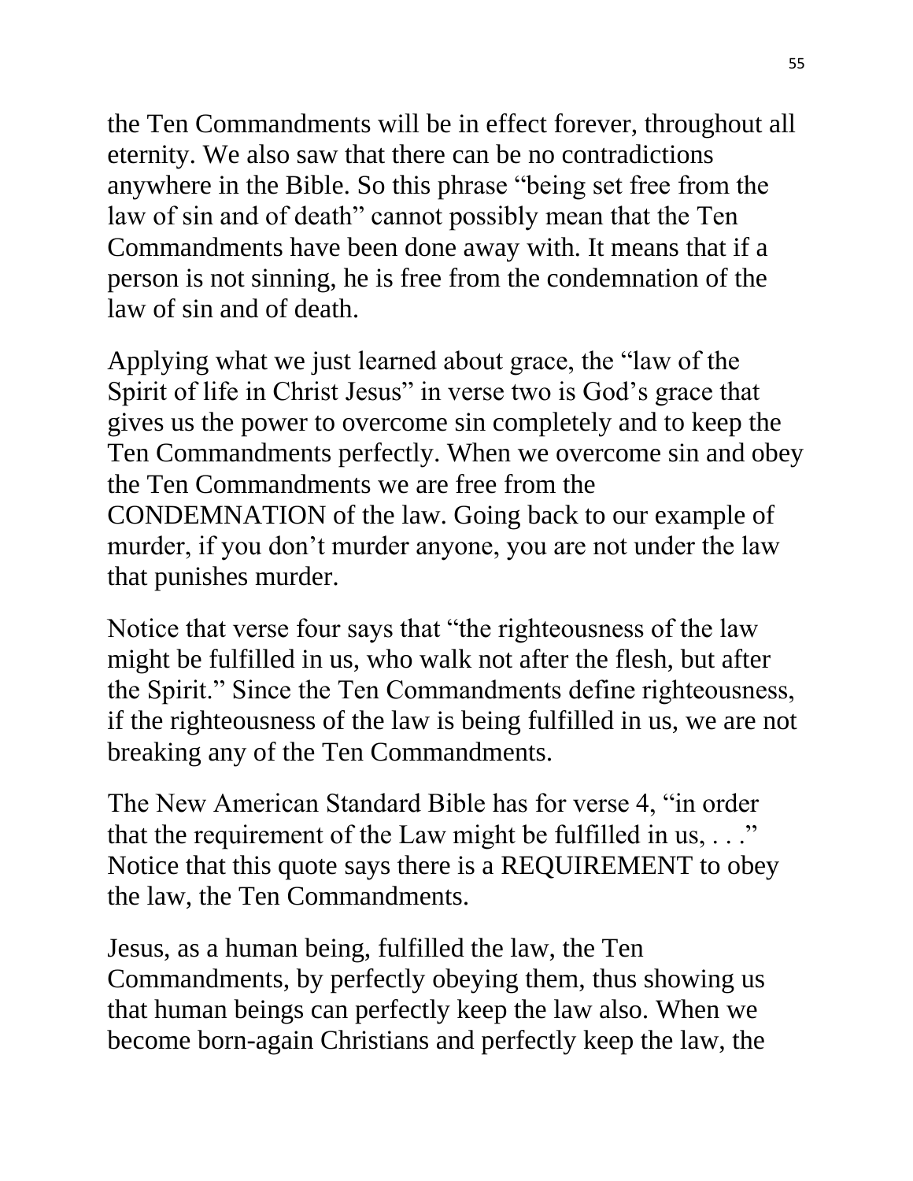the Ten Commandments will be in effect forever, throughout all eternity. We also saw that there can be no contradictions anywhere in the Bible. So this phrase "being set free from the law of sin and of death" cannot possibly mean that the Ten Commandments have been done away with. It means that if a person is not sinning, he is free from the condemnation of the law of sin and of death.

Applying what we just learned about grace, the "law of the Spirit of life in Christ Jesus" in verse two is God's grace that gives us the power to overcome sin completely and to keep the Ten Commandments perfectly. When we overcome sin and obey the Ten Commandments we are free from the CONDEMNATION of the law. Going back to our example of murder, if you don't murder anyone, you are not under the law that punishes murder.

Notice that verse four says that "the righteousness of the law might be fulfilled in us, who walk not after the flesh, but after the Spirit." Since the Ten Commandments define righteousness, if the righteousness of the law is being fulfilled in us, we are not breaking any of the Ten Commandments.

The New American Standard Bible has for verse 4, "in order that the requirement of the Law might be fulfilled in us, . . ." Notice that this quote says there is a REQUIREMENT to obey the law, the Ten Commandments.

Jesus, as a human being, fulfilled the law, the Ten Commandments, by perfectly obeying them, thus showing us that human beings can perfectly keep the law also. When we become born-again Christians and perfectly keep the law, the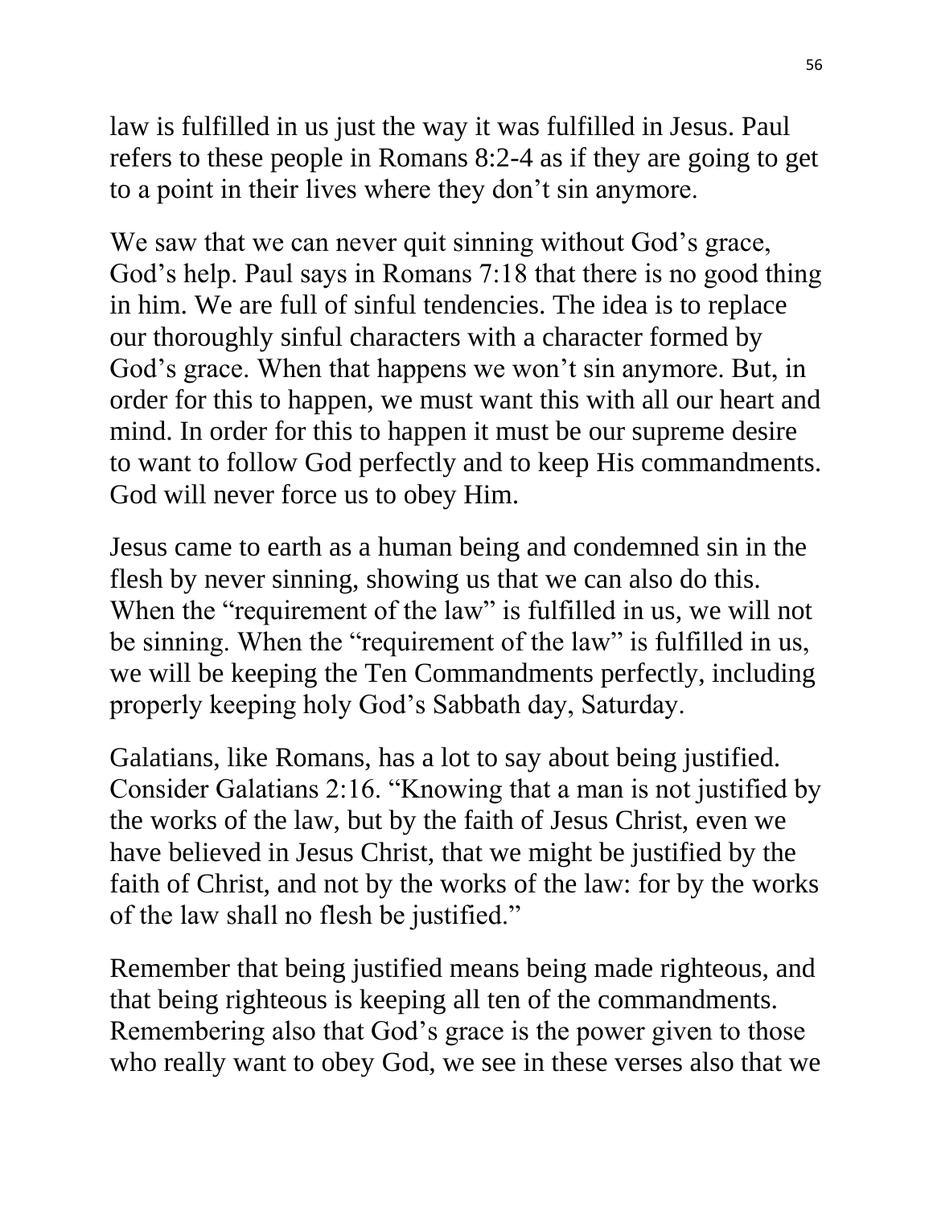law is fulfilled in us just the way it was fulfilled in Jesus. Paul refers to these people in Romans 8:2-4 as if they are going to get to a point in their lives where they don't sin anymore.

We saw that we can never quit sinning without God's grace, God's help. Paul says in Romans 7:18 that there is no good thing in him. We are full of sinful tendencies. The idea is to replace our thoroughly sinful characters with a character formed by God's grace. When that happens we won't sin anymore. But, in order for this to happen, we must want this with all our heart and mind. In order for this to happen it must be our supreme desire to want to follow God perfectly and to keep His commandments. God will never force us to obey Him.

Jesus came to earth as a human being and condemned sin in the flesh by never sinning, showing us that we can also do this. When the "requirement of the law" is fulfilled in us, we will not be sinning. When the "requirement of the law" is fulfilled in us, we will be keeping the Ten Commandments perfectly, including properly keeping holy God's Sabbath day, Saturday.

Galatians, like Romans, has a lot to say about being justified. Consider Galatians 2:16. "Knowing that a man is not justified by the works of the law, but by the faith of Jesus Christ, even we have believed in Jesus Christ, that we might be justified by the faith of Christ, and not by the works of the law: for by the works of the law shall no flesh be justified."

Remember that being justified means being made righteous, and that being righteous is keeping all ten of the commandments. Remembering also that God's grace is the power given to those who really want to obey God, we see in these verses also that we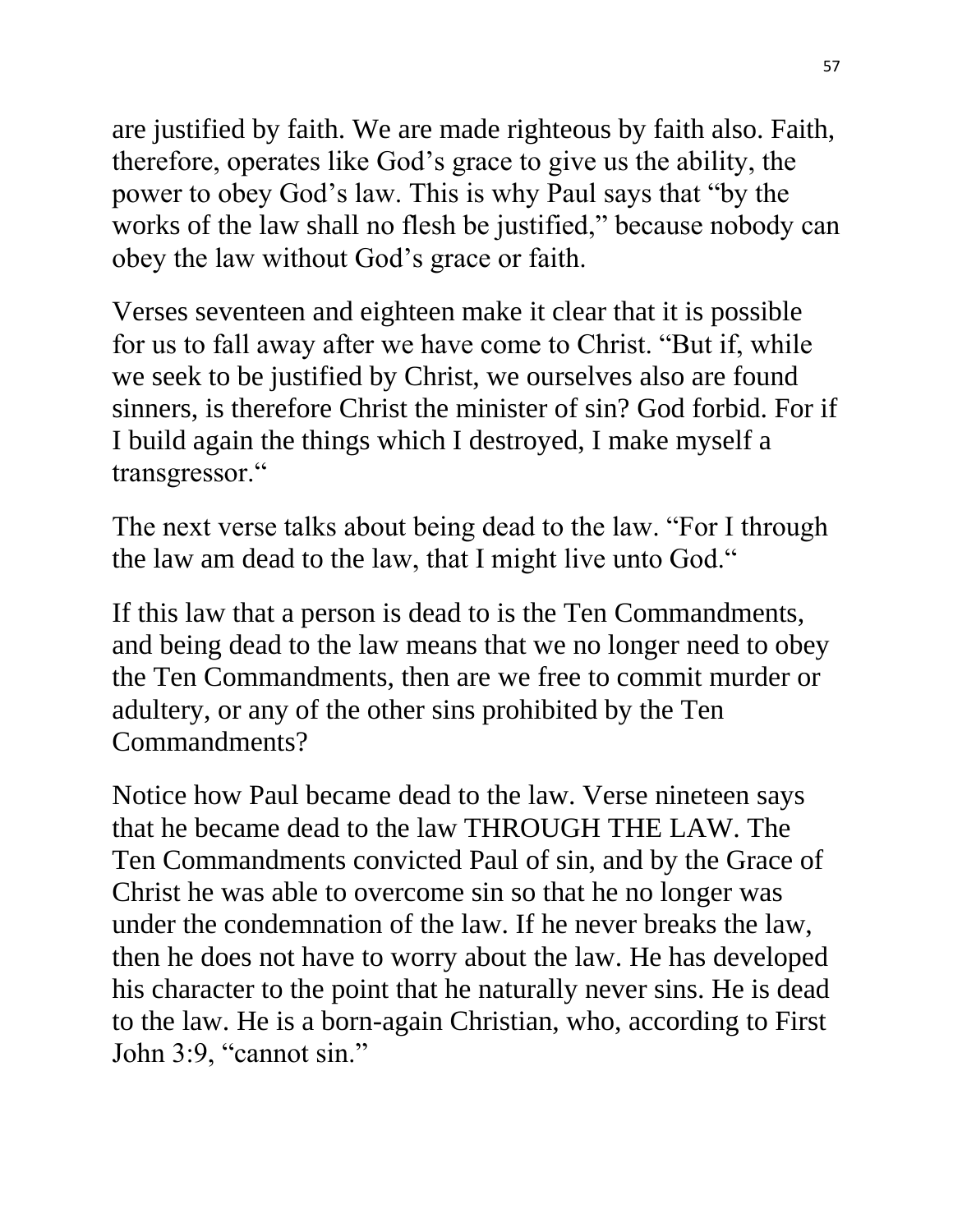are justified by faith. We are made righteous by faith also. Faith, therefore, operates like God's grace to give us the ability, the power to obey God's law. This is why Paul says that "by the works of the law shall no flesh be justified," because nobody can obey the law without God's grace or faith.

Verses seventeen and eighteen make it clear that it is possible for us to fall away after we have come to Christ. "But if, while we seek to be justified by Christ, we ourselves also are found sinners, is therefore Christ the minister of sin? God forbid. For if I build again the things which I destroyed, I make myself a transgressor."

The next verse talks about being dead to the law. "For I through the law am dead to the law, that I might live unto God."

If this law that a person is dead to is the Ten Commandments, and being dead to the law means that we no longer need to obey the Ten Commandments, then are we free to commit murder or adultery, or any of the other sins prohibited by the Ten Commandments?

Notice how Paul became dead to the law. Verse nineteen says that he became dead to the law THROUGH THE LAW. The Ten Commandments convicted Paul of sin, and by the Grace of Christ he was able to overcome sin so that he no longer was under the condemnation of the law. If he never breaks the law, then he does not have to worry about the law. He has developed his character to the point that he naturally never sins. He is dead to the law. He is a born-again Christian, who, according to First John 3:9, "cannot sin."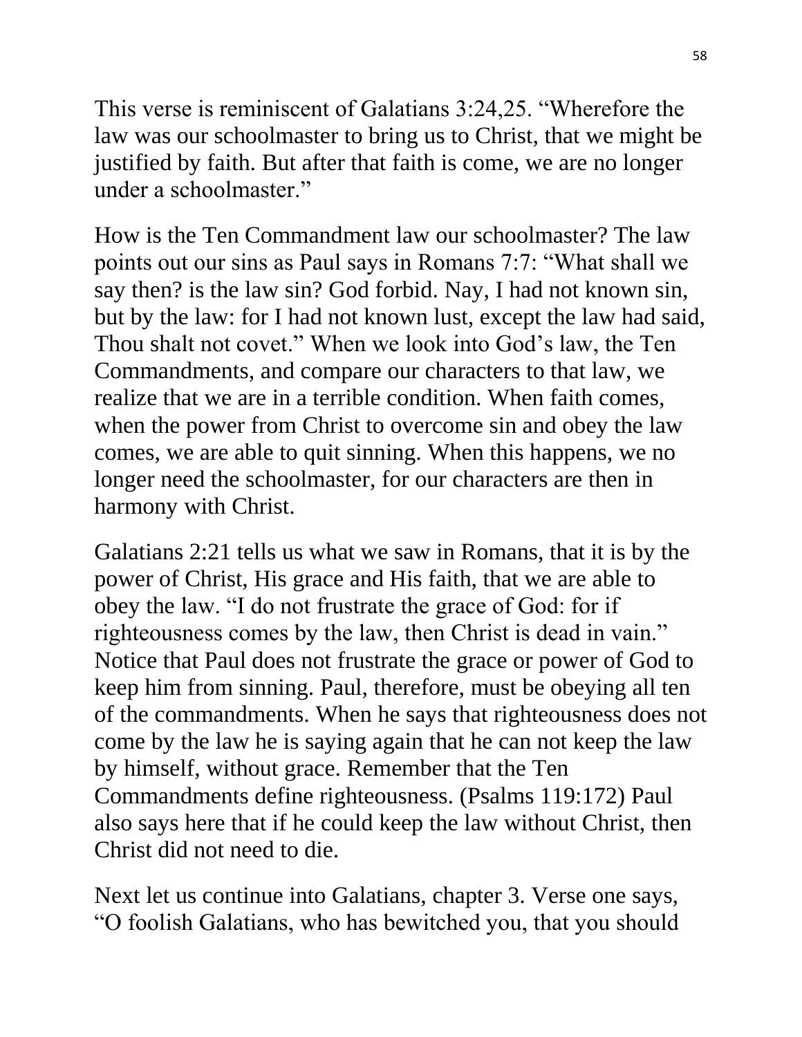This verse is reminiscent of Galatians 3:24,25. “Wherefore the law was our schoolmaster to bring us to Christ, that we might be justified by faith. But after that faith is come, we are no longer under a schoolmaster.”

How is the Ten Commandment law our schoolmaster? The law points out our sins as Paul says in Romans 7:7: “What shall we say then? is the law sin? God forbid. Nay, I had not known sin, but by the law: for I had not known lust, except the law had said, Thou shalt not covet.” When we look into God’s law, the Ten Commandments, and compare our characters to that law, we realize that we are in a terrible condition. When faith comes, when the power from Christ to overcome sin and obey the law comes, we are able to quit sinning. When this happens, we no longer need the schoolmaster, for our characters are then in harmony with Christ.

Galatians 2:21 tells us what we saw in Romans, that it is by the power of Christ, His grace and His faith, that we are able to obey the law. “I do not frustrate the grace of God: for if righteousness comes by the law, then Christ is dead in vain.” Notice that Paul does not frustrate the grace or power of God to keep him from sinning. Paul, therefore, must be obeying all ten of the commandments. When he says that righteousness does not come by the law he is saying again that he can not keep the law by himself, without grace. Remember that the Ten Commandments define righteousness. (Psalms 119:172) Paul also says here that if he could keep the law without Christ, then Christ did not need to die.

Next let us continue into Galatians, chapter 3. Verse one says, “O foolish Galatians, who has bewitched you, that you should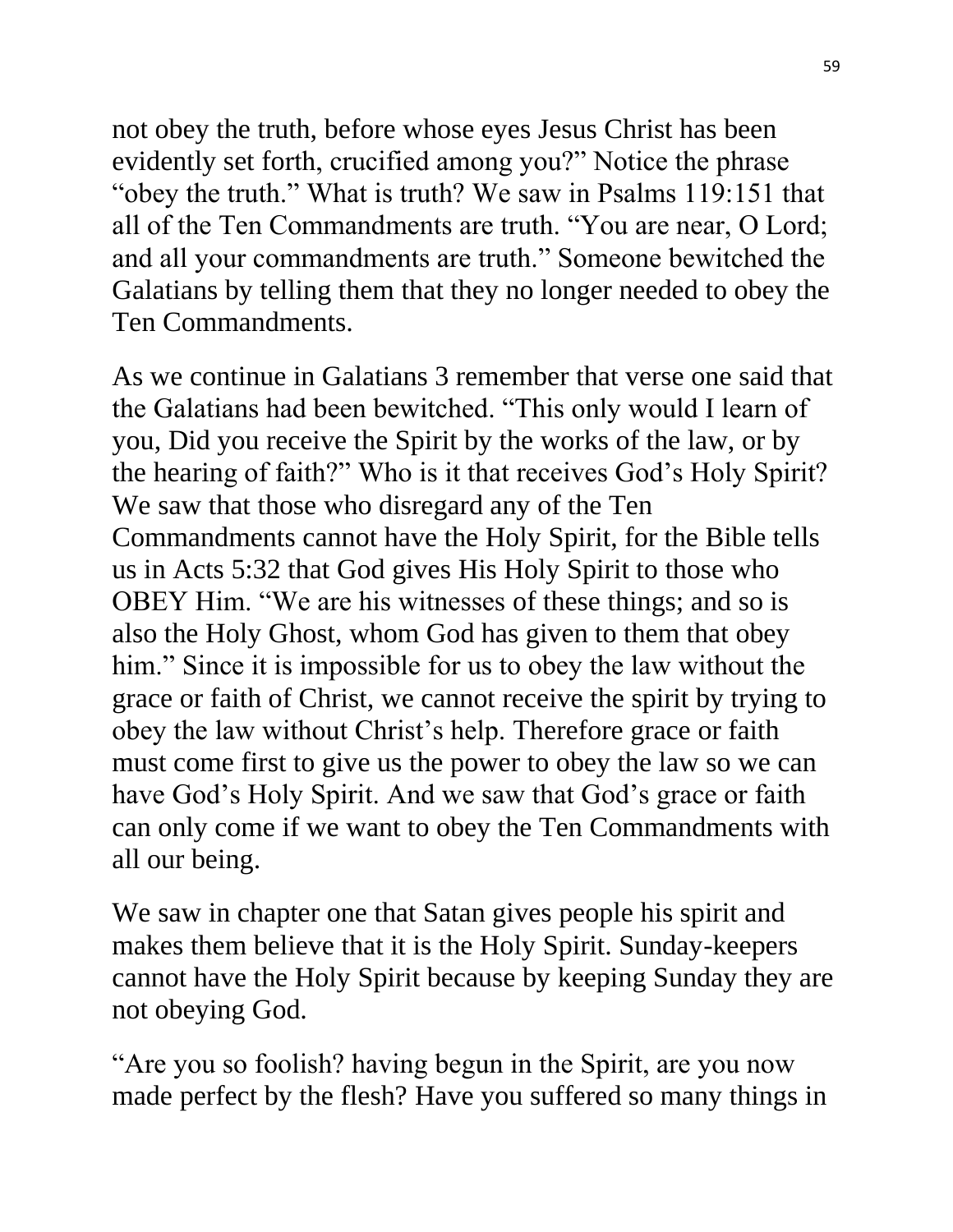not obey the truth, before whose eyes Jesus Christ has been evidently set forth, crucified among you?" Notice the phrase "obey the truth." What is truth? We saw in Psalms 119:151 that all of the Ten Commandments are truth. "You are near, O Lord; and all your commandments are truth." Someone bewitched the Galatians by telling them that they no longer needed to obey the Ten Commandments.

As we continue in Galatians 3 remember that verse one said that the Galatians had been bewitched. "This only would I learn of you, Did you receive the Spirit by the works of the law, or by the hearing of faith?" Who is it that receives God's Holy Spirit? We saw that those who disregard any of the Ten Commandments cannot have the Holy Spirit, for the Bible tells us in Acts 5:32 that God gives His Holy Spirit to those who OBEY Him. "We are his witnesses of these things; and so is also the Holy Ghost, whom God has given to them that obey him." Since it is impossible for us to obey the law without the grace or faith of Christ, we cannot receive the spirit by trying to obey the law without Christ's help. Therefore grace or faith must come first to give us the power to obey the law so we can have God's Holy Spirit. And we saw that God's grace or faith can only come if we want to obey the Ten Commandments with all our being.

We saw in chapter one that Satan gives people his spirit and makes them believe that it is the Holy Spirit. Sunday-keepers cannot have the Holy Spirit because by keeping Sunday they are not obeying God.

"Are you so foolish? having begun in the Spirit, are you now made perfect by the flesh? Have you suffered so many things in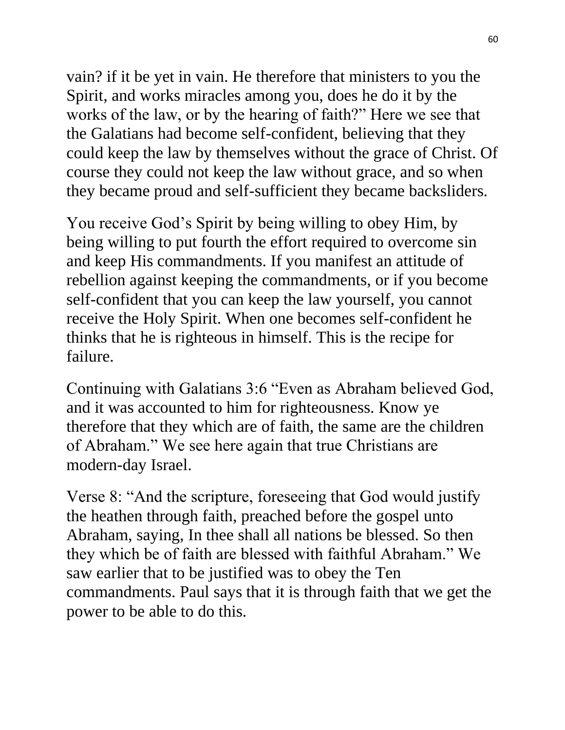vain? if it be yet in vain. He therefore that ministers to you the Spirit, and works miracles among you, does he do it by the works of the law, or by the hearing of faith?" Here we see that the Galatians had become self-confident, believing that they could keep the law by themselves without the grace of Christ. Of course they could not keep the law without grace, and so when they became proud and self-sufficient they became backsliders.

You receive God's Spirit by being willing to obey Him, by being willing to put fourth the effort required to overcome sin and keep His commandments. If you manifest an attitude of rebellion against keeping the commandments, or if you become self-confident that you can keep the law yourself, you cannot receive the Holy Spirit. When one becomes self-confident he thinks that he is righteous in himself. This is the recipe for failure.

Continuing with Galatians 3:6 "Even as Abraham believed God, and it was accounted to him for righteousness. Know ye therefore that they which are of faith, the same are the children of Abraham." We see here again that true Christians are modern-day Israel.

Verse 8: "And the scripture, foreseeing that God would justify the heathen through faith, preached before the gospel unto Abraham, saying, In thee shall all nations be blessed. So then they which be of faith are blessed with faithful Abraham." We saw earlier that to be justified was to obey the Ten commandments. Paul says that it is through faith that we get the power to be able to do this.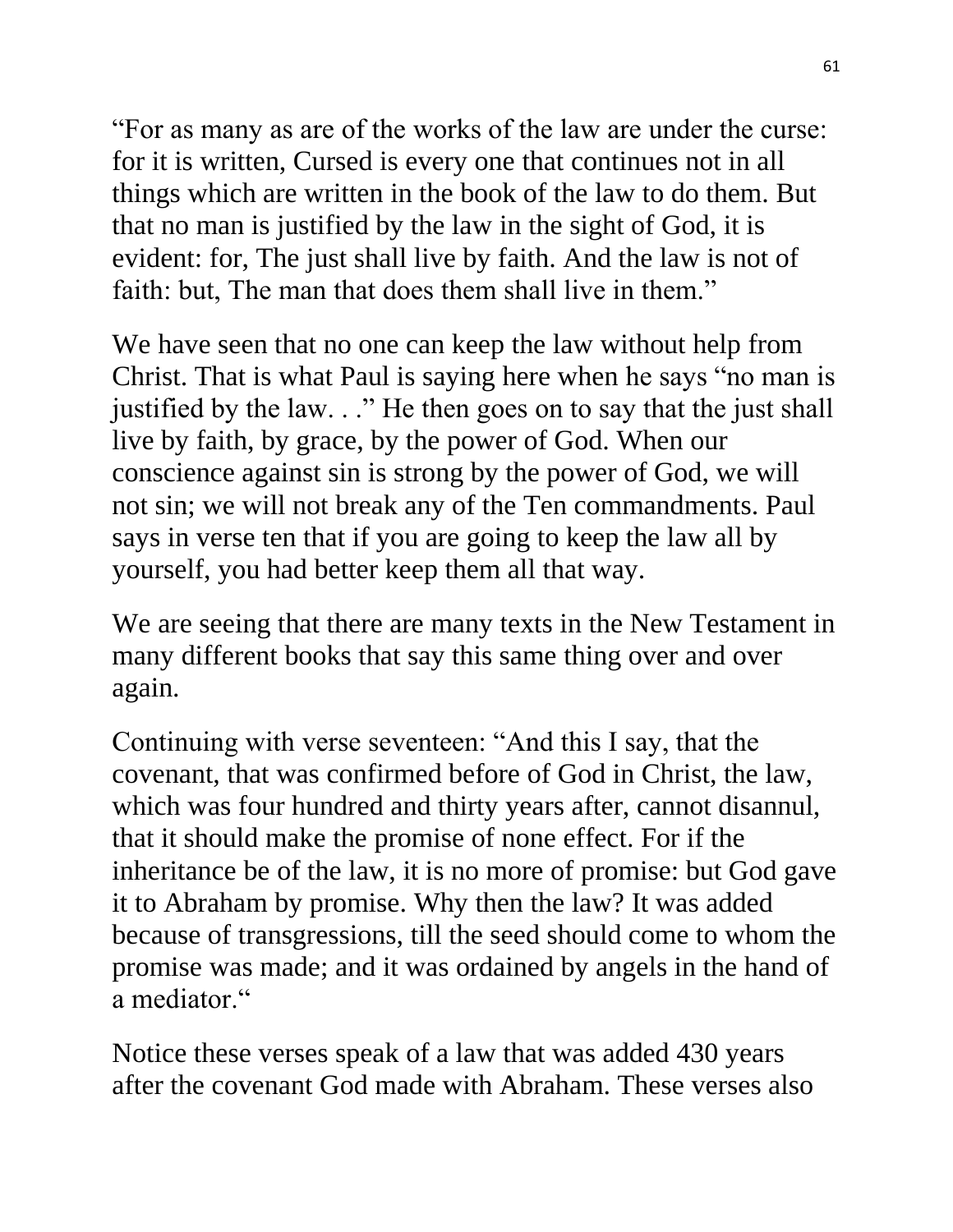“For as many as are of the works of the law are under the curse: for it is written, Cursed is every one that continues not in all things which are written in the book of the law to do them. But that no man is justified by the law in the sight of God, it is evident: for, The just shall live by faith. And the law is not of faith: but, The man that does them shall live in them.”

We have seen that no one can keep the law without help from Christ. That is what Paul is saying here when he says “no man is justified by the law. . .” He then goes on to say that the just shall live by faith, by grace, by the power of God. When our conscience against sin is strong by the power of God, we will not sin; we will not break any of the Ten commandments. Paul says in verse ten that if you are going to keep the law all by yourself, you had better keep them all that way.

We are seeing that there are many texts in the New Testament in many different books that say this same thing over and over again.

Continuing with verse seventeen: “And this I say, that the covenant, that was confirmed before of God in Christ, the law, which was four hundred and thirty years after, cannot disannul, that it should make the promise of none effect. For if the inheritance be of the law, it is no more of promise: but God gave it to Abraham by promise. Why then the law? It was added because of transgressions, till the seed should come to whom the promise was made; and it was ordained by angels in the hand of a mediator.“

Notice these verses speak of a law that was added 430 years after the covenant God made with Abraham. These verses also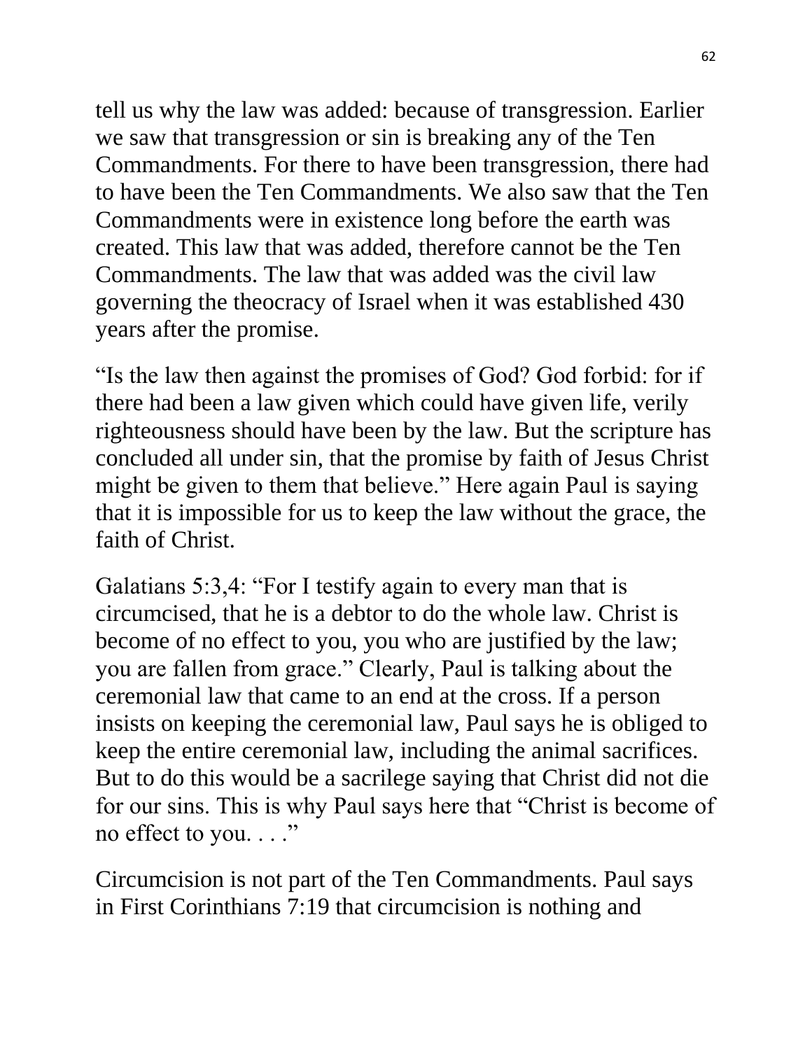tell us why the law was added: because of transgression. Earlier we saw that transgression or sin is breaking any of the Ten Commandments. For there to have been transgression, there had to have been the Ten Commandments. We also saw that the Ten Commandments were in existence long before the earth was created. This law that was added, therefore cannot be the Ten Commandments. The law that was added was the civil law governing the theocracy of Israel when it was established 430 years after the promise.

"Is the law then against the promises of God? God forbid: for if there had been a law given which could have given life, verily righteousness should have been by the law. But the scripture has concluded all under sin, that the promise by faith of Jesus Christ might be given to them that believe." Here again Paul is saying that it is impossible for us to keep the law without the grace, the faith of Christ.

Galatians 5:3,4: "For I testify again to every man that is circumcised, that he is a debtor to do the whole law. Christ is become of no effect to you, you who are justified by the law; you are fallen from grace." Clearly, Paul is talking about the ceremonial law that came to an end at the cross. If a person insists on keeping the ceremonial law, Paul says he is obliged to keep the entire ceremonial law, including the animal sacrifices. But to do this would be a sacrilege saying that Christ did not die for our sins. This is why Paul says here that "Christ is become of no effect to you. . . ."

Circumcision is not part of the Ten Commandments. Paul says in First Corinthians 7:19 that circumcision is nothing and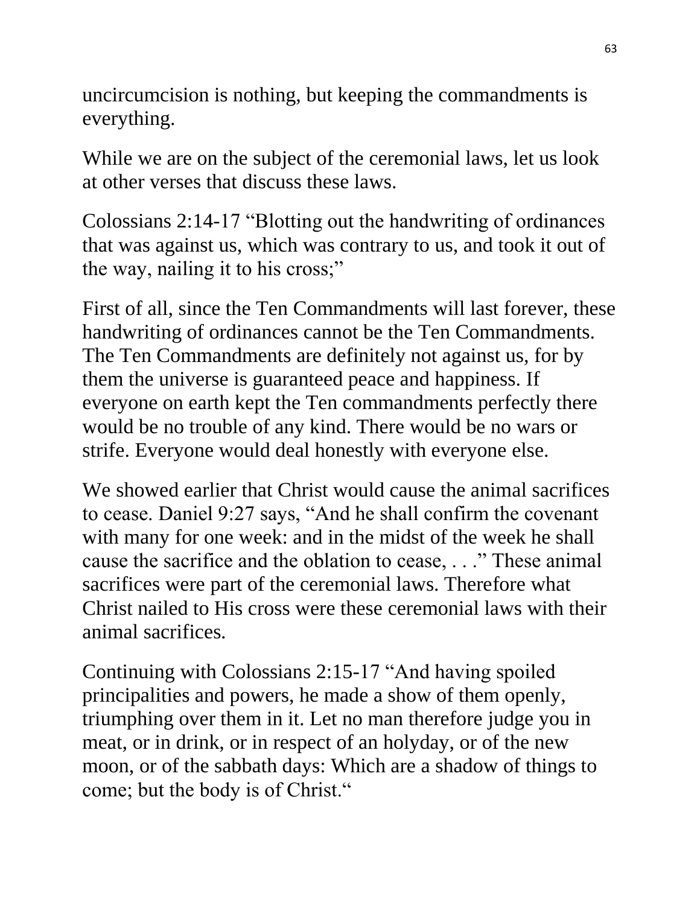uncircumcision is nothing, but keeping the commandments is everything.

While we are on the subject of the ceremonial laws, let us look at other verses that discuss these laws.

Colossians 2:14-17 "Blotting out the handwriting of ordinances that was against us, which was contrary to us, and took it out of the way, nailing it to his cross;"

First of all, since the Ten Commandments will last forever, these handwriting of ordinances cannot be the Ten Commandments. The Ten Commandments are definitely not against us, for by them the universe is guaranteed peace and happiness. If everyone on earth kept the Ten commandments perfectly there would be no trouble of any kind. There would be no wars or strife. Everyone would deal honestly with everyone else.

We showed earlier that Christ would cause the animal sacrifices to cease. Daniel 9:27 says, "And he shall confirm the covenant with many for one week: and in the midst of the week he shall cause the sacrifice and the oblation to cease, . . ." These animal sacrifices were part of the ceremonial laws. Therefore what Christ nailed to His cross were these ceremonial laws with their animal sacrifices.

Continuing with Colossians 2:15-17 "And having spoiled principalities and powers, he made a show of them openly, triumphing over them in it. Let no man therefore judge you in meat, or in drink, or in respect of an holyday, or of the new moon, or of the sabbath days: Which are a shadow of things to come; but the body is of Christ."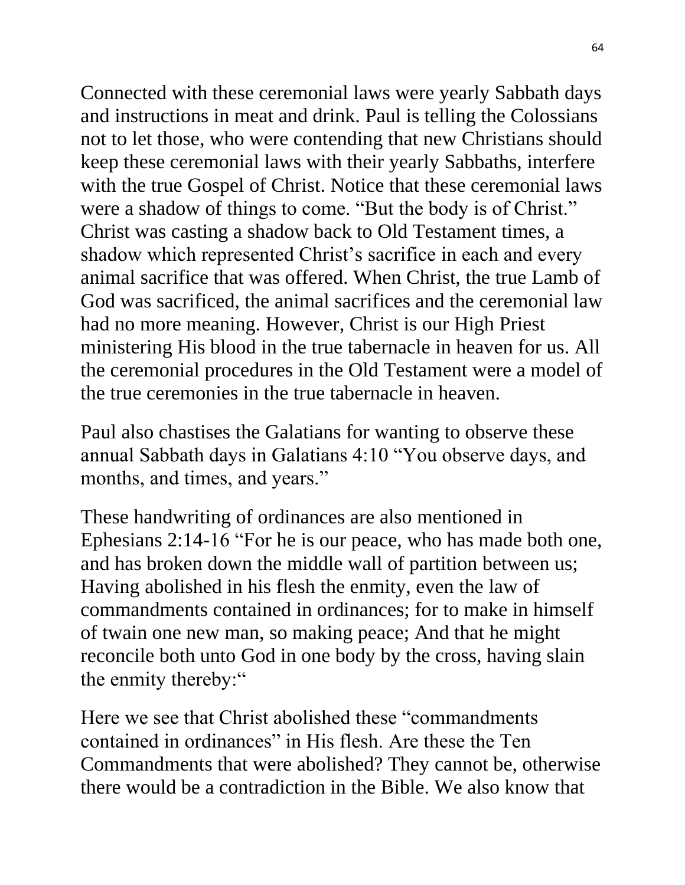Connected with these ceremonial laws were yearly Sabbath days and instructions in meat and drink. Paul is telling the Colossians not to let those, who were contending that new Christians should keep these ceremonial laws with their yearly Sabbaths, interfere with the true Gospel of Christ. Notice that these ceremonial laws were a shadow of things to come. “But the body is of Christ.” Christ was casting a shadow back to Old Testament times, a shadow which represented Christ’s sacrifice in each and every animal sacrifice that was offered. When Christ, the true Lamb of God was sacrificed, the animal sacrifices and the ceremonial law had no more meaning. However, Christ is our High Priest ministering His blood in the true tabernacle in heaven for us. All the ceremonial procedures in the Old Testament were a model of the true ceremonies in the true tabernacle in heaven.

Paul also chastises the Galatians for wanting to observe these annual Sabbath days in Galatians 4:10 “You observe days, and months, and times, and years.”

These handwriting of ordinances are also mentioned in Ephesians 2:14-16 “For he is our peace, who has made both one, and has broken down the middle wall of partition between us; Having abolished in his flesh the enmity, even the law of commandments contained in ordinances; for to make in himself of twain one new man, so making peace; And that he might reconcile both unto God in one body by the cross, having slain the enmity thereby:“

Here we see that Christ abolished these “commandments contained in ordinances” in His flesh. Are these the Ten Commandments that were abolished? They cannot be, otherwise there would be a contradiction in the Bible. We also know that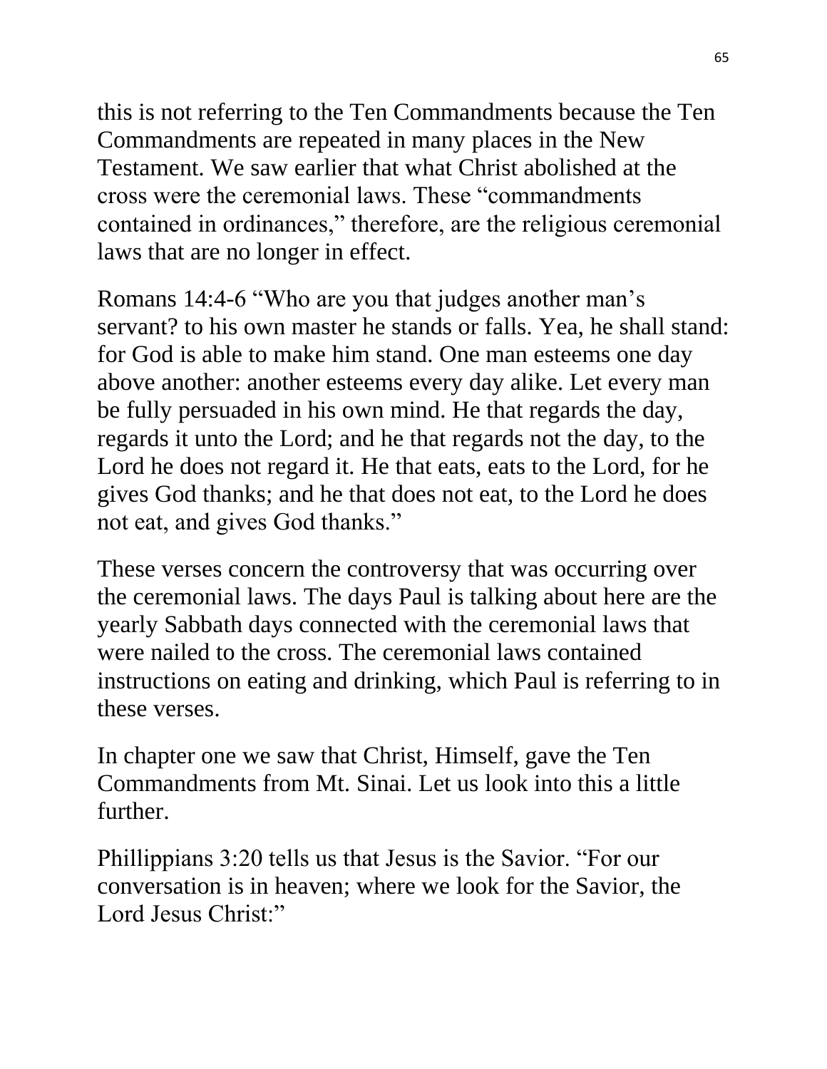this is not referring to the Ten Commandments because the Ten Commandments are repeated in many places in the New Testament. We saw earlier that what Christ abolished at the cross were the ceremonial laws. These “commandments contained in ordinances,” therefore, are the religious ceremonial laws that are no longer in effect.

Romans 14:4-6 “Who are you that judges another man’s servant? to his own master he stands or falls. Yea, he shall stand: for God is able to make him stand. One man esteems one day above another: another esteems every day alike. Let every man be fully persuaded in his own mind. He that regards the day, regards it unto the Lord; and he that regards not the day, to the Lord he does not regard it. He that eats, eats to the Lord, for he gives God thanks; and he that does not eat, to the Lord he does not eat, and gives God thanks.”

These verses concern the controversy that was occurring over the ceremonial laws. The days Paul is talking about here are the yearly Sabbath days connected with the ceremonial laws that were nailed to the cross. The ceremonial laws contained instructions on eating and drinking, which Paul is referring to in these verses.

In chapter one we saw that Christ, Himself, gave the Ten Commandments from Mt. Sinai. Let us look into this a little further.

Phillippians 3:20 tells us that Jesus is the Savior. “For our conversation is in heaven; where we look for the Savior, the Lord Jesus Christ:”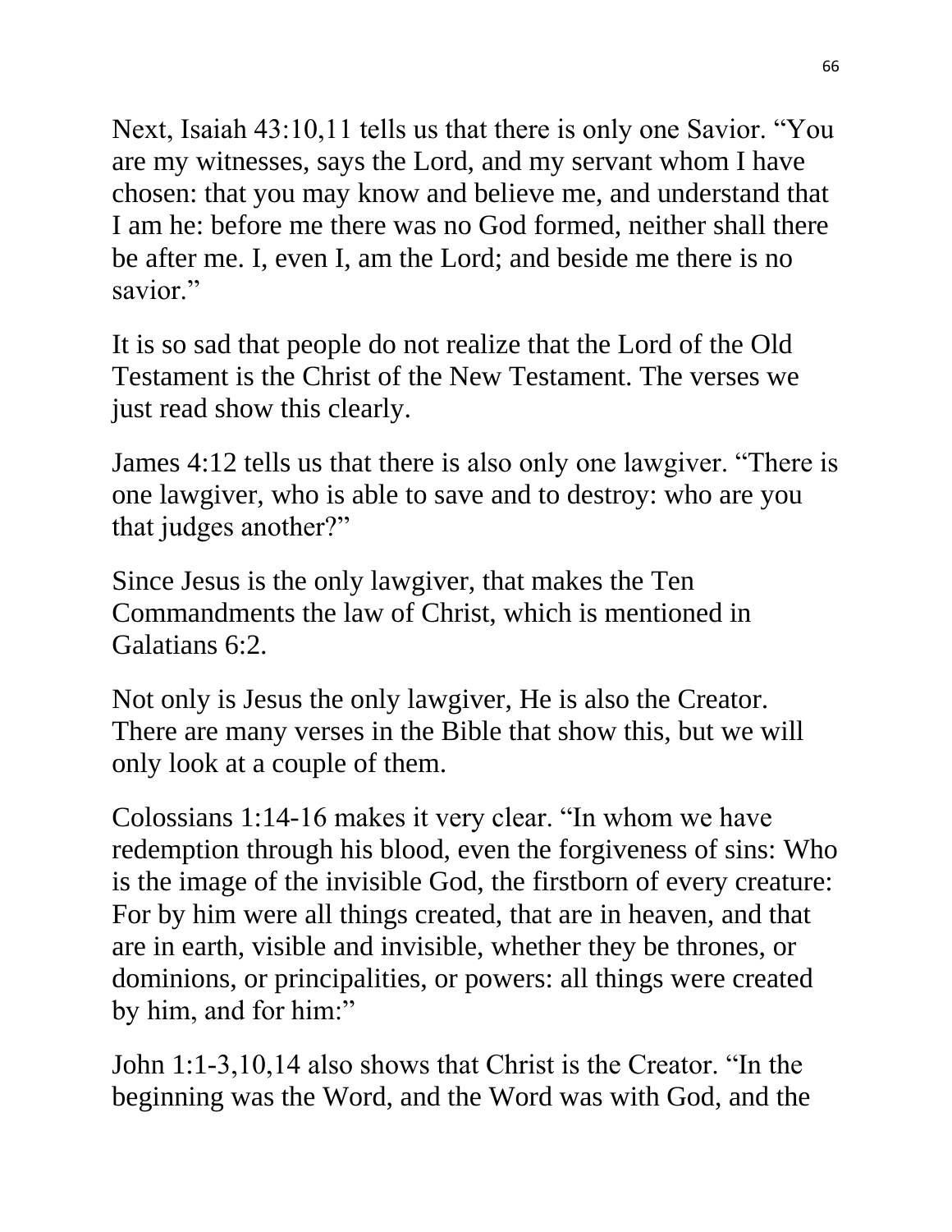Next, Isaiah 43:10,11 tells us that there is only one Savior. “You are my witnesses, says the Lord, and my servant whom I have chosen: that you may know and believe me, and understand that I am he: before me there was no God formed, neither shall there be after me. I, even I, am the Lord; and beside me there is no savior.”

It is so sad that people do not realize that the Lord of the Old Testament is the Christ of the New Testament. The verses we just read show this clearly.

James 4:12 tells us that there is also only one lawgiver. “There is one lawgiver, who is able to save and to destroy: who are you that judges another?”

Since Jesus is the only lawgiver, that makes the Ten Commandments the law of Christ, which is mentioned in Galatians 6:2.

Not only is Jesus the only lawgiver, He is also the Creator. There are many verses in the Bible that show this, but we will only look at a couple of them.

Colossians 1:14-16 makes it very clear. “In whom we have redemption through his blood, even the forgiveness of sins: Who is the image of the invisible God, the firstborn of every creature: For by him were all things created, that are in heaven, and that are in earth, visible and invisible, whether they be thrones, or dominions, or principalities, or powers: all things were created by him, and for him:”

John 1:1-3,10,14 also shows that Christ is the Creator. “In the beginning was the Word, and the Word was with God, and the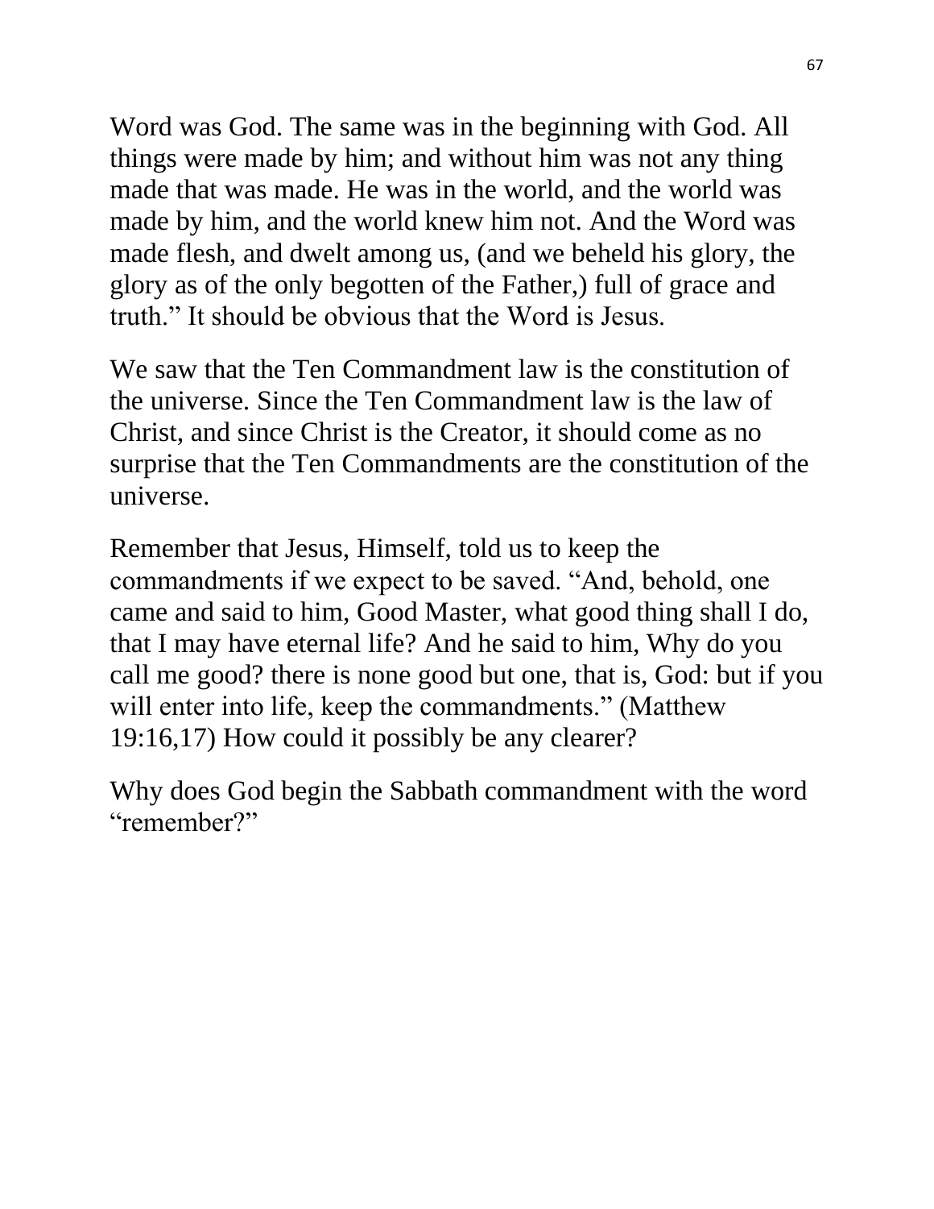Word was God. The same was in the beginning with God. All things were made by him; and without him was not any thing made that was made. He was in the world, and the world was made by him, and the world knew him not. And the Word was made flesh, and dwelt among us, (and we beheld his glory, the glory as of the only begotten of the Father,) full of grace and truth." It should be obvious that the Word is Jesus.

We saw that the Ten Commandment law is the constitution of the universe. Since the Ten Commandment law is the law of Christ, and since Christ is the Creator, it should come as no surprise that the Ten Commandments are the constitution of the universe.

Remember that Jesus, Himself, told us to keep the commandments if we expect to be saved. "And, behold, one came and said to him, Good Master, what good thing shall I do, that I may have eternal life? And he said to him, Why do you call me good? there is none good but one, that is, God: but if you will enter into life, keep the commandments." (Matthew 19:16,17) How could it possibly be any clearer?

Why does God begin the Sabbath commandment with the word "remember?"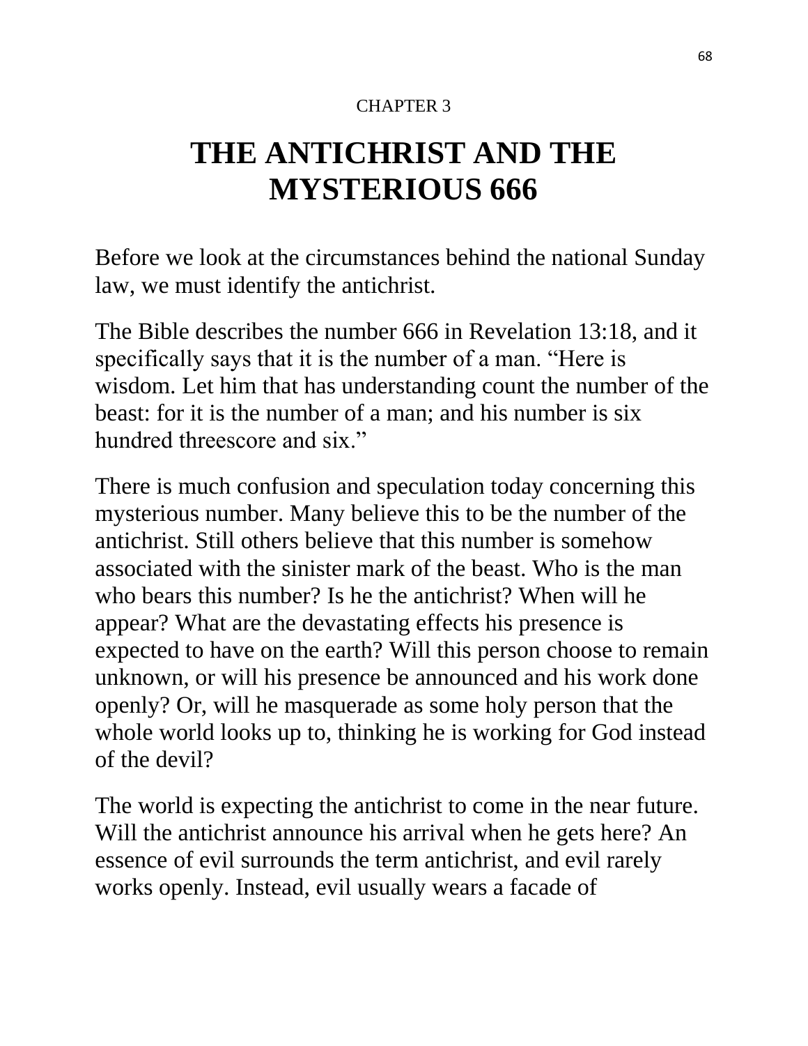CHAPTER 3

# THE ANTICHRIST AND THE MYSTERIOUS 666

Before we look at the circumstances behind the national Sunday law, we must identify the antichrist.

The Bible describes the number 666 in Revelation 13:18, and it specifically says that it is the number of a man. "Here is wisdom. Let him that has understanding count the number of the beast: for it is the number of a man; and his number is six hundred threescore and six."

There is much confusion and speculation today concerning this mysterious number. Many believe this to be the number of the antichrist. Still others believe that this number is somehow associated with the sinister mark of the beast. Who is the man who bears this number? Is he the antichrist? When will he appear? What are the devastating effects his presence is expected to have on the earth? Will this person choose to remain unknown, or will his presence be announced and his work done openly? Or, will he masquerade as some holy person that the whole world looks up to, thinking he is working for God instead of the devil?

The world is expecting the antichrist to come in the near future. Will the antichrist announce his arrival when he gets here? An essence of evil surrounds the term antichrist, and evil rarely works openly. Instead, evil usually wears a facade of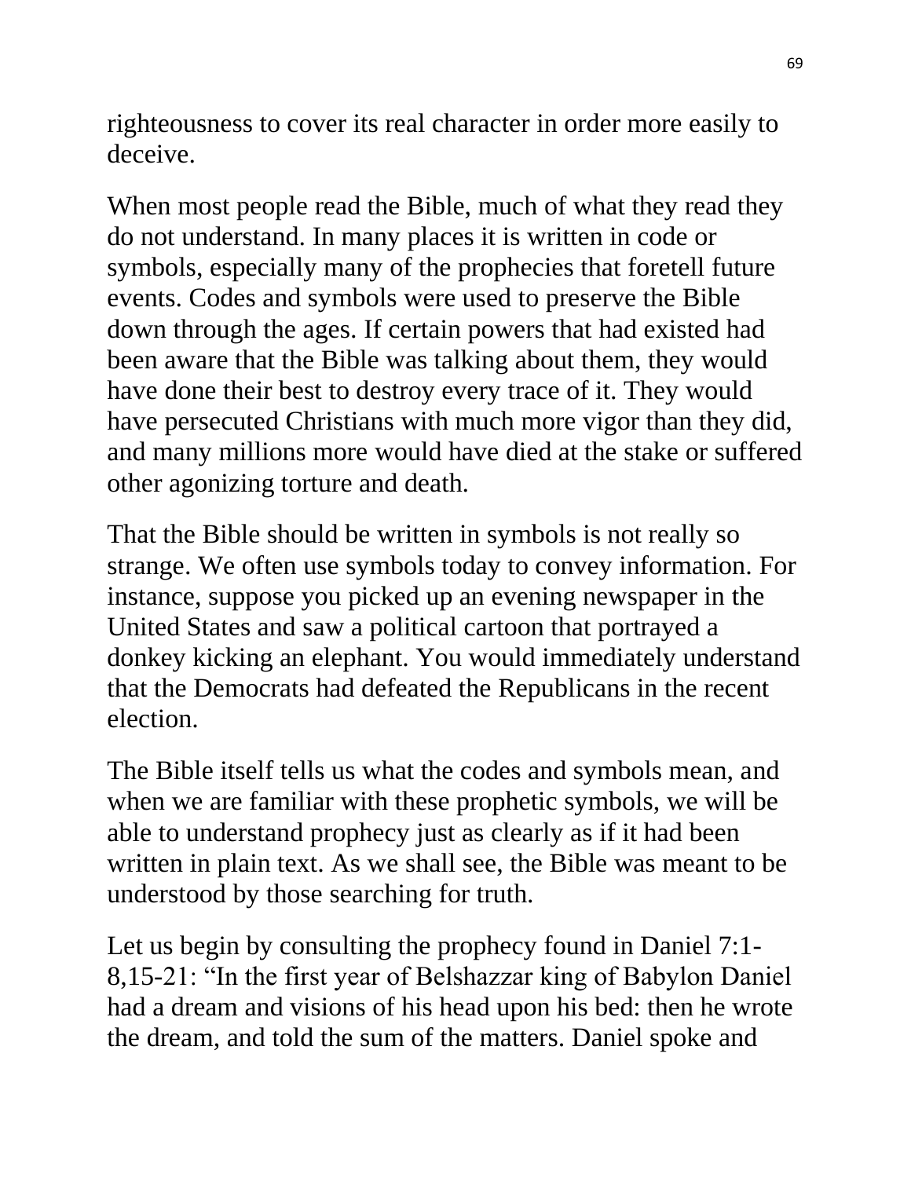righteousness to cover its real character in order more easily to deceive.

When most people read the Bible, much of what they read they do not understand. In many places it is written in code or symbols, especially many of the prophecies that foretell future events. Codes and symbols were used to preserve the Bible down through the ages. If certain powers that had existed had been aware that the Bible was talking about them, they would have done their best to destroy every trace of it. They would have persecuted Christians with much more vigor than they did, and many millions more would have died at the stake or suffered other agonizing torture and death.

That the Bible should be written in symbols is not really so strange. We often use symbols today to convey information. For instance, suppose you picked up an evening newspaper in the United States and saw a political cartoon that portrayed a donkey kicking an elephant. You would immediately understand that the Democrats had defeated the Republicans in the recent election.

The Bible itself tells us what the codes and symbols mean, and when we are familiar with these prophetic symbols, we will be able to understand prophecy just as clearly as if it had been written in plain text. As we shall see, the Bible was meant to be understood by those searching for truth.

Let us begin by consulting the prophecy found in Daniel 7:1-8,15-21: "In the first year of Belshazzar king of Babylon Daniel had a dream and visions of his head upon his bed: then he wrote the dream, and told the sum of the matters. Daniel spoke and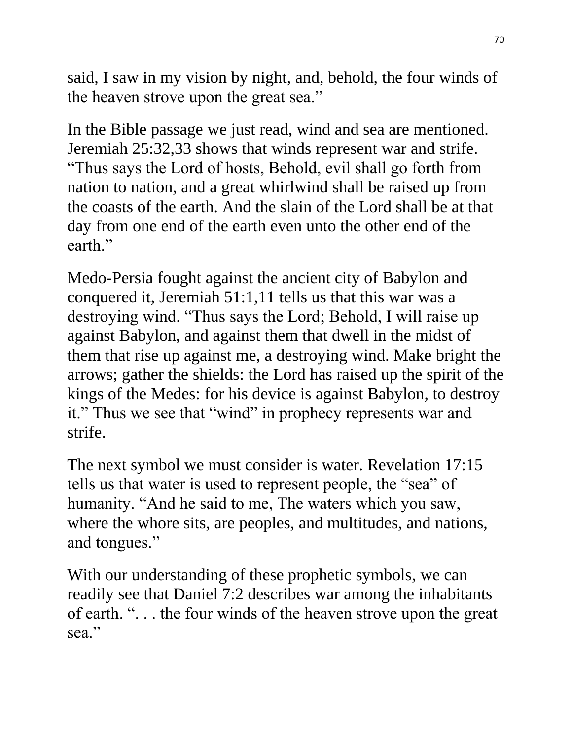said, I saw in my vision by night, and, behold, the four winds of the heaven strove upon the great sea."

In the Bible passage we just read, wind and sea are mentioned. Jeremiah 25:32,33 shows that winds represent war and strife. "Thus says the Lord of hosts, Behold, evil shall go forth from nation to nation, and a great whirlwind shall be raised up from the coasts of the earth. And the slain of the Lord shall be at that day from one end of the earth even unto the other end of the earth."

Medo-Persia fought against the ancient city of Babylon and conquered it, Jeremiah 51:1,11 tells us that this war was a destroying wind. "Thus says the Lord; Behold, I will raise up against Babylon, and against them that dwell in the midst of them that rise up against me, a destroying wind. Make bright the arrows; gather the shields: the Lord has raised up the spirit of the kings of the Medes: for his device is against Babylon, to destroy it." Thus we see that "wind" in prophecy represents war and strife.

The next symbol we must consider is water. Revelation 17:15 tells us that water is used to represent people, the "sea" of humanity. "And he said to me, The waters which you saw, where the whore sits, are peoples, and multitudes, and nations, and tongues."

With our understanding of these prophetic symbols, we can readily see that Daniel 7:2 describes war among the inhabitants of earth. ". . . the four winds of the heaven strove upon the great sea."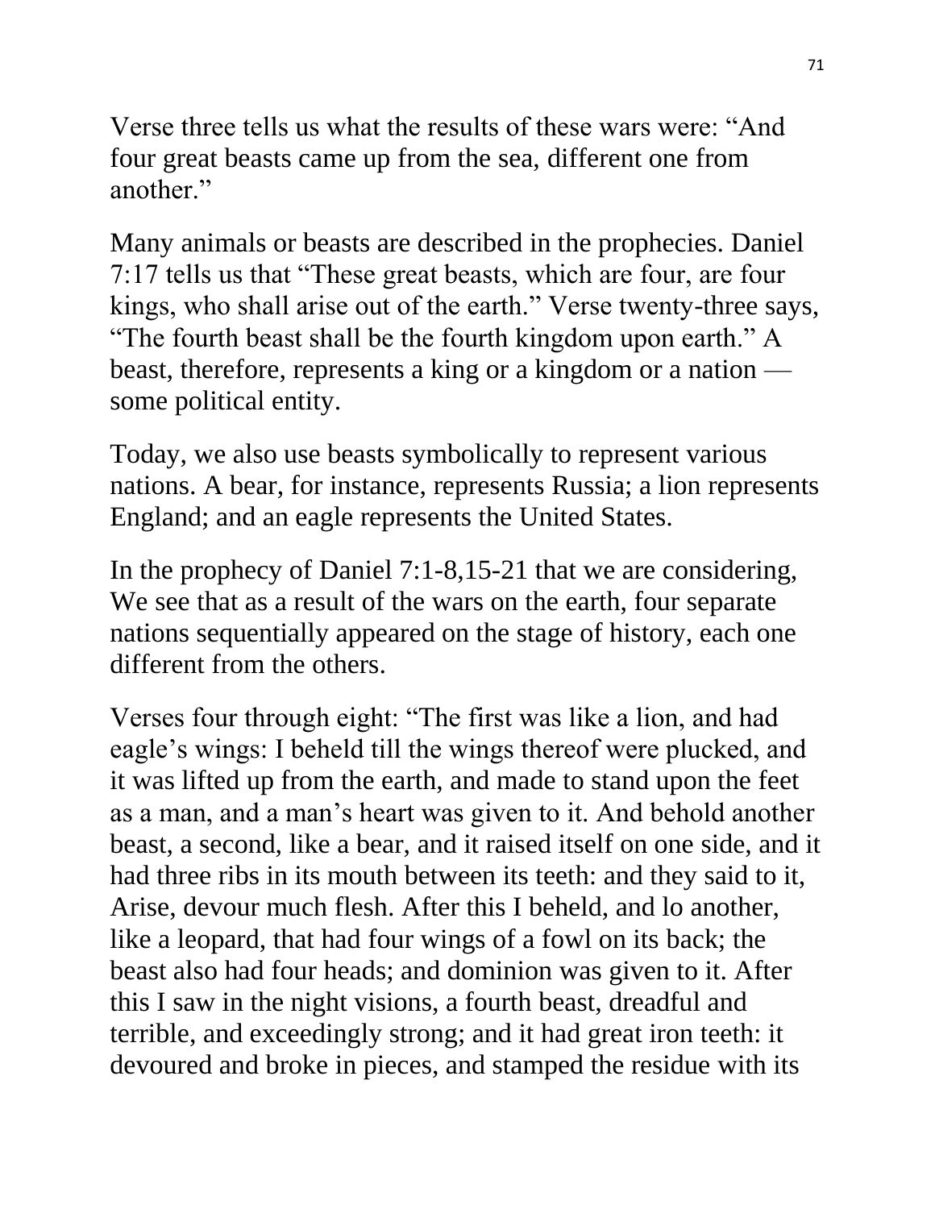Verse three tells us what the results of these wars were: “And four great beasts came up from the sea, different one from another.”

Many animals or beasts are described in the prophecies. Daniel 7:17 tells us that “These great beasts, which are four, are four kings, who shall arise out of the earth.” Verse twenty-three says, “The fourth beast shall be the fourth kingdom upon earth.” A beast, therefore, represents a king or a kingdom or a nation — some political entity.

Today, we also use beasts symbolically to represent various nations. A bear, for instance, represents Russia; a lion represents England; and an eagle represents the United States.

In the prophecy of Daniel 7:1-8,15-21 that we are considering, We see that as a result of the wars on the earth, four separate nations sequentially appeared on the stage of history, each one different from the others.

Verses four through eight: “The first was like a lion, and had eagle’s wings: I beheld till the wings thereof were plucked, and it was lifted up from the earth, and made to stand upon the feet as a man, and a man’s heart was given to it. And behold another beast, a second, like a bear, and it raised itself on one side, and it had three ribs in its mouth between its teeth: and they said to it, Arise, devour much flesh. After this I beheld, and lo another, like a leopard, that had four wings of a fowl on its back; the beast also had four heads; and dominion was given to it. After this I saw in the night visions, a fourth beast, dreadful and terrible, and exceedingly strong; and it had great iron teeth: it devoured and broke in pieces, and stamped the residue with its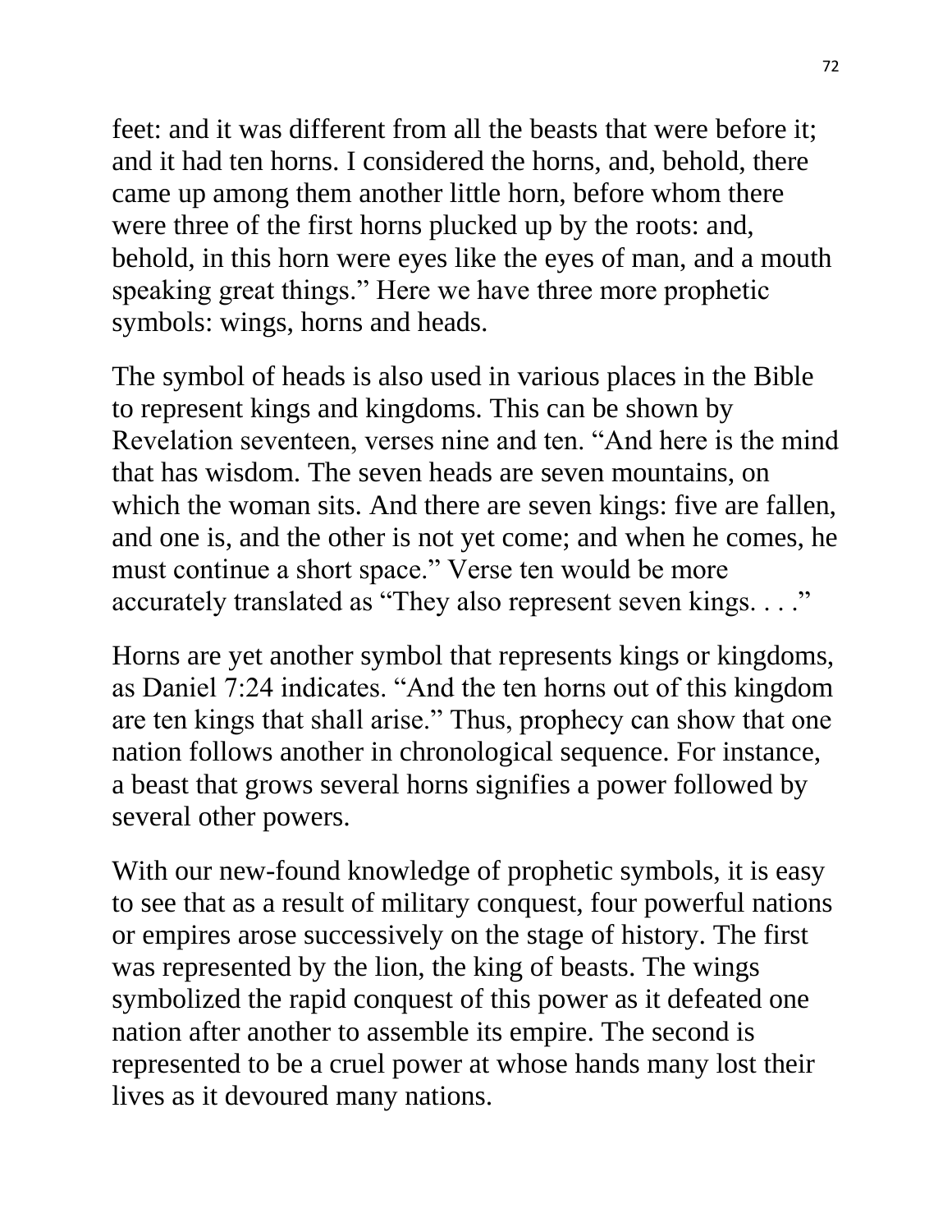feet: and it was different from all the beasts that were before it; and it had ten horns. I considered the horns, and, behold, there came up among them another little horn, before whom there were three of the first horns plucked up by the roots: and, behold, in this horn were eyes like the eyes of man, and a mouth speaking great things." Here we have three more prophetic symbols: wings, horns and heads.

The symbol of heads is also used in various places in the Bible to represent kings and kingdoms. This can be shown by Revelation seventeen, verses nine and ten. "And here is the mind that has wisdom. The seven heads are seven mountains, on which the woman sits. And there are seven kings: five are fallen, and one is, and the other is not yet come; and when he comes, he must continue a short space." Verse ten would be more accurately translated as "They also represent seven kings. . . ."

Horns are yet another symbol that represents kings or kingdoms, as Daniel 7:24 indicates. "And the ten horns out of this kingdom are ten kings that shall arise." Thus, prophecy can show that one nation follows another in chronological sequence. For instance, a beast that grows several horns signifies a power followed by several other powers.

With our new-found knowledge of prophetic symbols, it is easy to see that as a result of military conquest, four powerful nations or empires arose successively on the stage of history. The first was represented by the lion, the king of beasts. The wings symbolized the rapid conquest of this power as it defeated one nation after another to assemble its empire. The second is represented to be a cruel power at whose hands many lost their lives as it devoured many nations.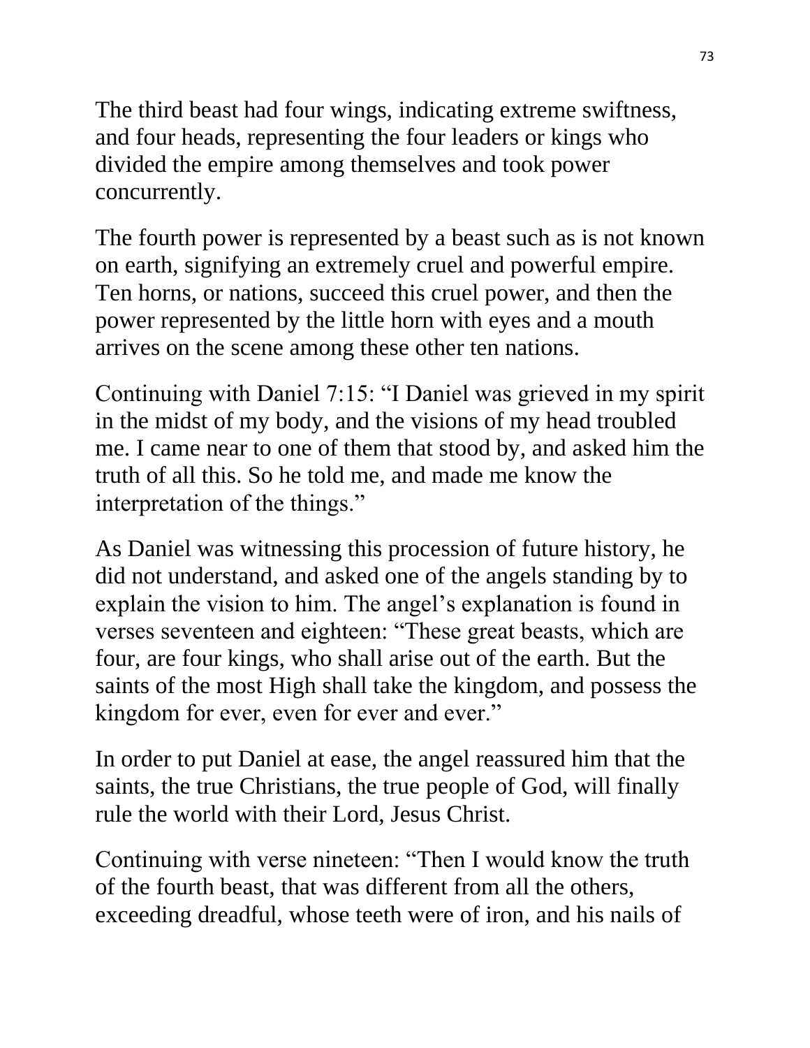The third beast had four wings, indicating extreme swiftness, and four heads, representing the four leaders or kings who divided the empire among themselves and took power concurrently.

The fourth power is represented by a beast such as is not known on earth, signifying an extremely cruel and powerful empire. Ten horns, or nations, succeed this cruel power, and then the power represented by the little horn with eyes and a mouth arrives on the scene among these other ten nations.

Continuing with Daniel 7:15: "I Daniel was grieved in my spirit in the midst of my body, and the visions of my head troubled me. I came near to one of them that stood by, and asked him the truth of all this. So he told me, and made me know the interpretation of the things."

As Daniel was witnessing this procession of future history, he did not understand, and asked one of the angels standing by to explain the vision to him. The angel's explanation is found in verses seventeen and eighteen: "These great beasts, which are four, are four kings, who shall arise out of the earth. But the saints of the most High shall take the kingdom, and possess the kingdom for ever, even for ever and ever."

In order to put Daniel at ease, the angel reassured him that the saints, the true Christians, the true people of God, will finally rule the world with their Lord, Jesus Christ.

Continuing with verse nineteen: "Then I would know the truth of the fourth beast, that was different from all the others, exceeding dreadful, whose teeth were of iron, and his nails of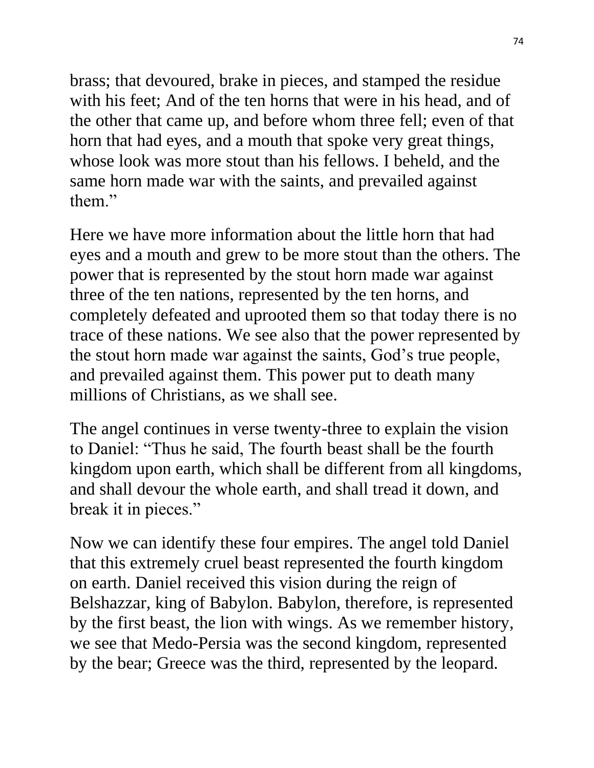brass; that devoured, brake in pieces, and stamped the residue with his feet; And of the ten horns that were in his head, and of the other that came up, and before whom three fell; even of that horn that had eyes, and a mouth that spoke very great things, whose look was more stout than his fellows. I beheld, and the same horn made war with the saints, and prevailed against them."

Here we have more information about the little horn that had eyes and a mouth and grew to be more stout than the others. The power that is represented by the stout horn made war against three of the ten nations, represented by the ten horns, and completely defeated and uprooted them so that today there is no trace of these nations. We see also that the power represented by the stout horn made war against the saints, God's true people, and prevailed against them. This power put to death many millions of Christians, as we shall see.

The angel continues in verse twenty-three to explain the vision to Daniel: "Thus he said, The fourth beast shall be the fourth kingdom upon earth, which shall be different from all kingdoms, and shall devour the whole earth, and shall tread it down, and break it in pieces."

Now we can identify these four empires. The angel told Daniel that this extremely cruel beast represented the fourth kingdom on earth. Daniel received this vision during the reign of Belshazzar, king of Babylon. Babylon, therefore, is represented by the first beast, the lion with wings. As we remember history, we see that Medo-Persia was the second kingdom, represented by the bear; Greece was the third, represented by the leopard.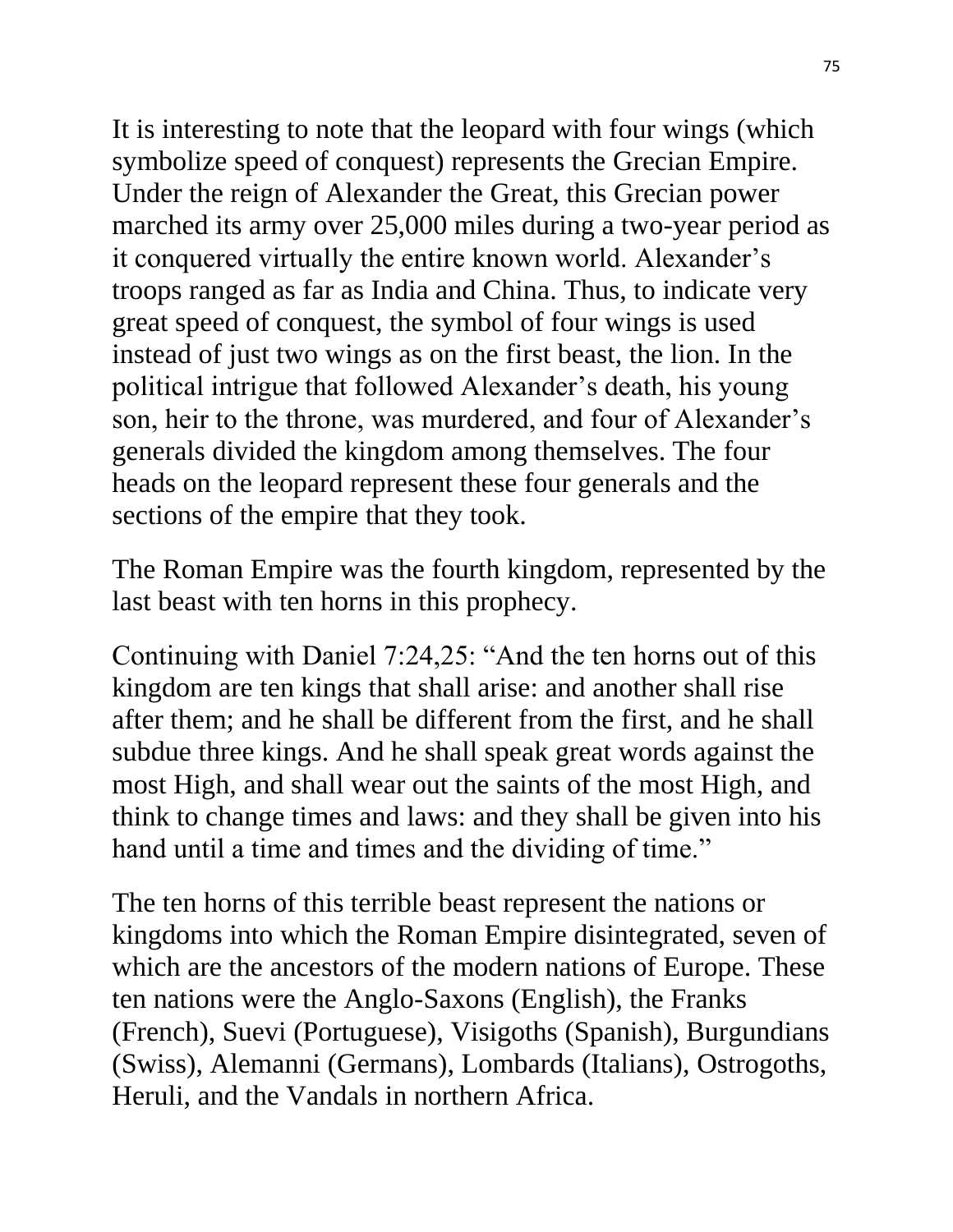It is interesting to note that the leopard with four wings (which symbolize speed of conquest) represents the Grecian Empire. Under the reign of Alexander the Great, this Grecian power marched its army over 25,000 miles during a two-year period as it conquered virtually the entire known world. Alexander's troops ranged as far as India and China. Thus, to indicate very great speed of conquest, the symbol of four wings is used instead of just two wings as on the first beast, the lion. In the political intrigue that followed Alexander's death, his young son, heir to the throne, was murdered, and four of Alexander's generals divided the kingdom among themselves. The four heads on the leopard represent these four generals and the sections of the empire that they took.

The Roman Empire was the fourth kingdom, represented by the last beast with ten horns in this prophecy.

Continuing with Daniel 7:24,25: "And the ten horns out of this kingdom are ten kings that shall arise: and another shall rise after them; and he shall be different from the first, and he shall subdue three kings. And he shall speak great words against the most High, and shall wear out the saints of the most High, and think to change times and laws: and they shall be given into his hand until a time and times and the dividing of time."

The ten horns of this terrible beast represent the nations or kingdoms into which the Roman Empire disintegrated, seven of which are the ancestors of the modern nations of Europe. These ten nations were the Anglo-Saxons (English), the Franks (French), Suevi (Portuguese), Visigoths (Spanish), Burgundians (Swiss), Alemanni (Germans), Lombards (Italians), Ostrogoths, Heruli, and the Vandals in northern Africa.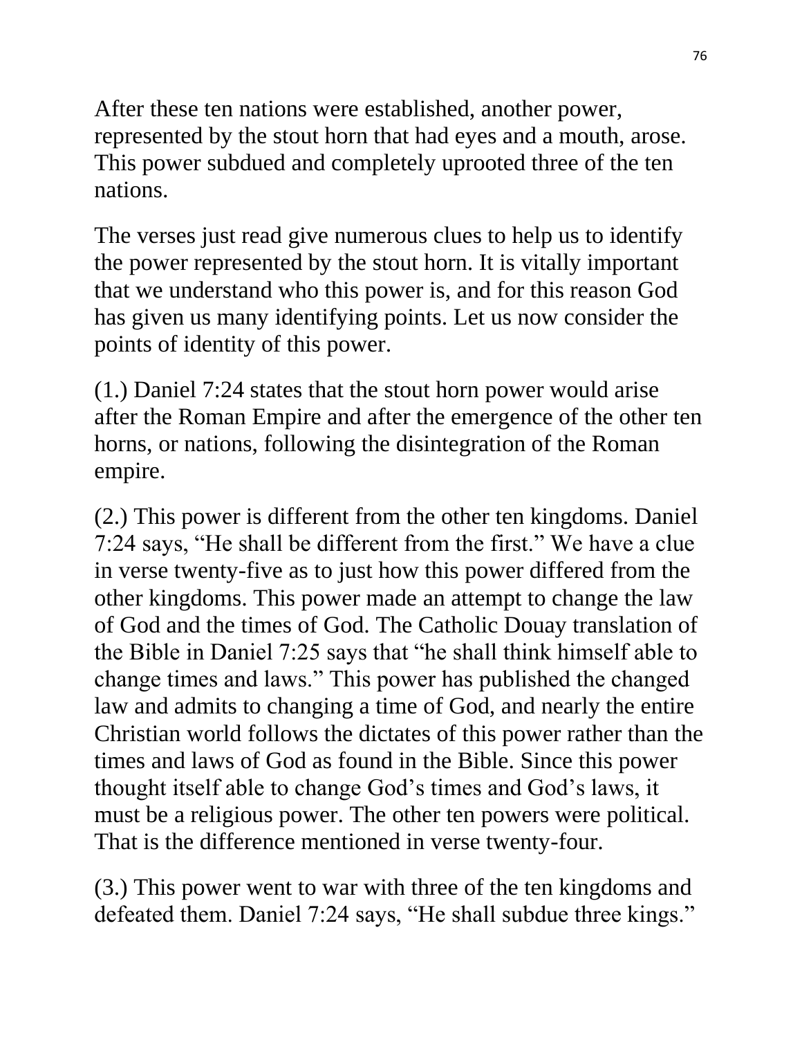After these ten nations were established, another power, represented by the stout horn that had eyes and a mouth, arose. This power subdued and completely uprooted three of the ten nations.

The verses just read give numerous clues to help us to identify the power represented by the stout horn. It is vitally important that we understand who this power is, and for this reason God has given us many identifying points. Let us now consider the points of identity of this power.

(1.) Daniel 7:24 states that the stout horn power would arise after the Roman Empire and after the emergence of the other ten horns, or nations, following the disintegration of the Roman empire.

(2.) This power is different from the other ten kingdoms. Daniel 7:24 says, “He shall be different from the first.” We have a clue in verse twenty-five as to just how this power differed from the other kingdoms. This power made an attempt to change the law of God and the times of God. The Catholic Douay translation of the Bible in Daniel 7:25 says that “he shall think himself able to change times and laws.” This power has published the changed law and admits to changing a time of God, and nearly the entire Christian world follows the dictates of this power rather than the times and laws of God as found in the Bible. Since this power thought itself able to change God’s times and God’s laws, it must be a religious power. The other ten powers were political. That is the difference mentioned in verse twenty-four.

(3.) This power went to war with three of the ten kingdoms and defeated them. Daniel 7:24 says, “He shall subdue three kings.”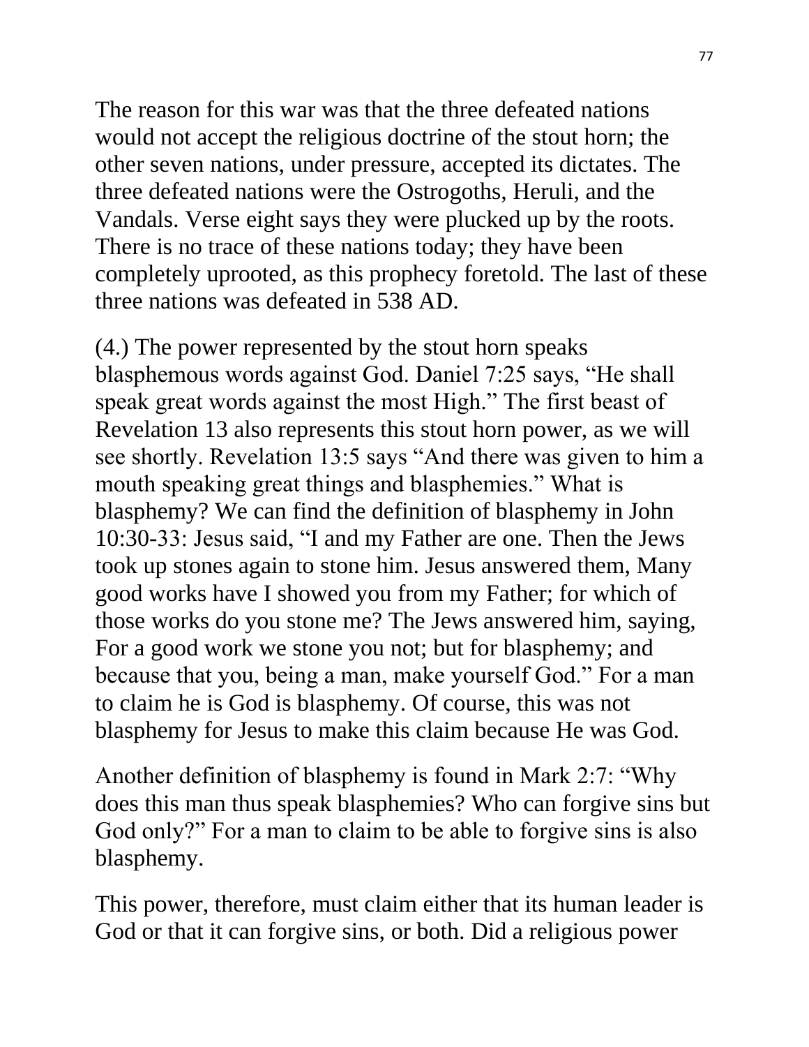The reason for this war was that the three defeated nations would not accept the religious doctrine of the stout horn; the other seven nations, under pressure, accepted its dictates. The three defeated nations were the Ostrogoths, Heruli, and the Vandals. Verse eight says they were plucked up by the roots. There is no trace of these nations today; they have been completely uprooted, as this prophecy foretold. The last of these three nations was defeated in 538 AD.

(4.) The power represented by the stout horn speaks blasphemous words against God. Daniel 7:25 says, “He shall speak great words against the most High.” The first beast of Revelation 13 also represents this stout horn power, as we will see shortly. Revelation 13:5 says “And there was given to him a mouth speaking great things and blasphemies.” What is blasphemy? We can find the definition of blasphemy in John 10:30-33: Jesus said, “I and my Father are one. Then the Jews took up stones again to stone him. Jesus answered them, Many good works have I showed you from my Father; for which of those works do you stone me? The Jews answered him, saying, For a good work we stone you not; but for blasphemy; and because that you, being a man, make yourself God.” For a man to claim he is God is blasphemy. Of course, this was not blasphemy for Jesus to make this claim because He was God.

Another definition of blasphemy is found in Mark 2:7: “Why does this man thus speak blasphemies? Who can forgive sins but God only?” For a man to claim to be able to forgive sins is also blasphemy.

This power, therefore, must claim either that its human leader is God or that it can forgive sins, or both. Did a religious power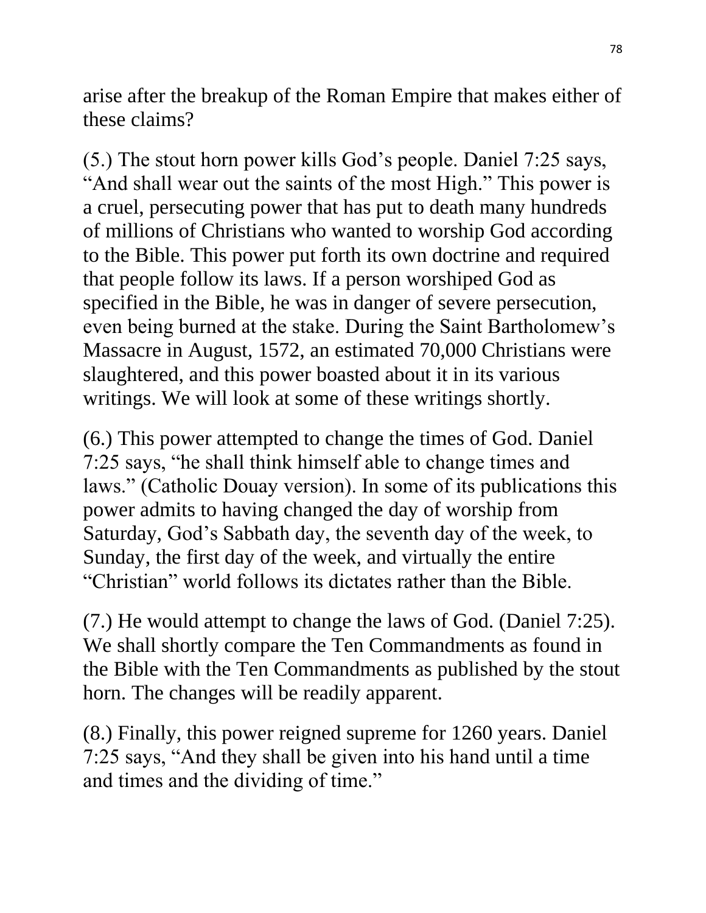arise after the breakup of the Roman Empire that makes either of these claims?

(5.) The stout horn power kills God's people. Daniel 7:25 says, "And shall wear out the saints of the most High." This power is a cruel, persecuting power that has put to death many hundreds of millions of Christians who wanted to worship God according to the Bible. This power put forth its own doctrine and required that people follow its laws. If a person worshiped God as specified in the Bible, he was in danger of severe persecution, even being burned at the stake. During the Saint Bartholomew's Massacre in August, 1572, an estimated 70,000 Christians were slaughtered, and this power boasted about it in its various writings. We will look at some of these writings shortly.

(6.) This power attempted to change the times of God. Daniel 7:25 says, "he shall think himself able to change times and laws." (Catholic Douay version). In some of its publications this power admits to having changed the day of worship from Saturday, God's Sabbath day, the seventh day of the week, to Sunday, the first day of the week, and virtually the entire "Christian" world follows its dictates rather than the Bible.

(7.) He would attempt to change the laws of God. (Daniel 7:25). We shall shortly compare the Ten Commandments as found in the Bible with the Ten Commandments as published by the stout horn. The changes will be readily apparent.

(8.) Finally, this power reigned supreme for 1260 years. Daniel 7:25 says, "And they shall be given into his hand until a time and times and the dividing of time."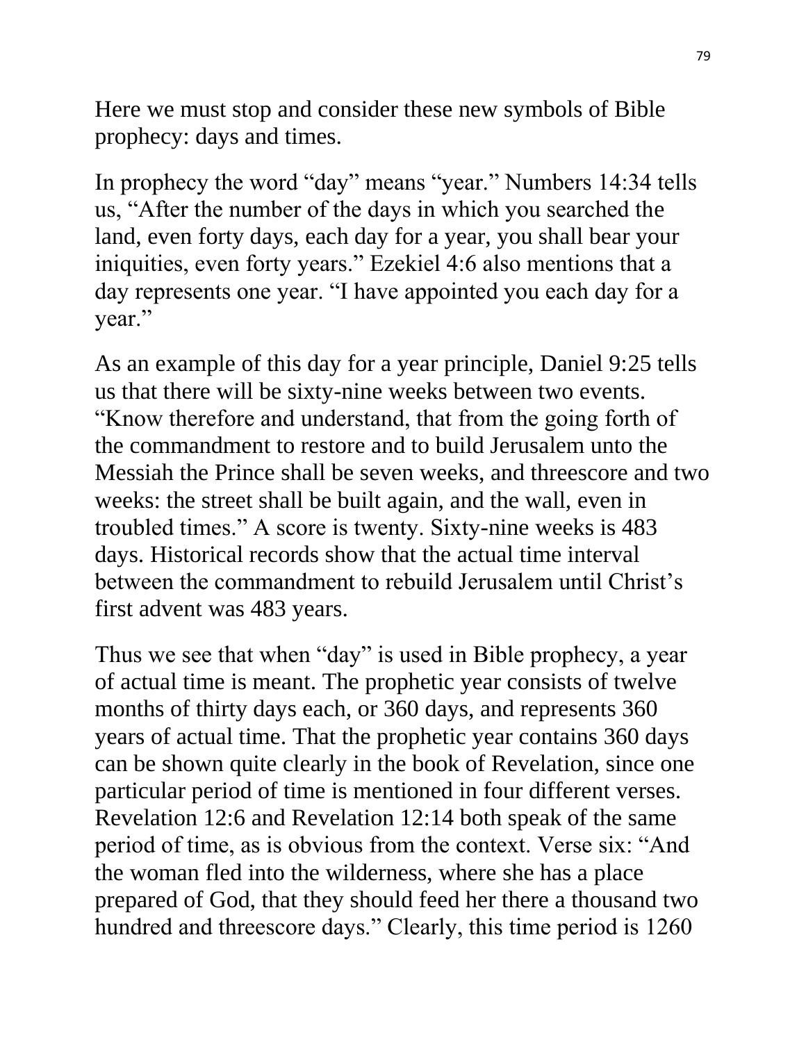Here we must stop and consider these new symbols of Bible prophecy: days and times.

In prophecy the word "day" means "year." Numbers 14:34 tells us, "After the number of the days in which you searched the land, even forty days, each day for a year, you shall bear your iniquities, even forty years." Ezekiel 4:6 also mentions that a day represents one year. "I have appointed you each day for a year."

As an example of this day for a year principle, Daniel 9:25 tells us that there will be sixty-nine weeks between two events. "Know therefore and understand, that from the going forth of the commandment to restore and to build Jerusalem unto the Messiah the Prince shall be seven weeks, and threescore and two weeks: the street shall be built again, and the wall, even in troubled times." A score is twenty. Sixty-nine weeks is 483 days. Historical records show that the actual time interval between the commandment to rebuild Jerusalem until Christ's first advent was 483 years.

Thus we see that when "day" is used in Bible prophecy, a year of actual time is meant. The prophetic year consists of twelve months of thirty days each, or 360 days, and represents 360 years of actual time. That the prophetic year contains 360 days can be shown quite clearly in the book of Revelation, since one particular period of time is mentioned in four different verses. Revelation 12:6 and Revelation 12:14 both speak of the same period of time, as is obvious from the context. Verse six: "And the woman fled into the wilderness, where she has a place prepared of God, that they should feed her there a thousand two hundred and threescore days." Clearly, this time period is 1260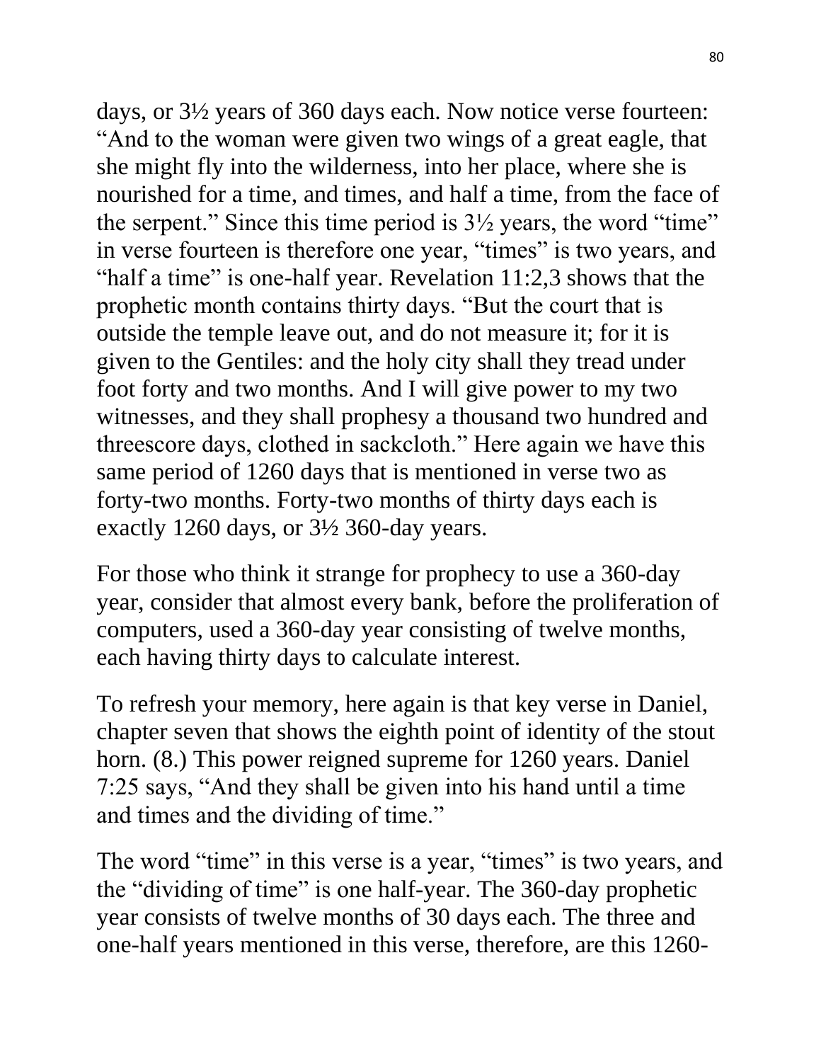days, or 3½ years of 360 days each. Now notice verse fourteen: "And to the woman were given two wings of a great eagle, that she might fly into the wilderness, into her place, where she is nourished for a time, and times, and half a time, from the face of the serpent." Since this time period is 3½ years, the word "time" in verse fourteen is therefore one year, "times" is two years, and "half a time" is one-half year. Revelation 11:2,3 shows that the prophetic month contains thirty days. "But the court that is outside the temple leave out, and do not measure it; for it is given to the Gentiles: and the holy city shall they tread under foot forty and two months. And I will give power to my two witnesses, and they shall prophesy a thousand two hundred and threescore days, clothed in sackcloth." Here again we have this same period of 1260 days that is mentioned in verse two as forty-two months. Forty-two months of thirty days each is exactly 1260 days, or 3½ 360-day years.

For those who think it strange for prophecy to use a 360-day year, consider that almost every bank, before the proliferation of computers, used a 360-day year consisting of twelve months, each having thirty days to calculate interest.

To refresh your memory, here again is that key verse in Daniel, chapter seven that shows the eighth point of identity of the stout horn. (8.) This power reigned supreme for 1260 years. Daniel 7:25 says, "And they shall be given into his hand until a time and times and the dividing of time."

The word "time" in this verse is a year, "times" is two years, and the "dividing of time" is one half-year. The 360-day prophetic year consists of twelve months of 30 days each. The three and one-half years mentioned in this verse, therefore, are this 1260-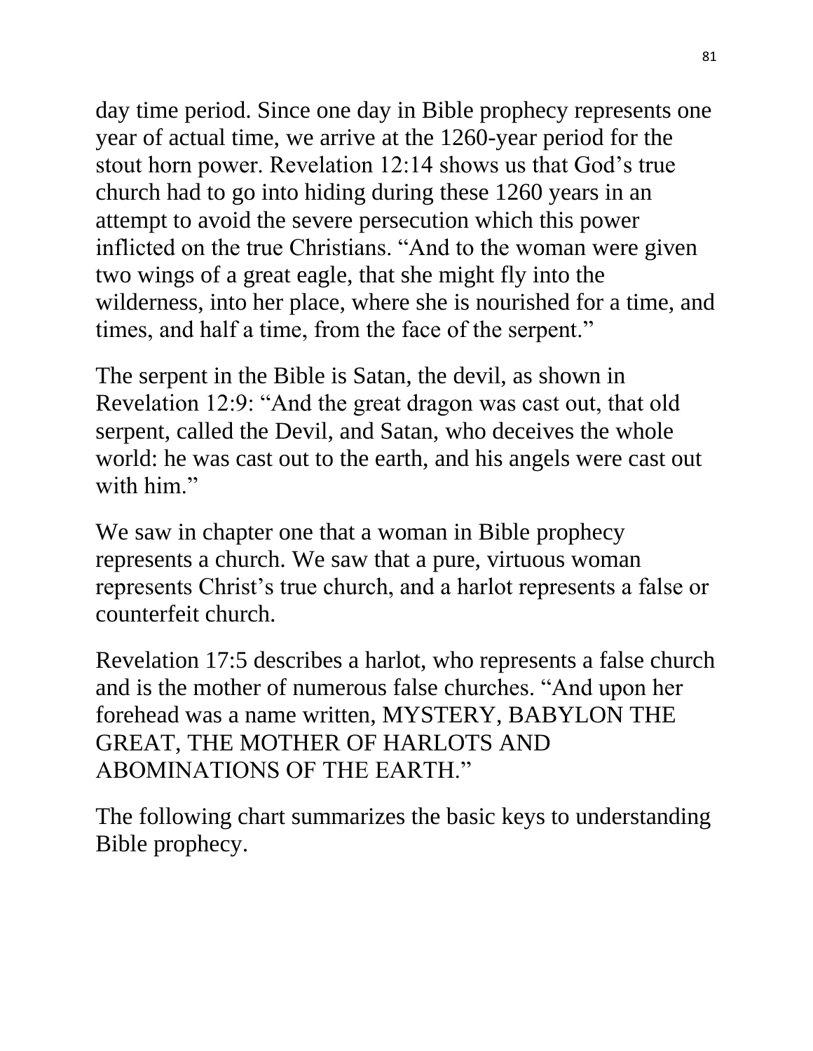day time period. Since one day in Bible prophecy represents one year of actual time, we arrive at the 1260-year period for the stout horn power. Revelation 12:14 shows us that God's true church had to go into hiding during these 1260 years in an attempt to avoid the severe persecution which this power inflicted on the true Christians. "And to the woman were given two wings of a great eagle, that she might fly into the wilderness, into her place, where she is nourished for a time, and times, and half a time, from the face of the serpent."

The serpent in the Bible is Satan, the devil, as shown in Revelation 12:9: "And the great dragon was cast out, that old serpent, called the Devil, and Satan, who deceives the whole world: he was cast out to the earth, and his angels were cast out with him."

We saw in chapter one that a woman in Bible prophecy represents a church. We saw that a pure, virtuous woman represents Christ's true church, and a harlot represents a false or counterfeit church.

Revelation 17:5 describes a harlot, who represents a false church and is the mother of numerous false churches. "And upon her forehead was a name written, MYSTERY, BABYLON THE GREAT, THE MOTHER OF HARLOTS AND ABOMINATIONS OF THE EARTH."

The following chart summarizes the basic keys to understanding Bible prophecy.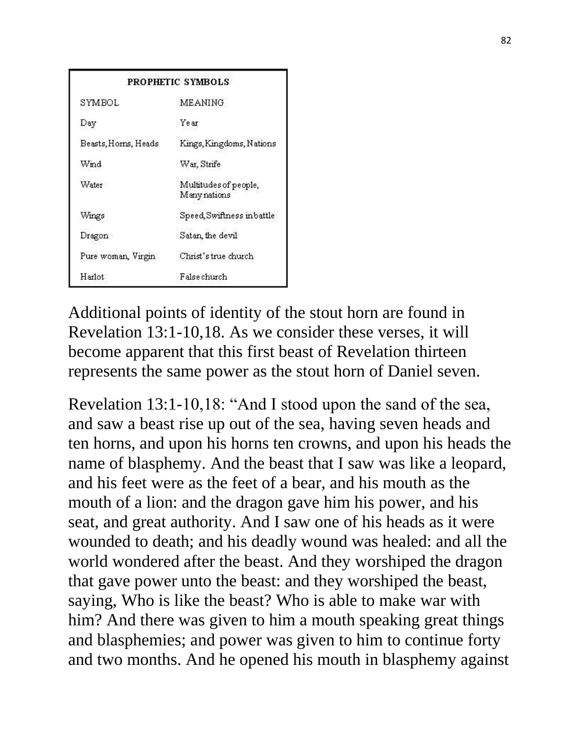| PROPHETIC SYMBOLS | |
|---|---|
| SYMBOL | MEANING |
| Day | Year |
| Beasts, Horns, Heads | Kings, Kingdoms, Nations |
| Wind | War, Strife |
| Water | Multitudes of people, Many nations |
| Wings | Speed, Swiftness in battle |
| Dragon | Satan, the devil |
| Pure woman, Virgin | Christ's true church |
| Harlot | False church |

Additional points of identity of the stout horn are found in Revelation 13:1-10,18. As we consider these verses, it will become apparent that this first beast of Revelation thirteen represents the same power as the stout horn of Daniel seven.

Revelation 13:1-10,18: "And I stood upon the sand of the sea, and saw a beast rise up out of the sea, having seven heads and ten horns, and upon his horns ten crowns, and upon his heads the name of blasphemy. And the beast that I saw was like a leopard, and his feet were as the feet of a bear, and his mouth as the mouth of a lion: and the dragon gave him his power, and his seat, and great authority. And I saw one of his heads as it were wounded to death; and his deadly wound was healed: and all the world wondered after the beast. And they worshiped the dragon that gave power unto the beast: and they worshiped the beast, saying, Who is like the beast? Who is able to make war with him? And there was given to him a mouth speaking great things and blasphemies; and power was given to him to continue forty and two months. And he opened his mouth in blasphemy against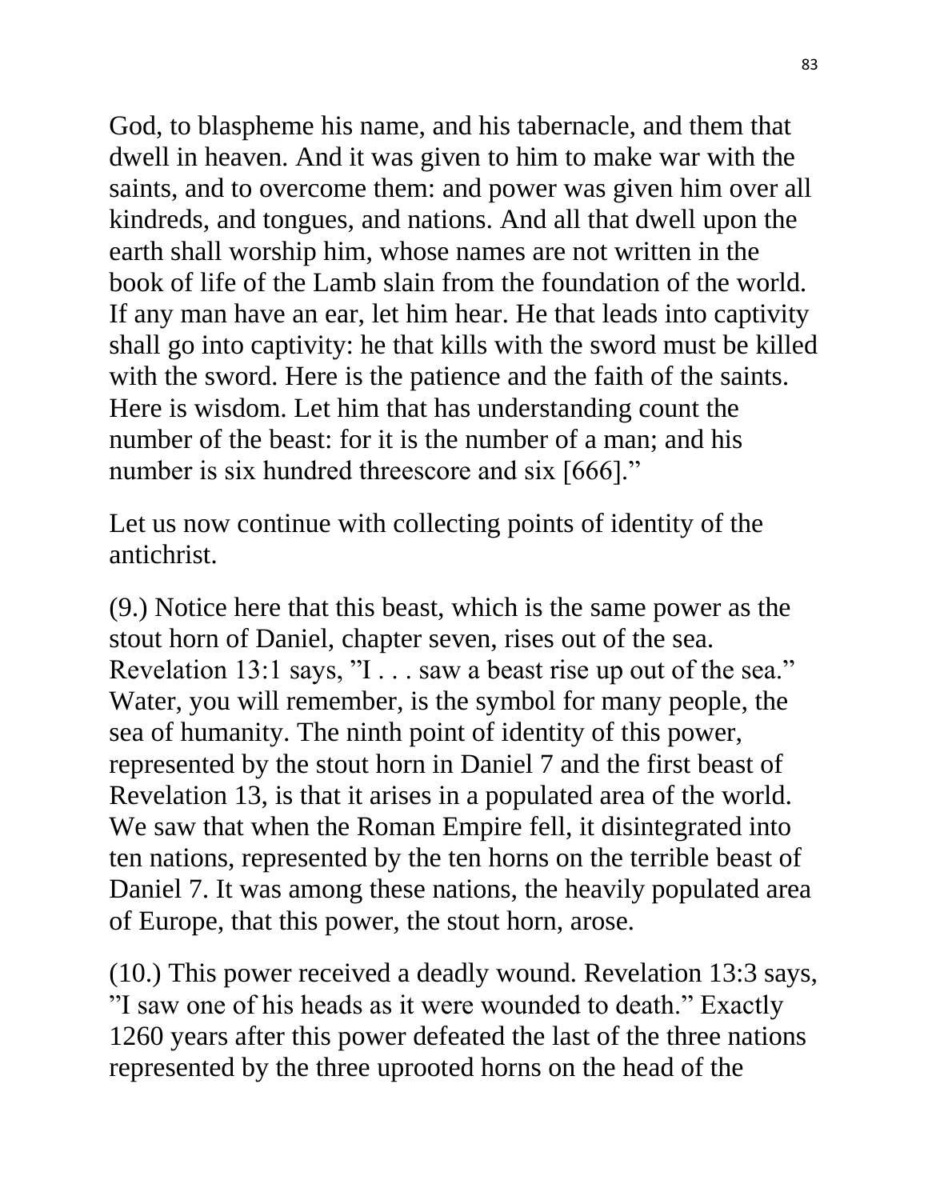God, to blaspheme his name, and his tabernacle, and them that dwell in heaven. And it was given to him to make war with the saints, and to overcome them: and power was given him over all kindreds, and tongues, and nations. And all that dwell upon the earth shall worship him, whose names are not written in the book of life of the Lamb slain from the foundation of the world. If any man have an ear, let him hear. He that leads into captivity shall go into captivity: he that kills with the sword must be killed with the sword. Here is the patience and the faith of the saints. Here is wisdom. Let him that has understanding count the number of the beast: for it is the number of a man; and his number is six hundred threescore and six [666]."

Let us now continue with collecting points of identity of the antichrist.

(9.) Notice here that this beast, which is the same power as the stout horn of Daniel, chapter seven, rises out of the sea. Revelation 13:1 says, "I . . . saw a beast rise up out of the sea." Water, you will remember, is the symbol for many people, the sea of humanity. The ninth point of identity of this power, represented by the stout horn in Daniel 7 and the first beast of Revelation 13, is that it arises in a populated area of the world. We saw that when the Roman Empire fell, it disintegrated into ten nations, represented by the ten horns on the terrible beast of Daniel 7. It was among these nations, the heavily populated area of Europe, that this power, the stout horn, arose.

(10.) This power received a deadly wound. Revelation 13:3 says, "I saw one of his heads as it were wounded to death." Exactly 1260 years after this power defeated the last of the three nations represented by the three uprooted horns on the head of the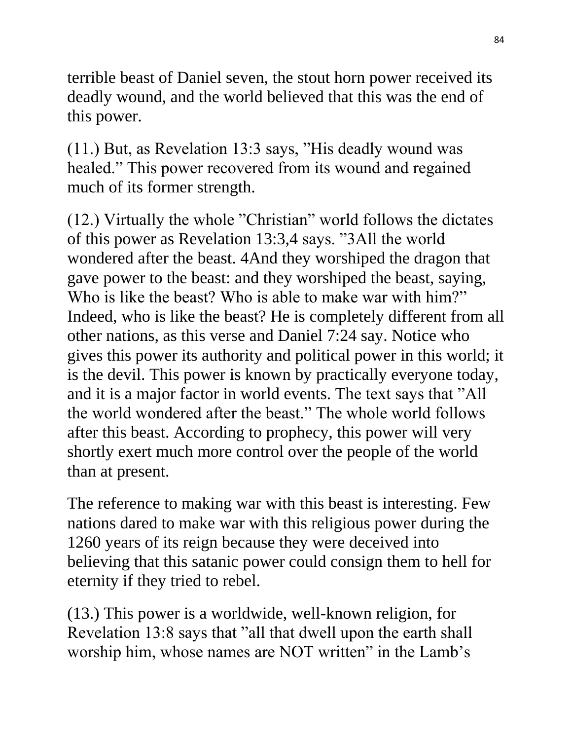terrible beast of Daniel seven, the stout horn power received its deadly wound, and the world believed that this was the end of this power.

(11.) But, as Revelation 13:3 says, ”His deadly wound was healed.” This power recovered from its wound and regained much of its former strength.

(12.) Virtually the whole ”Christian” world follows the dictates of this power as Revelation 13:3,4 says. ”3All the world wondered after the beast. 4And they worshiped the dragon that gave power to the beast: and they worshiped the beast, saying, Who is like the beast? Who is able to make war with him?” Indeed, who is like the beast? He is completely different from all other nations, as this verse and Daniel 7:24 say. Notice who gives this power its authority and political power in this world; it is the devil. This power is known by practically everyone today, and it is a major factor in world events. The text says that ”All the world wondered after the beast.” The whole world follows after this beast. According to prophecy, this power will very shortly exert much more control over the people of the world than at present.

The reference to making war with this beast is interesting. Few nations dared to make war with this religious power during the 1260 years of its reign because they were deceived into believing that this satanic power could consign them to hell for eternity if they tried to rebel.

(13.) This power is a worldwide, well-known religion, for Revelation 13:8 says that ”all that dwell upon the earth shall worship him, whose names are NOT written” in the Lamb’s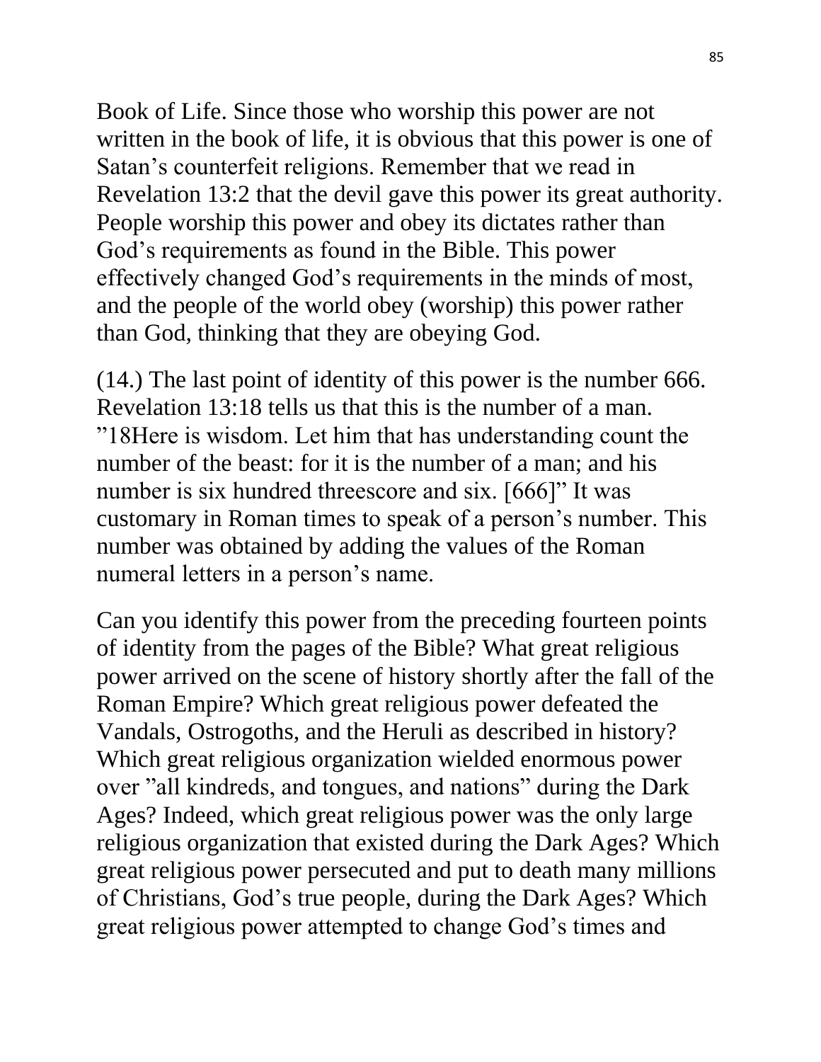Book of Life. Since those who worship this power are not written in the book of life, it is obvious that this power is one of Satan's counterfeit religions. Remember that we read in Revelation 13:2 that the devil gave this power its great authority. People worship this power and obey its dictates rather than God's requirements as found in the Bible. This power effectively changed God's requirements in the minds of most, and the people of the world obey (worship) this power rather than God, thinking that they are obeying God.

(14.) The last point of identity of this power is the number 666. Revelation 13:18 tells us that this is the number of a man. "18Here is wisdom. Let him that has understanding count the number of the beast: for it is the number of a man; and his number is six hundred threescore and six. [666]" It was customary in Roman times to speak of a person's number. This number was obtained by adding the values of the Roman numeral letters in a person's name.

Can you identify this power from the preceding fourteen points of identity from the pages of the Bible? What great religious power arrived on the scene of history shortly after the fall of the Roman Empire? Which great religious power defeated the Vandals, Ostrogoths, and the Heruli as described in history? Which great religious organization wielded enormous power over "all kindreds, and tongues, and nations" during the Dark Ages? Indeed, which great religious power was the only large religious organization that existed during the Dark Ages? Which great religious power persecuted and put to death many millions of Christians, God's true people, during the Dark Ages? Which great religious power attempted to change God's times and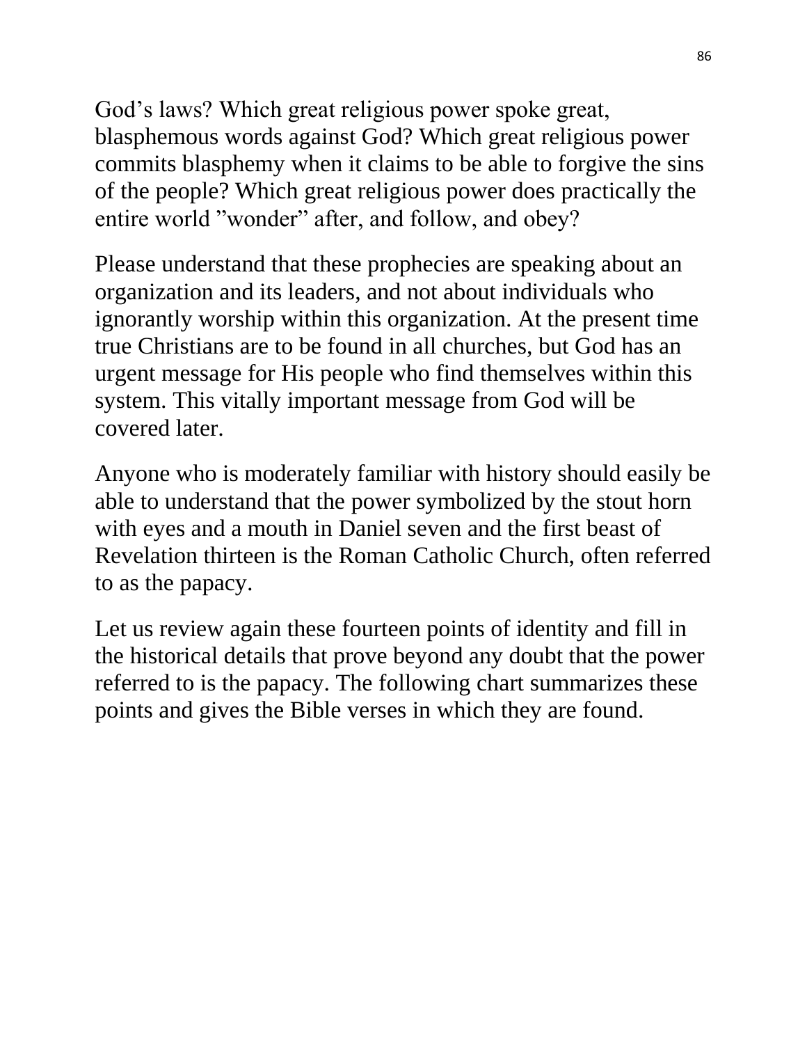God’s laws? Which great religious power spoke great, blasphemous words against God? Which great religious power commits blasphemy when it claims to be able to forgive the sins of the people? Which great religious power does practically the entire world ”wonder” after, and follow, and obey?

Please understand that these prophecies are speaking about an organization and its leaders, and not about individuals who ignorantly worship within this organization. At the present time true Christians are to be found in all churches, but God has an urgent message for His people who find themselves within this system. This vitally important message from God will be covered later.

Anyone who is moderately familiar with history should easily be able to understand that the power symbolized by the stout horn with eyes and a mouth in Daniel seven and the first beast of Revelation thirteen is the Roman Catholic Church, often referred to as the papacy.

Let us review again these fourteen points of identity and fill in the historical details that prove beyond any doubt that the power referred to is the papacy. The following chart summarizes these points and gives the Bible verses in which they are found.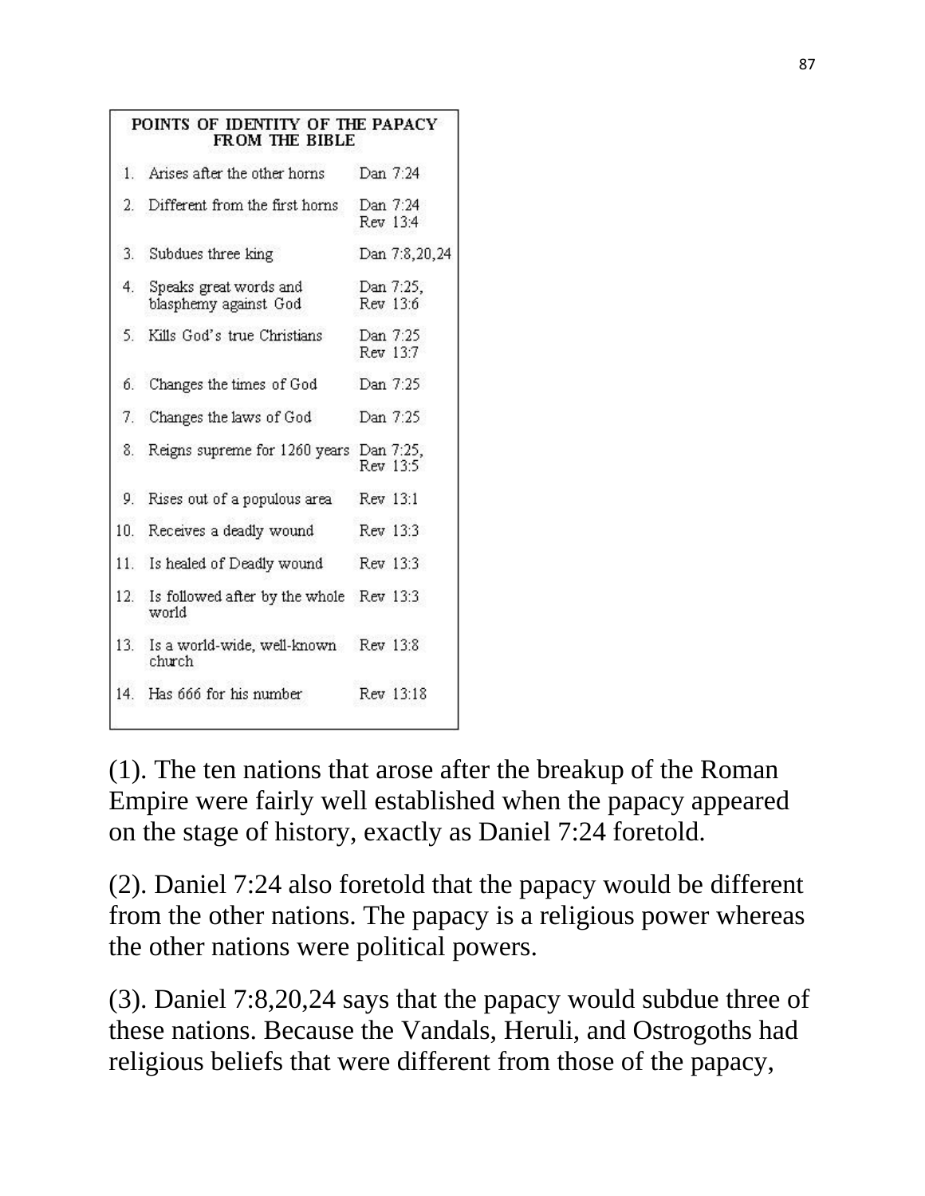| POINTS OF IDENTITY OF THE PAPACY FROM THE BIBLE | | |
|---|---|---|
| 1. | Arises after the other horns | Dan 7:24 |
| 2. | Different from the first horns | Dan 7:24 Rev 13:4 |
| 3. | Subdues three king | Dan 7:8,20,24 |
| 4. | Speaks great words and blasphemy against God | Dan 7:25, Rev 13:6 |
| 5. | Kills God's true Christians | Dan 7:25 Rev 13:7 |
| 6. | Changes the times of God | Dan 7:25 |
| 7. | Changes the laws of God | Dan 7:25 |
| 8. | Reigns supreme for 1260 years | Dan 7:25, Rev 13:5 |
| 9. | Rises out of a populous area | Rev 13:1 |
| 10. | Receives a deadly wound | Rev 13:3 |
| 11. | Is healed of Deadly wound | Rev 13:3 |
| 12. | Is followed after by the whole world | Rev 13:3 |
| 13. | Is a world-wide, well-known church | Rev 13:8 |
| 14. | Has 666 for his number | Rev 13:18 |

(1). The ten nations that arose after the breakup of the Roman Empire were fairly well established when the papacy appeared on the stage of history, exactly as Daniel 7:24 foretold.

(2). Daniel 7:24 also foretold that the papacy would be different from the other nations. The papacy is a religious power whereas the other nations were political powers.

(3). Daniel 7:8,20,24 says that the papacy would subdue three of these nations. Because the Vandals, Heruli, and Ostrogoths had religious beliefs that were different from those of the papacy,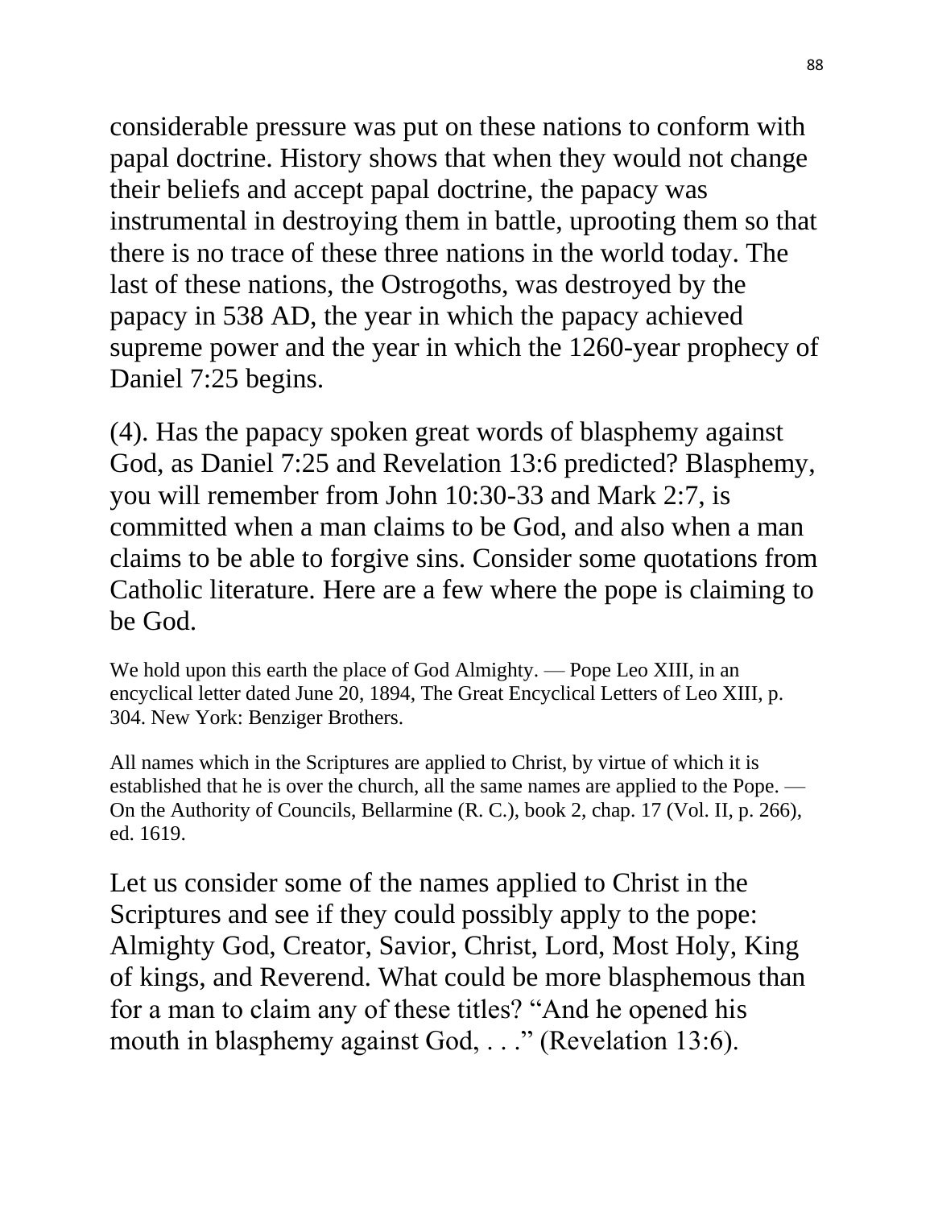considerable pressure was put on these nations to conform with papal doctrine. History shows that when they would not change their beliefs and accept papal doctrine, the papacy was instrumental in destroying them in battle, uprooting them so that there is no trace of these three nations in the world today. The last of these nations, the Ostrogoths, was destroyed by the papacy in 538 AD, the year in which the papacy achieved supreme power and the year in which the 1260-year prophecy of Daniel 7:25 begins.

(4). Has the papacy spoken great words of blasphemy against God, as Daniel 7:25 and Revelation 13:6 predicted? Blasphemy, you will remember from John 10:30-33 and Mark 2:7, is committed when a man claims to be God, and also when a man claims to be able to forgive sins. Consider some quotations from Catholic literature. Here are a few where the pope is claiming to be God.

We hold upon this earth the place of God Almighty. — Pope Leo XIII, in an encyclical letter dated June 20, 1894, The Great Encyclical Letters of Leo XIII, p. 304. New York: Benziger Brothers.

All names which in the Scriptures are applied to Christ, by virtue of which it is established that he is over the church, all the same names are applied to the Pope. — On the Authority of Councils, Bellarmine (R. C.), book 2, chap. 17 (Vol. II, p. 266), ed. 1619.

Let us consider some of the names applied to Christ in the Scriptures and see if they could possibly apply to the pope: Almighty God, Creator, Savior, Christ, Lord, Most Holy, King of kings, and Reverend. What could be more blasphemous than for a man to claim any of these titles? "And he opened his mouth in blasphemy against God, . . ." (Revelation 13:6).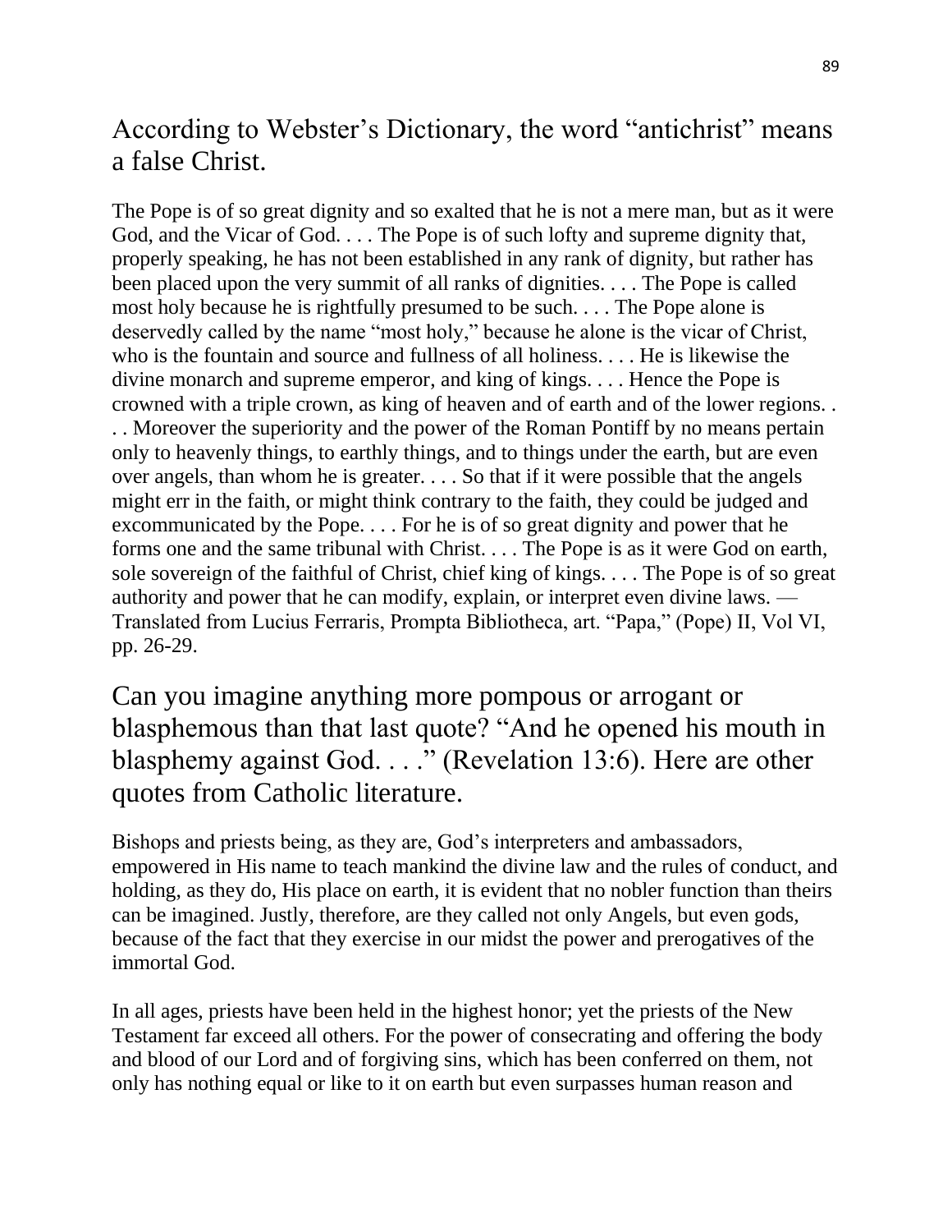According to Webster's Dictionary, the word "antichrist" means a false Christ.

The Pope is of so great dignity and so exalted that he is not a mere man, but as it were God, and the Vicar of God. . . . The Pope is of such lofty and supreme dignity that, properly speaking, he has not been established in any rank of dignity, but rather has been placed upon the very summit of all ranks of dignities. . . . The Pope is called most holy because he is rightfully presumed to be such. . . . The Pope alone is deservedly called by the name "most holy," because he alone is the vicar of Christ, who is the fountain and source and fullness of all holiness. . . . He is likewise the divine monarch and supreme emperor, and king of kings. . . . Hence the Pope is crowned with a triple crown, as king of heaven and of earth and of the lower regions. . . . Moreover the superiority and the power of the Roman Pontiff by no means pertain only to heavenly things, to earthly things, and to things under the earth, but are even over angels, than whom he is greater. . . . So that if it were possible that the angels might err in the faith, or might think contrary to the faith, they could be judged and excommunicated by the Pope. . . . For he is of so great dignity and power that he forms one and the same tribunal with Christ. . . . The Pope is as it were God on earth, sole sovereign of the faithful of Christ, chief king of kings. . . . The Pope is of so great authority and power that he can modify, explain, or interpret even divine laws. — Translated from Lucius Ferraris, Prompta Bibliotheca, art. "Papa," (Pope) II, Vol VI, pp. 26-29.

Can you imagine anything more pompous or arrogant or blasphemous than that last quote? "And he opened his mouth in blasphemy against God. . . ." (Revelation 13:6). Here are other quotes from Catholic literature.

Bishops and priests being, as they are, God's interpreters and ambassadors, empowered in His name to teach mankind the divine law and the rules of conduct, and holding, as they do, His place on earth, it is evident that no nobler function than theirs can be imagined. Justly, therefore, are they called not only Angels, but even gods, because of the fact that they exercise in our midst the power and prerogatives of the immortal God.

In all ages, priests have been held in the highest honor; yet the priests of the New Testament far exceed all others. For the power of consecrating and offering the body and blood of our Lord and of forgiving sins, which has been conferred on them, not only has nothing equal or like to it on earth but even surpasses human reason and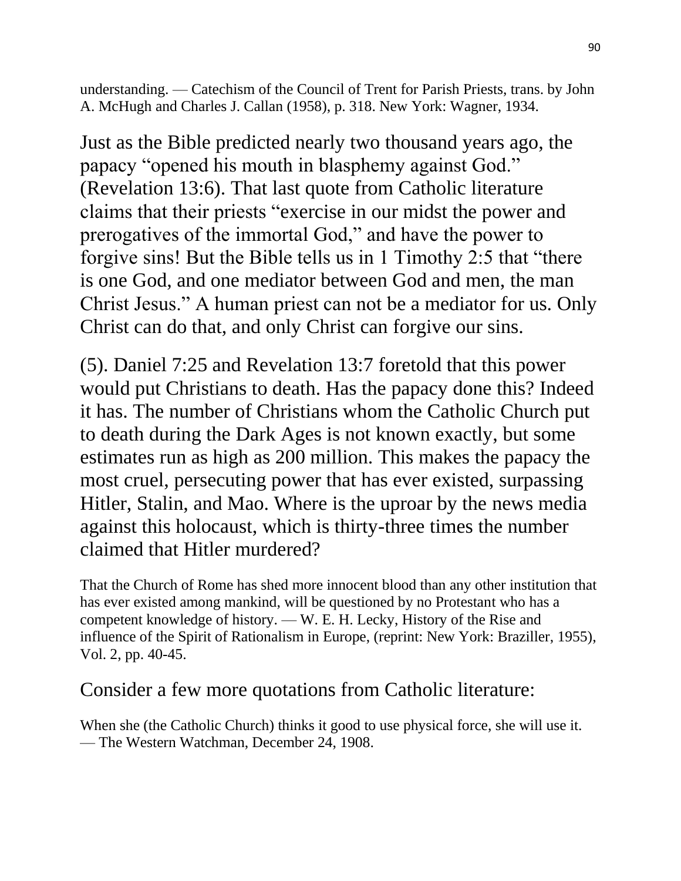understanding. — Catechism of the Council of Trent for Parish Priests, trans. by John A. McHugh and Charles J. Callan (1958), p. 318. New York: Wagner, 1934.

Just as the Bible predicted nearly two thousand years ago, the papacy "opened his mouth in blasphemy against God." (Revelation 13:6). That last quote from Catholic literature claims that their priests "exercise in our midst the power and prerogatives of the immortal God," and have the power to forgive sins! But the Bible tells us in 1 Timothy 2:5 that "there is one God, and one mediator between God and men, the man Christ Jesus." A human priest can not be a mediator for us. Only Christ can do that, and only Christ can forgive our sins.

(5). Daniel 7:25 and Revelation 13:7 foretold that this power would put Christians to death. Has the papacy done this? Indeed it has. The number of Christians whom the Catholic Church put to death during the Dark Ages is not known exactly, but some estimates run as high as 200 million. This makes the papacy the most cruel, persecuting power that has ever existed, surpassing Hitler, Stalin, and Mao. Where is the uproar by the news media against this holocaust, which is thirty-three times the number claimed that Hitler murdered?

That the Church of Rome has shed more innocent blood than any other institution that has ever existed among mankind, will be questioned by no Protestant who has a competent knowledge of history. — W. E. H. Lecky, History of the Rise and influence of the Spirit of Rationalism in Europe, (reprint: New York: Braziller, 1955), Vol. 2, pp. 40-45.

Consider a few more quotations from Catholic literature:

When she (the Catholic Church) thinks it good to use physical force, she will use it. — The Western Watchman, December 24, 1908.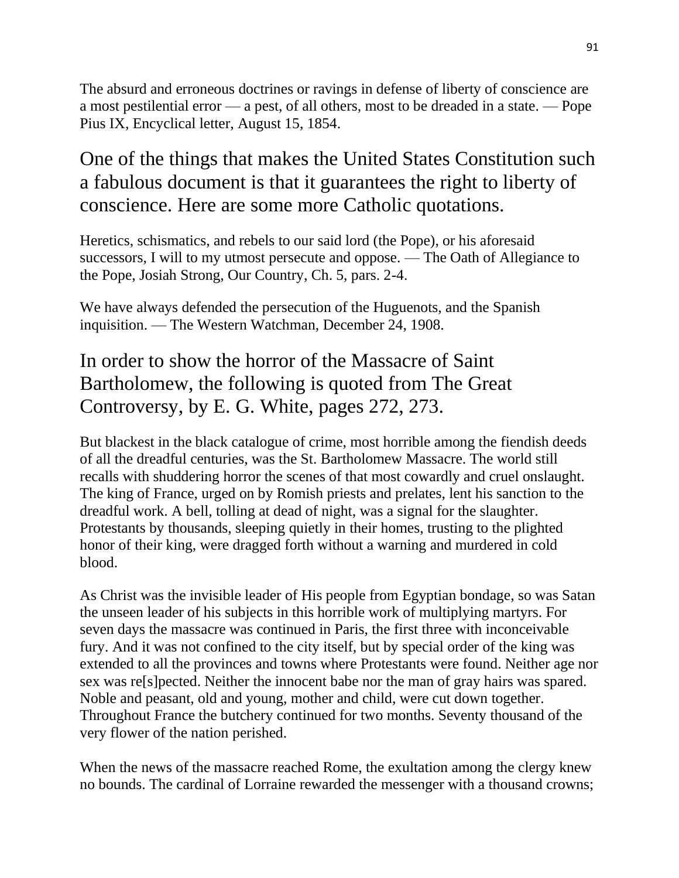The absurd and erroneous doctrines or ravings in defense of liberty of conscience are a most pestilential error — a pest, of all others, most to be dreaded in a state. — Pope Pius IX, Encyclical letter, August 15, 1854.

## One of the things that makes the United States Constitution such a fabulous document is that it guarantees the right to liberty of conscience. Here are some more Catholic quotations.

Heretics, schismatics, and rebels to our said lord (the Pope), or his aforesaid successors, I will to my utmost persecute and oppose. — The Oath of Allegiance to the Pope, Josiah Strong, Our Country, Ch. 5, pars. 2-4.

We have always defended the persecution of the Huguenots, and the Spanish inquisition. — The Western Watchman, December 24, 1908.

## In order to show the horror of the Massacre of Saint Bartholomew, the following is quoted from The Great Controversy, by E. G. White, pages 272, 273.

But blackest in the black catalogue of crime, most horrible among the fiendish deeds of all the dreadful centuries, was the St. Bartholomew Massacre. The world still recalls with shuddering horror the scenes of that most cowardly and cruel onslaught. The king of France, urged on by Romish priests and prelates, lent his sanction to the dreadful work. A bell, tolling at dead of night, was a signal for the slaughter. Protestants by thousands, sleeping quietly in their homes, trusting to the plighted honor of their king, were dragged forth without a warning and murdered in cold blood.

As Christ was the invisible leader of His people from Egyptian bondage, so was Satan the unseen leader of his subjects in this horrible work of multiplying martyrs. For seven days the massacre was continued in Paris, the first three with inconceivable fury. And it was not confined to the city itself, but by special order of the king was extended to all the provinces and towns where Protestants were found. Neither age nor sex was re[s]pected. Neither the innocent babe nor the man of gray hairs was spared. Noble and peasant, old and young, mother and child, were cut down together. Throughout France the butchery continued for two months. Seventy thousand of the very flower of the nation perished.

When the news of the massacre reached Rome, the exultation among the clergy knew no bounds. The cardinal of Lorraine rewarded the messenger with a thousand crowns;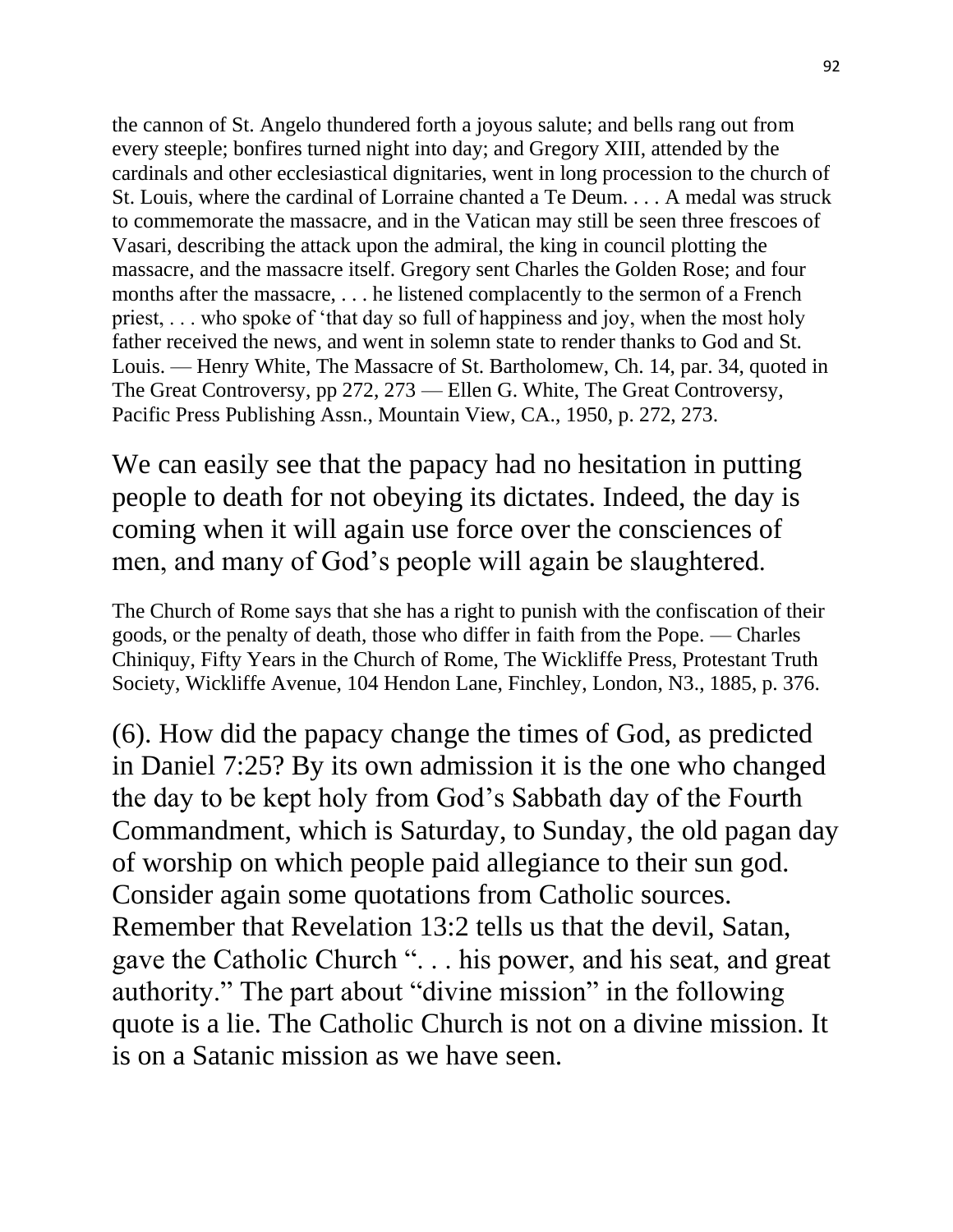the cannon of St. Angelo thundered forth a joyous salute; and bells rang out from every steeple; bonfires turned night into day; and Gregory XIII, attended by the cardinals and other ecclesiastical dignitaries, went in long procession to the church of St. Louis, where the cardinal of Lorraine chanted a Te Deum. . . . A medal was struck to commemorate the massacre, and in the Vatican may still be seen three frescoes of Vasari, describing the attack upon the admiral, the king in council plotting the massacre, and the massacre itself. Gregory sent Charles the Golden Rose; and four months after the massacre, . . . he listened complacently to the sermon of a French priest, . . . who spoke of 'that day so full of happiness and joy, when the most holy father received the news, and went in solemn state to render thanks to God and St. Louis. — Henry White, The Massacre of St. Bartholomew, Ch. 14, par. 34, quoted in The Great Controversy, pp 272, 273 — Ellen G. White, The Great Controversy, Pacific Press Publishing Assn., Mountain View, CA., 1950, p. 272, 273.

We can easily see that the papacy had no hesitation in putting people to death for not obeying its dictates. Indeed, the day is coming when it will again use force over the consciences of men, and many of God's people will again be slaughtered.

The Church of Rome says that she has a right to punish with the confiscation of their goods, or the penalty of death, those who differ in faith from the Pope. — Charles Chiniquy, Fifty Years in the Church of Rome, The Wickliffe Press, Protestant Truth Society, Wickliffe Avenue, 104 Hendon Lane, Finchley, London, N3., 1885, p. 376.

(6). How did the papacy change the times of God, as predicted in Daniel 7:25? By its own admission it is the one who changed the day to be kept holy from God's Sabbath day of the Fourth Commandment, which is Saturday, to Sunday, the old pagan day of worship on which people paid allegiance to their sun god. Consider again some quotations from Catholic sources. Remember that Revelation 13:2 tells us that the devil, Satan, gave the Catholic Church ". . . his power, and his seat, and great authority." The part about "divine mission" in the following quote is a lie. The Catholic Church is not on a divine mission. It is on a Satanic mission as we have seen.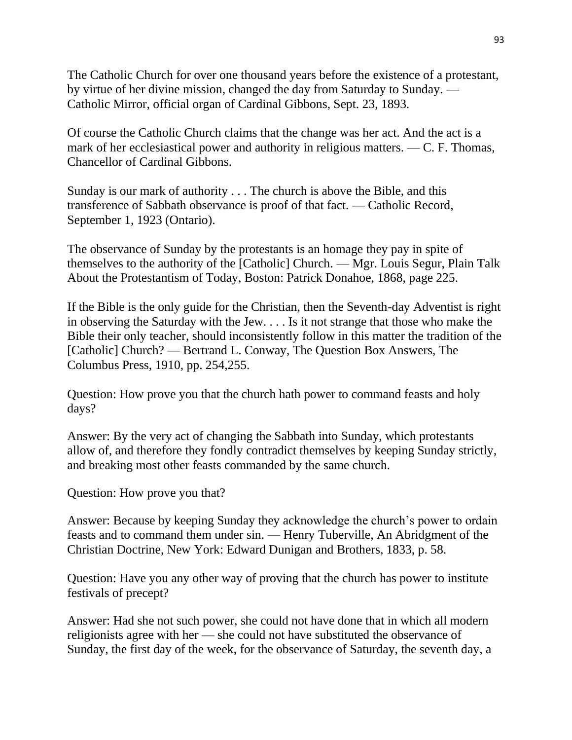The Catholic Church for over one thousand years before the existence of a protestant, by virtue of her divine mission, changed the day from Saturday to Sunday. — Catholic Mirror, official organ of Cardinal Gibbons, Sept. 23, 1893.

Of course the Catholic Church claims that the change was her act. And the act is a mark of her ecclesiastical power and authority in religious matters. — C. F. Thomas, Chancellor of Cardinal Gibbons.

Sunday is our mark of authority . . . The church is above the Bible, and this transference of Sabbath observance is proof of that fact. — Catholic Record, September 1, 1923 (Ontario).

The observance of Sunday by the protestants is an homage they pay in spite of themselves to the authority of the [Catholic] Church. — Mgr. Louis Segur, Plain Talk About the Protestantism of Today, Boston: Patrick Donahoe, 1868, page 225.

If the Bible is the only guide for the Christian, then the Seventh-day Adventist is right in observing the Saturday with the Jew. . . . Is it not strange that those who make the Bible their only teacher, should inconsistently follow in this matter the tradition of the [Catholic] Church? — Bertrand L. Conway, The Question Box Answers, The Columbus Press, 1910, pp. 254,255.

Question: How prove you that the church hath power to command feasts and holy days?

Answer: By the very act of changing the Sabbath into Sunday, which protestants allow of, and therefore they fondly contradict themselves by keeping Sunday strictly, and breaking most other feasts commanded by the same church.

Question: How prove you that?

Answer: Because by keeping Sunday they acknowledge the church's power to ordain feasts and to command them under sin. — Henry Tuberville, An Abridgment of the Christian Doctrine, New York: Edward Dunigan and Brothers, 1833, p. 58.

Question: Have you any other way of proving that the church has power to institute festivals of precept?

Answer: Had she not such power, she could not have done that in which all modern religionists agree with her — she could not have substituted the observance of Sunday, the first day of the week, for the observance of Saturday, the seventh day, a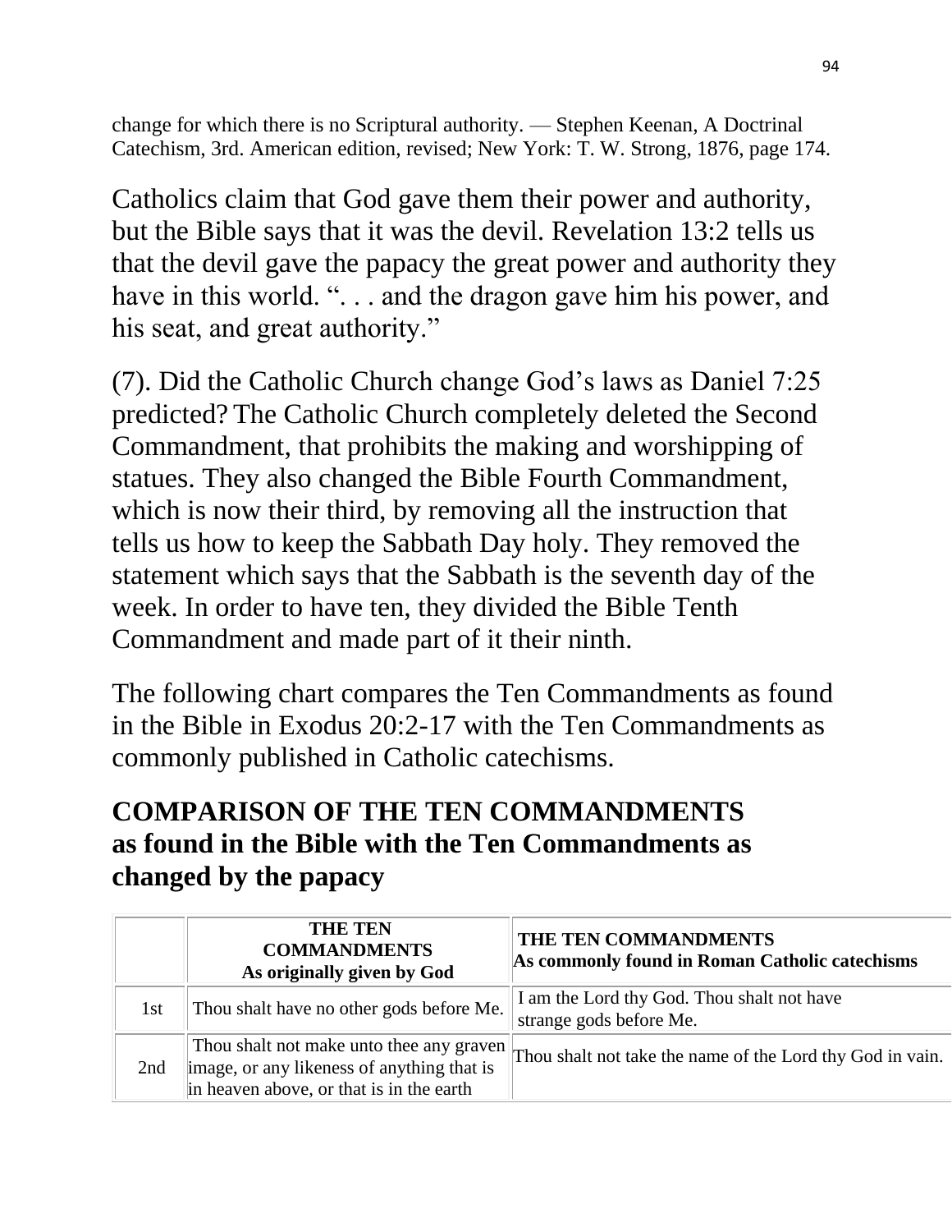change for which there is no Scriptural authority. — Stephen Keenan, A Doctrinal Catechism, 3rd. American edition, revised; New York: T. W. Strong, 1876, page 174.

Catholics claim that God gave them their power and authority, but the Bible says that it was the devil. Revelation 13:2 tells us that the devil gave the papacy the great power and authority they have in this world. ". . . and the dragon gave him his power, and his seat, and great authority."

(7). Did the Catholic Church change God's laws as Daniel 7:25 predicted? The Catholic Church completely deleted the Second Commandment, that prohibits the making and worshipping of statues. They also changed the Bible Fourth Commandment, which is now their third, by removing all the instruction that tells us how to keep the Sabbath Day holy. They removed the statement which says that the Sabbath is the seventh day of the week. In order to have ten, they divided the Bible Tenth Commandment and made part of it their ninth.

The following chart compares the Ten Commandments as found in the Bible in Exodus 20:2-17 with the Ten Commandments as commonly published in Catholic catechisms.

## COMPARISON OF THE TEN COMMANDMENTS as found in the Bible with the Ten Commandments as changed by the papacy

| | **THE TEN COMMANDMENTS As originally given by God** | **THE TEN COMMANDMENTS As commonly found in Roman Catholic catechisms** |
|---|---|---|
| 1st | Thou shalt have no other gods before Me. | I am the Lord thy God. Thou shalt not have strange gods before Me. |
| 2nd | Thou shalt not make unto thee any graven image, or any likeness of anything that is in heaven above, or that is in the earth | Thou shalt not take the name of the Lord thy God in vain. |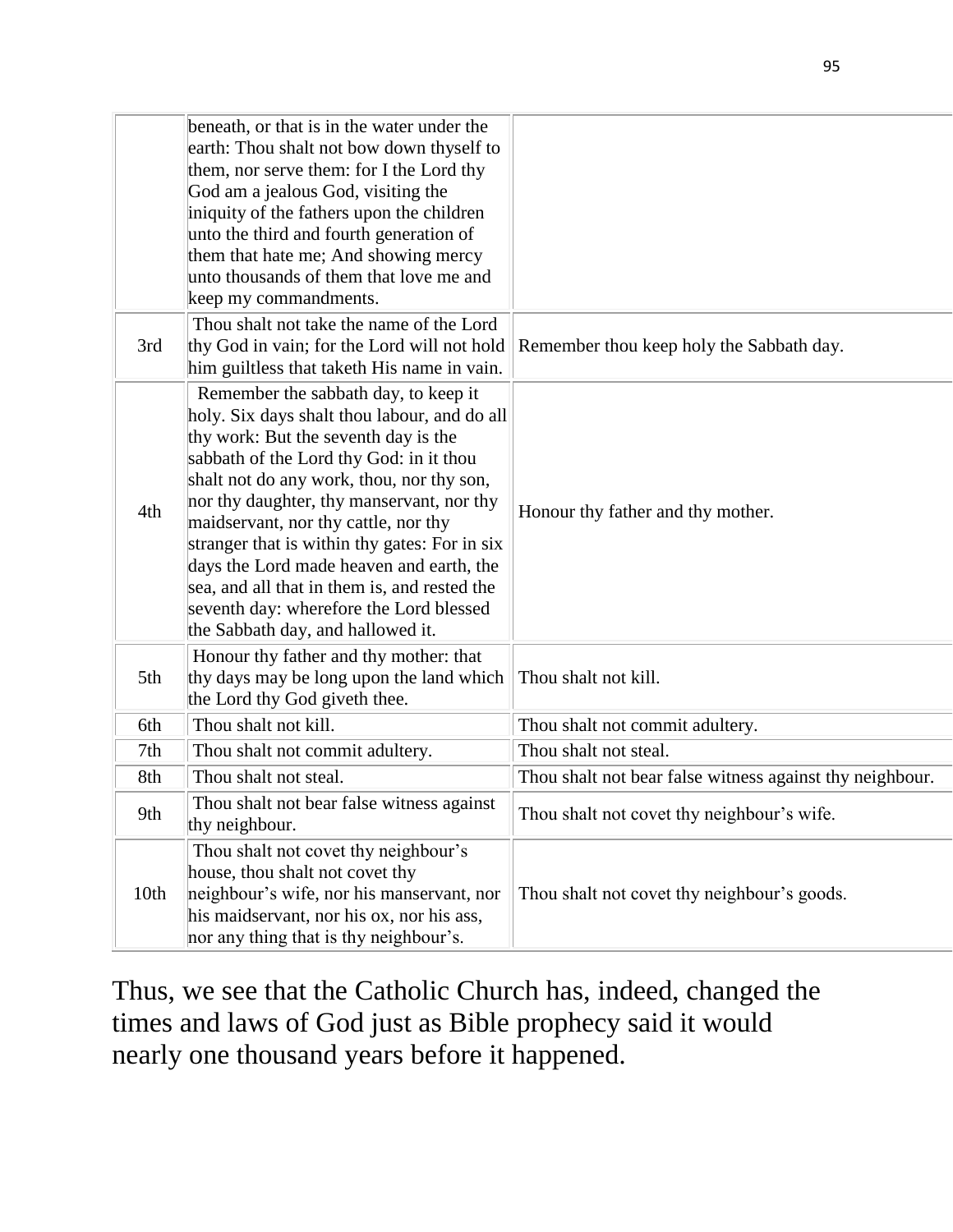| | | |
|---|---|---|
| | beneath, or that is in the water under the earth: Thou shalt not bow down thyself to them, nor serve them: for I the Lord thy God am a jealous God, visiting the iniquity of the fathers upon the children unto the third and fourth generation of them that hate me; And showing mercy unto thousands of them that love me and keep my commandments. | |
| 3rd | Thou shalt not take the name of the Lord thy God in vain; for the Lord will not hold him guiltless that taketh His name in vain. | Remember thou keep holy the Sabbath day. |
| 4th | Remember the sabbath day, to keep it holy. Six days shalt thou labour, and do all thy work: But the seventh day is the sabbath of the Lord thy God: in it thou shalt not do any work, thou, nor thy son, nor thy daughter, thy manservant, nor thy maidservant, nor thy cattle, nor thy stranger that is within thy gates: For in six days the Lord made heaven and earth, the sea, and all that in them is, and rested the seventh day: wherefore the Lord blessed the Sabbath day, and hallowed it. | Honour thy father and thy mother. |
| 5th | Honour thy father and thy mother: that thy days may be long upon the land which the Lord thy God giveth thee. | Thou shalt not kill. |
| 6th | Thou shalt not kill. | Thou shalt not commit adultery. |
| 7th | Thou shalt not commit adultery. | Thou shalt not steal. |
| 8th | Thou shalt not steal. | Thou shalt not bear false witness against thy neighbour. |
| 9th | Thou shalt not bear false witness against thy neighbour. | Thou shalt not covet thy neighbour's wife. |
| 10th | Thou shalt not covet thy neighbour's house, thou shalt not covet thy neighbour's wife, nor his manservant, nor his maidservant, nor his ox, nor his ass, nor any thing that is thy neighbour's. | Thou shalt not covet thy neighbour's goods. |

Thus, we see that the Catholic Church has, indeed, changed the times and laws of God just as Bible prophecy said it would nearly one thousand years before it happened.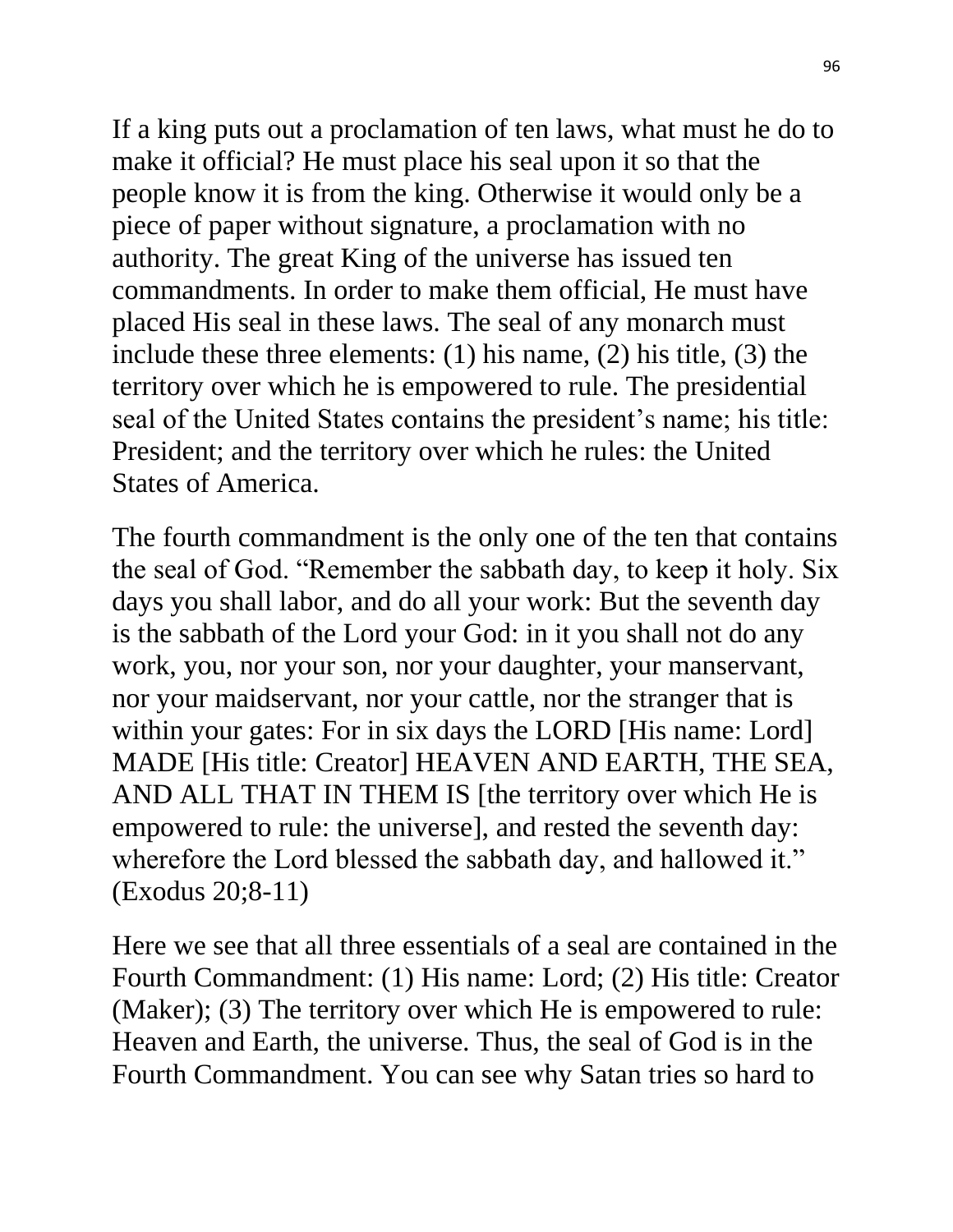If a king puts out a proclamation of ten laws, what must he do to make it official? He must place his seal upon it so that the people know it is from the king. Otherwise it would only be a piece of paper without signature, a proclamation with no authority. The great King of the universe has issued ten commandments. In order to make them official, He must have placed His seal in these laws. The seal of any monarch must include these three elements: (1) his name, (2) his title, (3) the territory over which he is empowered to rule. The presidential seal of the United States contains the president's name; his title: President; and the territory over which he rules: the United States of America.

The fourth commandment is the only one of the ten that contains the seal of God. "Remember the sabbath day, to keep it holy. Six days you shall labor, and do all your work: But the seventh day is the sabbath of the Lord your God: in it you shall not do any work, you, nor your son, nor your daughter, your manservant, nor your maidservant, nor your cattle, nor the stranger that is within your gates: For in six days the LORD [His name: Lord] MADE [His title: Creator] HEAVEN AND EARTH, THE SEA, AND ALL THAT IN THEM IS [the territory over which He is empowered to rule: the universe], and rested the seventh day: wherefore the Lord blessed the sabbath day, and hallowed it." (Exodus 20;8-11)

Here we see that all three essentials of a seal are contained in the Fourth Commandment: (1) His name: Lord; (2) His title: Creator (Maker); (3) The territory over which He is empowered to rule: Heaven and Earth, the universe. Thus, the seal of God is in the Fourth Commandment. You can see why Satan tries so hard to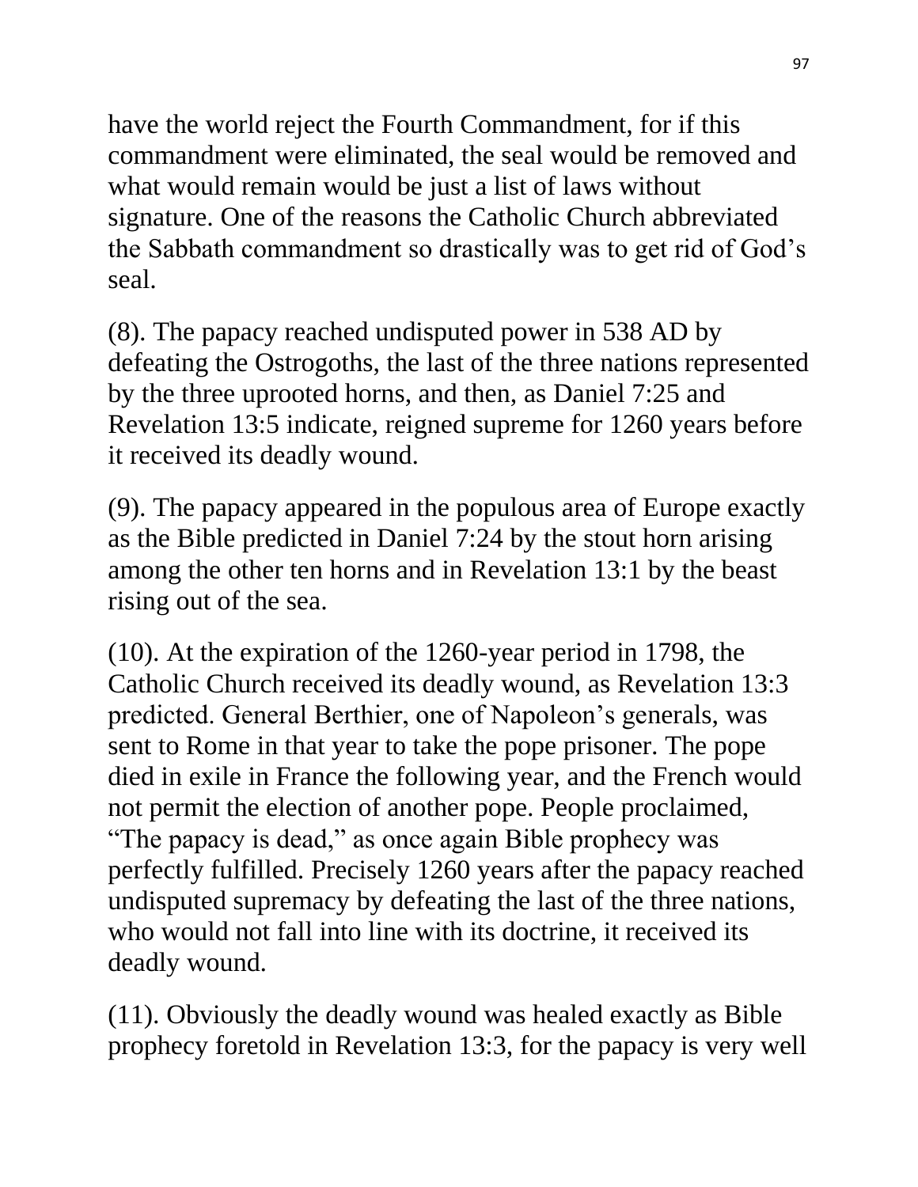have the world reject the Fourth Commandment, for if this commandment were eliminated, the seal would be removed and what would remain would be just a list of laws without signature. One of the reasons the Catholic Church abbreviated the Sabbath commandment so drastically was to get rid of God's seal.

(8). The papacy reached undisputed power in 538 AD by defeating the Ostrogoths, the last of the three nations represented by the three uprooted horns, and then, as Daniel 7:25 and Revelation 13:5 indicate, reigned supreme for 1260 years before it received its deadly wound.

(9). The papacy appeared in the populous area of Europe exactly as the Bible predicted in Daniel 7:24 by the stout horn arising among the other ten horns and in Revelation 13:1 by the beast rising out of the sea.

(10). At the expiration of the 1260-year period in 1798, the Catholic Church received its deadly wound, as Revelation 13:3 predicted. General Berthier, one of Napoleon's generals, was sent to Rome in that year to take the pope prisoner. The pope died in exile in France the following year, and the French would not permit the election of another pope. People proclaimed, "The papacy is dead," as once again Bible prophecy was perfectly fulfilled. Precisely 1260 years after the papacy reached undisputed supremacy by defeating the last of the three nations, who would not fall into line with its doctrine, it received its deadly wound.

(11). Obviously the deadly wound was healed exactly as Bible prophecy foretold in Revelation 13:3, for the papacy is very well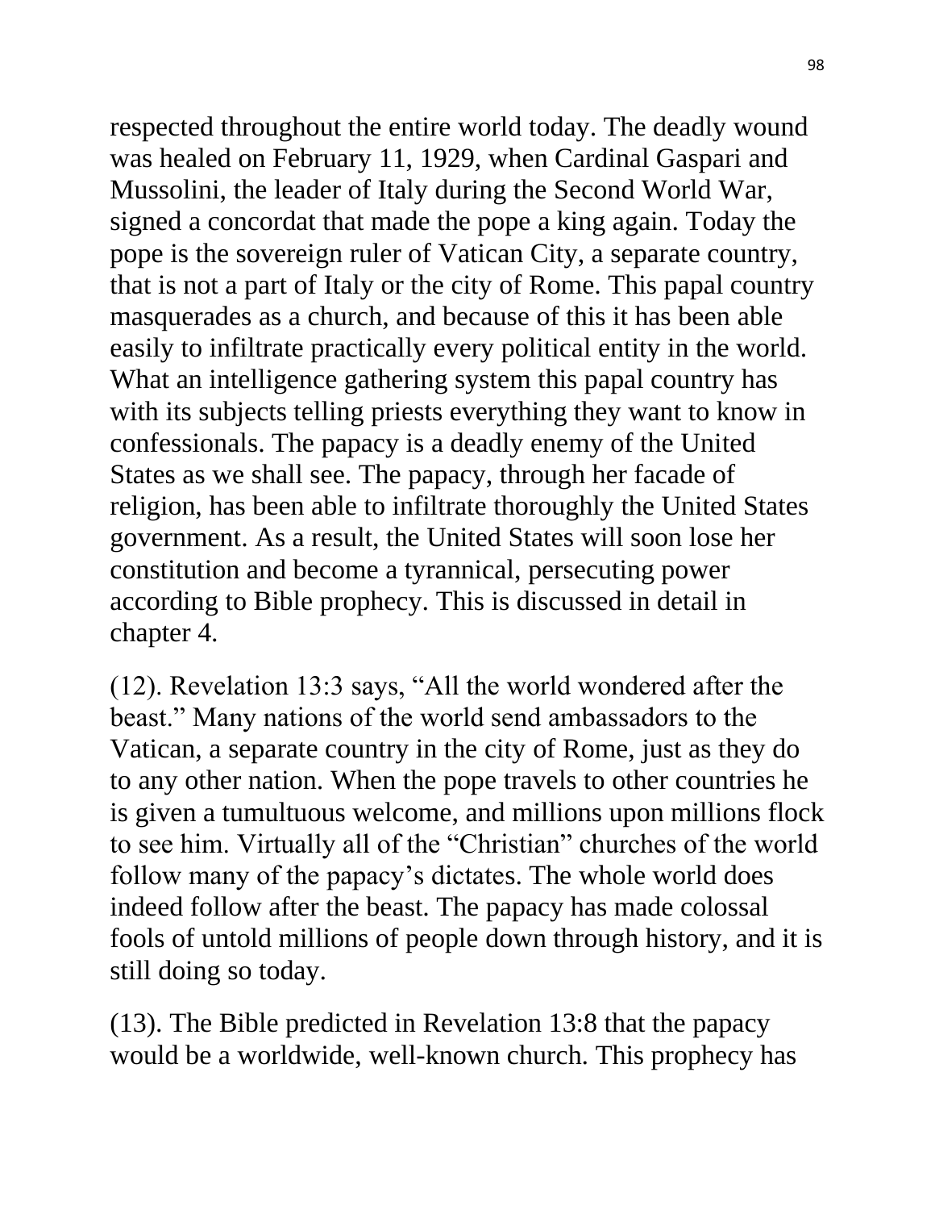respected throughout the entire world today. The deadly wound was healed on February 11, 1929, when Cardinal Gaspari and Mussolini, the leader of Italy during the Second World War, signed a concordat that made the pope a king again. Today the pope is the sovereign ruler of Vatican City, a separate country, that is not a part of Italy or the city of Rome. This papal country masquerades as a church, and because of this it has been able easily to infiltrate practically every political entity in the world. What an intelligence gathering system this papal country has with its subjects telling priests everything they want to know in confessionals. The papacy is a deadly enemy of the United States as we shall see. The papacy, through her facade of religion, has been able to infiltrate thoroughly the United States government. As a result, the United States will soon lose her constitution and become a tyrannical, persecuting power according to Bible prophecy. This is discussed in detail in chapter 4.

(12). Revelation 13:3 says, "All the world wondered after the beast." Many nations of the world send ambassadors to the Vatican, a separate country in the city of Rome, just as they do to any other nation. When the pope travels to other countries he is given a tumultuous welcome, and millions upon millions flock to see him. Virtually all of the "Christian" churches of the world follow many of the papacy's dictates. The whole world does indeed follow after the beast. The papacy has made colossal fools of untold millions of people down through history, and it is still doing so today.

(13). The Bible predicted in Revelation 13:8 that the papacy would be a worldwide, well-known church. This prophecy has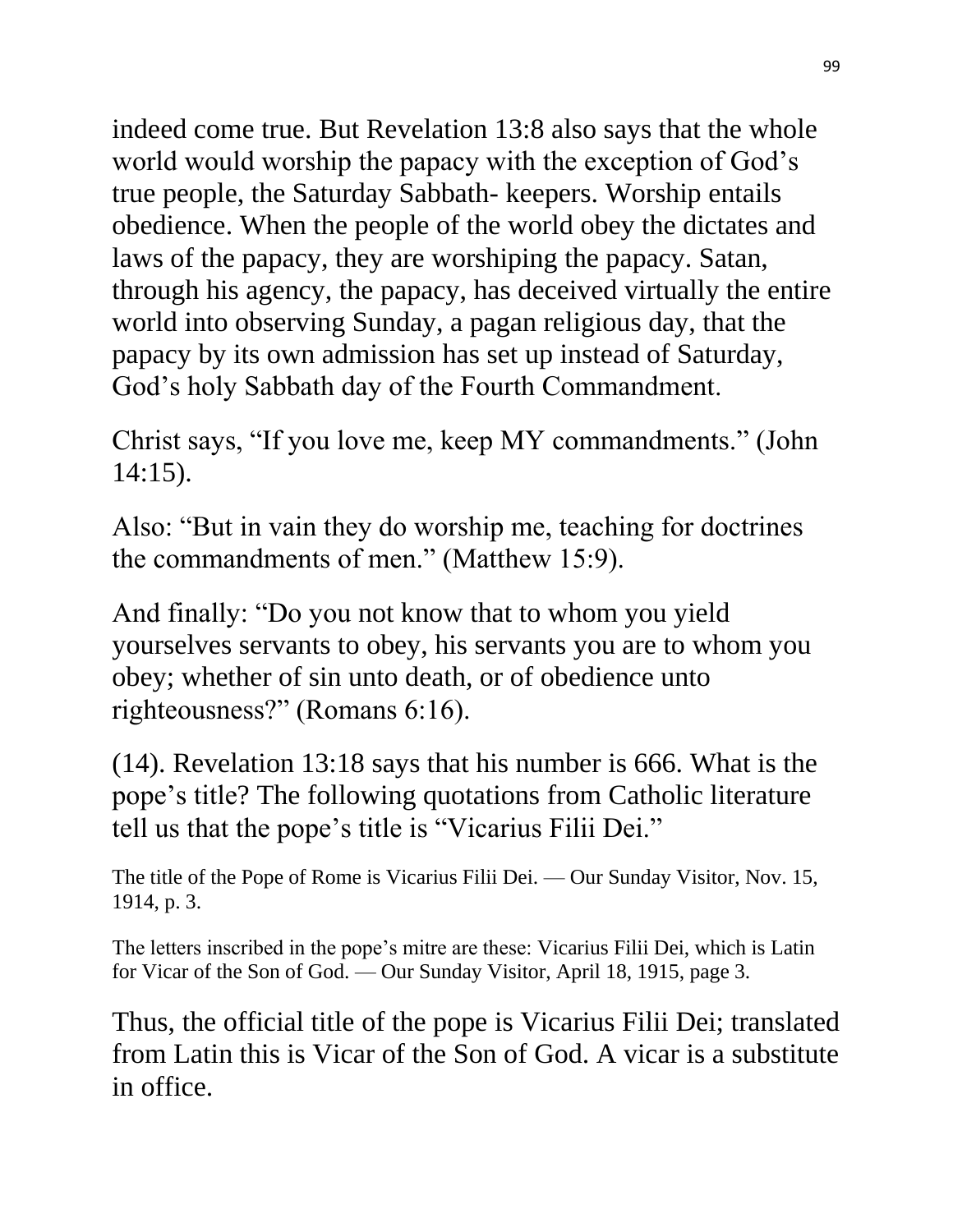indeed come true. But Revelation 13:8 also says that the whole world would worship the papacy with the exception of God's true people, the Saturday Sabbath- keepers. Worship entails obedience. When the people of the world obey the dictates and laws of the papacy, they are worshiping the papacy. Satan, through his agency, the papacy, has deceived virtually the entire world into observing Sunday, a pagan religious day, that the papacy by its own admission has set up instead of Saturday, God's holy Sabbath day of the Fourth Commandment.

Christ says, "If you love me, keep MY commandments." (John 14:15).

Also: "But in vain they do worship me, teaching for doctrines the commandments of men." (Matthew 15:9).

And finally: "Do you not know that to whom you yield yourselves servants to obey, his servants you are to whom you obey; whether of sin unto death, or of obedience unto righteousness?" (Romans 6:16).

(14). Revelation 13:18 says that his number is 666. What is the pope's title? The following quotations from Catholic literature tell us that the pope's title is "Vicarius Filii Dei."

The title of the Pope of Rome is Vicarius Filii Dei. — Our Sunday Visitor, Nov. 15, 1914, p. 3.

The letters inscribed in the pope's mitre are these: Vicarius Filii Dei, which is Latin for Vicar of the Son of God. — Our Sunday Visitor, April 18, 1915, page 3.

Thus, the official title of the pope is Vicarius Filii Dei; translated from Latin this is Vicar of the Son of God. A vicar is a substitute in office.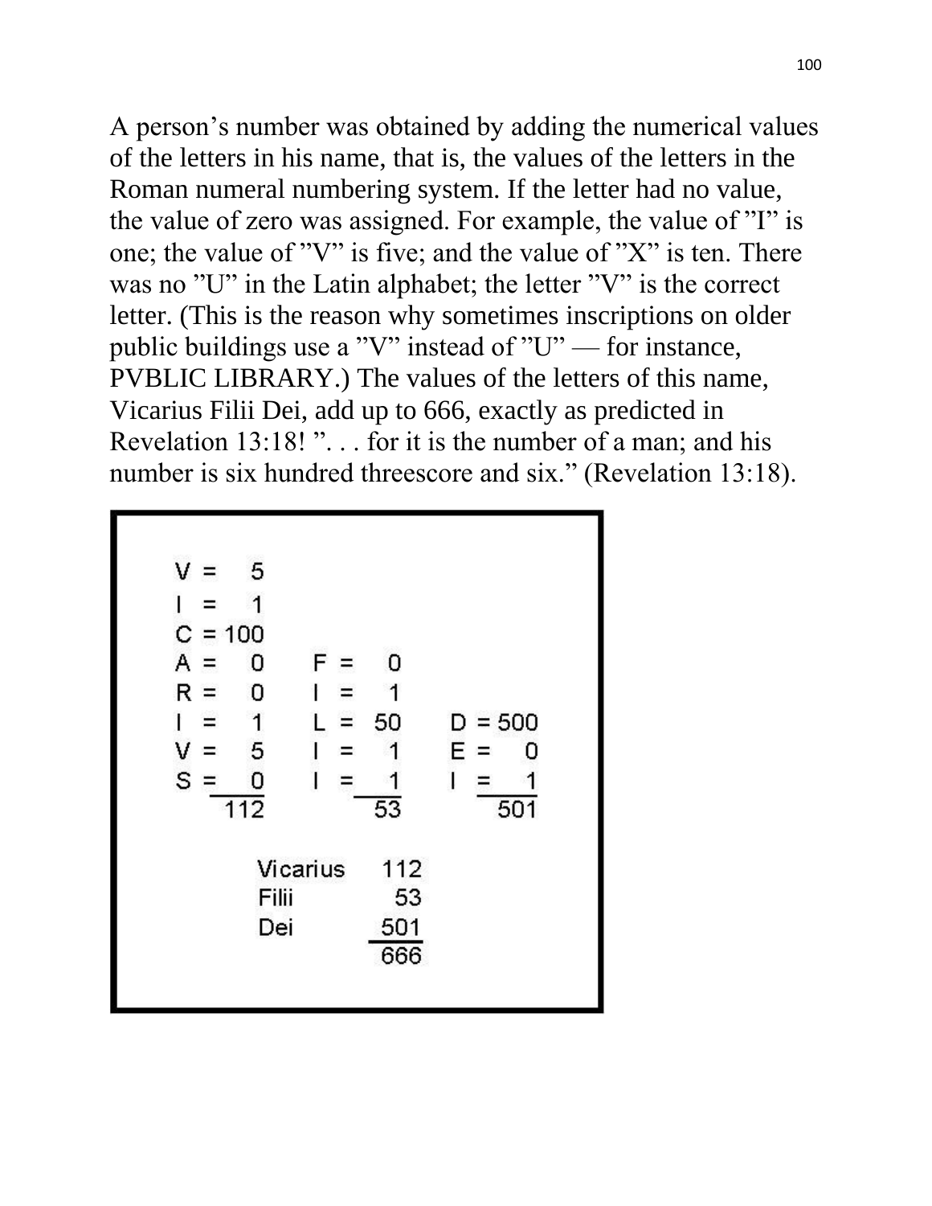A person's number was obtained by adding the numerical values of the letters in his name, that is, the values of the letters in the Roman numeral numbering system. If the letter had no value, the value of zero was assigned. For example, the value of "I" is one; the value of "V" is five; and the value of "X" is ten. There was no "U" in the Latin alphabet; the letter "V" is the correct letter. (This is the reason why sometimes inscriptions on older public buildings use a "V" instead of "U" — for instance, PVBLIC LIBRARY.) The values of the letters of this name, Vicarius Filii Dei, add up to 666, exactly as predicted in Revelation 13:18! ". . . for it is the number of a man; and his number is six hundred threescore and six." (Revelation 13:18).

| Vicarius | | Filii | | Dei | |
|---|---|---|---|---|---|
| V = | 5 | | | | |
| I = | 1 | | | | |
| C = | 100 | | | | |
| A = | 0 | F = | 0 | | |
| R = | 0 | I = | 1 | | |
| I = | 1 | L = | 50 | D = | 500 |
| V = | 5 | I = | 1 | E = | 0 |
| S = | 0 | I = | 1 | I = | 1 |
| | 112 | | 53 | | 501 |

| | |
|---|---|
| Vicarius | 112 |
| Filii | 53 |
| Dei | 501 |
| | 666 |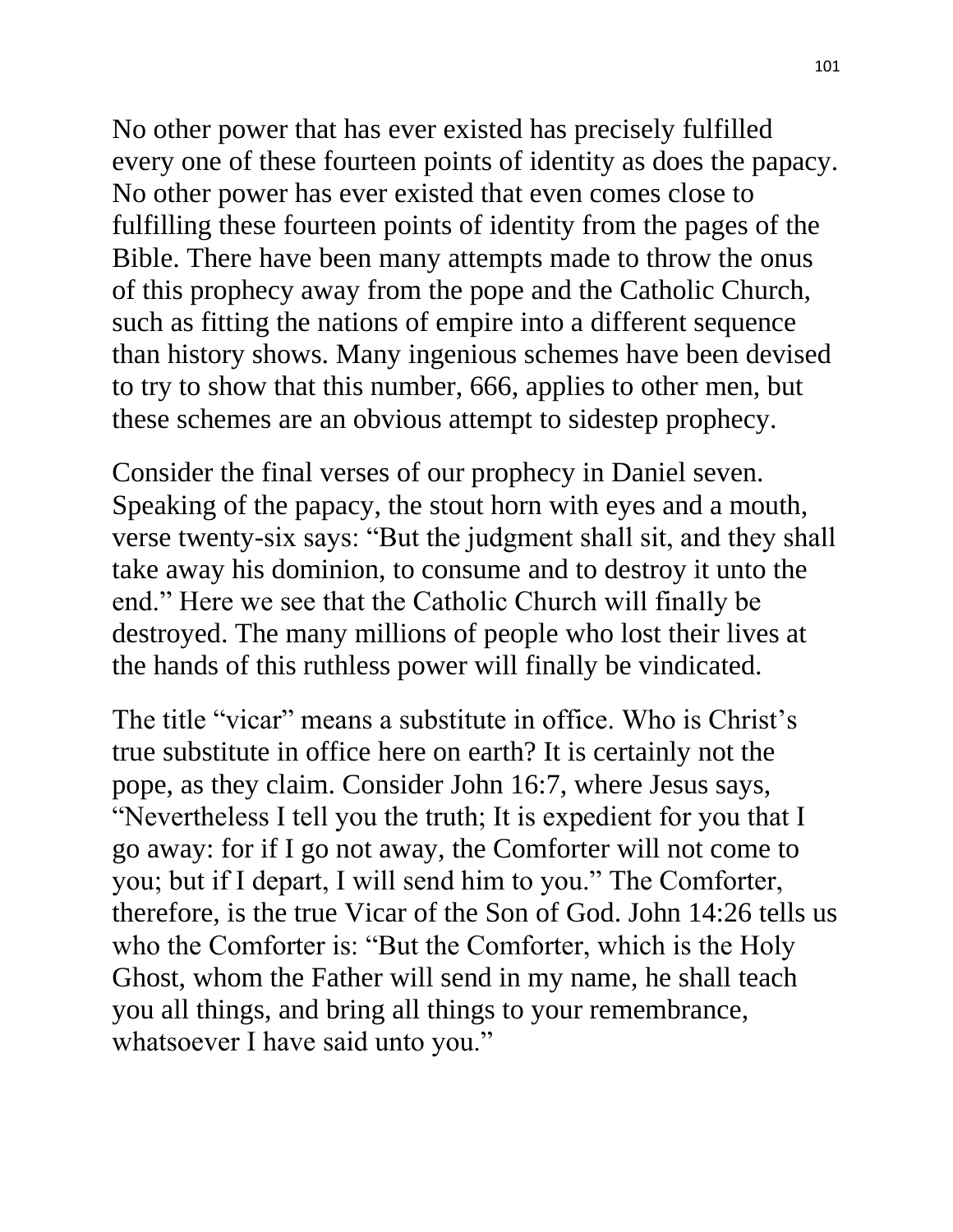No other power that has ever existed has precisely fulfilled every one of these fourteen points of identity as does the papacy. No other power has ever existed that even comes close to fulfilling these fourteen points of identity from the pages of the Bible. There have been many attempts made to throw the onus of this prophecy away from the pope and the Catholic Church, such as fitting the nations of empire into a different sequence than history shows. Many ingenious schemes have been devised to try to show that this number, 666, applies to other men, but these schemes are an obvious attempt to sidestep prophecy.

Consider the final verses of our prophecy in Daniel seven. Speaking of the papacy, the stout horn with eyes and a mouth, verse twenty-six says: "But the judgment shall sit, and they shall take away his dominion, to consume and to destroy it unto the end." Here we see that the Catholic Church will finally be destroyed. The many millions of people who lost their lives at the hands of this ruthless power will finally be vindicated.

The title "vicar" means a substitute in office. Who is Christ's true substitute in office here on earth? It is certainly not the pope, as they claim. Consider John 16:7, where Jesus says, "Nevertheless I tell you the truth; It is expedient for you that I go away: for if I go not away, the Comforter will not come to you; but if I depart, I will send him to you." The Comforter, therefore, is the true Vicar of the Son of God. John 14:26 tells us who the Comforter is: "But the Comforter, which is the Holy Ghost, whom the Father will send in my name, he shall teach you all things, and bring all things to your remembrance, whatsoever I have said unto you."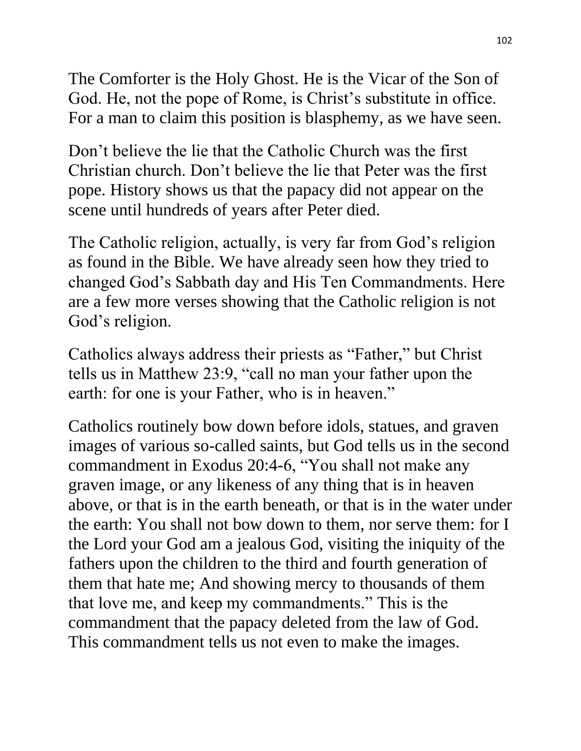The Comforter is the Holy Ghost. He is the Vicar of the Son of God. He, not the pope of Rome, is Christ's substitute in office. For a man to claim this position is blasphemy, as we have seen.

Don't believe the lie that the Catholic Church was the first Christian church. Don't believe the lie that Peter was the first pope. History shows us that the papacy did not appear on the scene until hundreds of years after Peter died.

The Catholic religion, actually, is very far from God's religion as found in the Bible. We have already seen how they tried to changed God's Sabbath day and His Ten Commandments. Here are a few more verses showing that the Catholic religion is not God's religion.

Catholics always address their priests as "Father," but Christ tells us in Matthew 23:9, "call no man your father upon the earth: for one is your Father, who is in heaven."

Catholics routinely bow down before idols, statues, and graven images of various so-called saints, but God tells us in the second commandment in Exodus 20:4-6, "You shall not make any graven image, or any likeness of any thing that is in heaven above, or that is in the earth beneath, or that is in the water under the earth: You shall not bow down to them, nor serve them: for I the Lord your God am a jealous God, visiting the iniquity of the fathers upon the children to the third and fourth generation of them that hate me; And showing mercy to thousands of them that love me, and keep my commandments." This is the commandment that the papacy deleted from the law of God. This commandment tells us not even to make the images.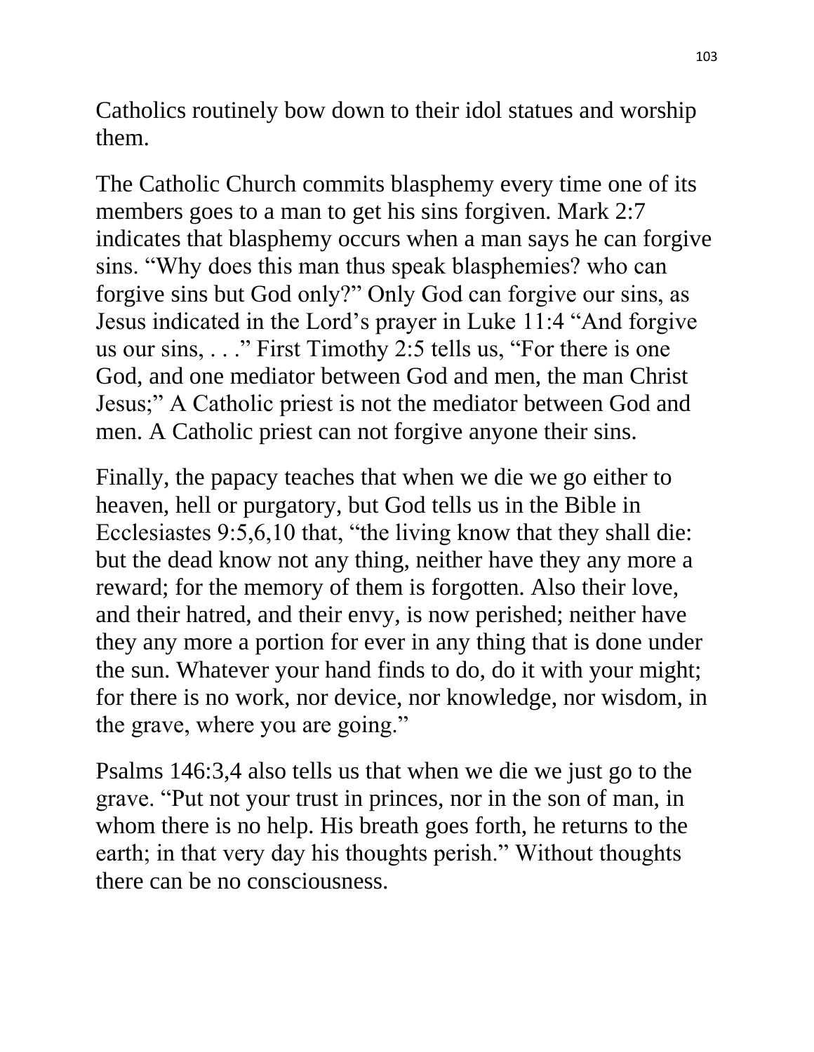Catholics routinely bow down to their idol statues and worship them.

The Catholic Church commits blasphemy every time one of its members goes to a man to get his sins forgiven. Mark 2:7 indicates that blasphemy occurs when a man says he can forgive sins. “Why does this man thus speak blasphemies? who can forgive sins but God only?” Only God can forgive our sins, as Jesus indicated in the Lord’s prayer in Luke 11:4 “And forgive us our sins, . . .” First Timothy 2:5 tells us, “For there is one God, and one mediator between God and men, the man Christ Jesus;” A Catholic priest is not the mediator between God and men. A Catholic priest can not forgive anyone their sins.

Finally, the papacy teaches that when we die we go either to heaven, hell or purgatory, but God tells us in the Bible in Ecclesiastes 9:5,6,10 that, “the living know that they shall die: but the dead know not any thing, neither have they any more a reward; for the memory of them is forgotten. Also their love, and their hatred, and their envy, is now perished; neither have they any more a portion for ever in any thing that is done under the sun. Whatever your hand finds to do, do it with your might; for there is no work, nor device, nor knowledge, nor wisdom, in the grave, where you are going.”

Psalms 146:3,4 also tells us that when we die we just go to the grave. “Put not your trust in princes, nor in the son of man, in whom there is no help. His breath goes forth, he returns to the earth; in that very day his thoughts perish.” Without thoughts there can be no consciousness.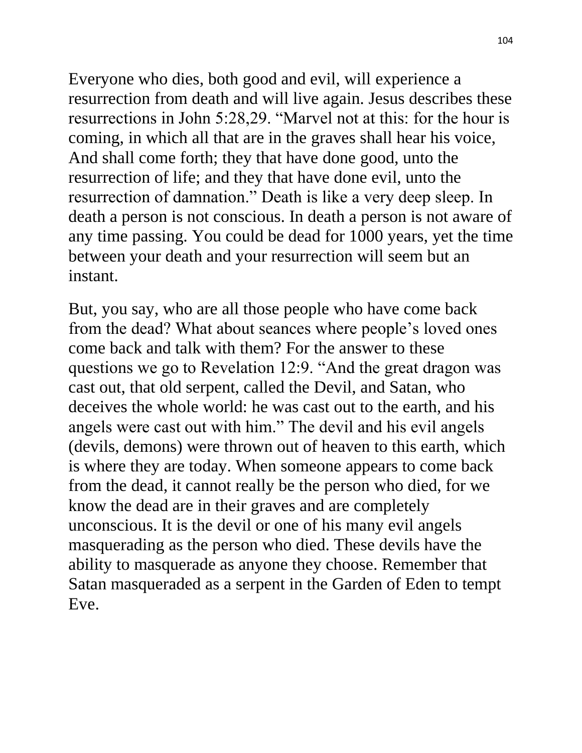Everyone who dies, both good and evil, will experience a resurrection from death and will live again. Jesus describes these resurrections in John 5:28,29. “Marvel not at this: for the hour is coming, in which all that are in the graves shall hear his voice, And shall come forth; they that have done good, unto the resurrection of life; and they that have done evil, unto the resurrection of damnation.” Death is like a very deep sleep. In death a person is not conscious. In death a person is not aware of any time passing. You could be dead for 1000 years, yet the time between your death and your resurrection will seem but an instant.

But, you say, who are all those people who have come back from the dead? What about seances where people’s loved ones come back and talk with them? For the answer to these questions we go to Revelation 12:9. “And the great dragon was cast out, that old serpent, called the Devil, and Satan, who deceives the whole world: he was cast out to the earth, and his angels were cast out with him.” The devil and his evil angels (devils, demons) were thrown out of heaven to this earth, which is where they are today. When someone appears to come back from the dead, it cannot really be the person who died, for we know the dead are in their graves and are completely unconscious. It is the devil or one of his many evil angels masquerading as the person who died. These devils have the ability to masquerade as anyone they choose. Remember that Satan masqueraded as a serpent in the Garden of Eden to tempt Eve.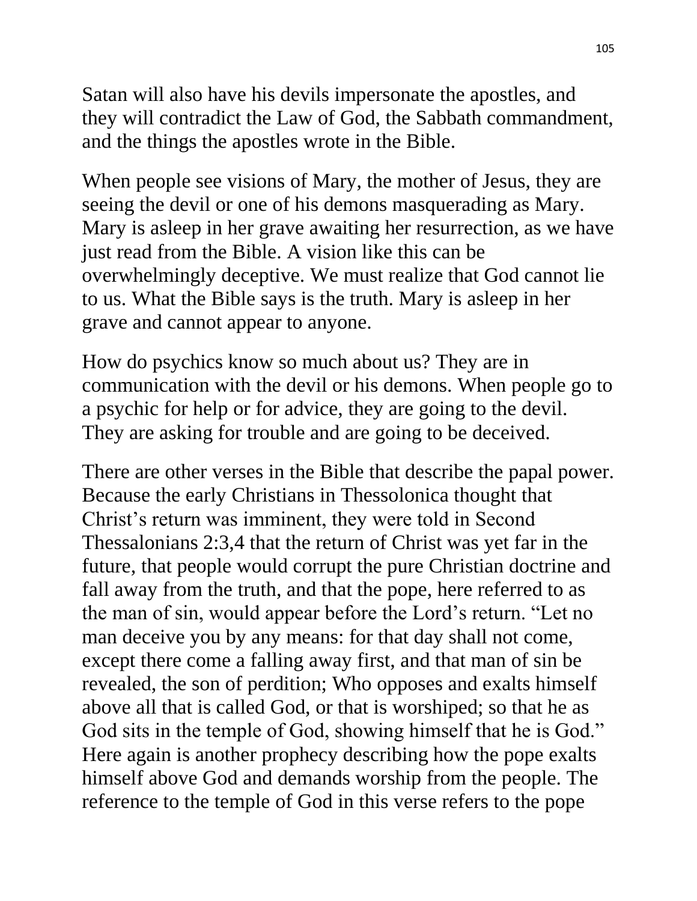Satan will also have his devils impersonate the apostles, and they will contradict the Law of God, the Sabbath commandment, and the things the apostles wrote in the Bible.

When people see visions of Mary, the mother of Jesus, they are seeing the devil or one of his demons masquerading as Mary. Mary is asleep in her grave awaiting her resurrection, as we have just read from the Bible. A vision like this can be overwhelmingly deceptive. We must realize that God cannot lie to us. What the Bible says is the truth. Mary is asleep in her grave and cannot appear to anyone.

How do psychics know so much about us? They are in communication with the devil or his demons. When people go to a psychic for help or for advice, they are going to the devil. They are asking for trouble and are going to be deceived.

There are other verses in the Bible that describe the papal power. Because the early Christians in Thessolonica thought that Christ's return was imminent, they were told in Second Thessalonians 2:3,4 that the return of Christ was yet far in the future, that people would corrupt the pure Christian doctrine and fall away from the truth, and that the pope, here referred to as the man of sin, would appear before the Lord's return. "Let no man deceive you by any means: for that day shall not come, except there come a falling away first, and that man of sin be revealed, the son of perdition; Who opposes and exalts himself above all that is called God, or that is worshiped; so that he as God sits in the temple of God, showing himself that he is God." Here again is another prophecy describing how the pope exalts himself above God and demands worship from the people. The reference to the temple of God in this verse refers to the pope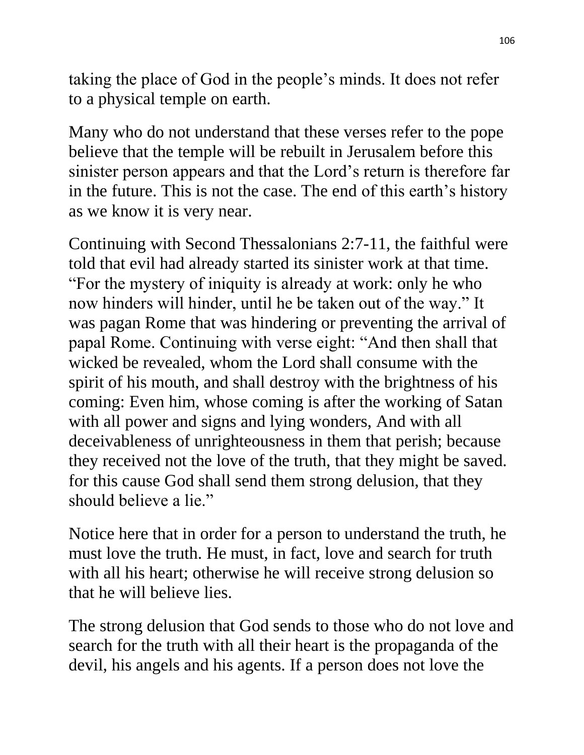taking the place of God in the people's minds. It does not refer to a physical temple on earth.

Many who do not understand that these verses refer to the pope believe that the temple will be rebuilt in Jerusalem before this sinister person appears and that the Lord's return is therefore far in the future. This is not the case. The end of this earth's history as we know it is very near.

Continuing with Second Thessalonians 2:7-11, the faithful were told that evil had already started its sinister work at that time. "For the mystery of iniquity is already at work: only he who now hinders will hinder, until he be taken out of the way." It was pagan Rome that was hindering or preventing the arrival of papal Rome. Continuing with verse eight: "And then shall that wicked be revealed, whom the Lord shall consume with the spirit of his mouth, and shall destroy with the brightness of his coming: Even him, whose coming is after the working of Satan with all power and signs and lying wonders, And with all deceivableness of unrighteousness in them that perish; because they received not the love of the truth, that they might be saved. for this cause God shall send them strong delusion, that they should believe a lie."

Notice here that in order for a person to understand the truth, he must love the truth. He must, in fact, love and search for truth with all his heart; otherwise he will receive strong delusion so that he will believe lies.

The strong delusion that God sends to those who do not love and search for the truth with all their heart is the propaganda of the devil, his angels and his agents. If a person does not love the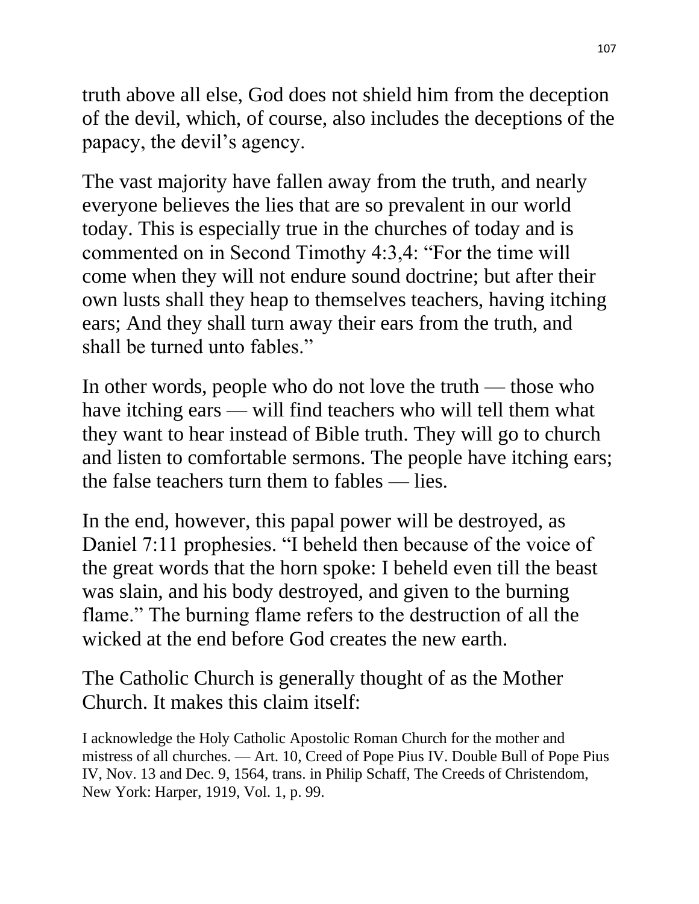truth above all else, God does not shield him from the deception of the devil, which, of course, also includes the deceptions of the papacy, the devil's agency.

The vast majority have fallen away from the truth, and nearly everyone believes the lies that are so prevalent in our world today. This is especially true in the churches of today and is commented on in Second Timothy 4:3,4: "For the time will come when they will not endure sound doctrine; but after their own lusts shall they heap to themselves teachers, having itching ears; And they shall turn away their ears from the truth, and shall be turned unto fables."

In other words, people who do not love the truth — those who have itching ears — will find teachers who will tell them what they want to hear instead of Bible truth. They will go to church and listen to comfortable sermons. The people have itching ears; the false teachers turn them to fables — lies.

In the end, however, this papal power will be destroyed, as Daniel 7:11 prophesies. "I beheld then because of the voice of the great words that the horn spoke: I beheld even till the beast was slain, and his body destroyed, and given to the burning flame." The burning flame refers to the destruction of all the wicked at the end before God creates the new earth.

The Catholic Church is generally thought of as the Mother Church. It makes this claim itself:

> I acknowledge the Holy Catholic Apostolic Roman Church for the mother and mistress of all churches. — Art. 10, Creed of Pope Pius IV. Double Bull of Pope Pius IV, Nov. 13 and Dec. 9, 1564, trans. in Philip Schaff, The Creeds of Christendom, New York: Harper, 1919, Vol. 1, p. 99.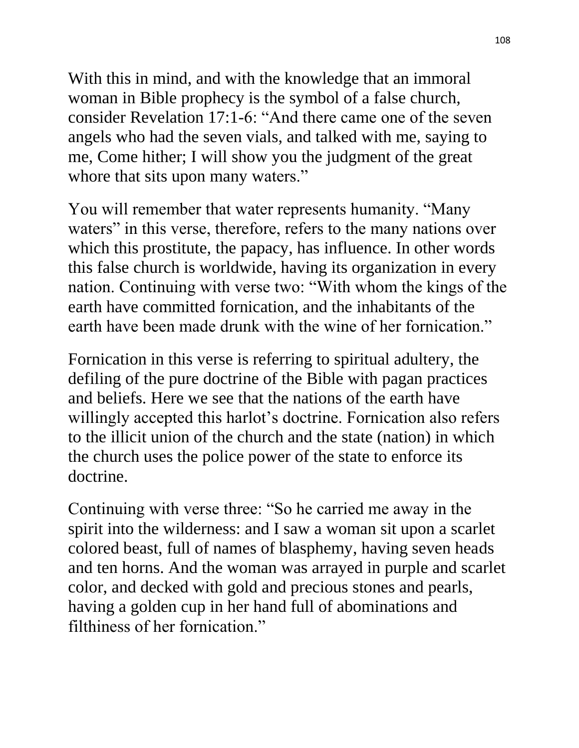With this in mind, and with the knowledge that an immoral woman in Bible prophecy is the symbol of a false church, consider Revelation 17:1-6: "And there came one of the seven angels who had the seven vials, and talked with me, saying to me, Come hither; I will show you the judgment of the great whore that sits upon many waters."

You will remember that water represents humanity. "Many waters" in this verse, therefore, refers to the many nations over which this prostitute, the papacy, has influence. In other words this false church is worldwide, having its organization in every nation. Continuing with verse two: "With whom the kings of the earth have committed fornication, and the inhabitants of the earth have been made drunk with the wine of her fornication."

Fornication in this verse is referring to spiritual adultery, the defiling of the pure doctrine of the Bible with pagan practices and beliefs. Here we see that the nations of the earth have willingly accepted this harlot's doctrine. Fornication also refers to the illicit union of the church and the state (nation) in which the church uses the police power of the state to enforce its doctrine.

Continuing with verse three: "So he carried me away in the spirit into the wilderness: and I saw a woman sit upon a scarlet colored beast, full of names of blasphemy, having seven heads and ten horns. And the woman was arrayed in purple and scarlet color, and decked with gold and precious stones and pearls, having a golden cup in her hand full of abominations and filthiness of her fornication."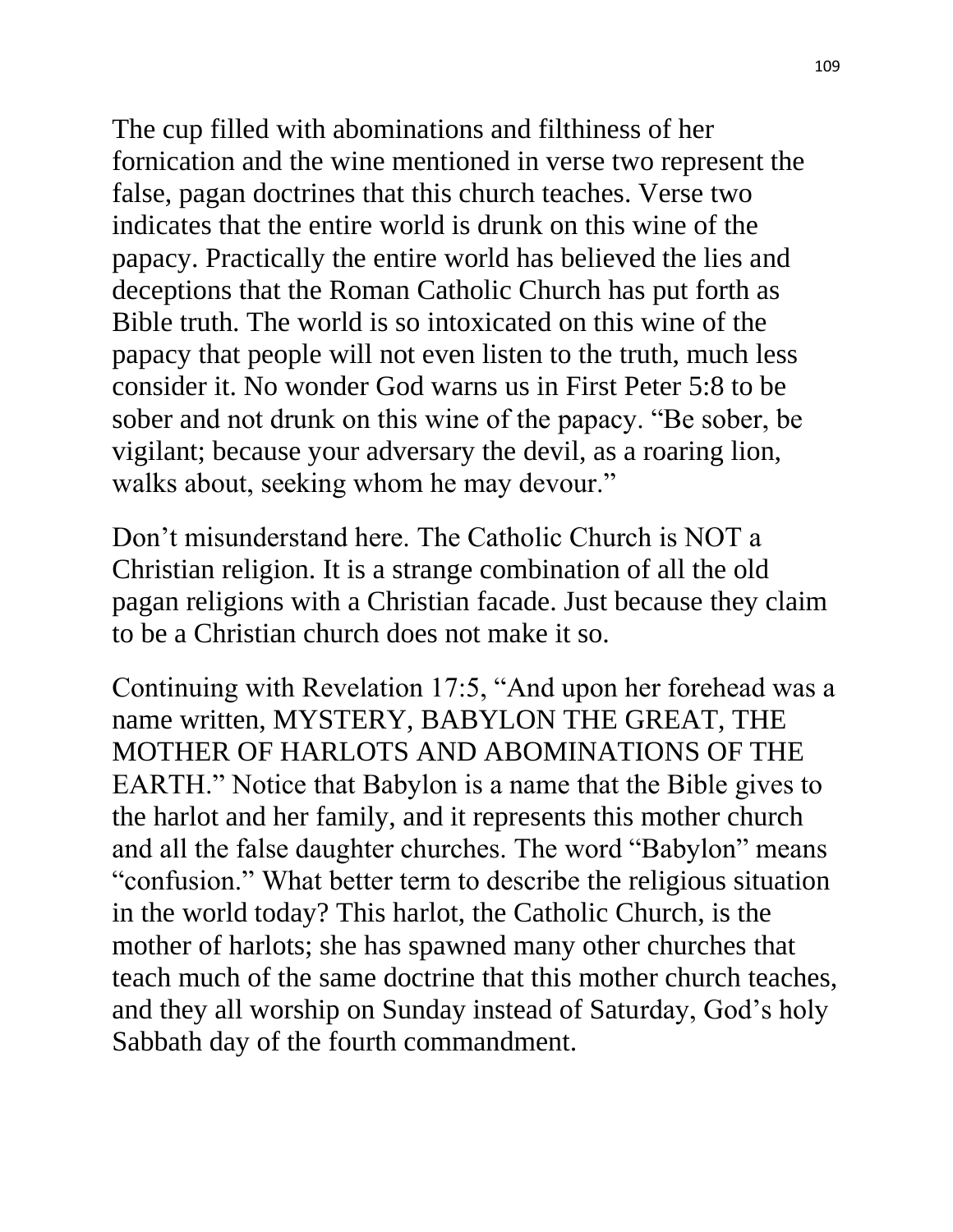The cup filled with abominations and filthiness of her fornication and the wine mentioned in verse two represent the false, pagan doctrines that this church teaches. Verse two indicates that the entire world is drunk on this wine of the papacy. Practically the entire world has believed the lies and deceptions that the Roman Catholic Church has put forth as Bible truth. The world is so intoxicated on this wine of the papacy that people will not even listen to the truth, much less consider it. No wonder God warns us in First Peter 5:8 to be sober and not drunk on this wine of the papacy. "Be sober, be vigilant; because your adversary the devil, as a roaring lion, walks about, seeking whom he may devour."

Don't misunderstand here. The Catholic Church is NOT a Christian religion. It is a strange combination of all the old pagan religions with a Christian facade. Just because they claim to be a Christian church does not make it so.

Continuing with Revelation 17:5, "And upon her forehead was a name written, MYSTERY, BABYLON THE GREAT, THE MOTHER OF HARLOTS AND ABOMINATIONS OF THE EARTH." Notice that Babylon is a name that the Bible gives to the harlot and her family, and it represents this mother church and all the false daughter churches. The word "Babylon" means "confusion." What better term to describe the religious situation in the world today? This harlot, the Catholic Church, is the mother of harlots; she has spawned many other churches that teach much of the same doctrine that this mother church teaches, and they all worship on Sunday instead of Saturday, God's holy Sabbath day of the fourth commandment.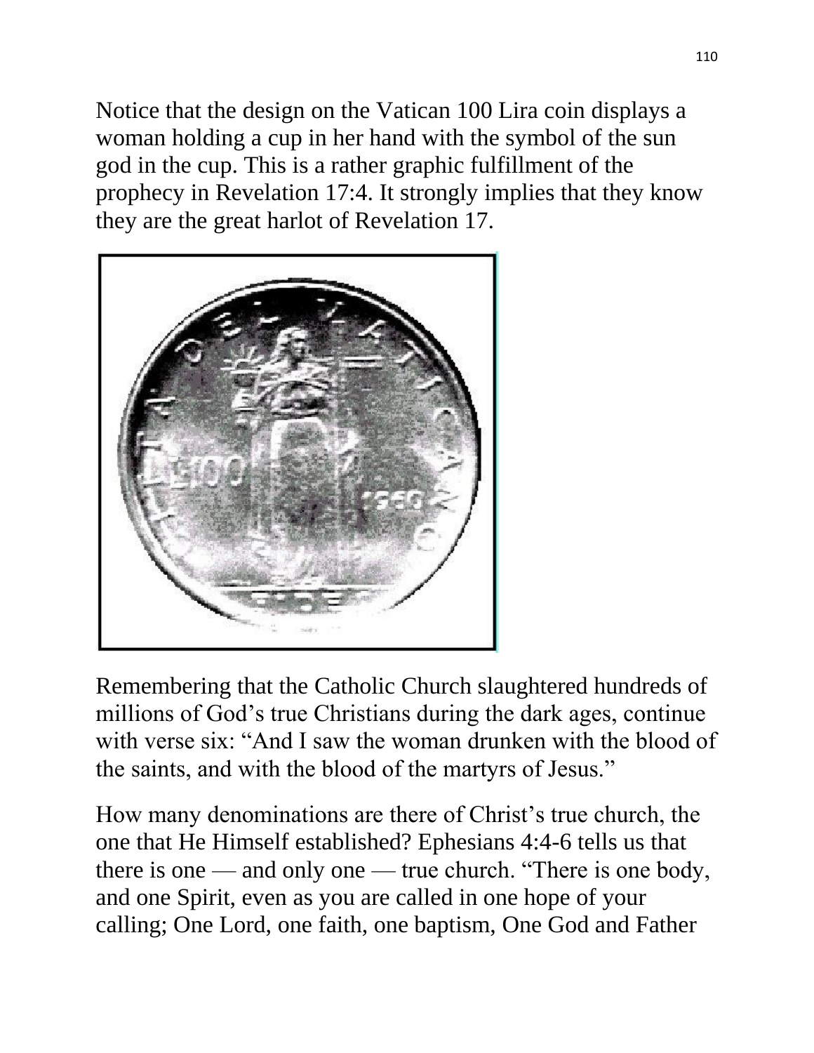Notice that the design on the Vatican 100 Lira coin displays a woman holding a cup in her hand with the symbol of the sun god in the cup. This is a rather graphic fulfillment of the prophecy in Revelation 17:4. It strongly implies that they know they are the great harlot of Revelation 17.

Remembering that the Catholic Church slaughtered hundreds of millions of God's true Christians during the dark ages, continue with verse six: "And I saw the woman drunken with the blood of the saints, and with the blood of the martyrs of Jesus."

How many denominations are there of Christ's true church, the one that He Himself established? Ephesians 4:4-6 tells us that there is one — and only one — true church. "There is one body, and one Spirit, even as you are called in one hope of your calling; One Lord, one faith, one baptism, One God and Father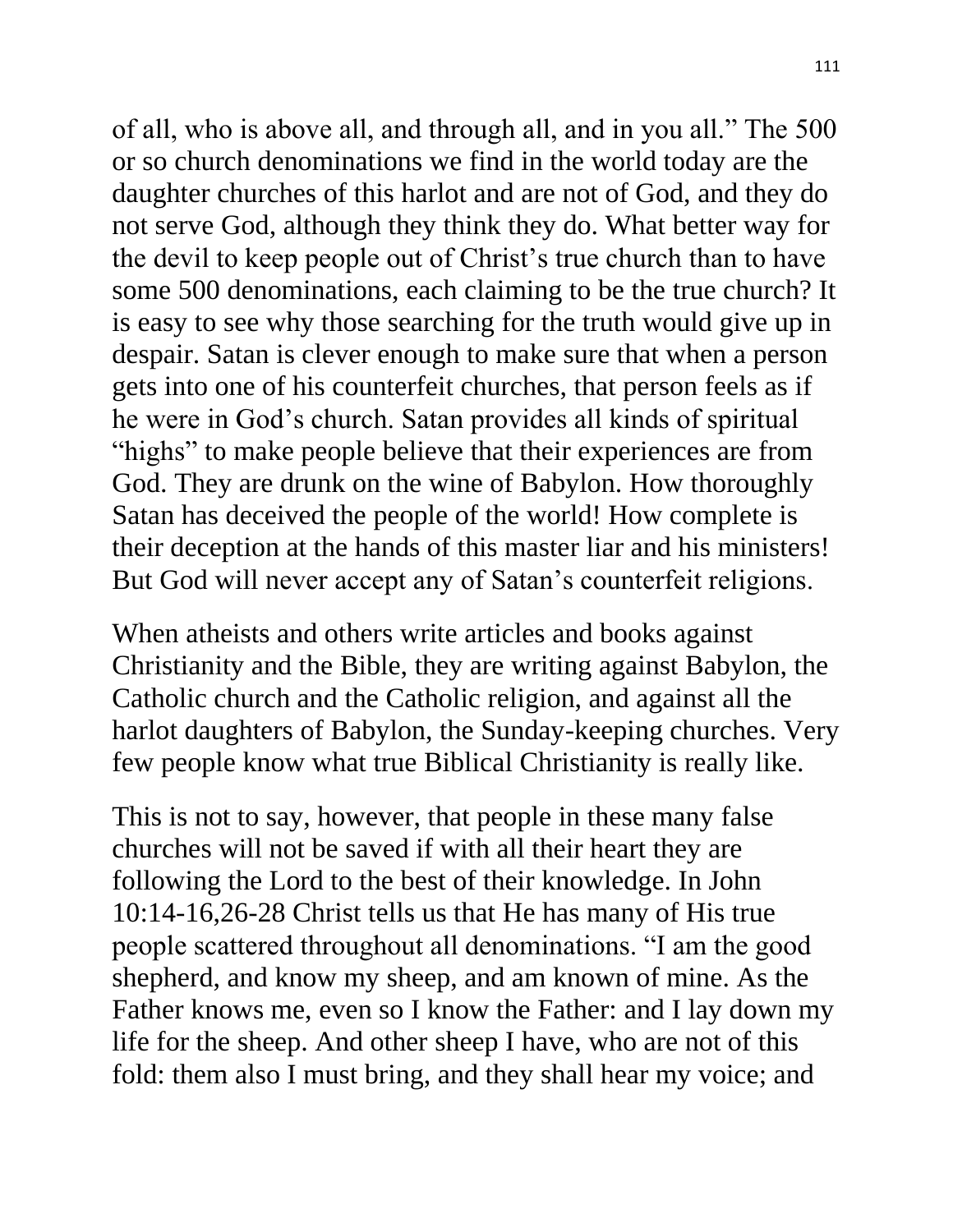of all, who is above all, and through all, and in you all." The 500 or so church denominations we find in the world today are the daughter churches of this harlot and are not of God, and they do not serve God, although they think they do. What better way for the devil to keep people out of Christ's true church than to have some 500 denominations, each claiming to be the true church? It is easy to see why those searching for the truth would give up in despair. Satan is clever enough to make sure that when a person gets into one of his counterfeit churches, that person feels as if he were in God's church. Satan provides all kinds of spiritual "highs" to make people believe that their experiences are from God. They are drunk on the wine of Babylon. How thoroughly Satan has deceived the people of the world! How complete is their deception at the hands of this master liar and his ministers! But God will never accept any of Satan's counterfeit religions.

When atheists and others write articles and books against Christianity and the Bible, they are writing against Babylon, the Catholic church and the Catholic religion, and against all the harlot daughters of Babylon, the Sunday-keeping churches. Very few people know what true Biblical Christianity is really like.

This is not to say, however, that people in these many false churches will not be saved if with all their heart they are following the Lord to the best of their knowledge. In John 10:14-16,26-28 Christ tells us that He has many of His true people scattered throughout all denominations. "I am the good shepherd, and know my sheep, and am known of mine. As the Father knows me, even so I know the Father: and I lay down my life for the sheep. And other sheep I have, who are not of this fold: them also I must bring, and they shall hear my voice; and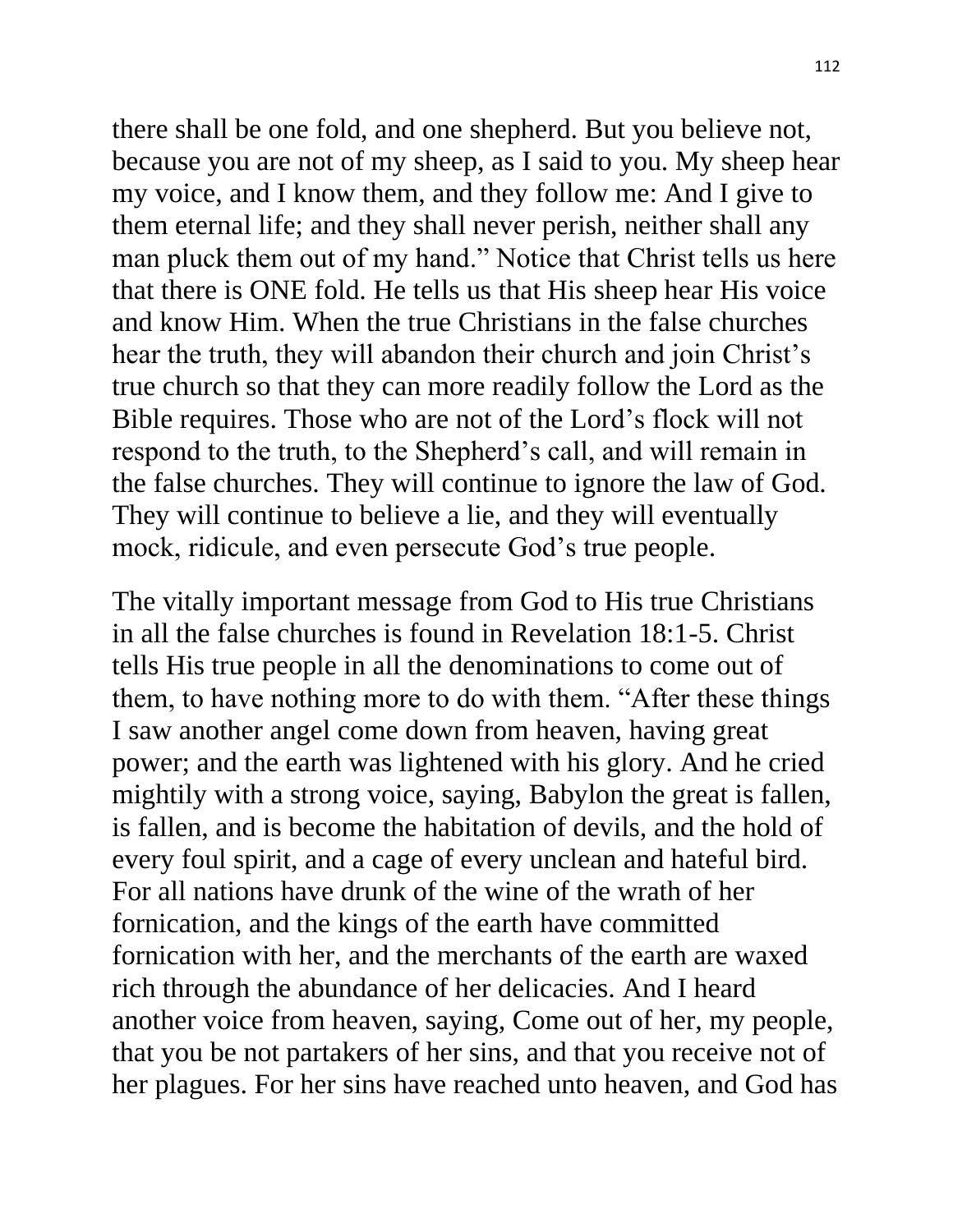there shall be one fold, and one shepherd. But you believe not, because you are not of my sheep, as I said to you. My sheep hear my voice, and I know them, and they follow me: And I give to them eternal life; and they shall never perish, neither shall any man pluck them out of my hand." Notice that Christ tells us here that there is ONE fold. He tells us that His sheep hear His voice and know Him. When the true Christians in the false churches hear the truth, they will abandon their church and join Christ's true church so that they can more readily follow the Lord as the Bible requires. Those who are not of the Lord's flock will not respond to the truth, to the Shepherd's call, and will remain in the false churches. They will continue to ignore the law of God. They will continue to believe a lie, and they will eventually mock, ridicule, and even persecute God's true people.

The vitally important message from God to His true Christians in all the false churches is found in Revelation 18:1-5. Christ tells His true people in all the denominations to come out of them, to have nothing more to do with them. "After these things I saw another angel come down from heaven, having great power; and the earth was lightened with his glory. And he cried mightily with a strong voice, saying, Babylon the great is fallen, is fallen, and is become the habitation of devils, and the hold of every foul spirit, and a cage of every unclean and hateful bird. For all nations have drunk of the wine of the wrath of her fornication, and the kings of the earth have committed fornication with her, and the merchants of the earth are waxed rich through the abundance of her delicacies. And I heard another voice from heaven, saying, Come out of her, my people, that you be not partakers of her sins, and that you receive not of her plagues. For her sins have reached unto heaven, and God has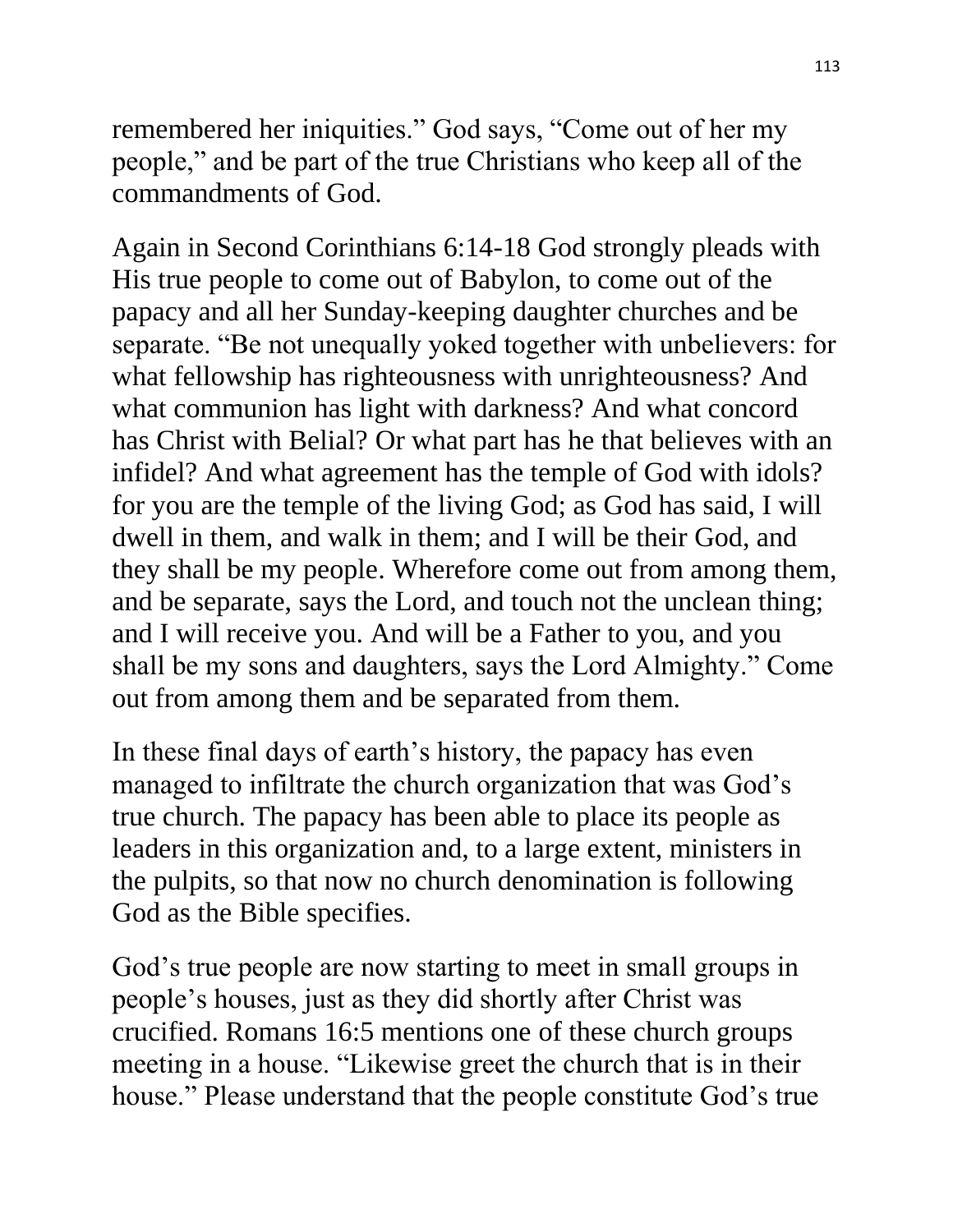remembered her iniquities." God says, "Come out of her my people," and be part of the true Christians who keep all of the commandments of God.

Again in Second Corinthians 6:14-18 God strongly pleads with His true people to come out of Babylon, to come out of the papacy and all her Sunday-keeping daughter churches and be separate. "Be not unequally yoked together with unbelievers: for what fellowship has righteousness with unrighteousness? And what communion has light with darkness? And what concord has Christ with Belial? Or what part has he that believes with an infidel? And what agreement has the temple of God with idols? for you are the temple of the living God; as God has said, I will dwell in them, and walk in them; and I will be their God, and they shall be my people. Wherefore come out from among them, and be separate, says the Lord, and touch not the unclean thing; and I will receive you. And will be a Father to you, and you shall be my sons and daughters, says the Lord Almighty." Come out from among them and be separated from them.

In these final days of earth's history, the papacy has even managed to infiltrate the church organization that was God's true church. The papacy has been able to place its people as leaders in this organization and, to a large extent, ministers in the pulpits, so that now no church denomination is following God as the Bible specifies.

God's true people are now starting to meet in small groups in people's houses, just as they did shortly after Christ was crucified. Romans 16:5 mentions one of these church groups meeting in a house. "Likewise greet the church that is in their house." Please understand that the people constitute God's true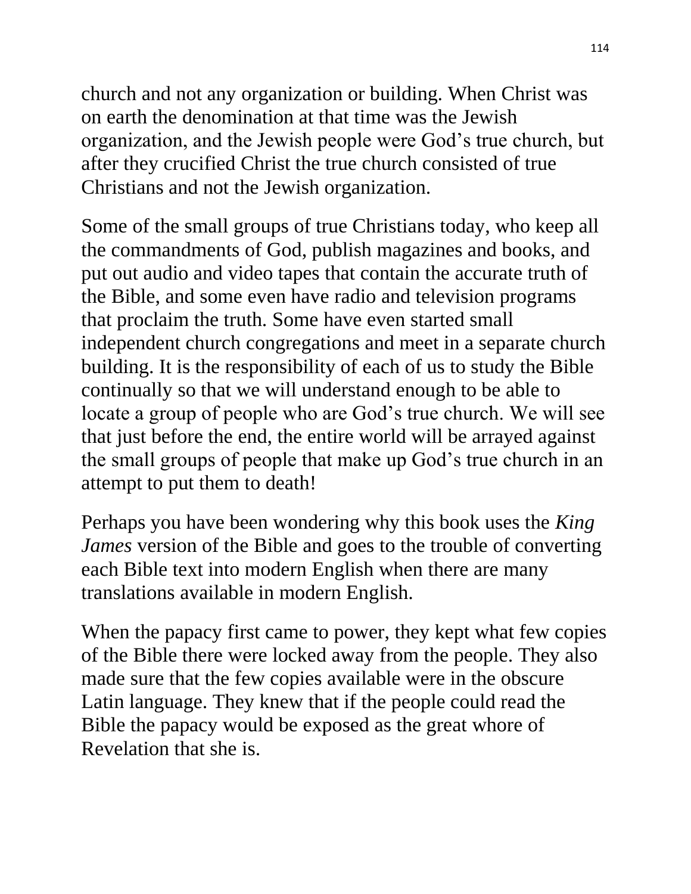church and not any organization or building. When Christ was on earth the denomination at that time was the Jewish organization, and the Jewish people were God's true church, but after they crucified Christ the true church consisted of true Christians and not the Jewish organization.

Some of the small groups of true Christians today, who keep all the commandments of God, publish magazines and books, and put out audio and video tapes that contain the accurate truth of the Bible, and some even have radio and television programs that proclaim the truth. Some have even started small independent church congregations and meet in a separate church building. It is the responsibility of each of us to study the Bible continually so that we will understand enough to be able to locate a group of people who are God's true church. We will see that just before the end, the entire world will be arrayed against the small groups of people that make up God's true church in an attempt to put them to death!

Perhaps you have been wondering why this book uses the *King James* version of the Bible and goes to the trouble of converting each Bible text into modern English when there are many translations available in modern English.

When the papacy first came to power, they kept what few copies of the Bible there were locked away from the people. They also made sure that the few copies available were in the obscure Latin language. They knew that if the people could read the Bible the papacy would be exposed as the great whore of Revelation that she is.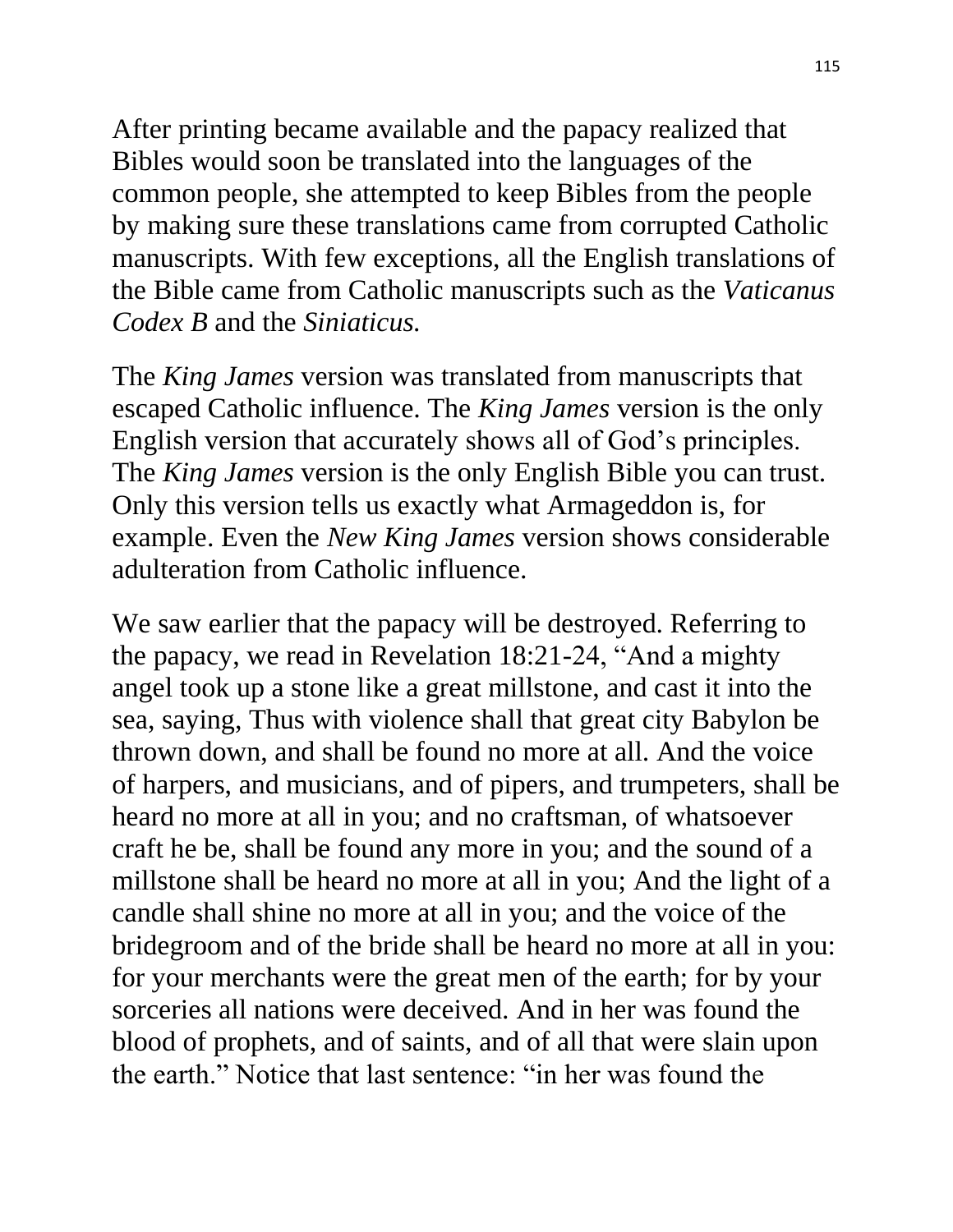After printing became available and the papacy realized that Bibles would soon be translated into the languages of the common people, she attempted to keep Bibles from the people by making sure these translations came from corrupted Catholic manuscripts. With few exceptions, all the English translations of the Bible came from Catholic manuscripts such as the *Vaticanus Codex B* and the *Siniaticus.*

The *King James* version was translated from manuscripts that escaped Catholic influence. The *King James* version is the only English version that accurately shows all of God's principles. The *King James* version is the only English Bible you can trust. Only this version tells us exactly what Armageddon is, for example. Even the *New King James* version shows considerable adulteration from Catholic influence.

We saw earlier that the papacy will be destroyed. Referring to the papacy, we read in Revelation 18:21-24, "And a mighty angel took up a stone like a great millstone, and cast it into the sea, saying, Thus with violence shall that great city Babylon be thrown down, and shall be found no more at all. And the voice of harpers, and musicians, and of pipers, and trumpeters, shall be heard no more at all in you; and no craftsman, of whatsoever craft he be, shall be found any more in you; and the sound of a millstone shall be heard no more at all in you; And the light of a candle shall shine no more at all in you; and the voice of the bridegroom and of the bride shall be heard no more at all in you: for your merchants were the great men of the earth; for by your sorceries all nations were deceived. And in her was found the blood of prophets, and of saints, and of all that were slain upon the earth." Notice that last sentence: "in her was found the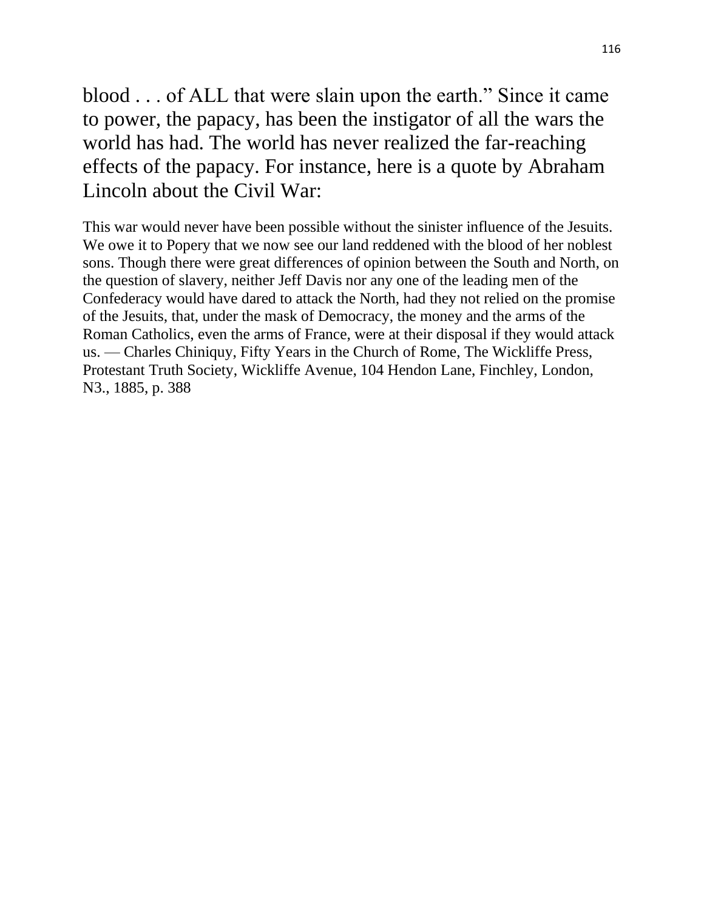blood . . . of ALL that were slain upon the earth.” Since it came to power, the papacy, has been the instigator of all the wars the world has had. The world has never realized the far-reaching effects of the papacy. For instance, here is a quote by Abraham Lincoln about the Civil War:

> This war would never have been possible without the sinister influence of the Jesuits. We owe it to Popery that we now see our land reddened with the blood of her noblest sons. Though there were great differences of opinion between the South and North, on the question of slavery, neither Jeff Davis nor any one of the leading men of the Confederacy would have dared to attack the North, had they not relied on the promise of the Jesuits, that, under the mask of Democracy, the money and the arms of the Roman Catholics, even the arms of France, were at their disposal if they would attack us. — Charles Chiniquy, Fifty Years in the Church of Rome, The Wickliffe Press, Protestant Truth Society, Wickliffe Avenue, 104 Hendon Lane, Finchley, London, N3., 1885, p. 388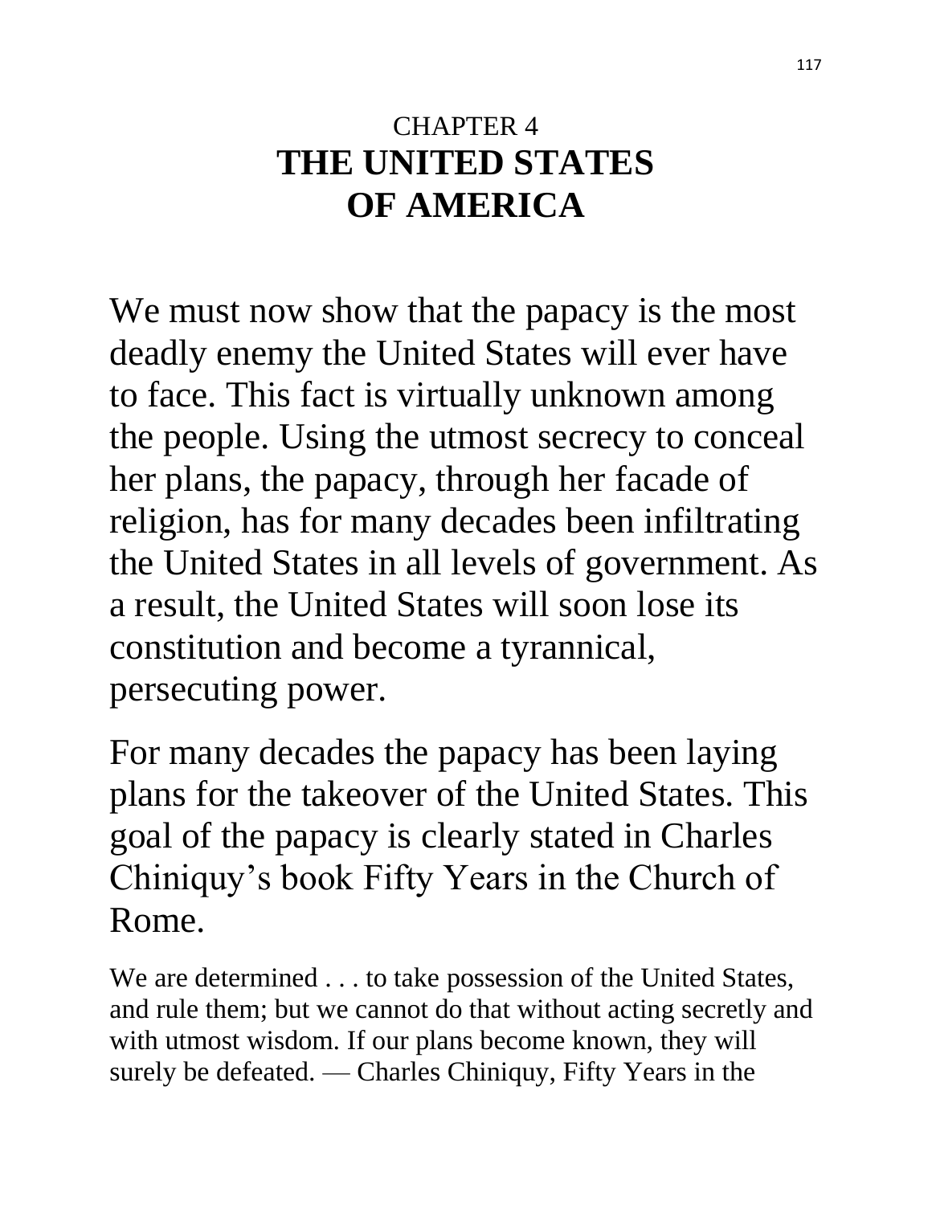CHAPTER 4

# THE UNITED STATES OF AMERICA

We must now show that the papacy is the most deadly enemy the United States will ever have to face. This fact is virtually unknown among the people. Using the utmost secrecy to conceal her plans, the papacy, through her facade of religion, has for many decades been infiltrating the United States in all levels of government. As a result, the United States will soon lose its constitution and become a tyrannical, persecuting power.

For many decades the papacy has been laying plans for the takeover of the United States. This goal of the papacy is clearly stated in Charles Chiniquy's book Fifty Years in the Church of Rome.

We are determined . . . to take possession of the United States, and rule them; but we cannot do that without acting secretly and with utmost wisdom. If our plans become known, they will surely be defeated. — Charles Chiniquy, Fifty Years in the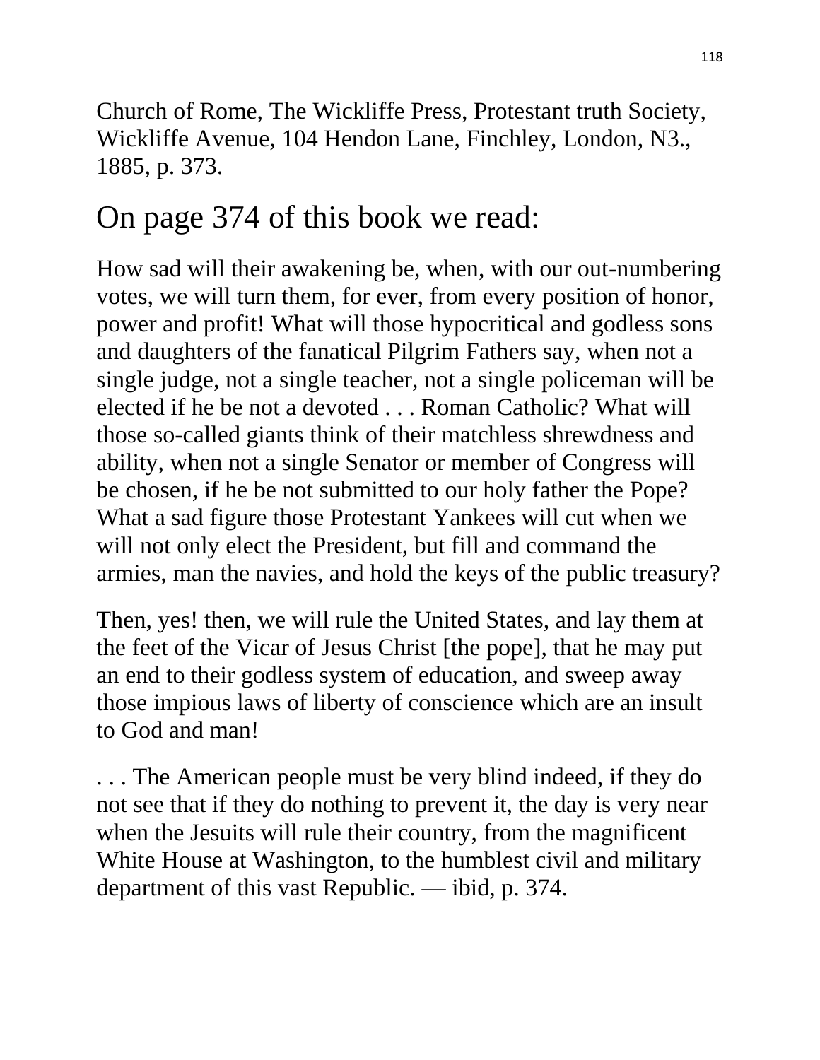Church of Rome, The Wickliffe Press, Protestant truth Society, Wickliffe Avenue, 104 Hendon Lane, Finchley, London, N3., 1885, p. 373.

## On page 374 of this book we read:

How sad will their awakening be, when, with our out-numbering votes, we will turn them, for ever, from every position of honor, power and profit! What will those hypocritical and godless sons and daughters of the fanatical Pilgrim Fathers say, when not a single judge, not a single teacher, not a single policeman will be elected if he be not a devoted . . . Roman Catholic? What will those so-called giants think of their matchless shrewdness and ability, when not a single Senator or member of Congress will be chosen, if he be not submitted to our holy father the Pope? What a sad figure those Protestant Yankees will cut when we will not only elect the President, but fill and command the armies, man the navies, and hold the keys of the public treasury?

Then, yes! then, we will rule the United States, and lay them at the feet of the Vicar of Jesus Christ [the pope], that he may put an end to their godless system of education, and sweep away those impious laws of liberty of conscience which are an insult to God and man!

. . . The American people must be very blind indeed, if they do not see that if they do nothing to prevent it, the day is very near when the Jesuits will rule their country, from the magnificent White House at Washington, to the humblest civil and military department of this vast Republic. — ibid, p. 374.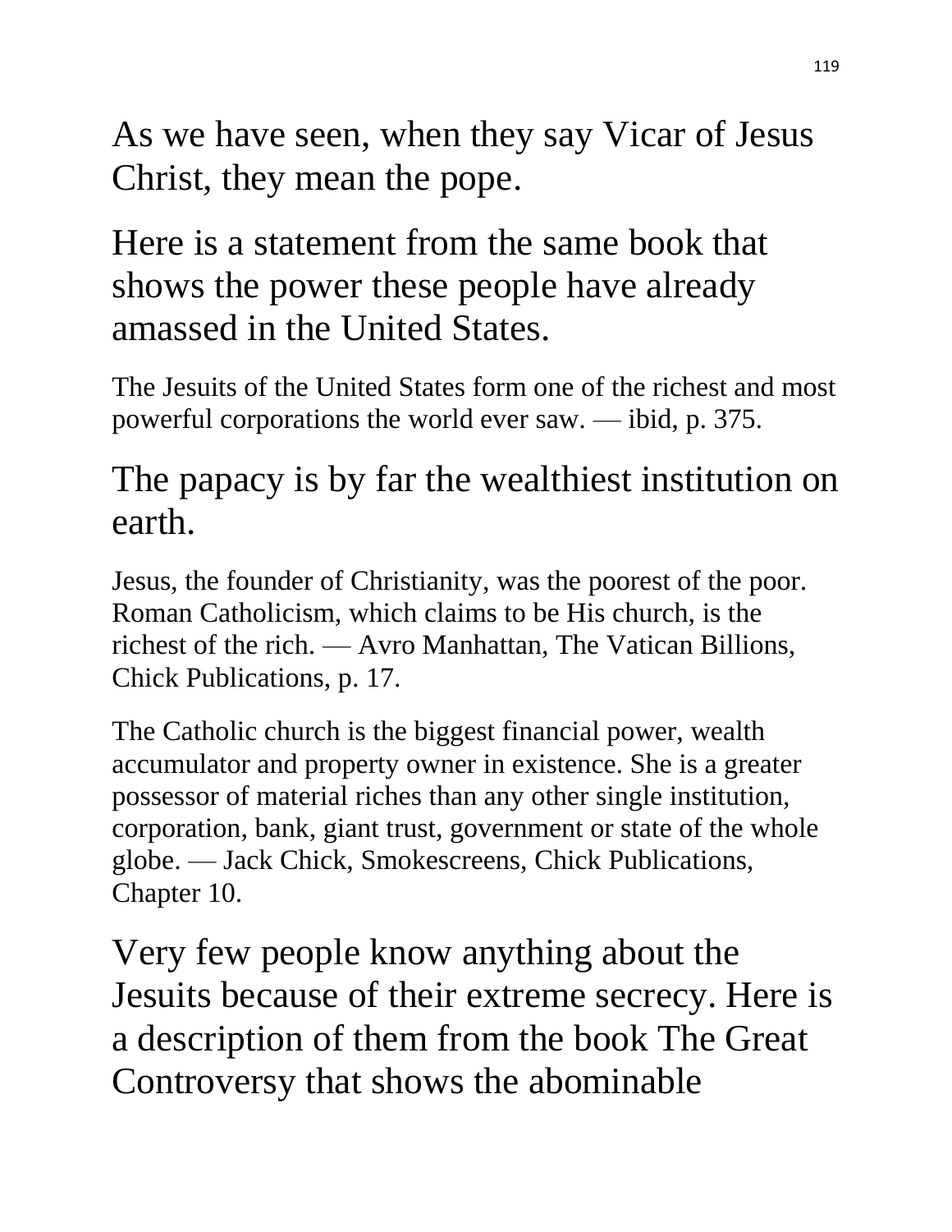As we have seen, when they say Vicar of Jesus Christ, they mean the pope.

Here is a statement from the same book that shows the power these people have already amassed in the United States.

The Jesuits of the United States form one of the richest and most powerful corporations the world ever saw. — ibid, p. 375.

The papacy is by far the wealthiest institution on earth.

Jesus, the founder of Christianity, was the poorest of the poor. Roman Catholicism, which claims to be His church, is the richest of the rich. — Avro Manhattan, The Vatican Billions, Chick Publications, p. 17.

The Catholic church is the biggest financial power, wealth accumulator and property owner in existence. She is a greater possessor of material riches than any other single institution, corporation, bank, giant trust, government or state of the whole globe. — Jack Chick, Smokescreens, Chick Publications, Chapter 10.

Very few people know anything about the Jesuits because of their extreme secrecy. Here is a description of them from the book The Great Controversy that shows the abominable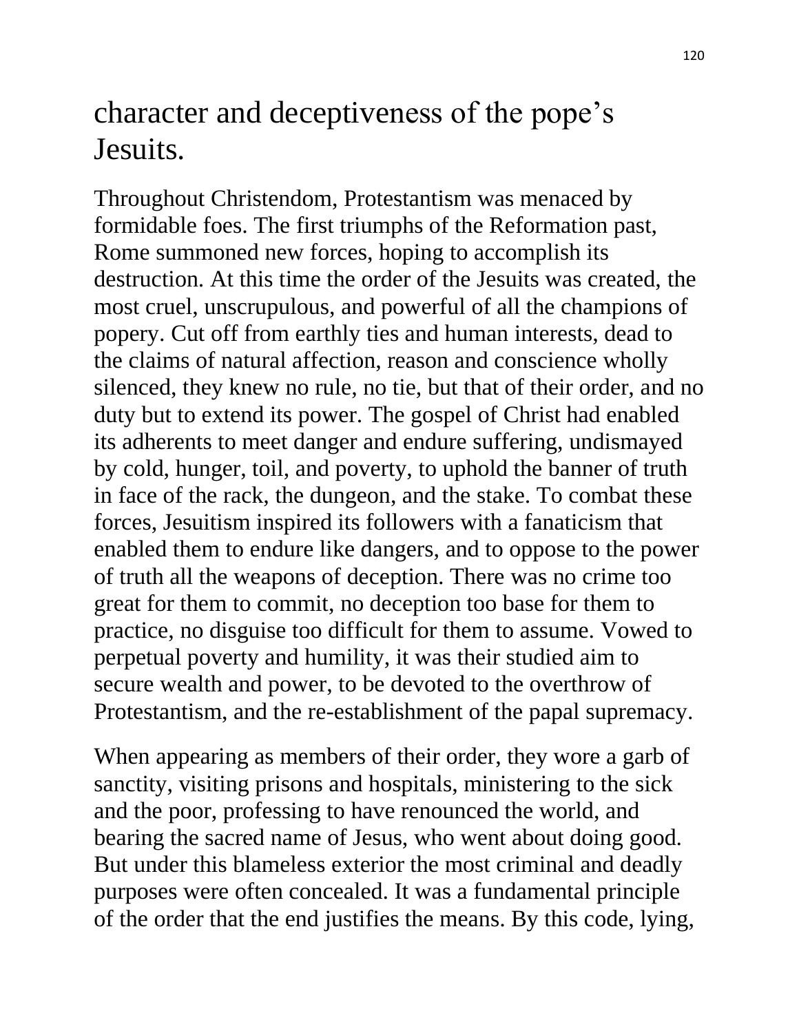character and deceptiveness of the pope's Jesuits.

Throughout Christendom, Protestantism was menaced by formidable foes. The first triumphs of the Reformation past, Rome summoned new forces, hoping to accomplish its destruction. At this time the order of the Jesuits was created, the most cruel, unscrupulous, and powerful of all the champions of popery. Cut off from earthly ties and human interests, dead to the claims of natural affection, reason and conscience wholly silenced, they knew no rule, no tie, but that of their order, and no duty but to extend its power. The gospel of Christ had enabled its adherents to meet danger and endure suffering, undismayed by cold, hunger, toil, and poverty, to uphold the banner of truth in face of the rack, the dungeon, and the stake. To combat these forces, Jesuitism inspired its followers with a fanaticism that enabled them to endure like dangers, and to oppose to the power of truth all the weapons of deception. There was no crime too great for them to commit, no deception too base for them to practice, no disguise too difficult for them to assume. Vowed to perpetual poverty and humility, it was their studied aim to secure wealth and power, to be devoted to the overthrow of Protestantism, and the re-establishment of the papal supremacy.

When appearing as members of their order, they wore a garb of sanctity, visiting prisons and hospitals, ministering to the sick and the poor, professing to have renounced the world, and bearing the sacred name of Jesus, who went about doing good. But under this blameless exterior the most criminal and deadly purposes were often concealed. It was a fundamental principle of the order that the end justifies the means. By this code, lying,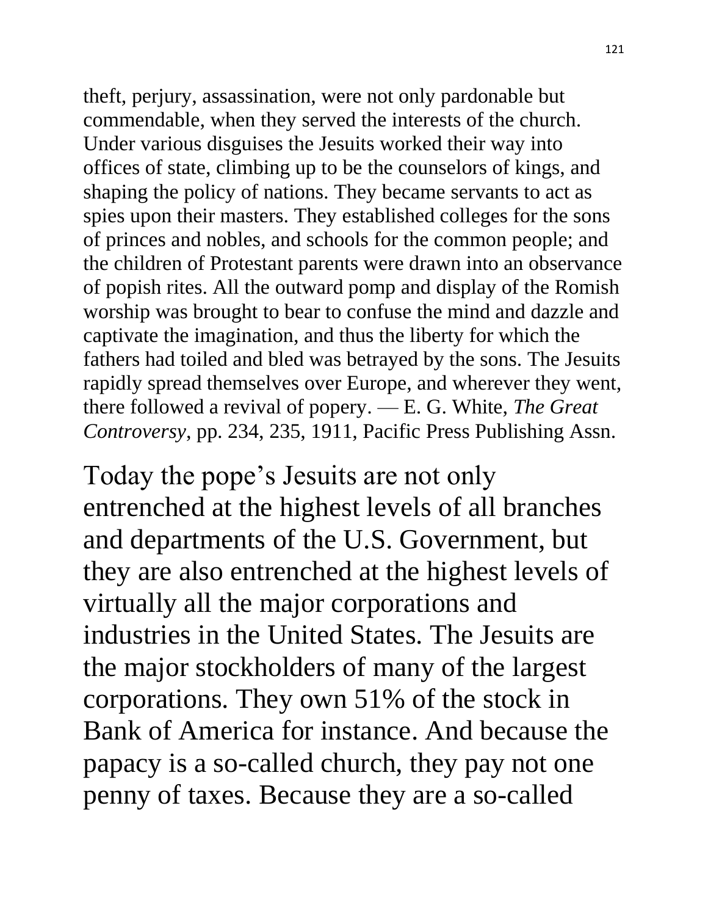theft, perjury, assassination, were not only pardonable but commendable, when they served the interests of the church. Under various disguises the Jesuits worked their way into offices of state, climbing up to be the counselors of kings, and shaping the policy of nations. They became servants to act as spies upon their masters. They established colleges for the sons of princes and nobles, and schools for the common people; and the children of Protestant parents were drawn into an observance of popish rites. All the outward pomp and display of the Romish worship was brought to bear to confuse the mind and dazzle and captivate the imagination, and thus the liberty for which the fathers had toiled and bled was betrayed by the sons. The Jesuits rapidly spread themselves over Europe, and wherever they went, there followed a revival of popery. — E. G. White, *The Great Controversy*, pp. 234, 235, 1911, Pacific Press Publishing Assn.

Today the pope's Jesuits are not only entrenched at the highest levels of all branches and departments of the U.S. Government, but they are also entrenched at the highest levels of virtually all the major corporations and industries in the United States. The Jesuits are the major stockholders of many of the largest corporations. They own 51% of the stock in Bank of America for instance. And because the papacy is a so-called church, they pay not one penny of taxes. Because they are a so-called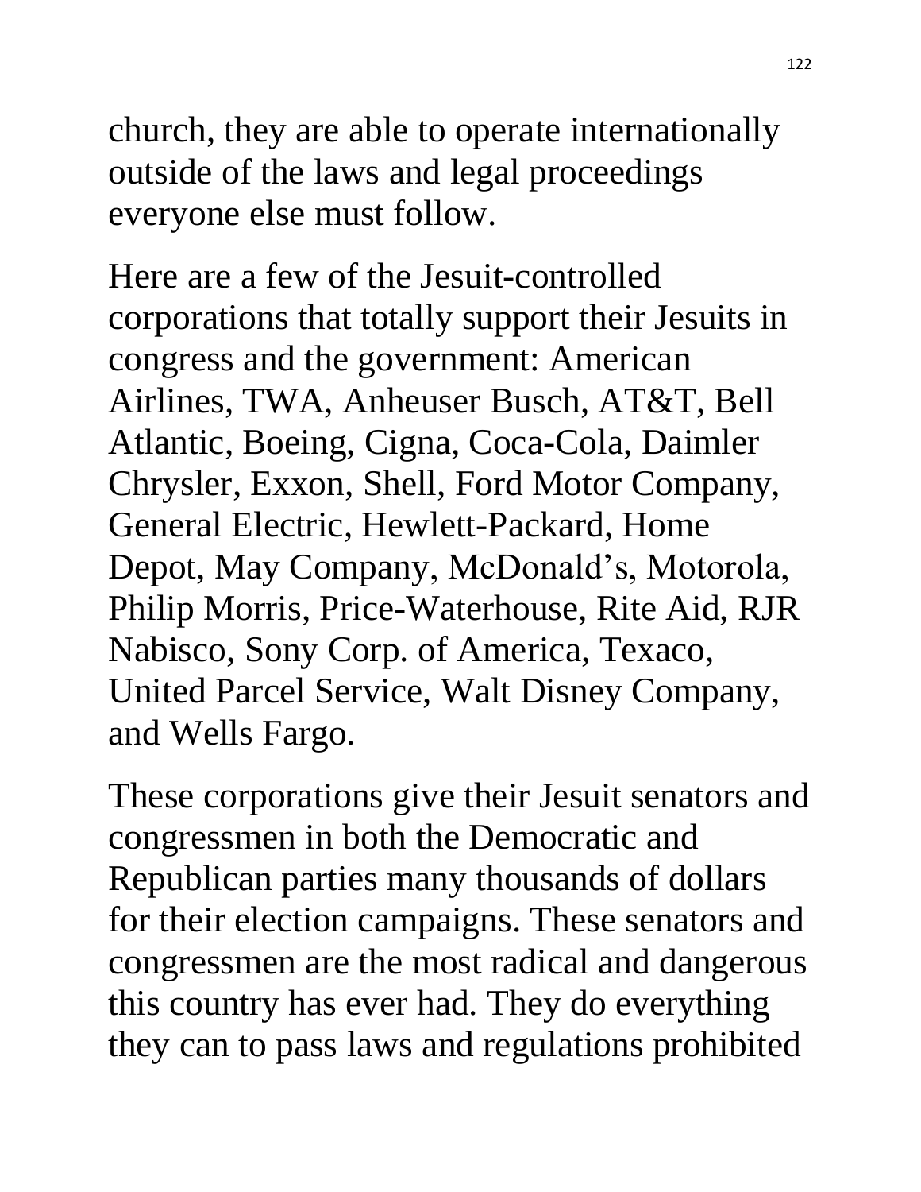church, they are able to operate internationally outside of the laws and legal proceedings everyone else must follow.

Here are a few of the Jesuit-controlled corporations that totally support their Jesuits in congress and the government: American Airlines, TWA, Anheuser Busch, AT&T, Bell Atlantic, Boeing, Cigna, Coca-Cola, Daimler Chrysler, Exxon, Shell, Ford Motor Company, General Electric, Hewlett-Packard, Home Depot, May Company, McDonald's, Motorola, Philip Morris, Price-Waterhouse, Rite Aid, RJR Nabisco, Sony Corp. of America, Texaco, United Parcel Service, Walt Disney Company, and Wells Fargo.

These corporations give their Jesuit senators and congressmen in both the Democratic and Republican parties many thousands of dollars for their election campaigns. These senators and congressmen are the most radical and dangerous this country has ever had. They do everything they can to pass laws and regulations prohibited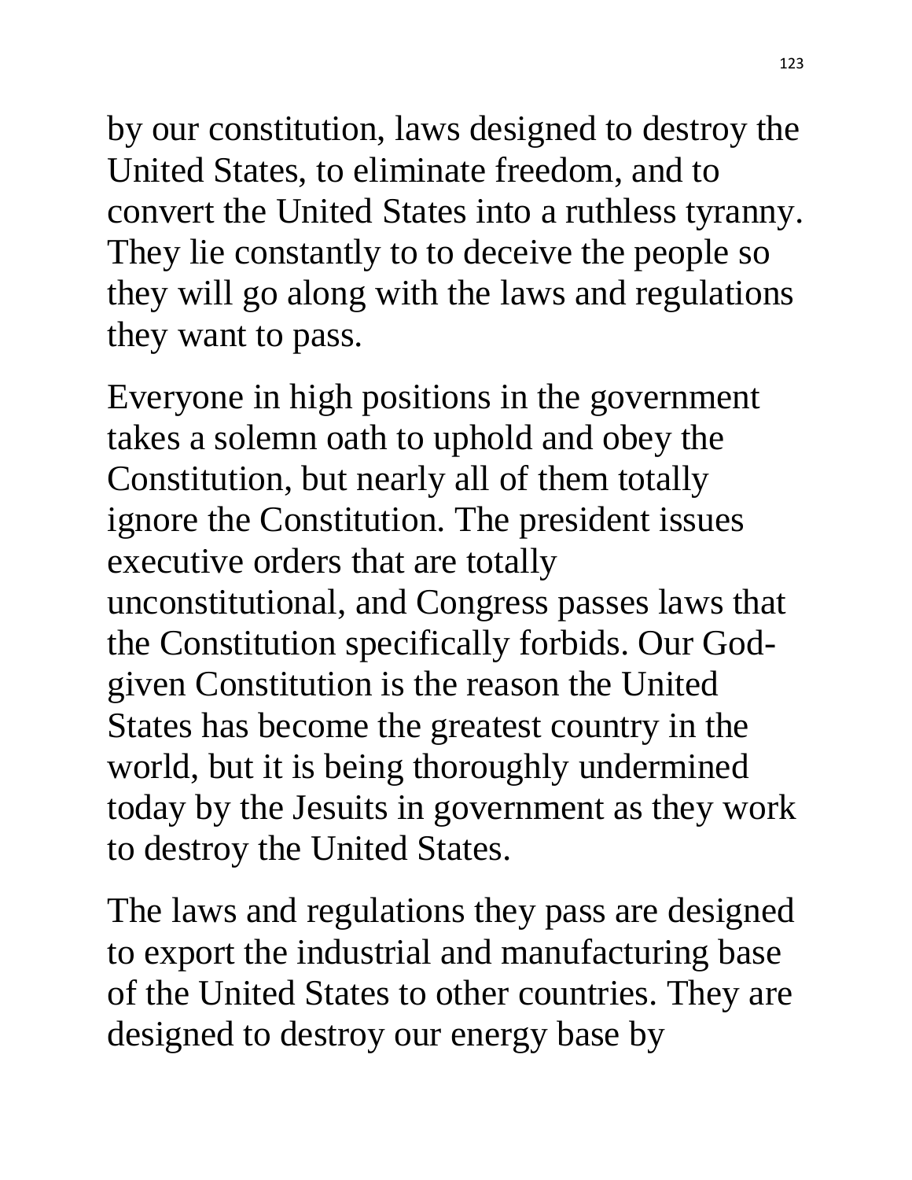by our constitution, laws designed to destroy the United States, to eliminate freedom, and to convert the United States into a ruthless tyranny. They lie constantly to to deceive the people so they will go along with the laws and regulations they want to pass.

Everyone in high positions in the government takes a solemn oath to uphold and obey the Constitution, but nearly all of them totally ignore the Constitution. The president issues executive orders that are totally unconstitutional, and Congress passes laws that the Constitution specifically forbids. Our God-given Constitution is the reason the United States has become the greatest country in the world, but it is being thoroughly undermined today by the Jesuits in government as they work to destroy the United States.

The laws and regulations they pass are designed to export the industrial and manufacturing base of the United States to other countries. They are designed to destroy our energy base by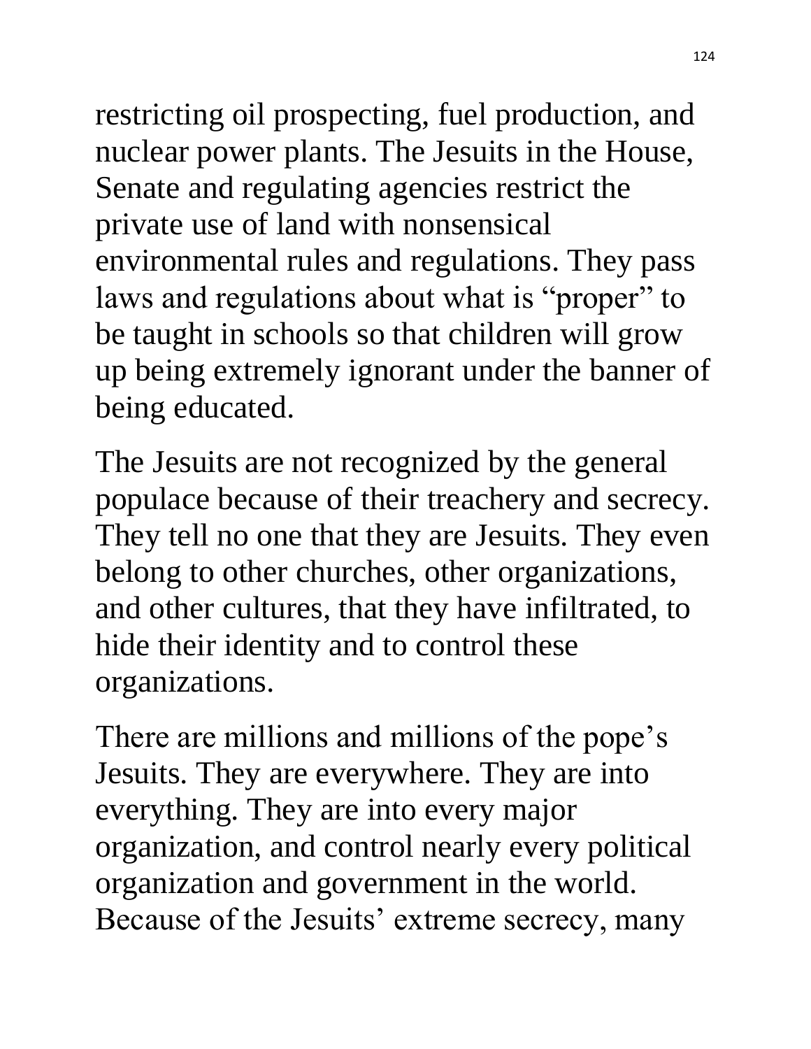restricting oil prospecting, fuel production, and nuclear power plants. The Jesuits in the House, Senate and regulating agencies restrict the private use of land with nonsensical environmental rules and regulations. They pass laws and regulations about what is "proper" to be taught in schools so that children will grow up being extremely ignorant under the banner of being educated.

The Jesuits are not recognized by the general populace because of their treachery and secrecy. They tell no one that they are Jesuits. They even belong to other churches, other organizations, and other cultures, that they have infiltrated, to hide their identity and to control these organizations.

There are millions and millions of the pope's Jesuits. They are everywhere. They are into everything. They are into every major organization, and control nearly every political organization and government in the world. Because of the Jesuits' extreme secrecy, many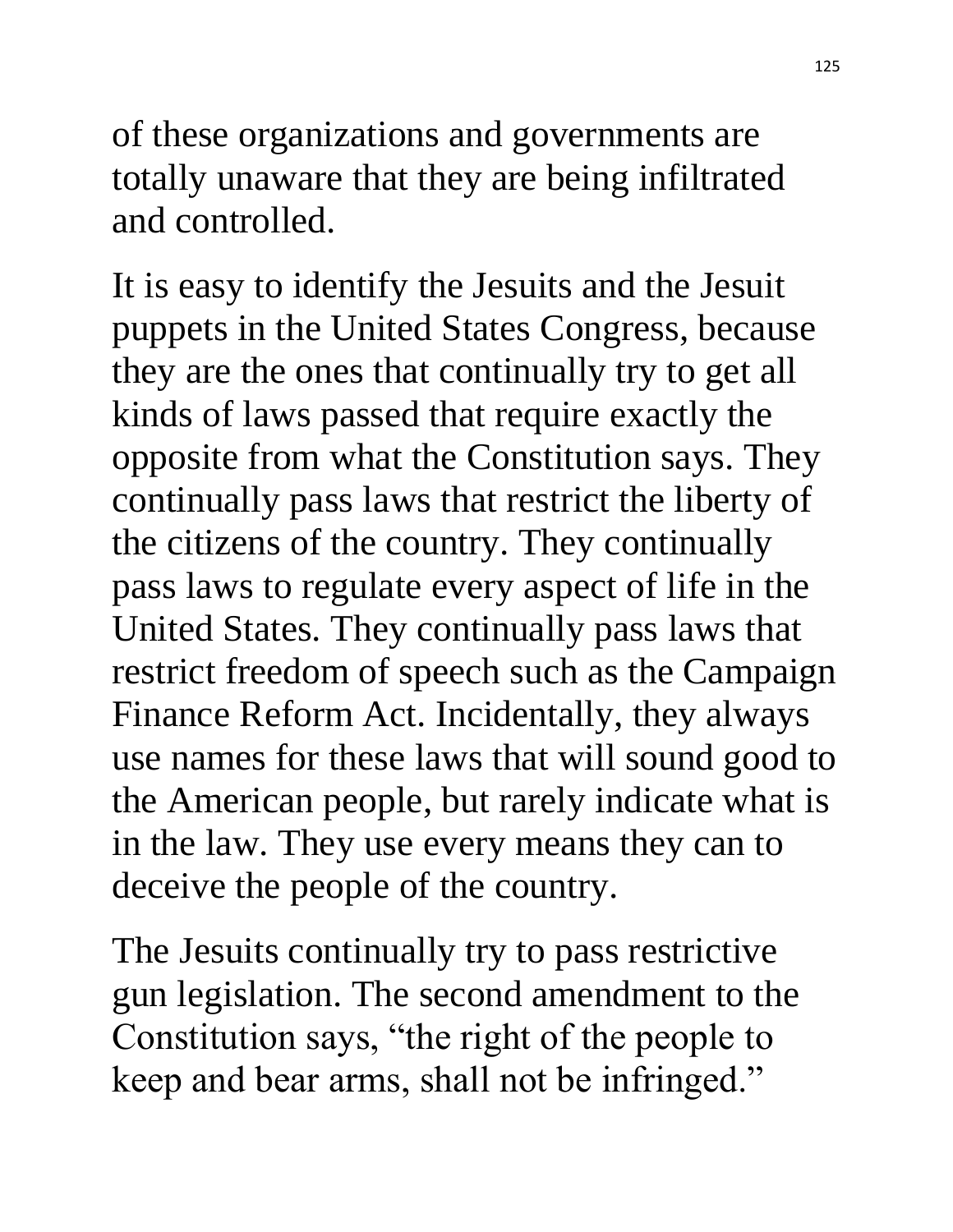of these organizations and governments are totally unaware that they are being infiltrated and controlled.

It is easy to identify the Jesuits and the Jesuit puppets in the United States Congress, because they are the ones that continually try to get all kinds of laws passed that require exactly the opposite from what the Constitution says. They continually pass laws that restrict the liberty of the citizens of the country. They continually pass laws to regulate every aspect of life in the United States. They continually pass laws that restrict freedom of speech such as the Campaign Finance Reform Act. Incidentally, they always use names for these laws that will sound good to the American people, but rarely indicate what is in the law. They use every means they can to deceive the people of the country.

The Jesuits continually try to pass restrictive gun legislation. The second amendment to the Constitution says, "the right of the people to keep and bear arms, shall not be infringed."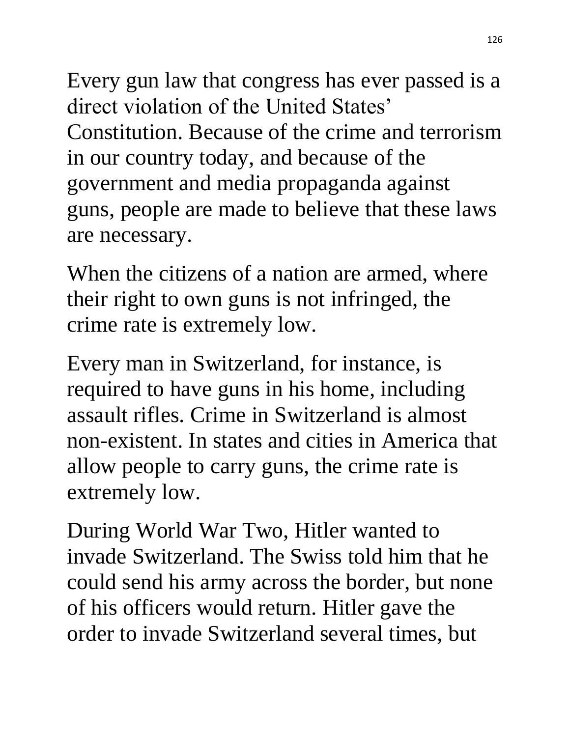Every gun law that congress has ever passed is a direct violation of the United States' Constitution. Because of the crime and terrorism in our country today, and because of the government and media propaganda against guns, people are made to believe that these laws are necessary.

When the citizens of a nation are armed, where their right to own guns is not infringed, the crime rate is extremely low.

Every man in Switzerland, for instance, is required to have guns in his home, including assault rifles. Crime in Switzerland is almost non-existent. In states and cities in America that allow people to carry guns, the crime rate is extremely low.

During World War Two, Hitler wanted to invade Switzerland. The Swiss told him that he could send his army across the border, but none of his officers would return. Hitler gave the order to invade Switzerland several times, but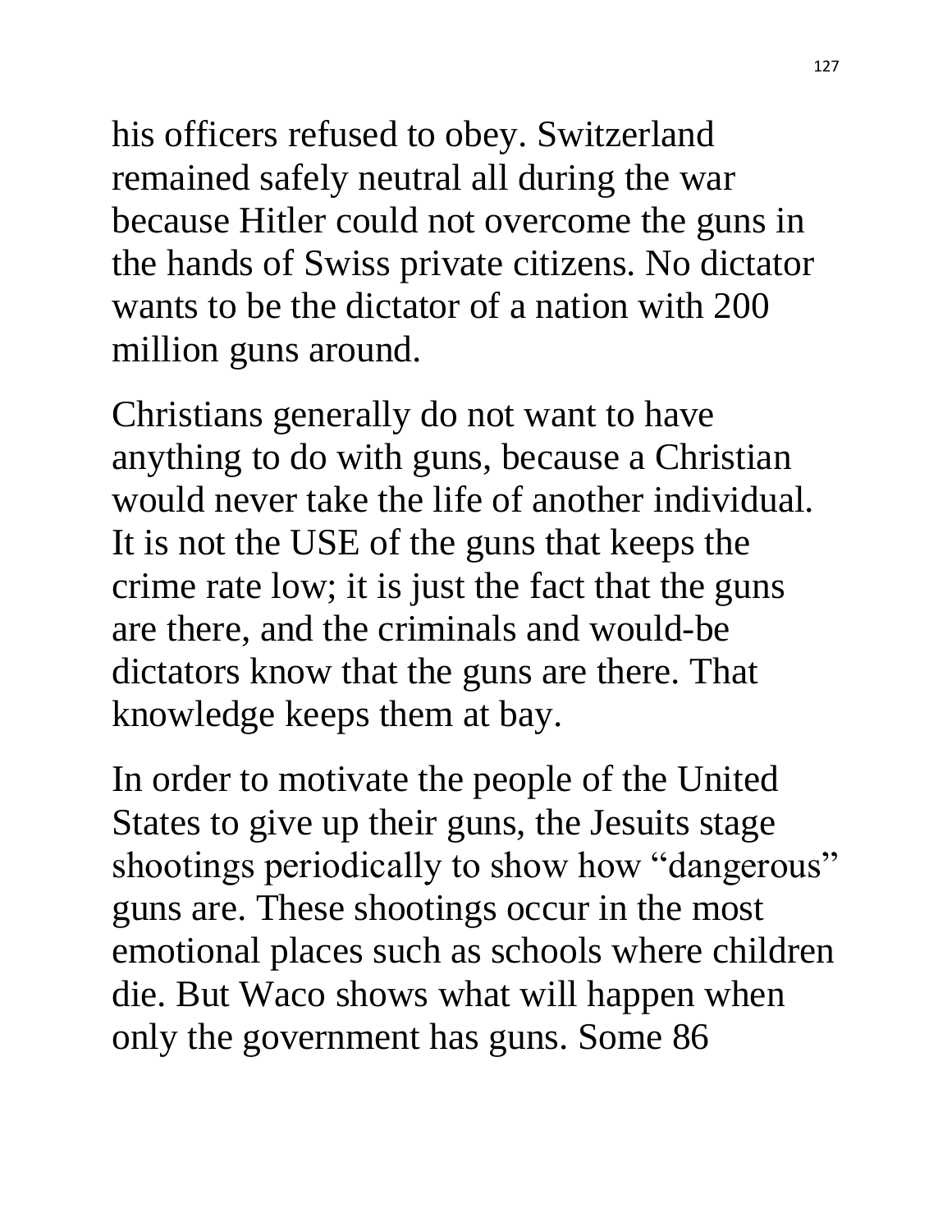his officers refused to obey. Switzerland remained safely neutral all during the war because Hitler could not overcome the guns in the hands of Swiss private citizens. No dictator wants to be the dictator of a nation with 200 million guns around.

Christians generally do not want to have anything to do with guns, because a Christian would never take the life of another individual. It is not the USE of the guns that keeps the crime rate low; it is just the fact that the guns are there, and the criminals and would-be dictators know that the guns are there. That knowledge keeps them at bay.

In order to motivate the people of the United States to give up their guns, the Jesuits stage shootings periodically to show how "dangerous" guns are. These shootings occur in the most emotional places such as schools where children die. But Waco shows what will happen when only the government has guns. Some 86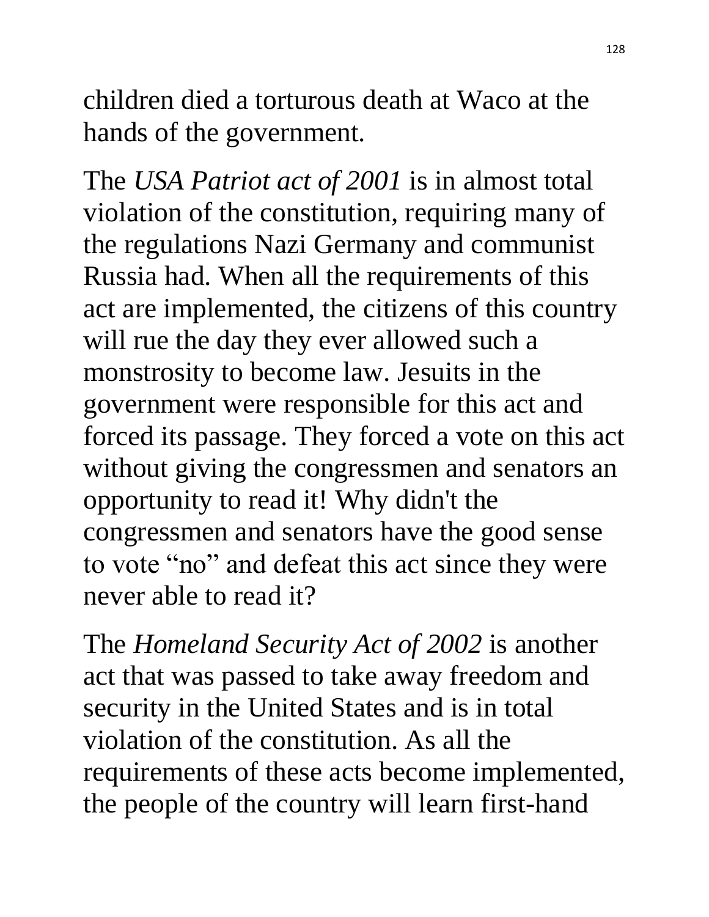children died a torturous death at Waco at the hands of the government.

The *USA Patriot act of 2001* is in almost total violation of the constitution, requiring many of the regulations Nazi Germany and communist Russia had. When all the requirements of this act are implemented, the citizens of this country will rue the day they ever allowed such a monstrosity to become law. Jesuits in the government were responsible for this act and forced its passage. They forced a vote on this act without giving the congressmen and senators an opportunity to read it! Why didn't the congressmen and senators have the good sense to vote "no" and defeat this act since they were never able to read it?

The *Homeland Security Act of 2002* is another act that was passed to take away freedom and security in the United States and is in total violation of the constitution. As all the requirements of these acts become implemented, the people of the country will learn first-hand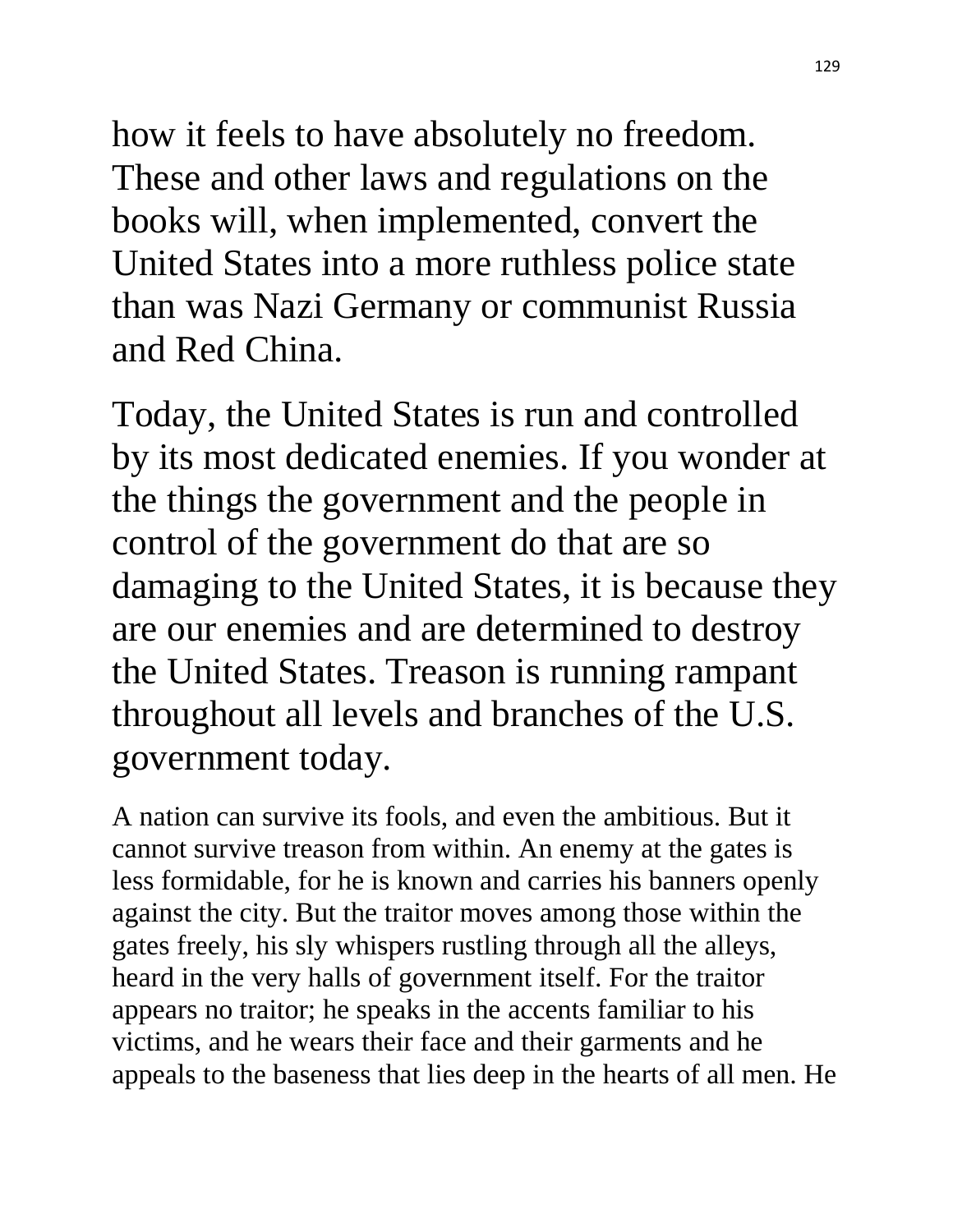how it feels to have absolutely no freedom. These and other laws and regulations on the books will, when implemented, convert the United States into a more ruthless police state than was Nazi Germany or communist Russia and Red China.

Today, the United States is run and controlled by its most dedicated enemies. If you wonder at the things the government and the people in control of the government do that are so damaging to the United States, it is because they are our enemies and are determined to destroy the United States. Treason is running rampant throughout all levels and branches of the U.S. government today.

A nation can survive its fools, and even the ambitious. But it cannot survive treason from within. An enemy at the gates is less formidable, for he is known and carries his banners openly against the city. But the traitor moves among those within the gates freely, his sly whispers rustling through all the alleys, heard in the very halls of government itself. For the traitor appears no traitor; he speaks in the accents familiar to his victims, and he wears their face and their garments and he appeals to the baseness that lies deep in the hearts of all men. He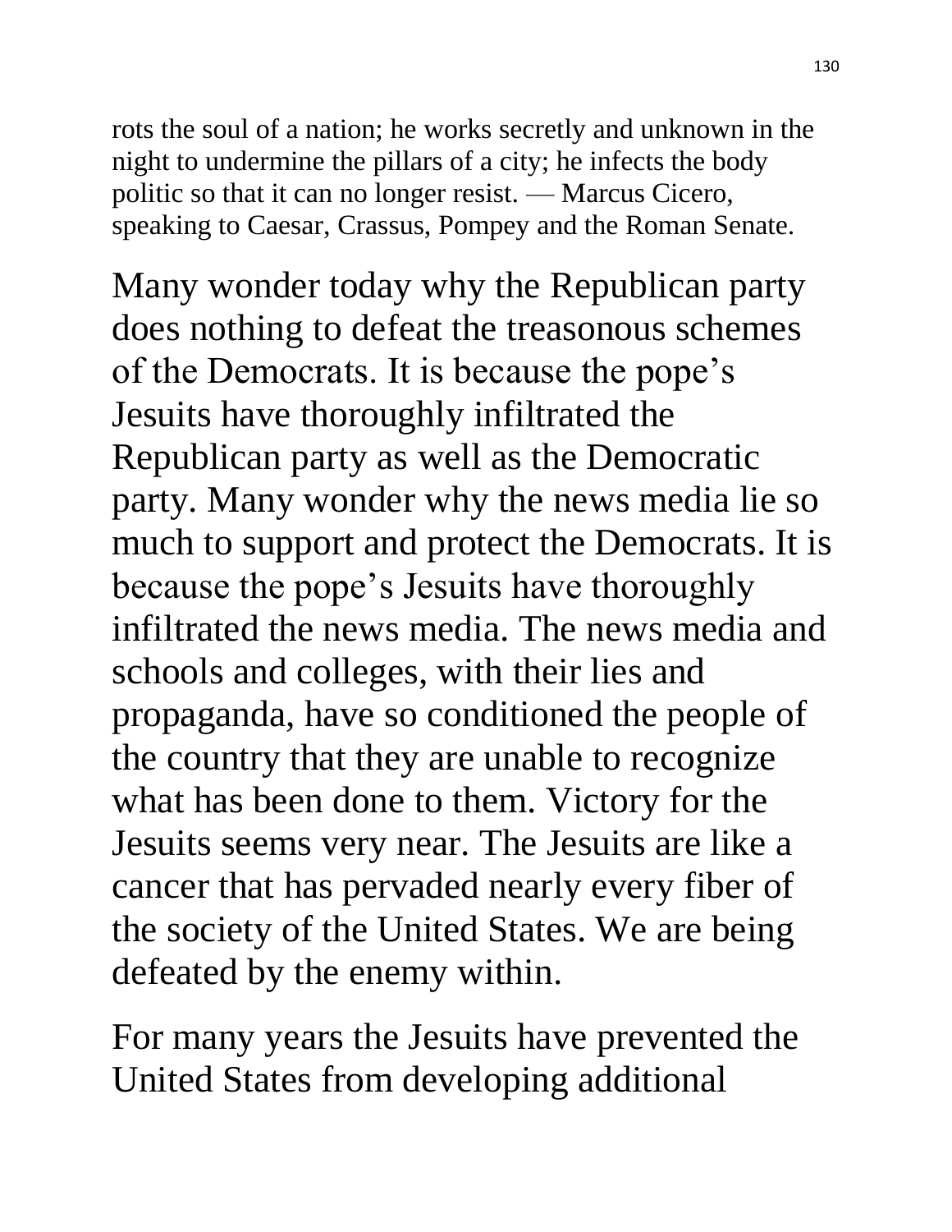rots the soul of a nation; he works secretly and unknown in the night to undermine the pillars of a city; he infects the body politic so that it can no longer resist. — Marcus Cicero, speaking to Caesar, Crassus, Pompey and the Roman Senate.

Many wonder today why the Republican party does nothing to defeat the treasonous schemes of the Democrats. It is because the pope's Jesuits have thoroughly infiltrated the Republican party as well as the Democratic party. Many wonder why the news media lie so much to support and protect the Democrats. It is because the pope's Jesuits have thoroughly infiltrated the news media. The news media and schools and colleges, with their lies and propaganda, have so conditioned the people of the country that they are unable to recognize what has been done to them. Victory for the Jesuits seems very near. The Jesuits are like a cancer that has pervaded nearly every fiber of the society of the United States. We are being defeated by the enemy within.

For many years the Jesuits have prevented the United States from developing additional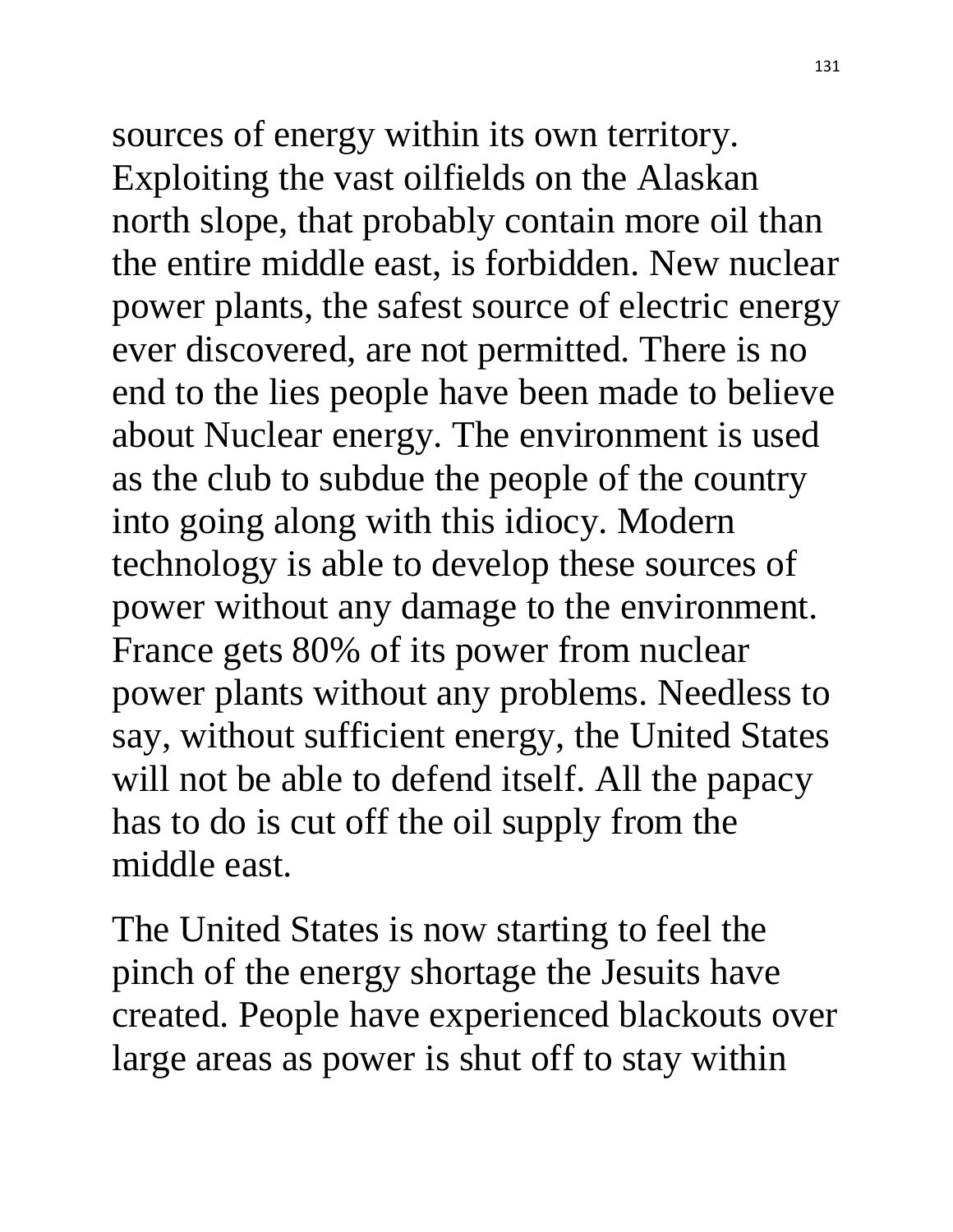sources of energy within its own territory. Exploiting the vast oilfields on the Alaskan north slope, that probably contain more oil than the entire middle east, is forbidden. New nuclear power plants, the safest source of electric energy ever discovered, are not permitted. There is no end to the lies people have been made to believe about Nuclear energy. The environment is used as the club to subdue the people of the country into going along with this idiocy. Modern technology is able to develop these sources of power without any damage to the environment. France gets 80% of its power from nuclear power plants without any problems. Needless to say, without sufficient energy, the United States will not be able to defend itself. All the papacy has to do is cut off the oil supply from the middle east.

The United States is now starting to feel the pinch of the energy shortage the Jesuits have created. People have experienced blackouts over large areas as power is shut off to stay within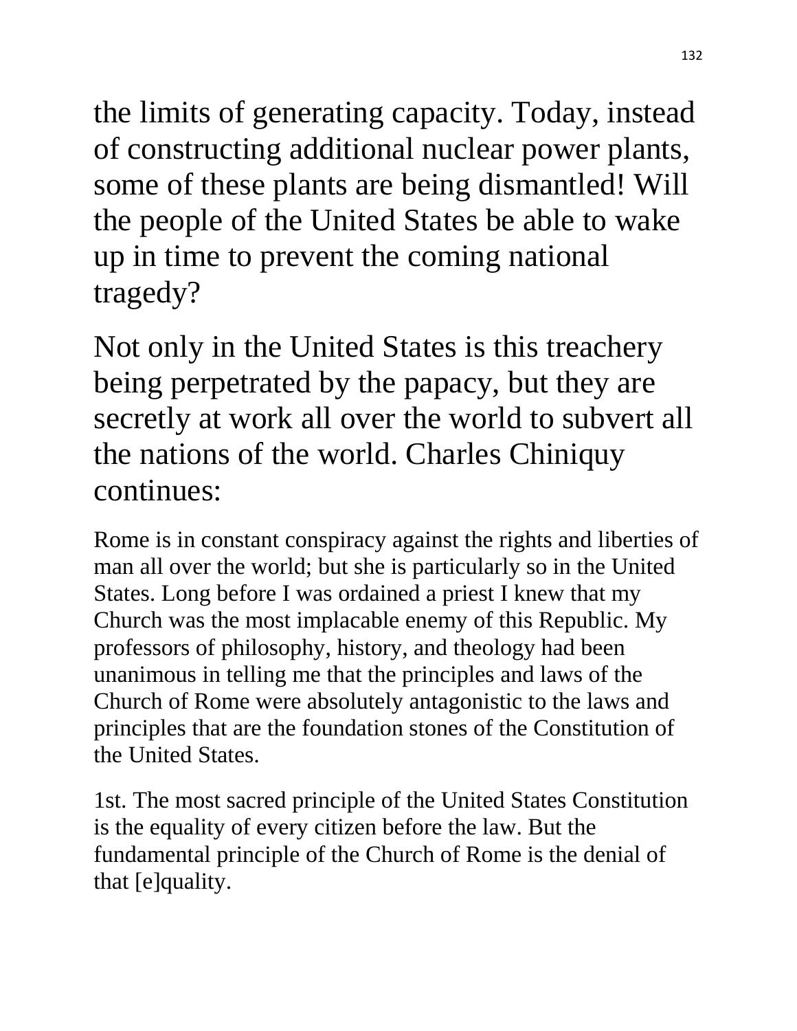the limits of generating capacity. Today, instead of constructing additional nuclear power plants, some of these plants are being dismantled! Will the people of the United States be able to wake up in time to prevent the coming national tragedy?

Not only in the United States is this treachery being perpetrated by the papacy, but they are secretly at work all over the world to subvert all the nations of the world. Charles Chiniquy continues:

> Rome is in constant conspiracy against the rights and liberties of man all over the world; but she is particularly so in the United States. Long before I was ordained a priest I knew that my Church was the most implacable enemy of this Republic. My professors of philosophy, history, and theology had been unanimous in telling me that the principles and laws of the Church of Rome were absolutely antagonistic to the laws and principles that are the foundation stones of the Constitution of the United States.
>
> 1st. The most sacred principle of the United States Constitution is the equality of every citizen before the law. But the fundamental principle of the Church of Rome is the denial of that [e]quality.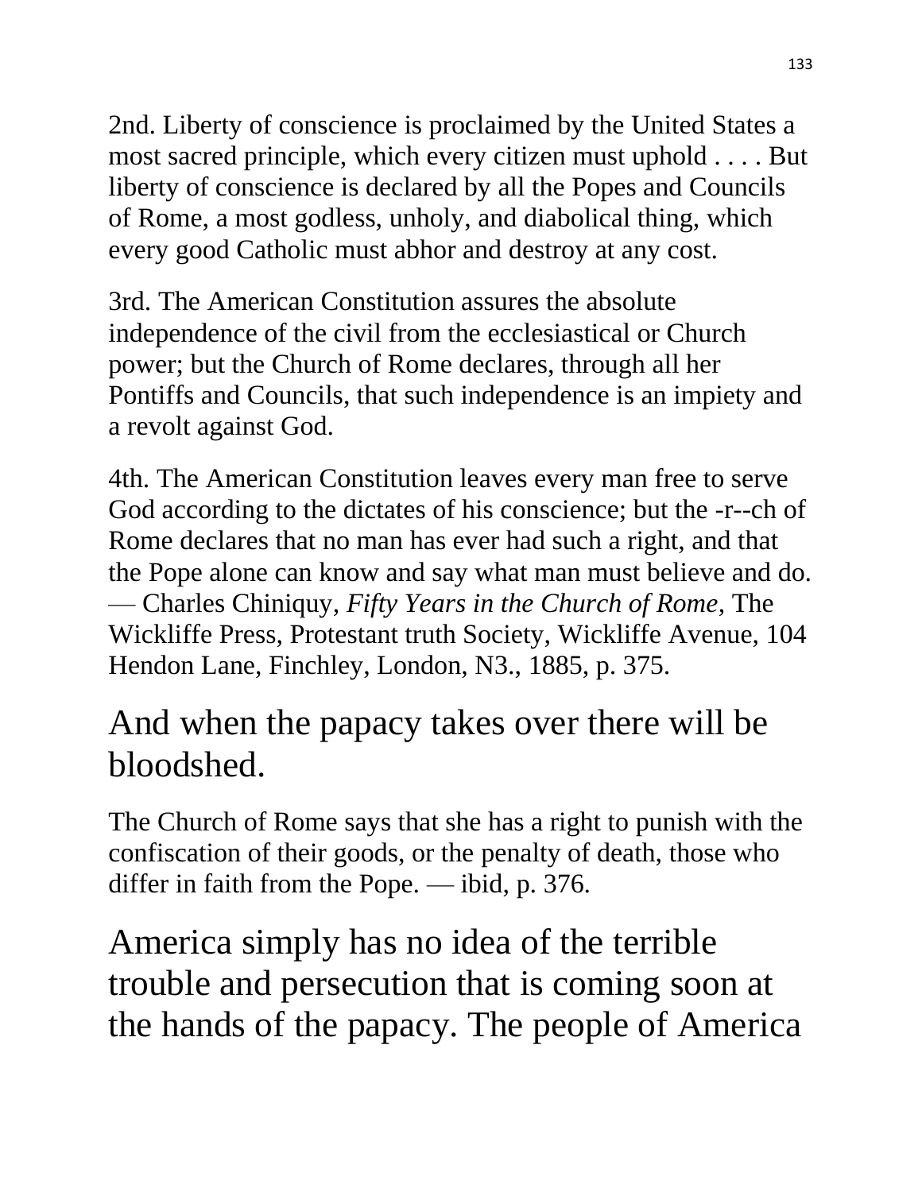2nd. Liberty of conscience is proclaimed by the United States a most sacred principle, which every citizen must uphold . . . . But liberty of conscience is declared by all the Popes and Councils of Rome, a most godless, unholy, and diabolical thing, which every good Catholic must abhor and destroy at any cost.

3rd. The American Constitution assures the absolute independence of the civil from the ecclesiastical or Church power; but the Church of Rome declares, through all her Pontiffs and Councils, that such independence is an impiety and a revolt against God.

4th. The American Constitution leaves every man free to serve God according to the dictates of his conscience; but the -r--ch of Rome declares that no man has ever had such a right, and that the Pope alone can know and say what man must believe and do. — Charles Chiniquy, *Fifty Years in the Church of Rome*, The Wickliffe Press, Protestant truth Society, Wickliffe Avenue, 104 Hendon Lane, Finchley, London, N3., 1885, p. 375.

## And when the papacy takes over there will be bloodshed.

The Church of Rome says that she has a right to punish with the confiscation of their goods, or the penalty of death, those who differ in faith from the Pope. — ibid, p. 376.

## America simply has no idea of the terrible trouble and persecution that is coming soon at the hands of the papacy. The people of America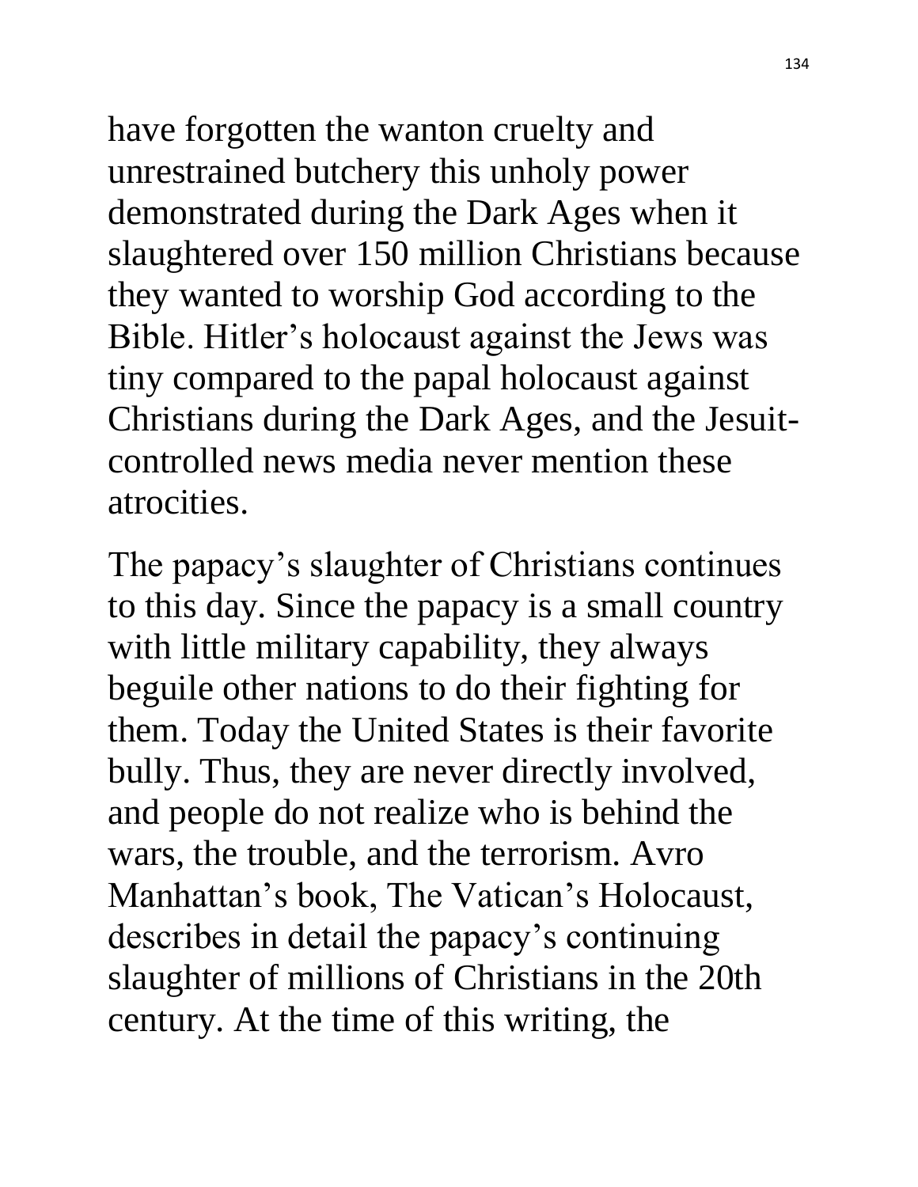have forgotten the wanton cruelty and unrestrained butchery this unholy power demonstrated during the Dark Ages when it slaughtered over 150 million Christians because they wanted to worship God according to the Bible. Hitler's holocaust against the Jews was tiny compared to the papal holocaust against Christians during the Dark Ages, and the Jesuit-controlled news media never mention these atrocities.

The papacy's slaughter of Christians continues to this day. Since the papacy is a small country with little military capability, they always beguile other nations to do their fighting for them. Today the United States is their favorite bully. Thus, they are never directly involved, and people do not realize who is behind the wars, the trouble, and the terrorism. Avro Manhattan's book, The Vatican's Holocaust, describes in detail the papacy's continuing slaughter of millions of Christians in the 20th century. At the time of this writing, the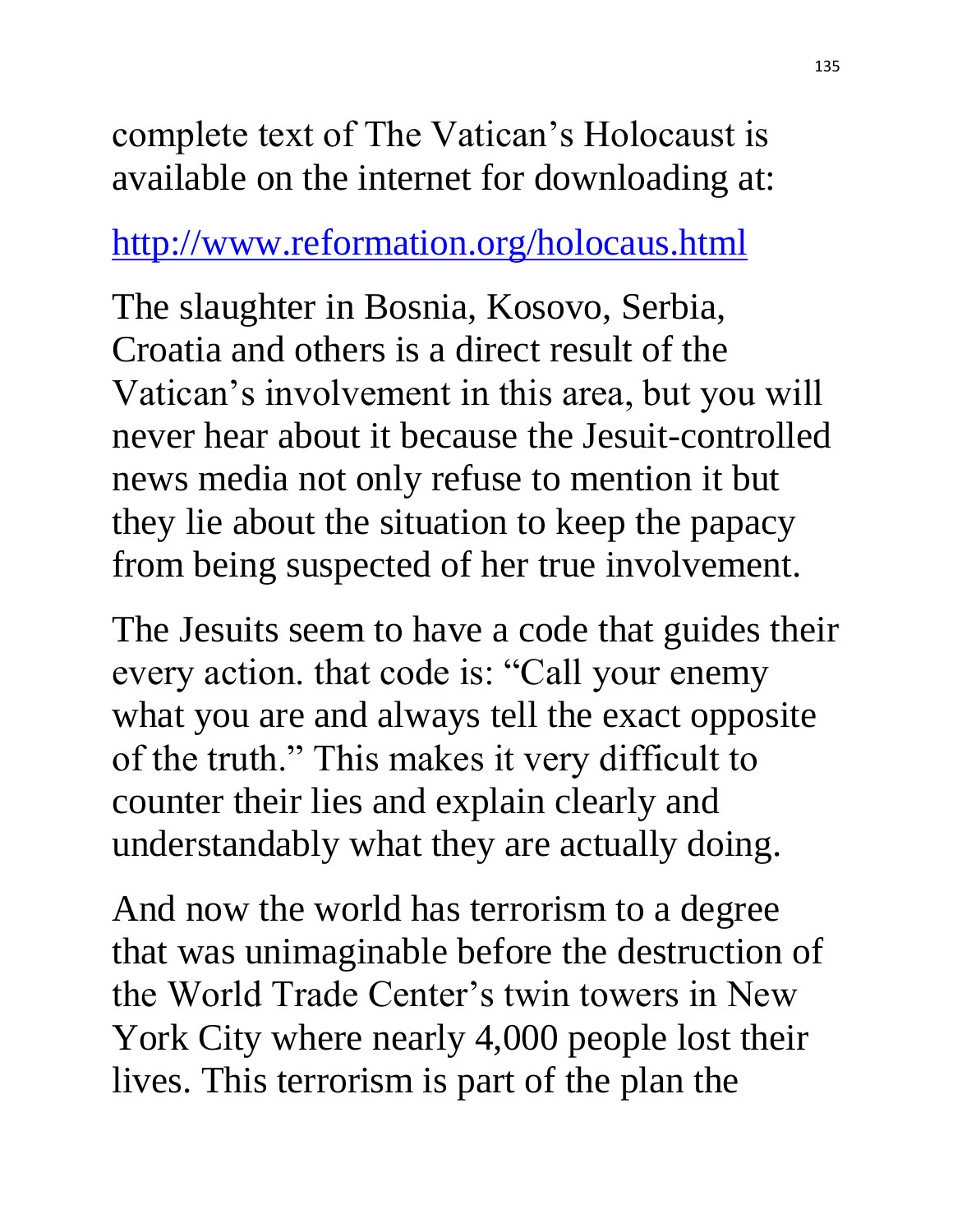complete text of The Vatican's Holocaust is available on the internet for downloading at:

http://www.reformation.org/holocaus.html

The slaughter in Bosnia, Kosovo, Serbia, Croatia and others is a direct result of the Vatican's involvement in this area, but you will never hear about it because the Jesuit-controlled news media not only refuse to mention it but they lie about the situation to keep the papacy from being suspected of her true involvement.

The Jesuits seem to have a code that guides their every action. that code is: "Call your enemy what you are and always tell the exact opposite of the truth." This makes it very difficult to counter their lies and explain clearly and understandably what they are actually doing.

And now the world has terrorism to a degree that was unimaginable before the destruction of the World Trade Center's twin towers in New York City where nearly 4,000 people lost their lives. This terrorism is part of the plan the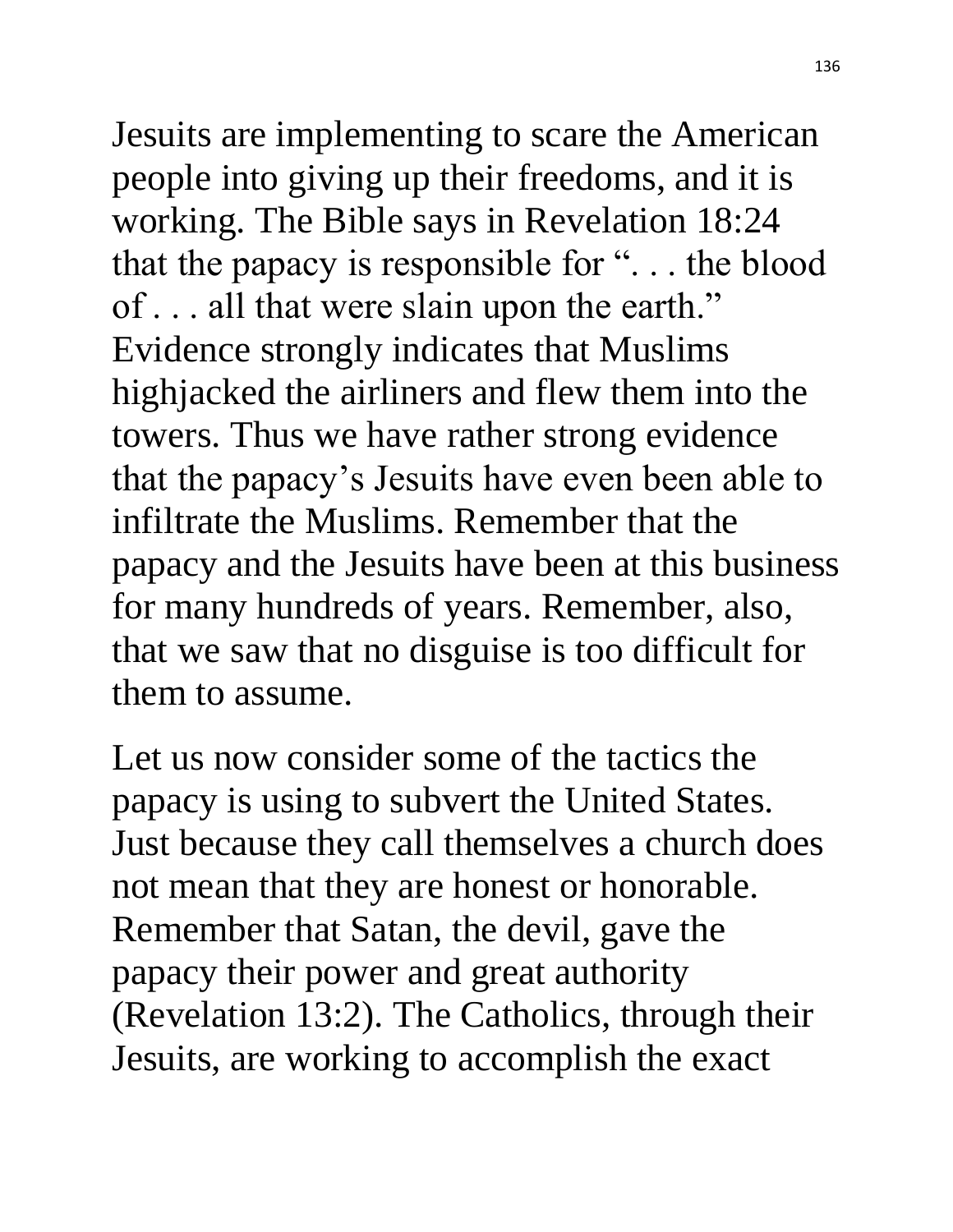Jesuits are implementing to scare the American people into giving up their freedoms, and it is working. The Bible says in Revelation 18:24 that the papacy is responsible for ". . . the blood of . . . all that were slain upon the earth." Evidence strongly indicates that Muslims highjacked the airliners and flew them into the towers. Thus we have rather strong evidence that the papacy's Jesuits have even been able to infiltrate the Muslims. Remember that the papacy and the Jesuits have been at this business for many hundreds of years. Remember, also, that we saw that no disguise is too difficult for them to assume.

Let us now consider some of the tactics the papacy is using to subvert the United States. Just because they call themselves a church does not mean that they are honest or honorable. Remember that Satan, the devil, gave the papacy their power and great authority (Revelation 13:2). The Catholics, through their Jesuits, are working to accomplish the exact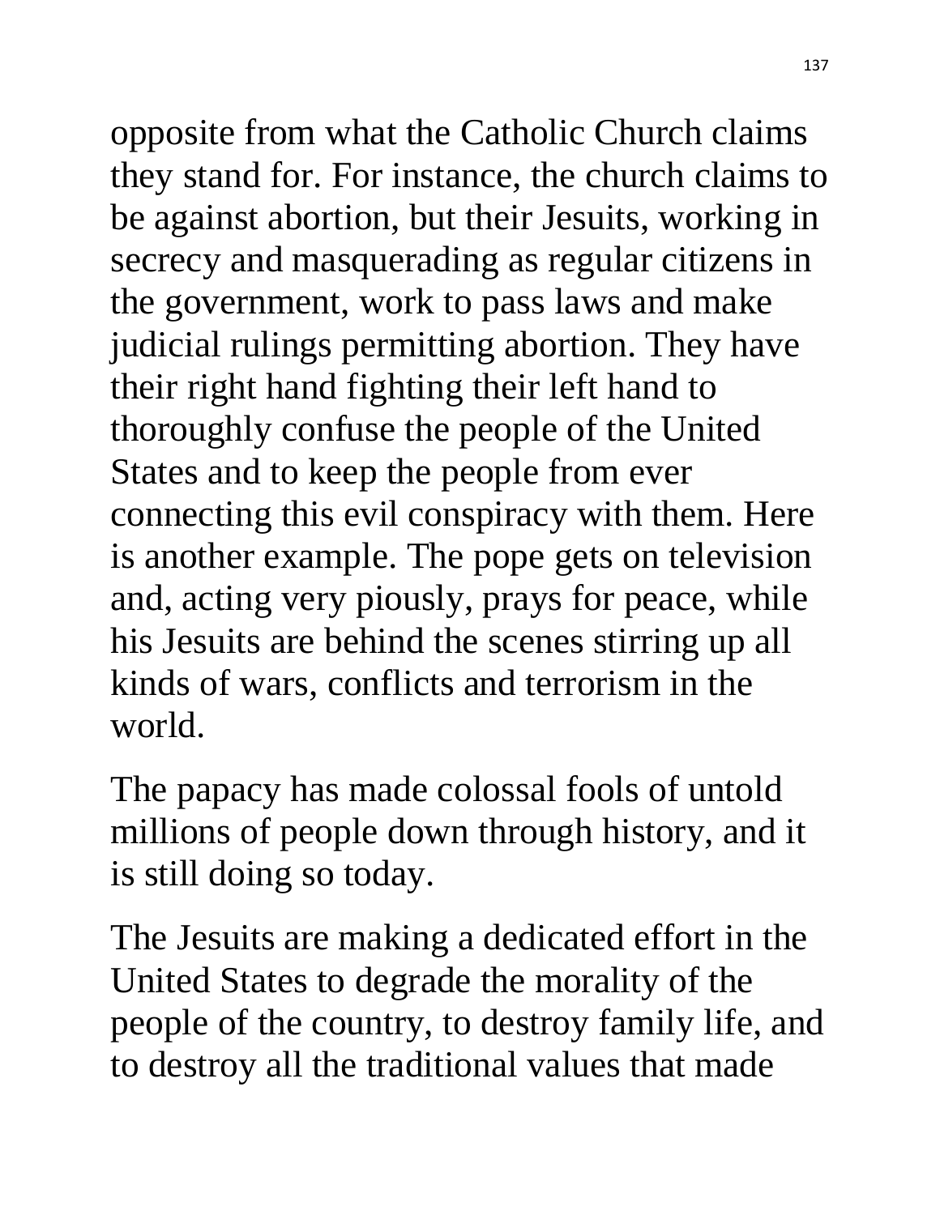opposite from what the Catholic Church claims they stand for. For instance, the church claims to be against abortion, but their Jesuits, working in secrecy and masquerading as regular citizens in the government, work to pass laws and make judicial rulings permitting abortion. They have their right hand fighting their left hand to thoroughly confuse the people of the United States and to keep the people from ever connecting this evil conspiracy with them. Here is another example. The pope gets on television and, acting very piously, prays for peace, while his Jesuits are behind the scenes stirring up all kinds of wars, conflicts and terrorism in the world.

The papacy has made colossal fools of untold millions of people down through history, and it is still doing so today.

The Jesuits are making a dedicated effort in the United States to degrade the morality of the people of the country, to destroy family life, and to destroy all the traditional values that made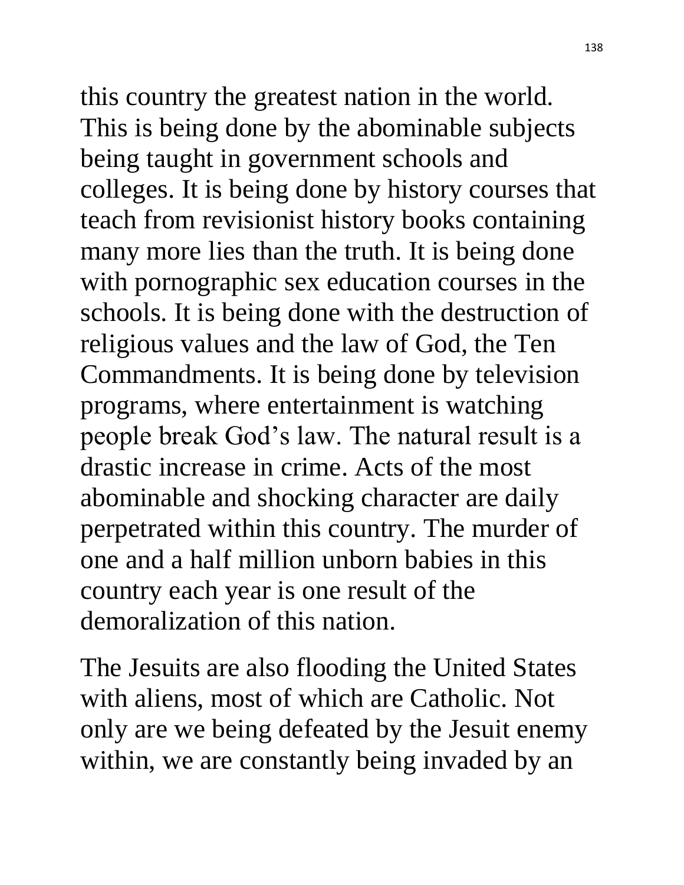this country the greatest nation in the world. This is being done by the abominable subjects being taught in government schools and colleges. It is being done by history courses that teach from revisionist history books containing many more lies than the truth. It is being done with pornographic sex education courses in the schools. It is being done with the destruction of religious values and the law of God, the Ten Commandments. It is being done by television programs, where entertainment is watching people break God's law. The natural result is a drastic increase in crime. Acts of the most abominable and shocking character are daily perpetrated within this country. The murder of one and a half million unborn babies in this country each year is one result of the demoralization of this nation.

The Jesuits are also flooding the United States with aliens, most of which are Catholic. Not only are we being defeated by the Jesuit enemy within, we are constantly being invaded by an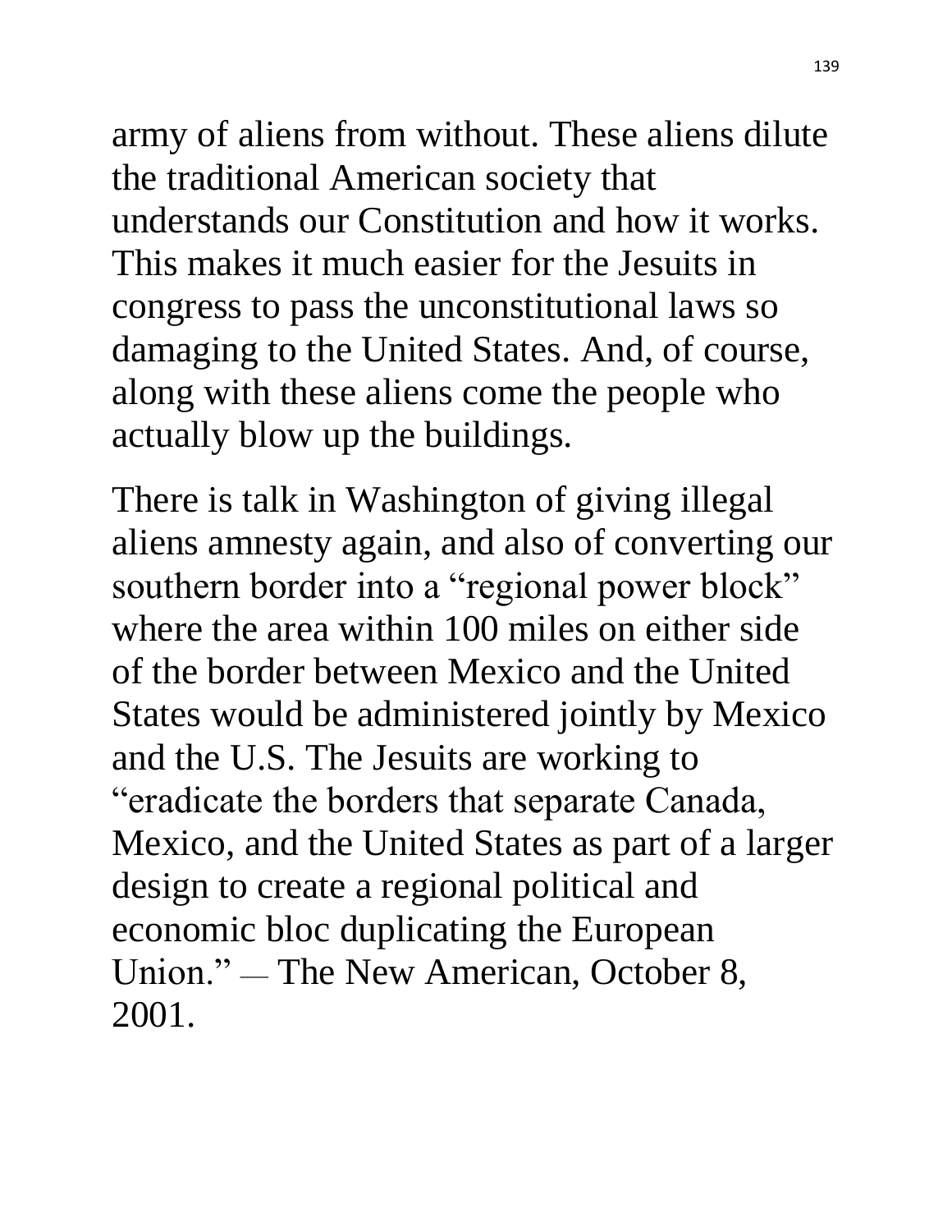army of aliens from without. These aliens dilute the traditional American society that understands our Constitution and how it works. This makes it much easier for the Jesuits in congress to pass the unconstitutional laws so damaging to the United States. And, of course, along with these aliens come the people who actually blow up the buildings.

There is talk in Washington of giving illegal aliens amnesty again, and also of converting our southern border into a "regional power block" where the area within 100 miles on either side of the border between Mexico and the United States would be administered jointly by Mexico and the U.S. The Jesuits are working to "eradicate the borders that separate Canada, Mexico, and the United States as part of a larger design to create a regional political and economic bloc duplicating the European Union." — The New American, October 8, 2001.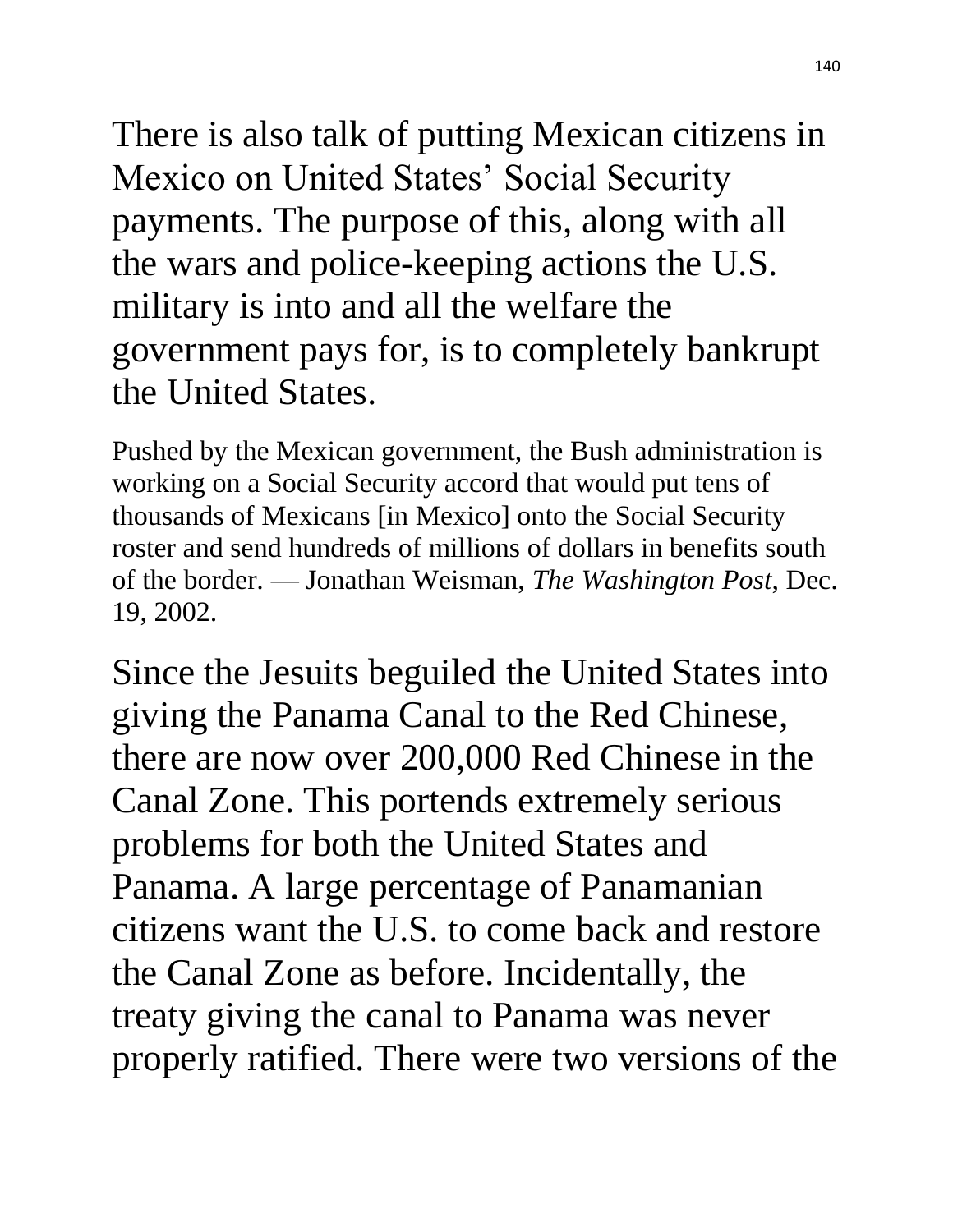There is also talk of putting Mexican citizens in Mexico on United States' Social Security payments. The purpose of this, along with all the wars and police-keeping actions the U.S. military is into and all the welfare the government pays for, is to completely bankrupt the United States.

Pushed by the Mexican government, the Bush administration is working on a Social Security accord that would put tens of thousands of Mexicans [in Mexico] onto the Social Security roster and send hundreds of millions of dollars in benefits south of the border. — Jonathan Weisman, *The Washington Post*, Dec. 19, 2002.

Since the Jesuits beguiled the United States into giving the Panama Canal to the Red Chinese, there are now over 200,000 Red Chinese in the Canal Zone. This portends extremely serious problems for both the United States and Panama. A large percentage of Panamanian citizens want the U.S. to come back and restore the Canal Zone as before. Incidentally, the treaty giving the canal to Panama was never properly ratified. There were two versions of the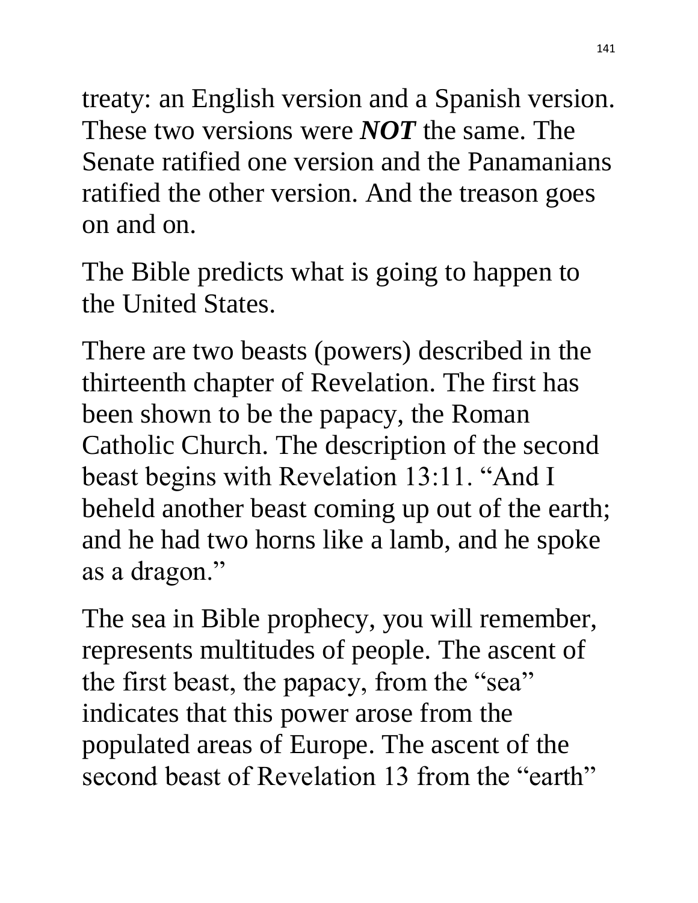treaty: an English version and a Spanish version. These two versions were ***NOT*** the same. The Senate ratified one version and the Panamanians ratified the other version. And the treason goes on and on.

The Bible predicts what is going to happen to the United States.

There are two beasts (powers) described in the thirteenth chapter of Revelation. The first has been shown to be the papacy, the Roman Catholic Church. The description of the second beast begins with Revelation 13:11. "And I beheld another beast coming up out of the earth; and he had two horns like a lamb, and he spoke as a dragon."

The sea in Bible prophecy, you will remember, represents multitudes of people. The ascent of the first beast, the papacy, from the "sea" indicates that this power arose from the populated areas of Europe. The ascent of the second beast of Revelation 13 from the "earth"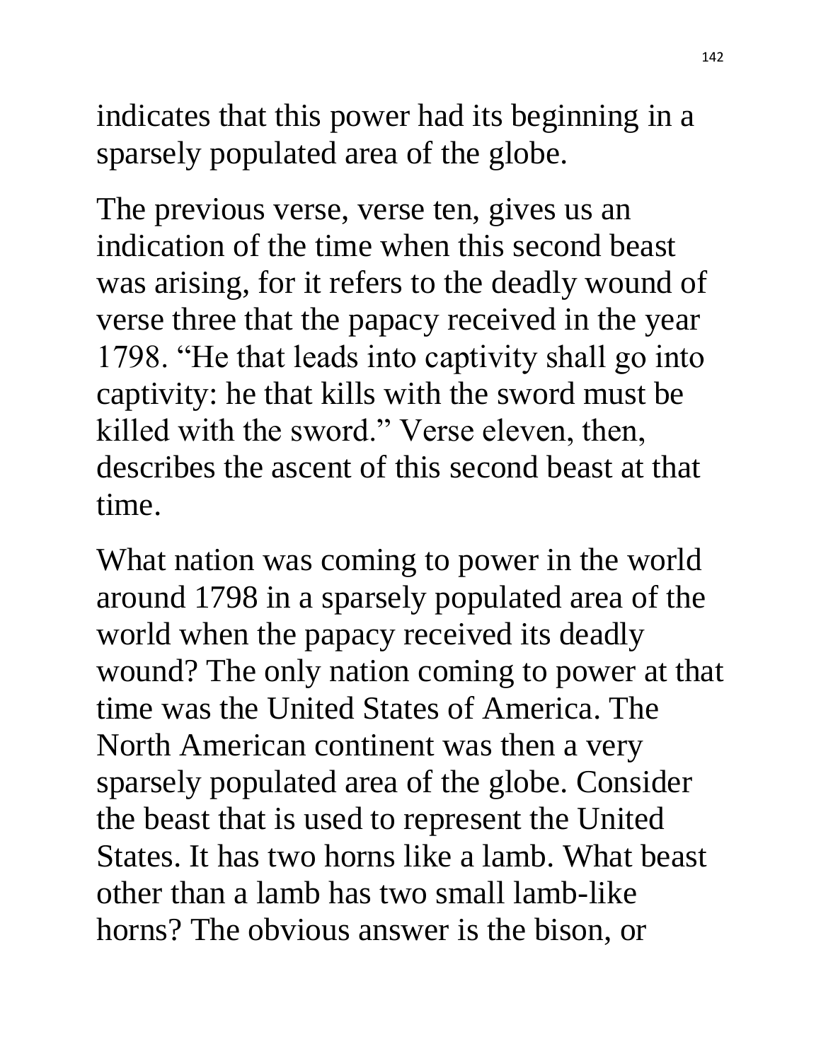indicates that this power had its beginning in a sparsely populated area of the globe.

The previous verse, verse ten, gives us an indication of the time when this second beast was arising, for it refers to the deadly wound of verse three that the papacy received in the year 1798. “He that leads into captivity shall go into captivity: he that kills with the sword must be killed with the sword.” Verse eleven, then, describes the ascent of this second beast at that time.

What nation was coming to power in the world around 1798 in a sparsely populated area of the world when the papacy received its deadly wound? The only nation coming to power at that time was the United States of America. The North American continent was then a very sparsely populated area of the globe. Consider the beast that is used to represent the United States. It has two horns like a lamb. What beast other than a lamb has two small lamb-like horns? The obvious answer is the bison, or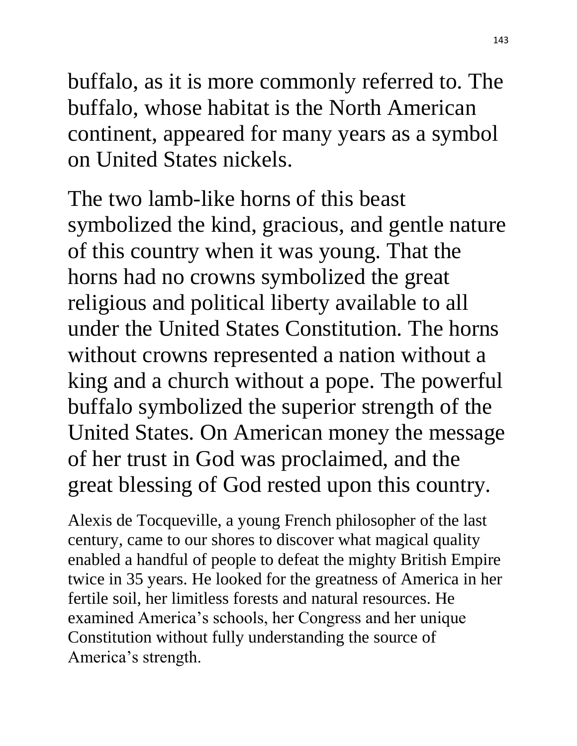buffalo, as it is more commonly referred to. The buffalo, whose habitat is the North American continent, appeared for many years as a symbol on United States nickels.

The two lamb-like horns of this beast symbolized the kind, gracious, and gentle nature of this country when it was young. That the horns had no crowns symbolized the great religious and political liberty available to all under the United States Constitution. The horns without crowns represented a nation without a king and a church without a pope. The powerful buffalo symbolized the superior strength of the United States. On American money the message of her trust in God was proclaimed, and the great blessing of God rested upon this country.

Alexis de Tocqueville, a young French philosopher of the last century, came to our shores to discover what magical quality enabled a handful of people to defeat the mighty British Empire twice in 35 years. He looked for the greatness of America in her fertile soil, her limitless forests and natural resources. He examined America's schools, her Congress and her unique Constitution without fully understanding the source of America's strength.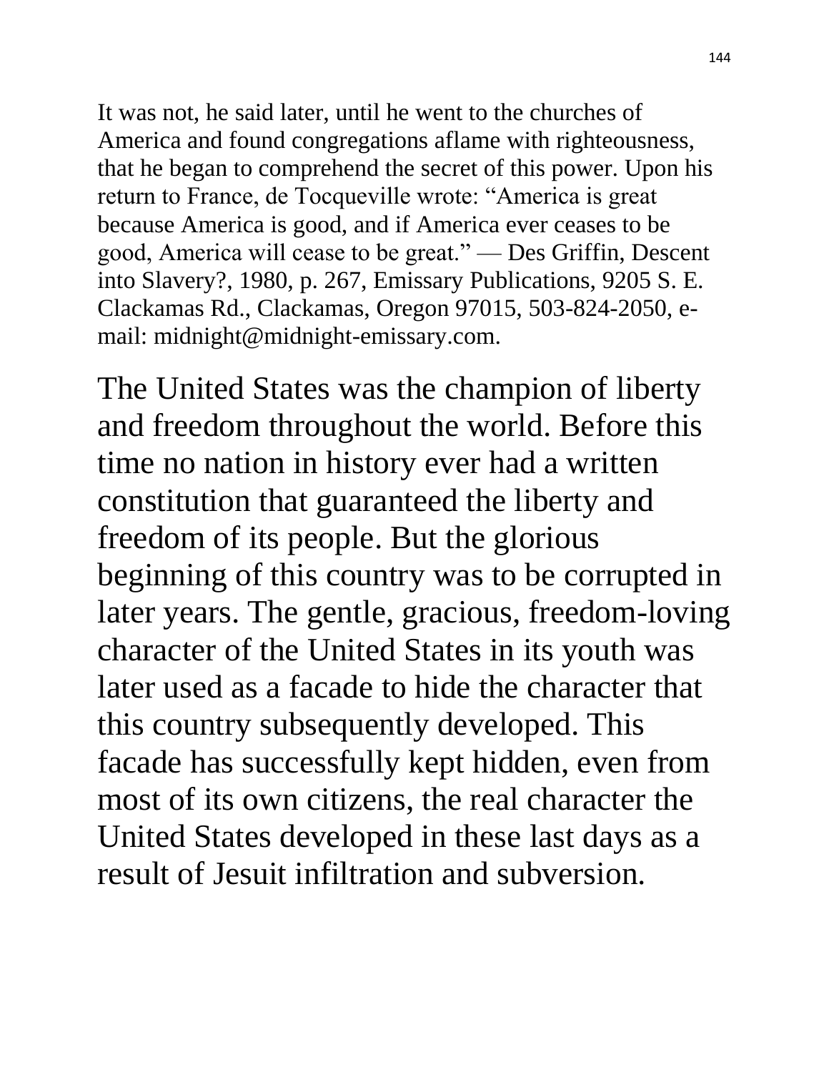It was not, he said later, until he went to the churches of America and found congregations aflame with righteousness, that he began to comprehend the secret of this power. Upon his return to France, de Tocqueville wrote: "America is great because America is good, and if America ever ceases to be good, America will cease to be great." — Des Griffin, Descent into Slavery?, 1980, p. 267, Emissary Publications, 9205 S. E. Clackamas Rd., Clackamas, Oregon 97015, 503-824-2050, e-mail: midnight@midnight-emissary.com.

The United States was the champion of liberty and freedom throughout the world. Before this time no nation in history ever had a written constitution that guaranteed the liberty and freedom of its people. But the glorious beginning of this country was to be corrupted in later years. The gentle, gracious, freedom-loving character of the United States in its youth was later used as a facade to hide the character that this country subsequently developed. This facade has successfully kept hidden, even from most of its own citizens, the real character the United States developed in these last days as a result of Jesuit infiltration and subversion.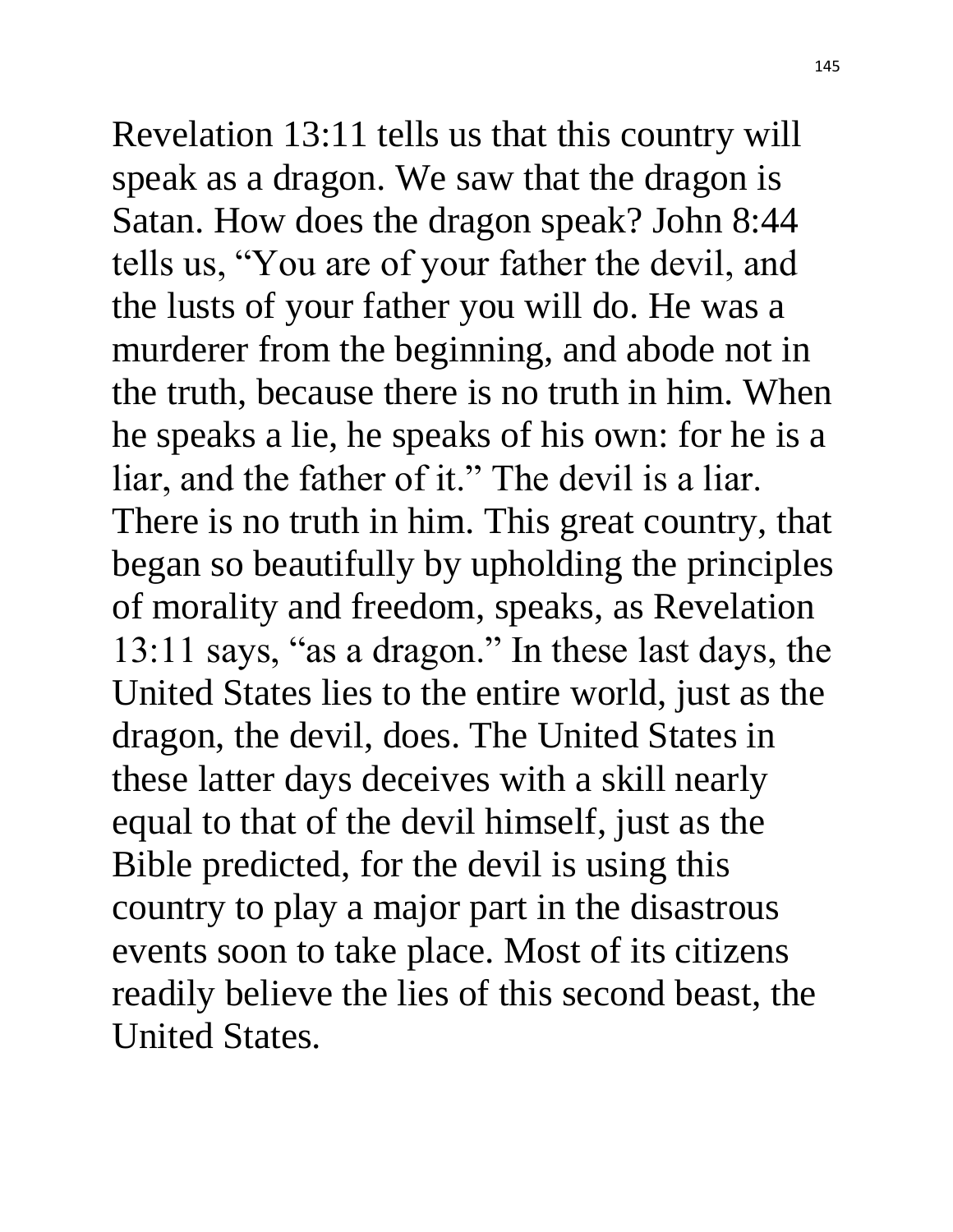Revelation 13:11 tells us that this country will speak as a dragon. We saw that the dragon is Satan. How does the dragon speak? John 8:44 tells us, “You are of your father the devil, and the lusts of your father you will do. He was a murderer from the beginning, and abode not in the truth, because there is no truth in him. When he speaks a lie, he speaks of his own: for he is a liar, and the father of it.” The devil is a liar. There is no truth in him. This great country, that began so beautifully by upholding the principles of morality and freedom, speaks, as Revelation 13:11 says, “as a dragon.” In these last days, the United States lies to the entire world, just as the dragon, the devil, does. The United States in these latter days deceives with a skill nearly equal to that of the devil himself, just as the Bible predicted, for the devil is using this country to play a major part in the disastrous events soon to take place. Most of its citizens readily believe the lies of this second beast, the United States.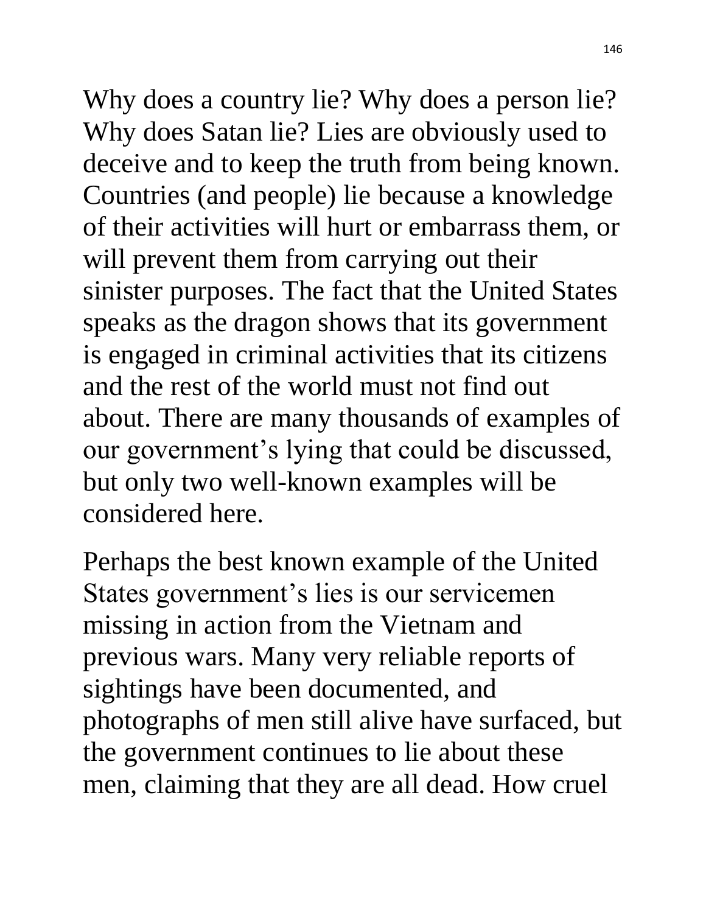Why does a country lie? Why does a person lie? Why does Satan lie? Lies are obviously used to deceive and to keep the truth from being known. Countries (and people) lie because a knowledge of their activities will hurt or embarrass them, or will prevent them from carrying out their sinister purposes. The fact that the United States speaks as the dragon shows that its government is engaged in criminal activities that its citizens and the rest of the world must not find out about. There are many thousands of examples of our government's lying that could be discussed, but only two well-known examples will be considered here.

Perhaps the best known example of the United States government's lies is our servicemen missing in action from the Vietnam and previous wars. Many very reliable reports of sightings have been documented, and photographs of men still alive have surfaced, but the government continues to lie about these men, claiming that they are all dead. How cruel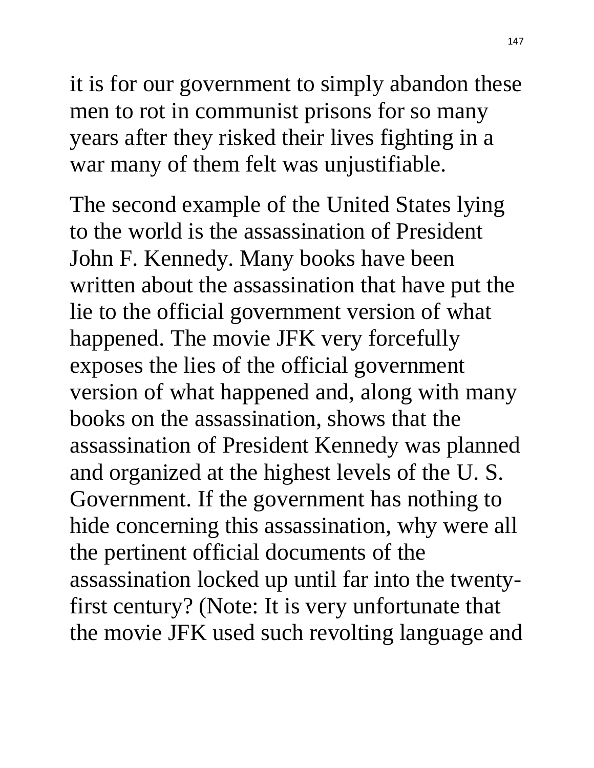it is for our government to simply abandon these men to rot in communist prisons for so many years after they risked their lives fighting in a war many of them felt was unjustifiable.

The second example of the United States lying to the world is the assassination of President John F. Kennedy. Many books have been written about the assassination that have put the lie to the official government version of what happened. The movie JFK very forcefully exposes the lies of the official government version of what happened and, along with many books on the assassination, shows that the assassination of President Kennedy was planned and organized at the highest levels of the U. S. Government. If the government has nothing to hide concerning this assassination, why were all the pertinent official documents of the assassination locked up until far into the twenty-first century? (Note: It is very unfortunate that the movie JFK used such revolting language and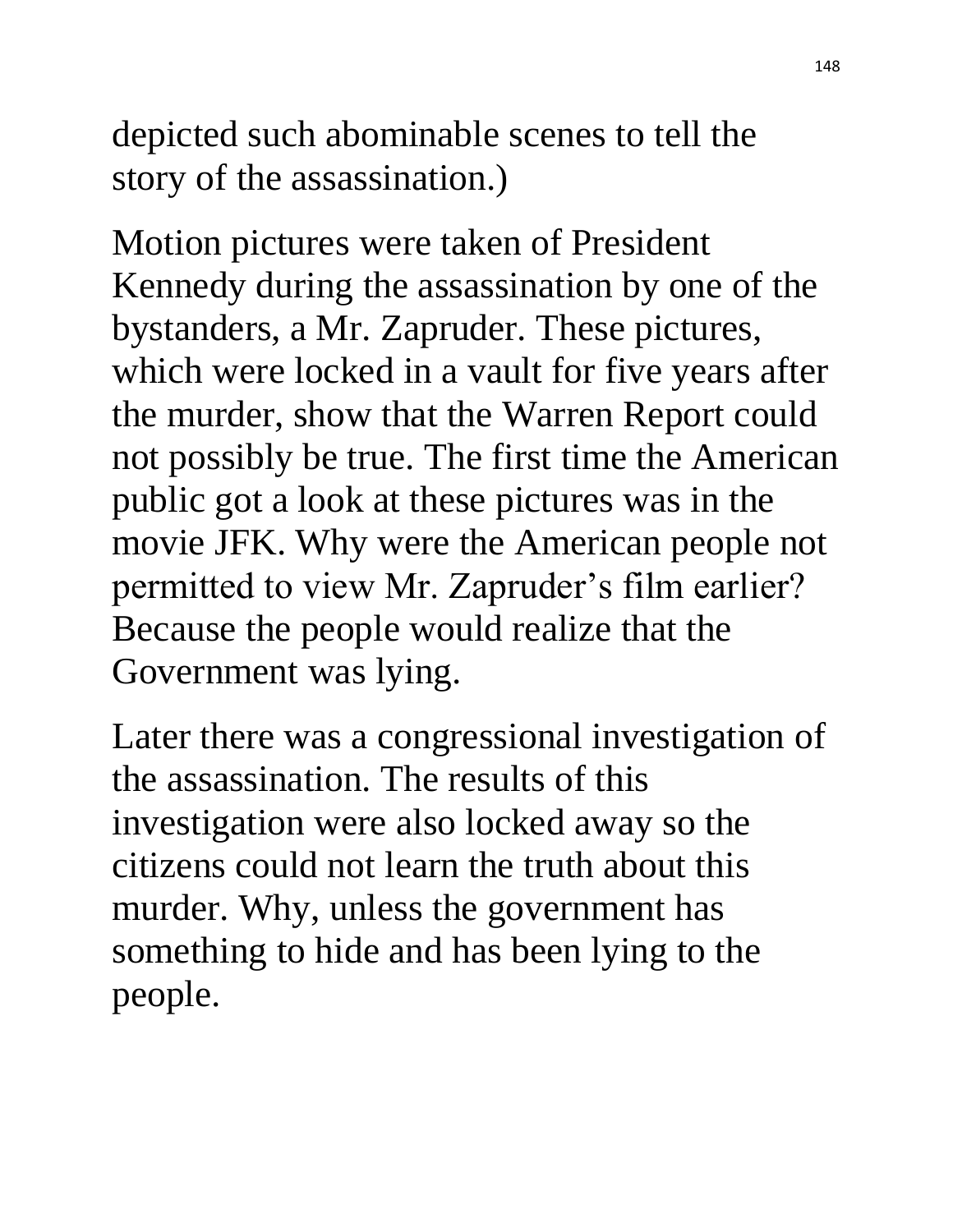depicted such abominable scenes to tell the story of the assassination.)

Motion pictures were taken of President Kennedy during the assassination by one of the bystanders, a Mr. Zapruder. These pictures, which were locked in a vault for five years after the murder, show that the Warren Report could not possibly be true. The first time the American public got a look at these pictures was in the movie JFK. Why were the American people not permitted to view Mr. Zapruder's film earlier? Because the people would realize that the Government was lying.

Later there was a congressional investigation of the assassination. The results of this investigation were also locked away so the citizens could not learn the truth about this murder. Why, unless the government has something to hide and has been lying to the people.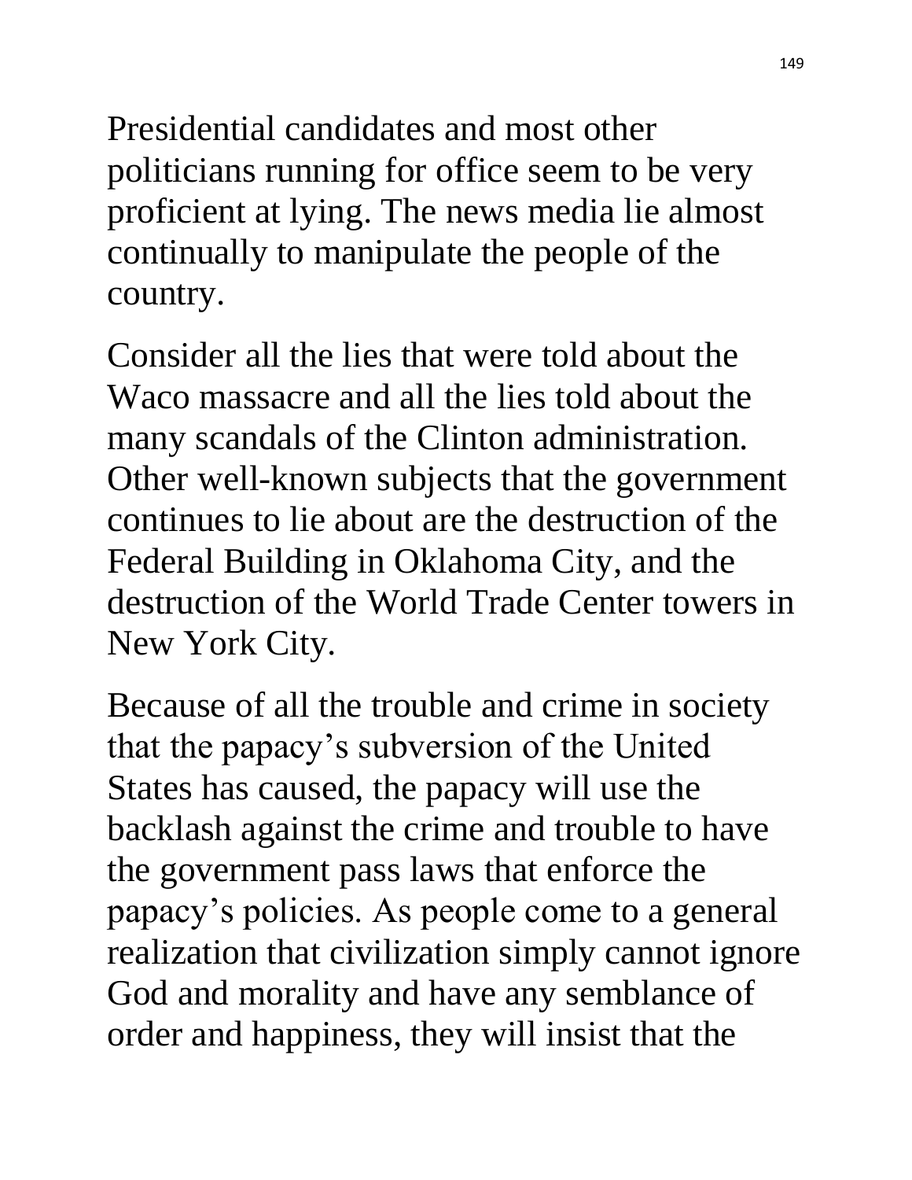Presidential candidates and most other politicians running for office seem to be very proficient at lying. The news media lie almost continually to manipulate the people of the country.

Consider all the lies that were told about the Waco massacre and all the lies told about the many scandals of the Clinton administration. Other well-known subjects that the government continues to lie about are the destruction of the Federal Building in Oklahoma City, and the destruction of the World Trade Center towers in New York City.

Because of all the trouble and crime in society that the papacy's subversion of the United States has caused, the papacy will use the backlash against the crime and trouble to have the government pass laws that enforce the papacy's policies. As people come to a general realization that civilization simply cannot ignore God and morality and have any semblance of order and happiness, they will insist that the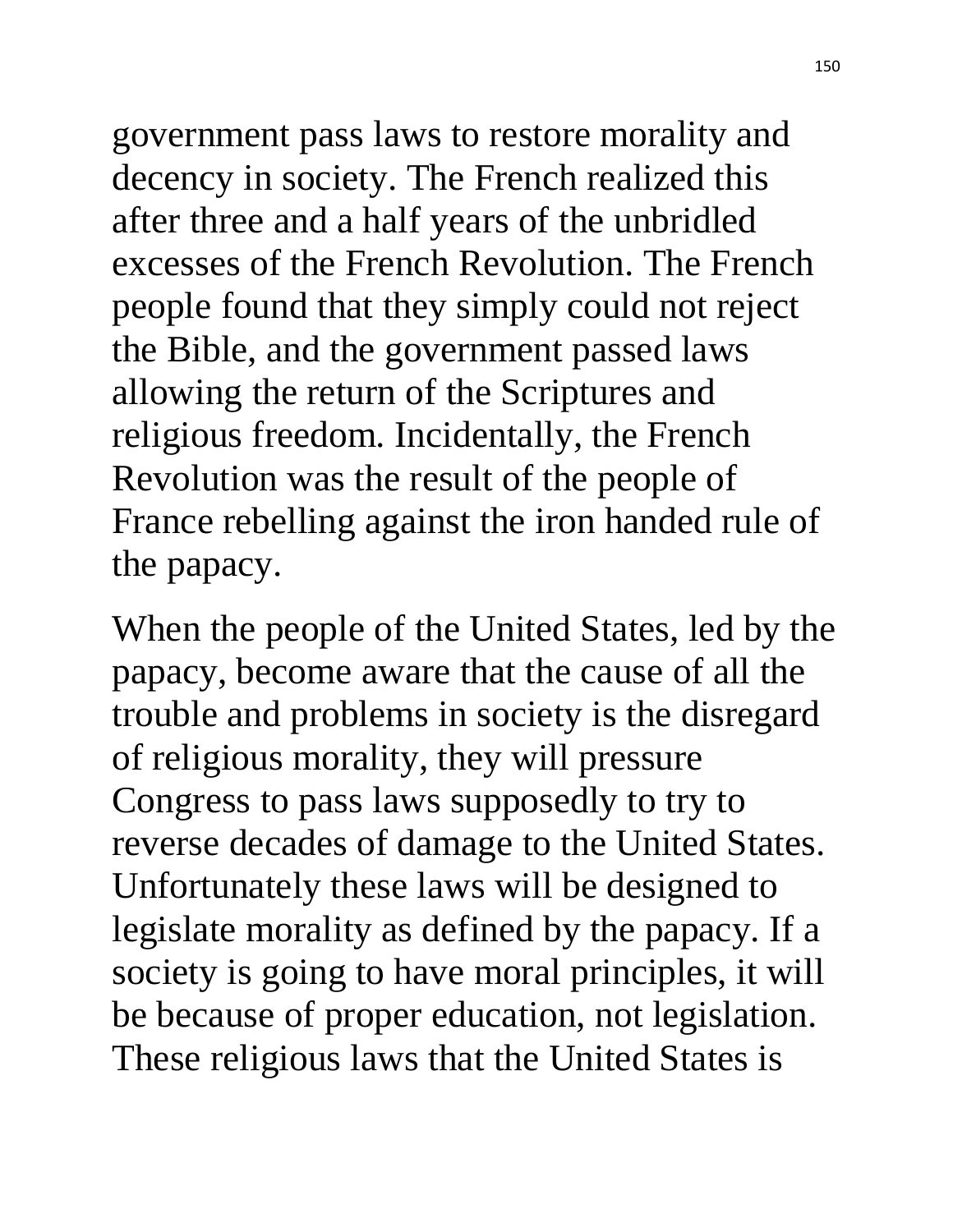government pass laws to restore morality and decency in society. The French realized this after three and a half years of the unbridled excesses of the French Revolution. The French people found that they simply could not reject the Bible, and the government passed laws allowing the return of the Scriptures and religious freedom. Incidentally, the French Revolution was the result of the people of France rebelling against the iron handed rule of the papacy.

When the people of the United States, led by the papacy, become aware that the cause of all the trouble and problems in society is the disregard of religious morality, they will pressure Congress to pass laws supposedly to try to reverse decades of damage to the United States. Unfortunately these laws will be designed to legislate morality as defined by the papacy. If a society is going to have moral principles, it will be because of proper education, not legislation. These religious laws that the United States is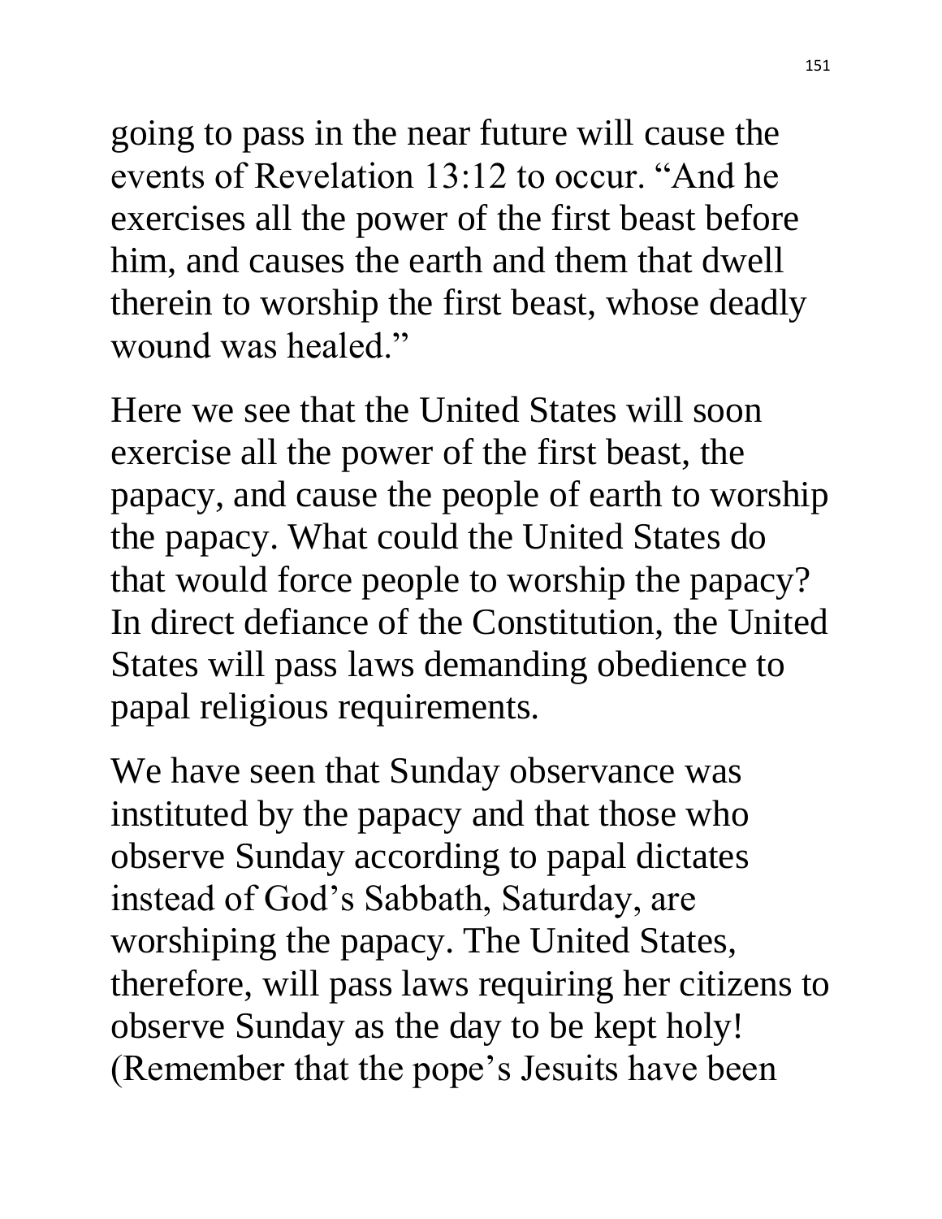going to pass in the near future will cause the events of Revelation 13:12 to occur. "And he exercises all the power of the first beast before him, and causes the earth and them that dwell therein to worship the first beast, whose deadly wound was healed."

Here we see that the United States will soon exercise all the power of the first beast, the papacy, and cause the people of earth to worship the papacy. What could the United States do that would force people to worship the papacy? In direct defiance of the Constitution, the United States will pass laws demanding obedience to papal religious requirements.

We have seen that Sunday observance was instituted by the papacy and that those who observe Sunday according to papal dictates instead of God's Sabbath, Saturday, are worshiping the papacy. The United States, therefore, will pass laws requiring her citizens to observe Sunday as the day to be kept holy! (Remember that the pope's Jesuits have been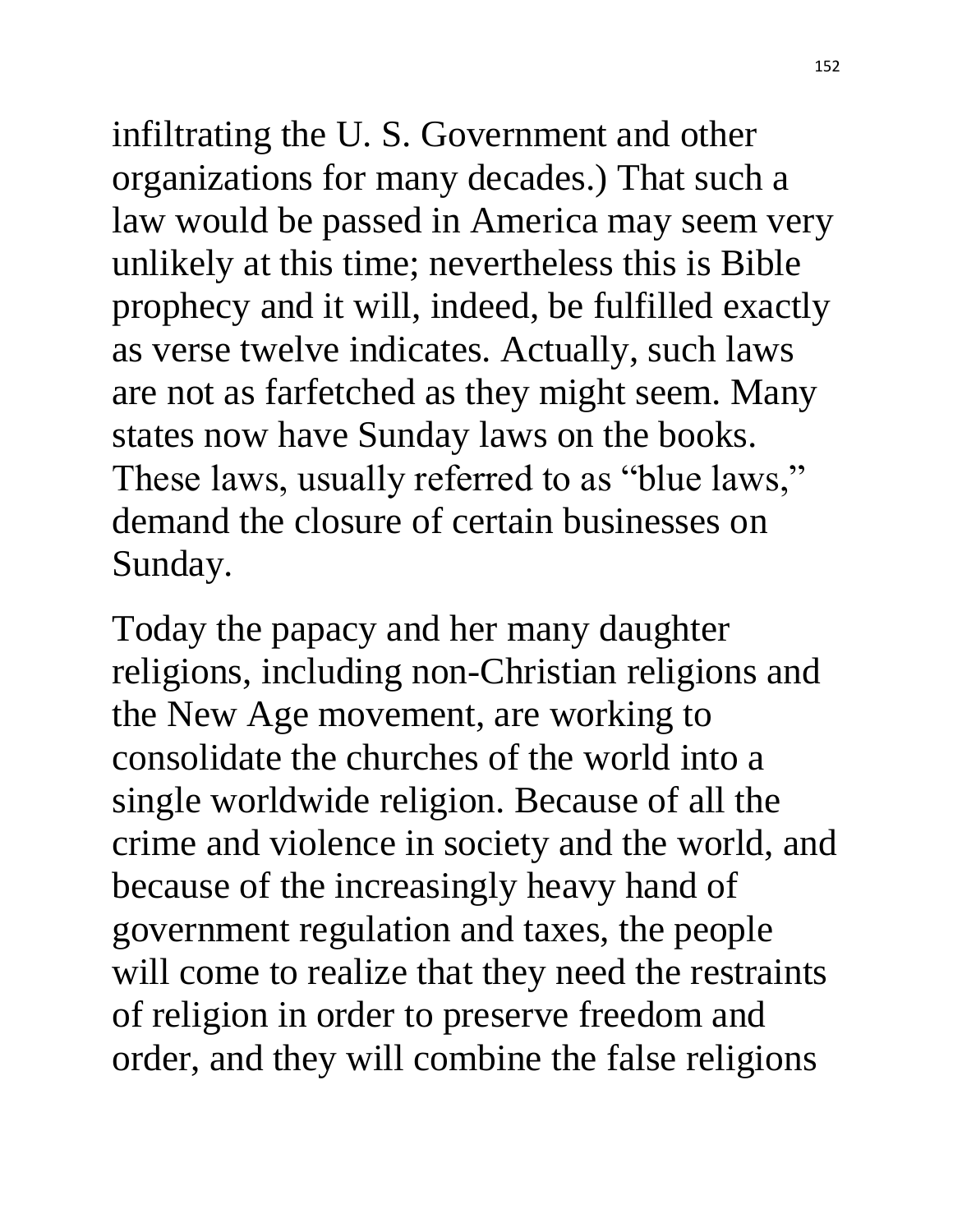infiltrating the U. S. Government and other organizations for many decades.) That such a law would be passed in America may seem very unlikely at this time; nevertheless this is Bible prophecy and it will, indeed, be fulfilled exactly as verse twelve indicates. Actually, such laws are not as farfetched as they might seem. Many states now have Sunday laws on the books. These laws, usually referred to as "blue laws," demand the closure of certain businesses on Sunday.

Today the papacy and her many daughter religions, including non-Christian religions and the New Age movement, are working to consolidate the churches of the world into a single worldwide religion. Because of all the crime and violence in society and the world, and because of the increasingly heavy hand of government regulation and taxes, the people will come to realize that they need the restraints of religion in order to preserve freedom and order, and they will combine the false religions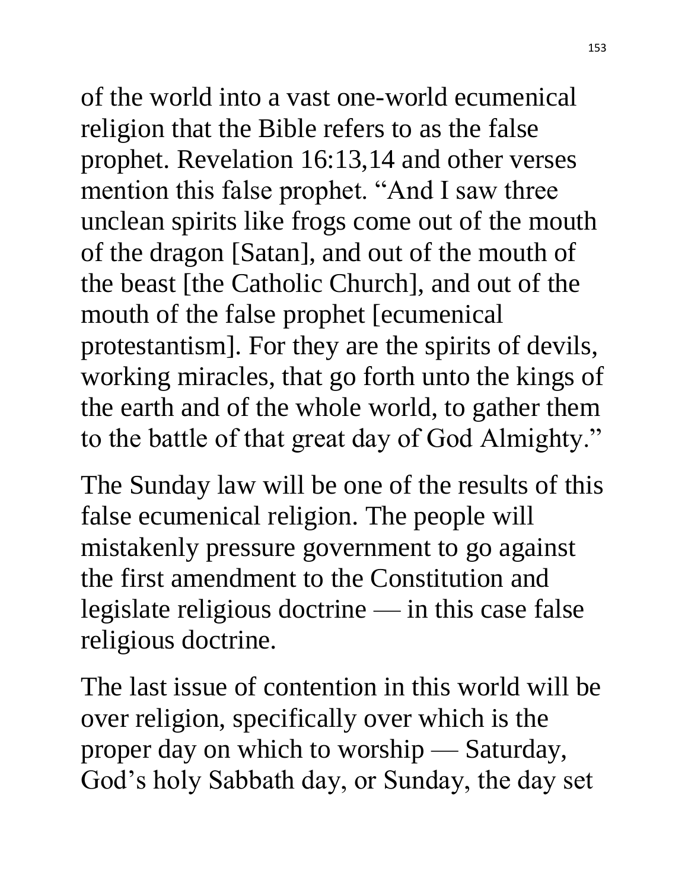of the world into a vast one-world ecumenical religion that the Bible refers to as the false prophet. Revelation 16:13,14 and other verses mention this false prophet. "And I saw three unclean spirits like frogs come out of the mouth of the dragon [Satan], and out of the mouth of the beast [the Catholic Church], and out of the mouth of the false prophet [ecumenical protestantism]. For they are the spirits of devils, working miracles, that go forth unto the kings of the earth and of the whole world, to gather them to the battle of that great day of God Almighty."

The Sunday law will be one of the results of this false ecumenical religion. The people will mistakenly pressure government to go against the first amendment to the Constitution and legislate religious doctrine — in this case false religious doctrine.

The last issue of contention in this world will be over religion, specifically over which is the proper day on which to worship — Saturday, God's holy Sabbath day, or Sunday, the day set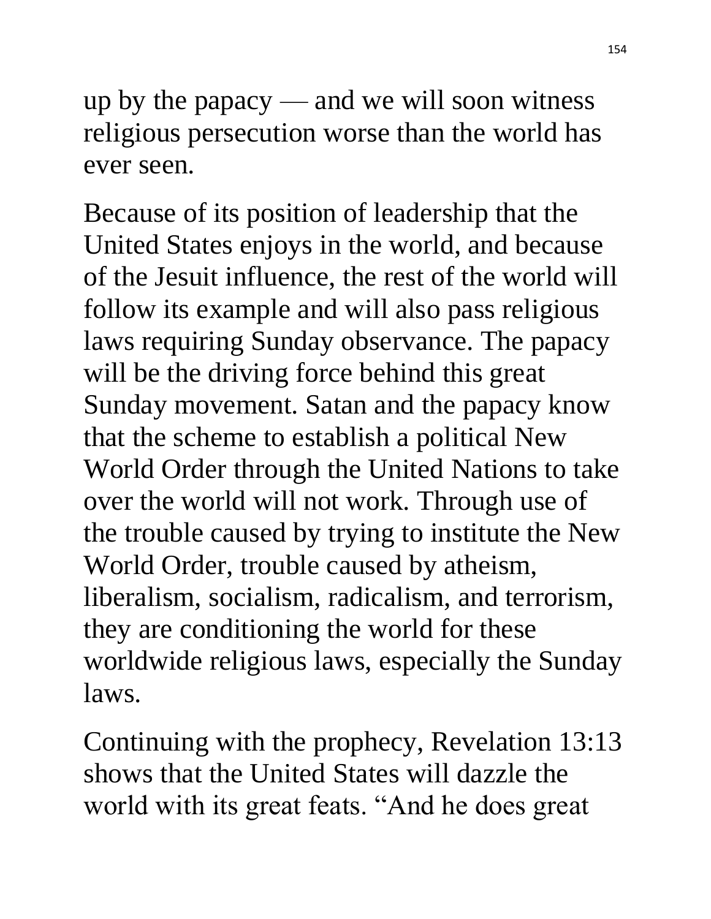up by the papacy — and we will soon witness religious persecution worse than the world has ever seen.

Because of its position of leadership that the United States enjoys in the world, and because of the Jesuit influence, the rest of the world will follow its example and will also pass religious laws requiring Sunday observance. The papacy will be the driving force behind this great Sunday movement. Satan and the papacy know that the scheme to establish a political New World Order through the United Nations to take over the world will not work. Through use of the trouble caused by trying to institute the New World Order, trouble caused by atheism, liberalism, socialism, radicalism, and terrorism, they are conditioning the world for these worldwide religious laws, especially the Sunday laws.

Continuing with the prophecy, Revelation 13:13 shows that the United States will dazzle the world with its great feats. “And he does great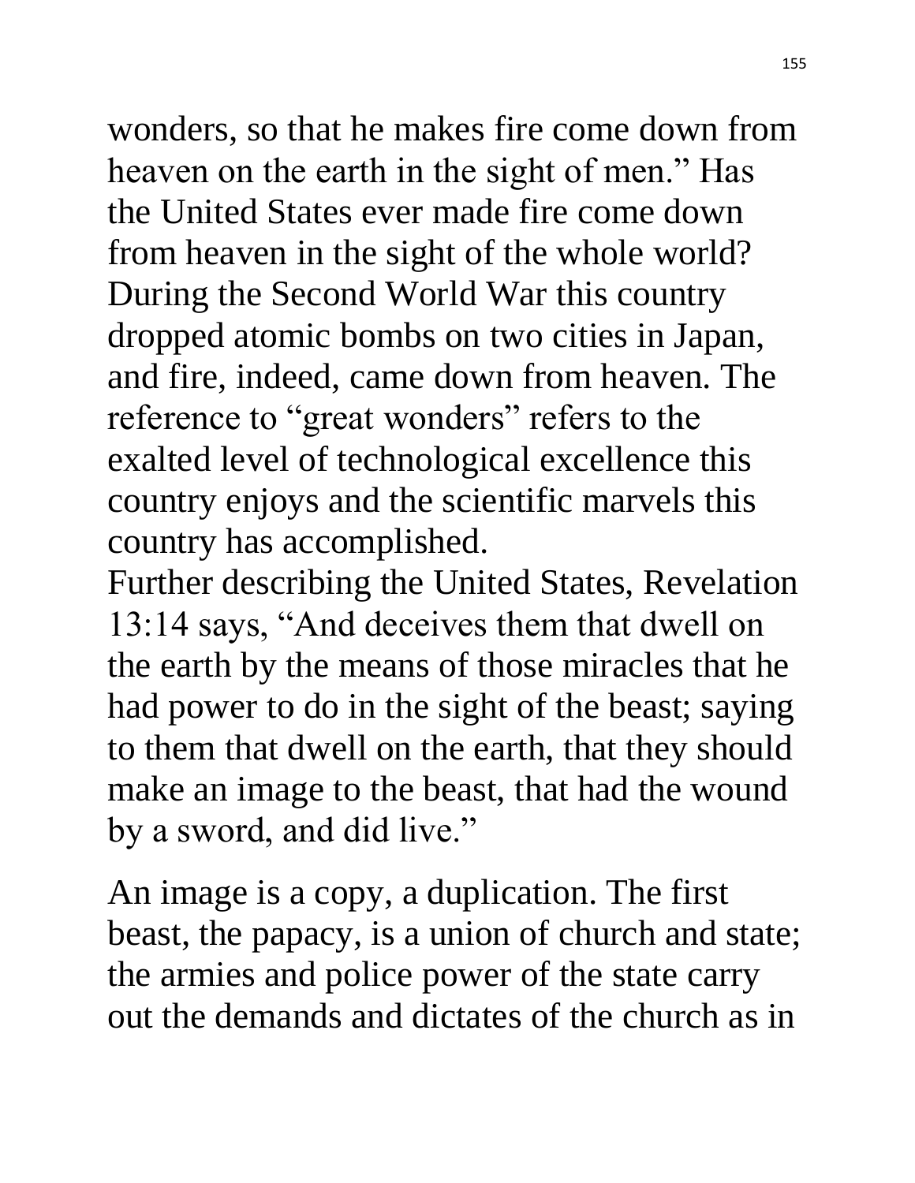wonders, so that he makes fire come down from heaven on the earth in the sight of men." Has the United States ever made fire come down from heaven in the sight of the whole world? During the Second World War this country dropped atomic bombs on two cities in Japan, and fire, indeed, came down from heaven. The reference to "great wonders" refers to the exalted level of technological excellence this country enjoys and the scientific marvels this country has accomplished.

Further describing the United States, Revelation 13:14 says, "And deceives them that dwell on the earth by the means of those miracles that he had power to do in the sight of the beast; saying to them that dwell on the earth, that they should make an image to the beast, that had the wound by a sword, and did live."

An image is a copy, a duplication. The first beast, the papacy, is a union of church and state; the armies and police power of the state carry out the demands and dictates of the church as in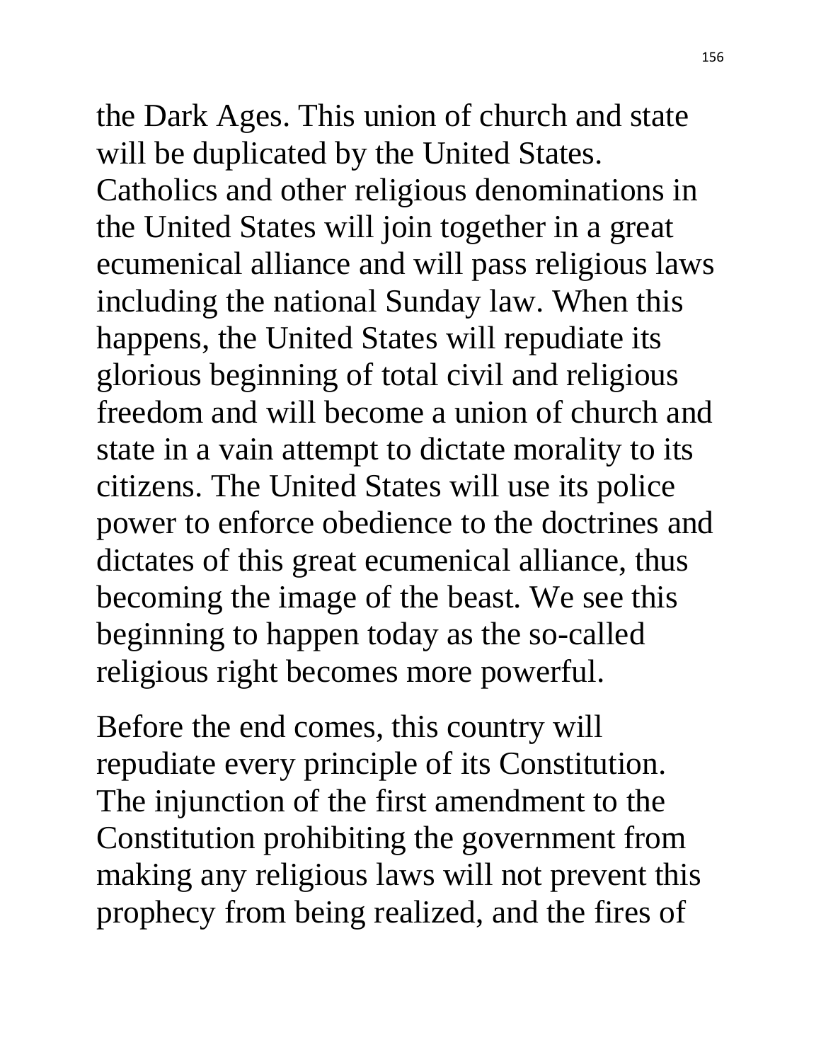the Dark Ages. This union of church and state will be duplicated by the United States. Catholics and other religious denominations in the United States will join together in a great ecumenical alliance and will pass religious laws including the national Sunday law. When this happens, the United States will repudiate its glorious beginning of total civil and religious freedom and will become a union of church and state in a vain attempt to dictate morality to its citizens. The United States will use its police power to enforce obedience to the doctrines and dictates of this great ecumenical alliance, thus becoming the image of the beast. We see this beginning to happen today as the so-called religious right becomes more powerful.

Before the end comes, this country will repudiate every principle of its Constitution. The injunction of the first amendment to the Constitution prohibiting the government from making any religious laws will not prevent this prophecy from being realized, and the fires of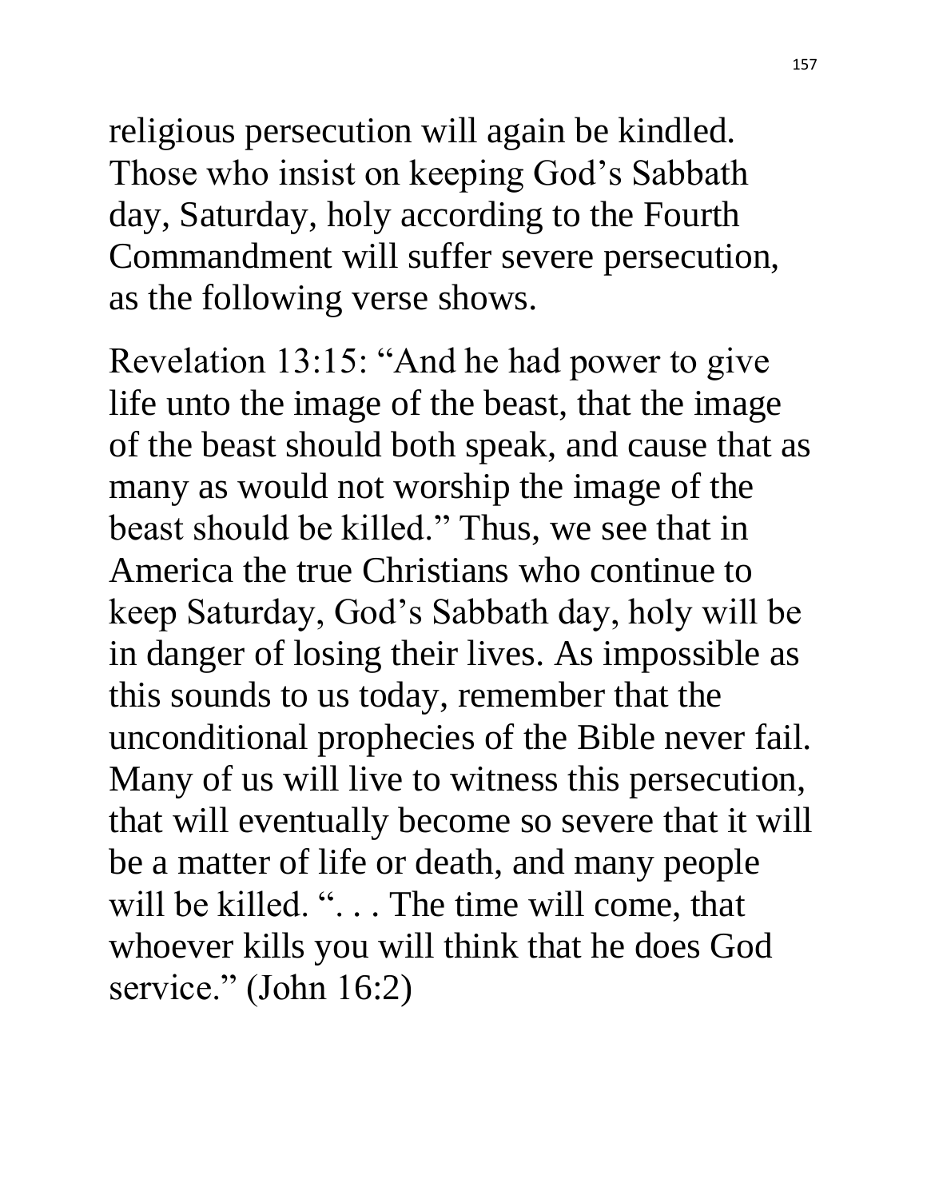religious persecution will again be kindled. Those who insist on keeping God's Sabbath day, Saturday, holy according to the Fourth Commandment will suffer severe persecution, as the following verse shows.

Revelation 13:15: "And he had power to give life unto the image of the beast, that the image of the beast should both speak, and cause that as many as would not worship the image of the beast should be killed." Thus, we see that in America the true Christians who continue to keep Saturday, God's Sabbath day, holy will be in danger of losing their lives. As impossible as this sounds to us today, remember that the unconditional prophecies of the Bible never fail. Many of us will live to witness this persecution, that will eventually become so severe that it will be a matter of life or death, and many people will be killed. ". . . The time will come, that whoever kills you will think that he does God service." (John 16:2)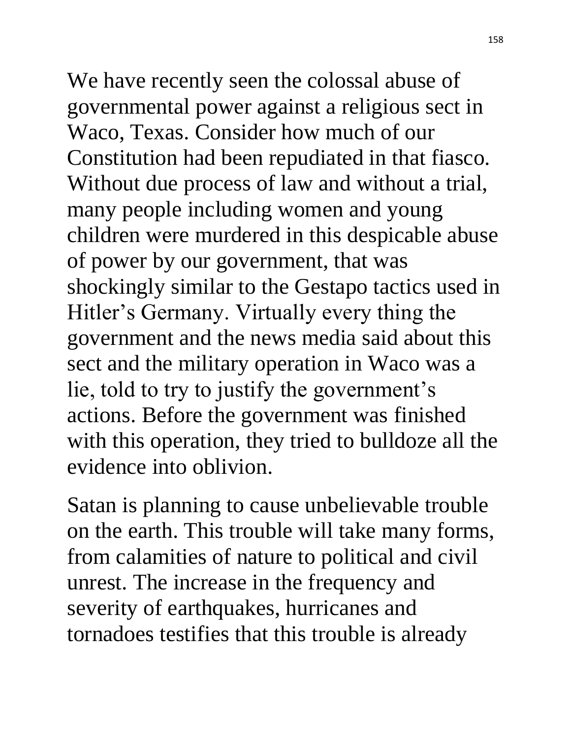We have recently seen the colossal abuse of governmental power against a religious sect in Waco, Texas. Consider how much of our Constitution had been repudiated in that fiasco. Without due process of law and without a trial, many people including women and young children were murdered in this despicable abuse of power by our government, that was shockingly similar to the Gestapo tactics used in Hitler's Germany. Virtually every thing the government and the news media said about this sect and the military operation in Waco was a lie, told to try to justify the government's actions. Before the government was finished with this operation, they tried to bulldoze all the evidence into oblivion.

Satan is planning to cause unbelievable trouble on the earth. This trouble will take many forms, from calamities of nature to political and civil unrest. The increase in the frequency and severity of earthquakes, hurricanes and tornadoes testifies that this trouble is already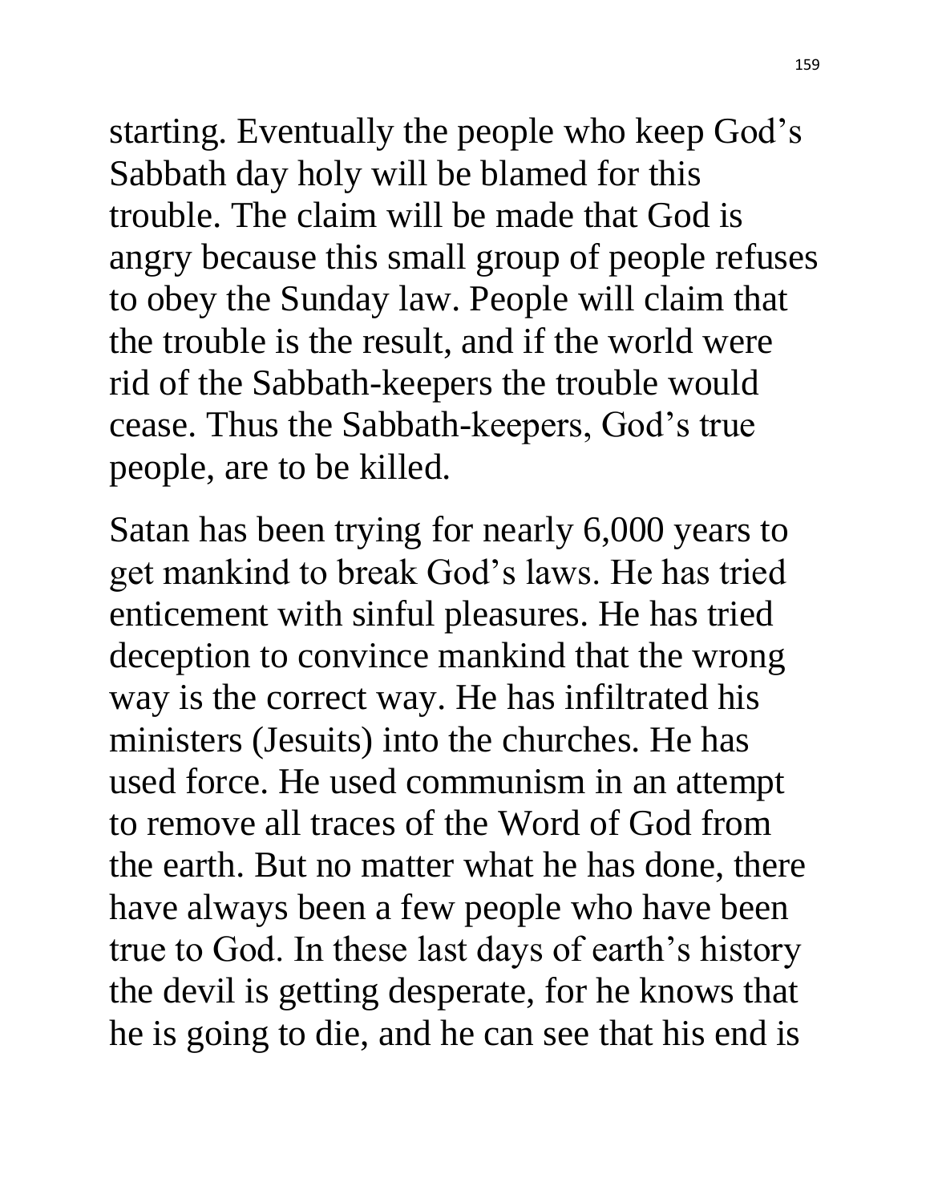starting. Eventually the people who keep God's Sabbath day holy will be blamed for this trouble. The claim will be made that God is angry because this small group of people refuses to obey the Sunday law. People will claim that the trouble is the result, and if the world were rid of the Sabbath-keepers the trouble would cease. Thus the Sabbath-keepers, God's true people, are to be killed.

Satan has been trying for nearly 6,000 years to get mankind to break God's laws. He has tried enticement with sinful pleasures. He has tried deception to convince mankind that the wrong way is the correct way. He has infiltrated his ministers (Jesuits) into the churches. He has used force. He used communism in an attempt to remove all traces of the Word of God from the earth. But no matter what he has done, there have always been a few people who have been true to God. In these last days of earth's history the devil is getting desperate, for he knows that he is going to die, and he can see that his end is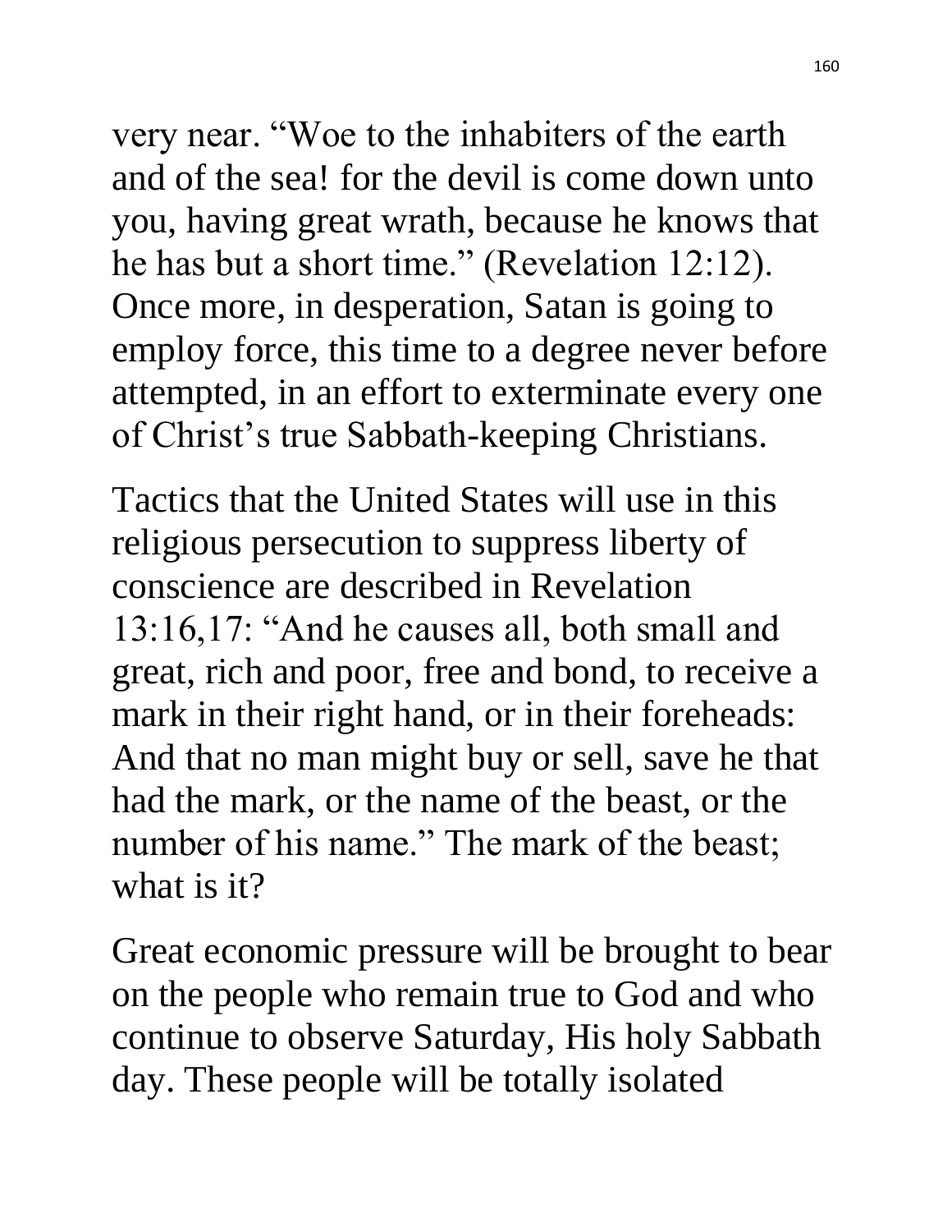very near. "Woe to the inhabiters of the earth and of the sea! for the devil is come down unto you, having great wrath, because he knows that he has but a short time." (Revelation 12:12). Once more, in desperation, Satan is going to employ force, this time to a degree never before attempted, in an effort to exterminate every one of Christ's true Sabbath-keeping Christians.

Tactics that the United States will use in this religious persecution to suppress liberty of conscience are described in Revelation 13:16,17: "And he causes all, both small and great, rich and poor, free and bond, to receive a mark in their right hand, or in their foreheads: And that no man might buy or sell, save he that had the mark, or the name of the beast, or the number of his name." The mark of the beast; what is it?

Great economic pressure will be brought to bear on the people who remain true to God and who continue to observe Saturday, His holy Sabbath day. These people will be totally isolated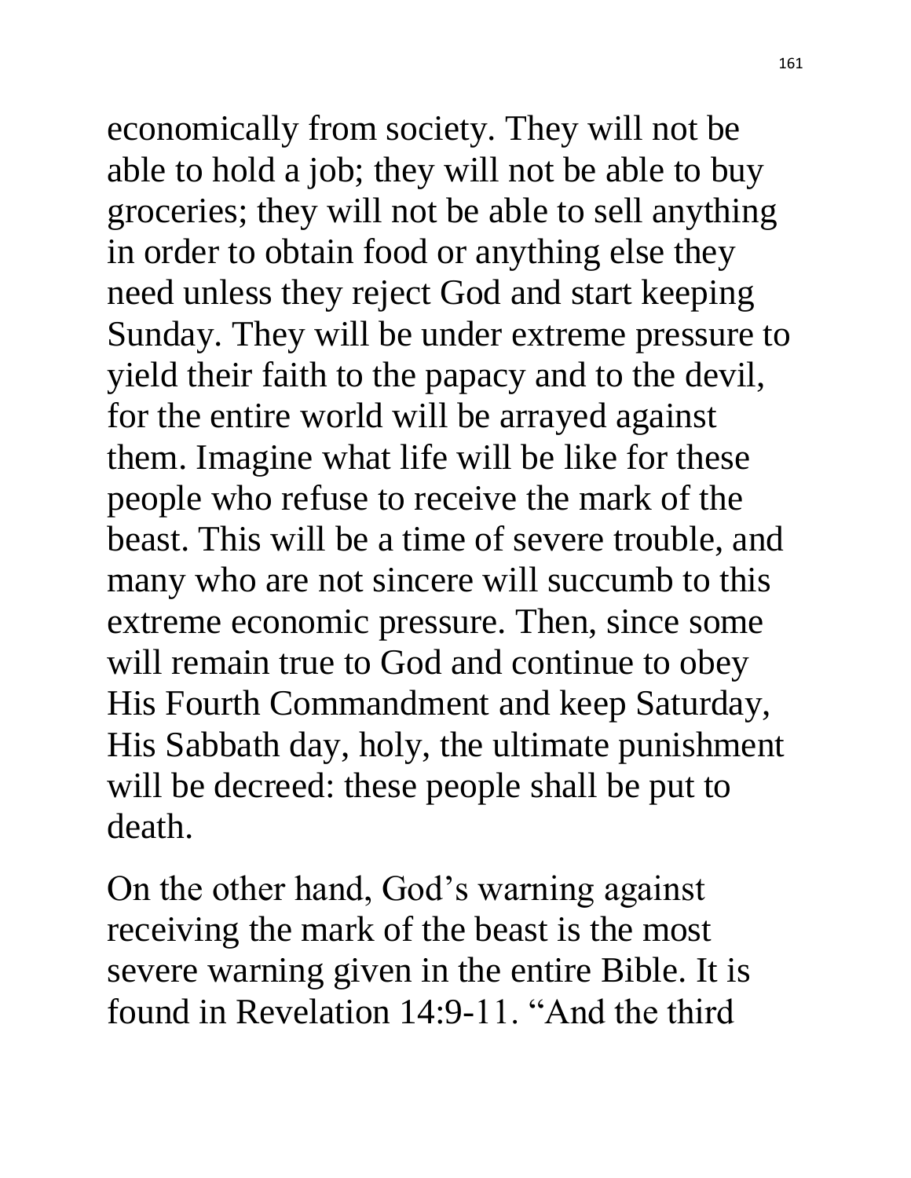economically from society. They will not be able to hold a job; they will not be able to buy groceries; they will not be able to sell anything in order to obtain food or anything else they need unless they reject God and start keeping Sunday. They will be under extreme pressure to yield their faith to the papacy and to the devil, for the entire world will be arrayed against them. Imagine what life will be like for these people who refuse to receive the mark of the beast. This will be a time of severe trouble, and many who are not sincere will succumb to this extreme economic pressure. Then, since some will remain true to God and continue to obey His Fourth Commandment and keep Saturday, His Sabbath day, holy, the ultimate punishment will be decreed: these people shall be put to death.

On the other hand, God's warning against receiving the mark of the beast is the most severe warning given in the entire Bible. It is found in Revelation 14:9-11. "And the third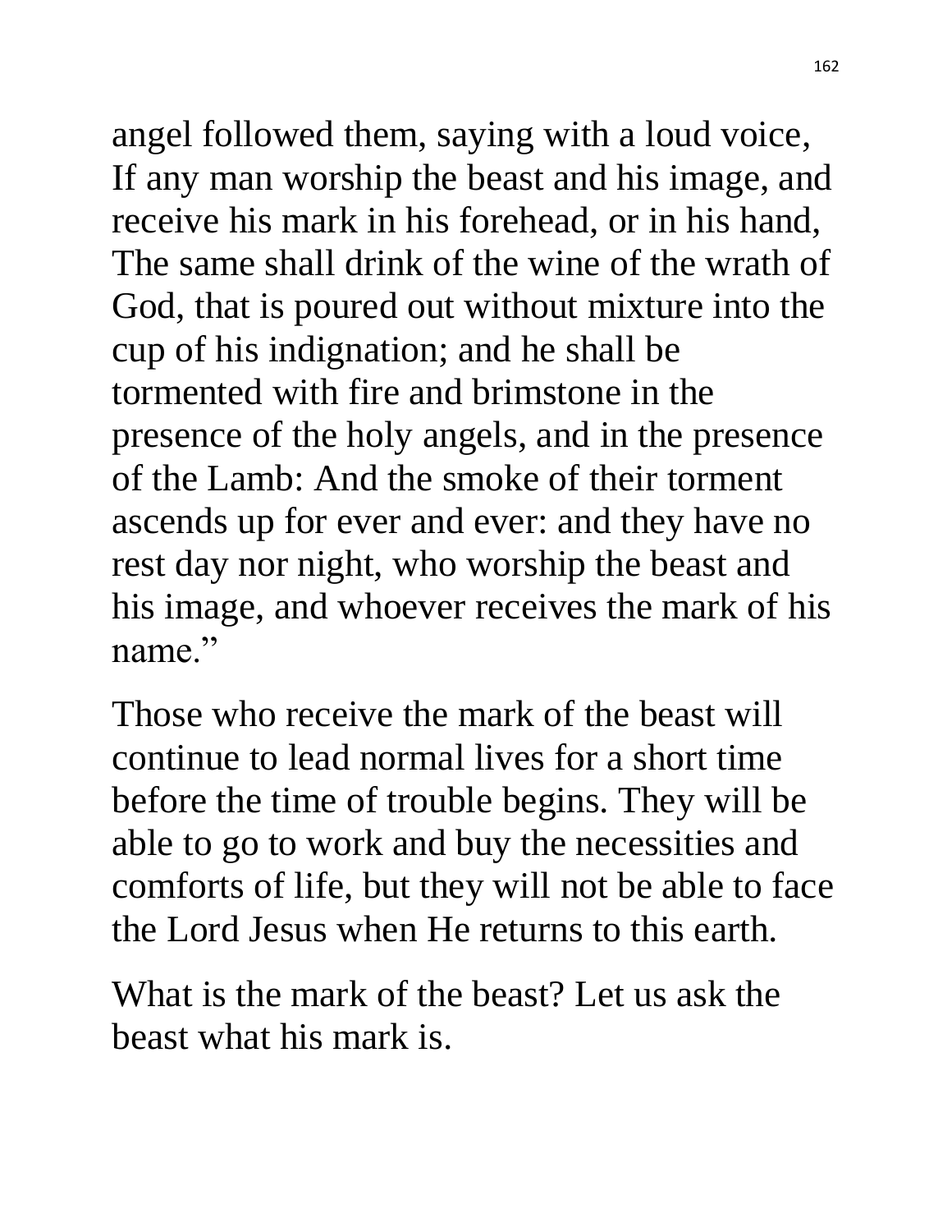angel followed them, saying with a loud voice, If any man worship the beast and his image, and receive his mark in his forehead, or in his hand, The same shall drink of the wine of the wrath of God, that is poured out without mixture into the cup of his indignation; and he shall be tormented with fire and brimstone in the presence of the holy angels, and in the presence of the Lamb: And the smoke of their torment ascends up for ever and ever: and they have no rest day nor night, who worship the beast and his image, and whoever receives the mark of his name."

Those who receive the mark of the beast will continue to lead normal lives for a short time before the time of trouble begins. They will be able to go to work and buy the necessities and comforts of life, but they will not be able to face the Lord Jesus when He returns to this earth.

What is the mark of the beast? Let us ask the beast what his mark is.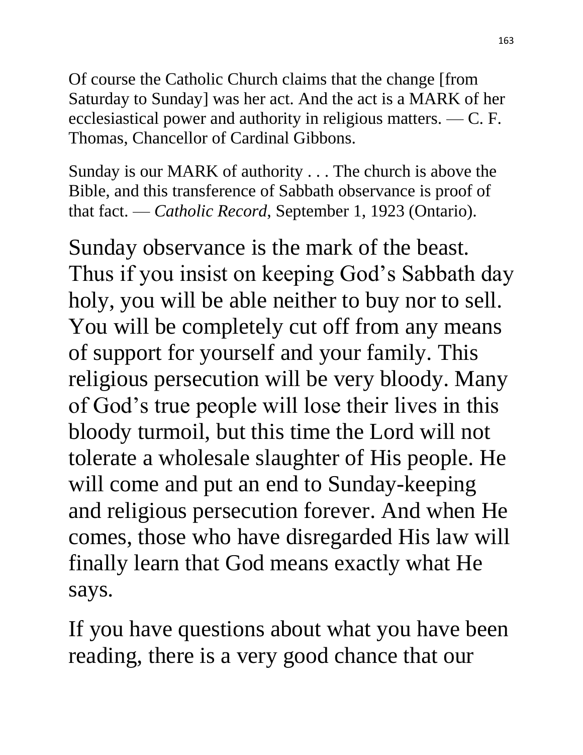Of course the Catholic Church claims that the change [from Saturday to Sunday] was her act. And the act is a MARK of her ecclesiastical power and authority in religious matters. — C. F. Thomas, Chancellor of Cardinal Gibbons.

Sunday is our MARK of authority . . . The church is above the Bible, and this transference of Sabbath observance is proof of that fact. — *Catholic Record*, September 1, 1923 (Ontario).

Sunday observance is the mark of the beast. Thus if you insist on keeping God's Sabbath day holy, you will be able neither to buy nor to sell. You will be completely cut off from any means of support for yourself and your family. This religious persecution will be very bloody. Many of God's true people will lose their lives in this bloody turmoil, but this time the Lord will not tolerate a wholesale slaughter of His people. He will come and put an end to Sunday-keeping and religious persecution forever. And when He comes, those who have disregarded His law will finally learn that God means exactly what He says.

If you have questions about what you have been reading, there is a very good chance that our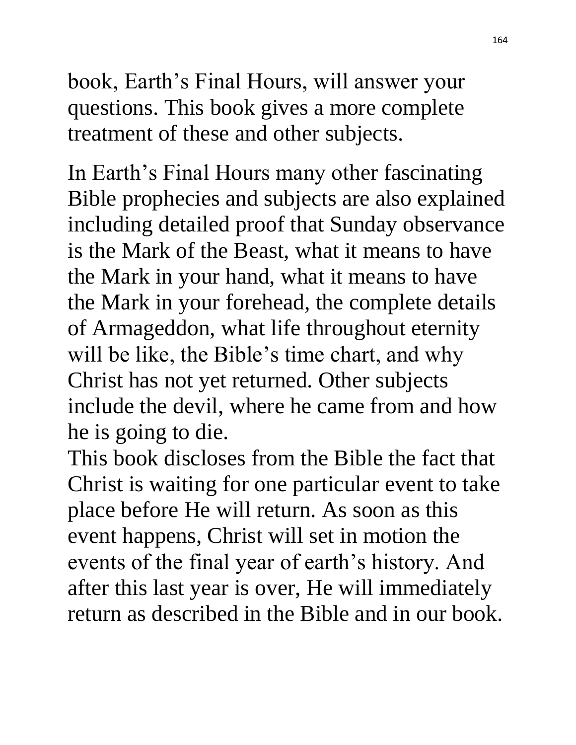book, Earth’s Final Hours, will answer your questions. This book gives a more complete treatment of these and other subjects.

In Earth’s Final Hours many other fascinating Bible prophecies and subjects are also explained including detailed proof that Sunday observance is the Mark of the Beast, what it means to have the Mark in your hand, what it means to have the Mark in your forehead, the complete details of Armageddon, what life throughout eternity will be like, the Bible’s time chart, and why Christ has not yet returned. Other subjects include the devil, where he came from and how he is going to die.

This book discloses from the Bible the fact that Christ is waiting for one particular event to take place before He will return. As soon as this event happens, Christ will set in motion the events of the final year of earth’s history. And after this last year is over, He will immediately return as described in the Bible and in our book.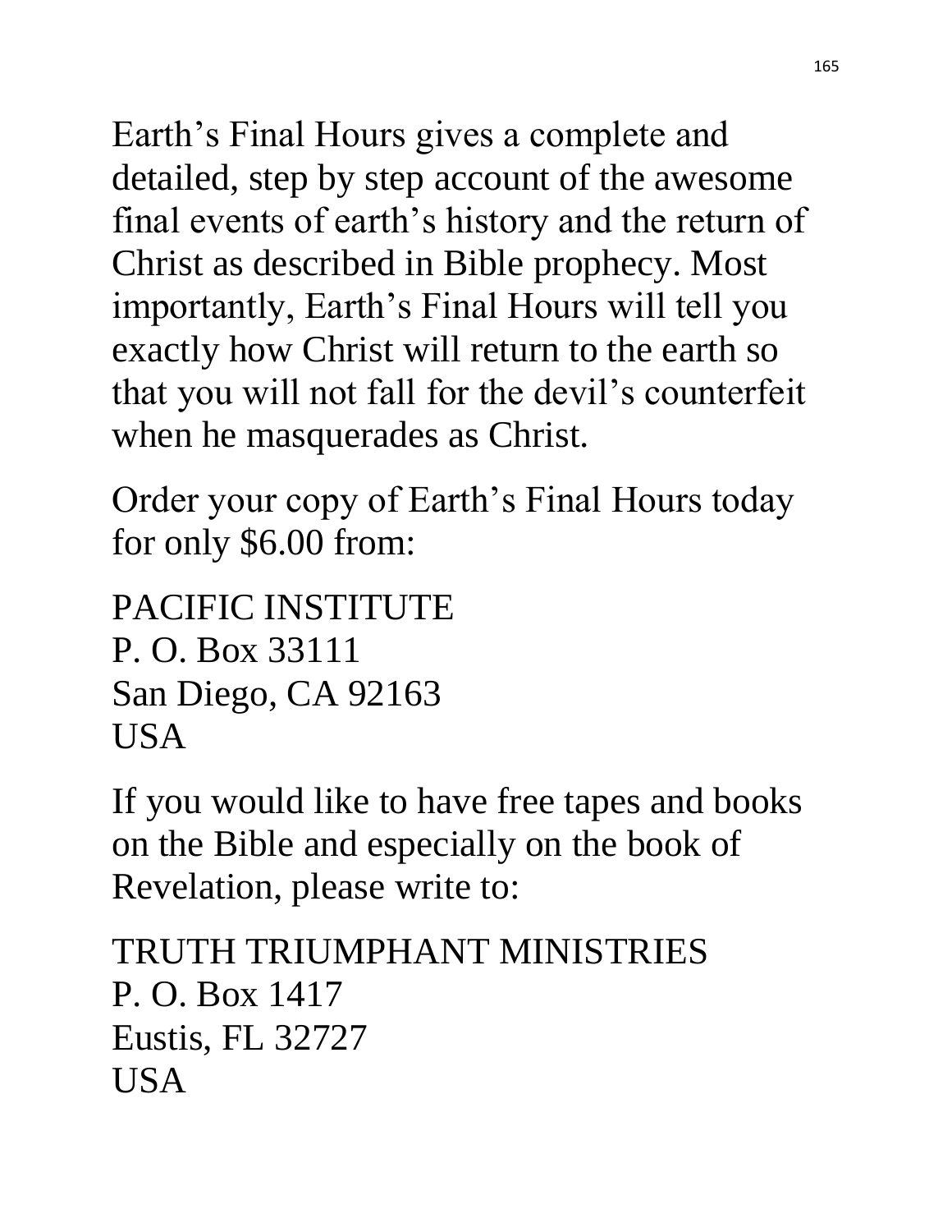Earth’s Final Hours gives a complete and detailed, step by step account of the awesome final events of earth’s history and the return of Christ as described in Bible prophecy. Most importantly, Earth’s Final Hours will tell you exactly how Christ will return to the earth so that you will not fall for the devil’s counterfeit when he masquerades as Christ.

Order your copy of Earth’s Final Hours today for only $6.00 from:

PACIFIC INSTITUTE  
P. O. Box 33111  
San Diego, CA 92163  
USA

If you would like to have free tapes and books on the Bible and especially on the book of Revelation, please write to:

TRUTH TRIUMPHANT MINISTRIES  
P. O. Box 1417  
Eustis, FL 32727  
USA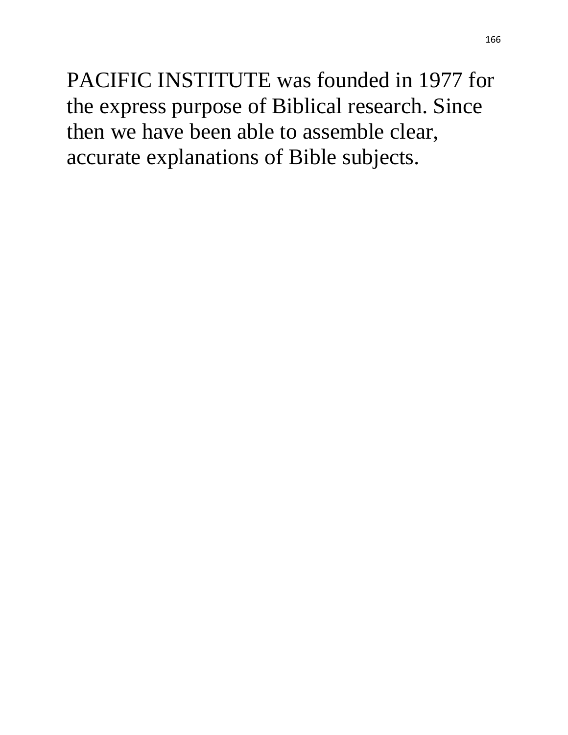PACIFIC INSTITUTE was founded in 1977 for the express purpose of Biblical research. Since then we have been able to assemble clear, accurate explanations of Bible subjects.